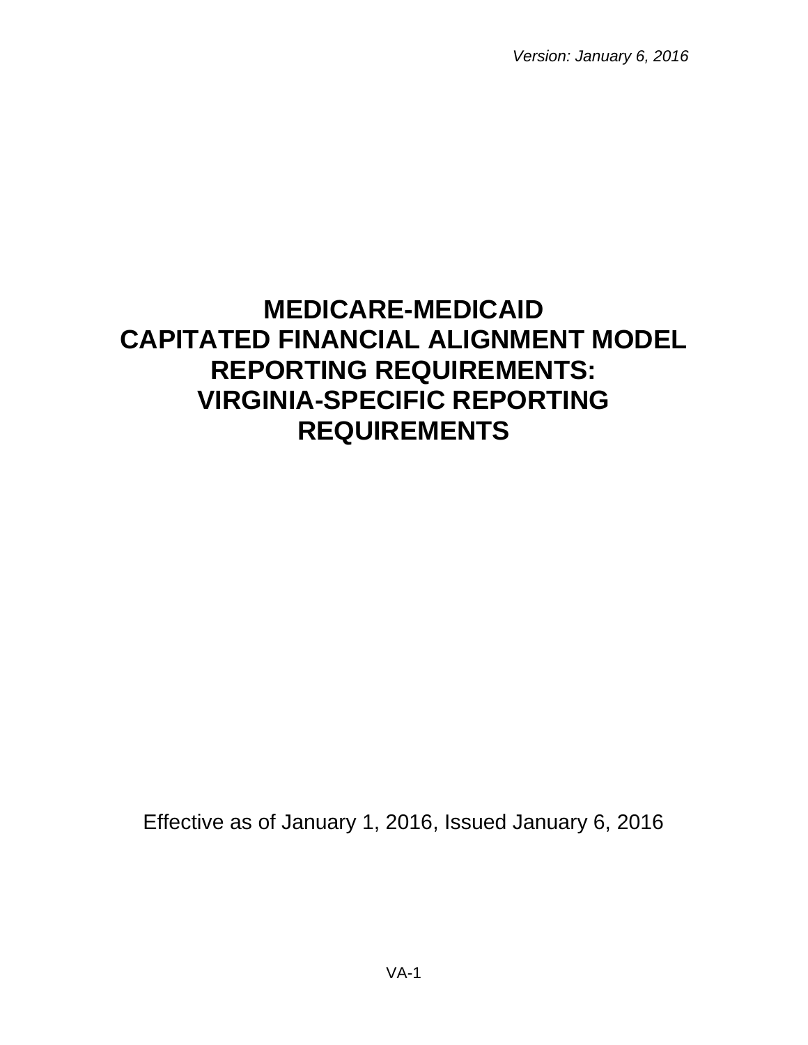*Version: January 6, 2016*

# MEDICARE-MEDICAID CAPITATED FINANCIAL ALIGNMENT MODEL REPORTING REQUIREMENTS: VIRGINIA-SPECIFIC REPORTING REQUIREMENTS

Effective as of January 1, 2016, Issued January 6, 2016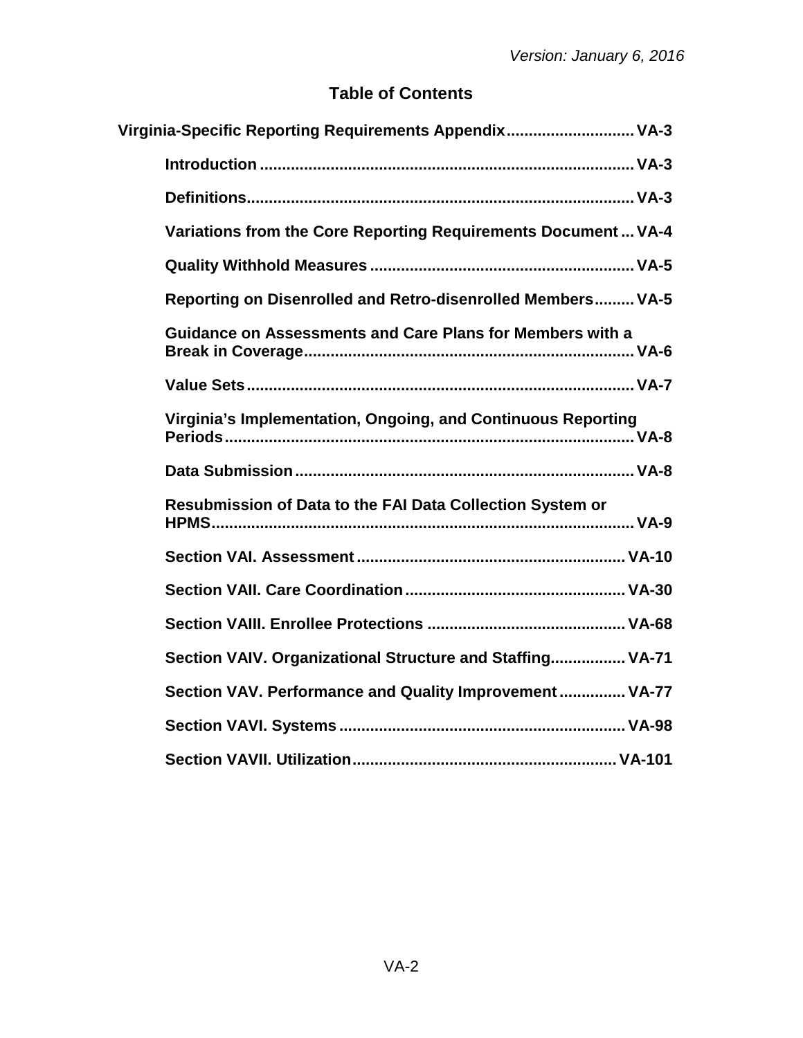## Table of Contents

**Virginia-Specific Reporting Requirements Appendix............................ VA-3**

- **Introduction ................................................................................... VA-3**
- **Definitions...................................................................................... VA-3**
- **Variations from the Core Reporting Requirements Document ... VA-4**
- **Quality Withhold Measures ........................................................... VA-5**
- **Reporting on Disenrolled and Retro-disenrolled Members......... VA-5**
- **Guidance on Assessments and Care Plans for Members with a Break in Coverage.......................................................................... VA-6**
- **Value Sets....................................................................................... VA-7**
- **Virginia's Implementation, Ongoing, and Continuous Reporting Periods........................................................................................... VA-8**
- **Data Submission ............................................................................ VA-8**
- **Resubmission of Data to the FAI Data Collection System or HPMS.............................................................................................. VA-9**
- **Section VAI. Assessment ............................................................ VA-10**
- **Section VAII. Care Coordination ................................................. VA-30**
- **Section VAIII. Enrollee Protections ............................................ VA-68**
- **Section VAIV. Organizational Structure and Staffing................ VA-71**
- **Section VAV. Performance and Quality Improvement ............... VA-77**
- **Section VAVI. Systems ................................................................ VA-98**
- **Section VAVII. Utilization........................................................... VA-101**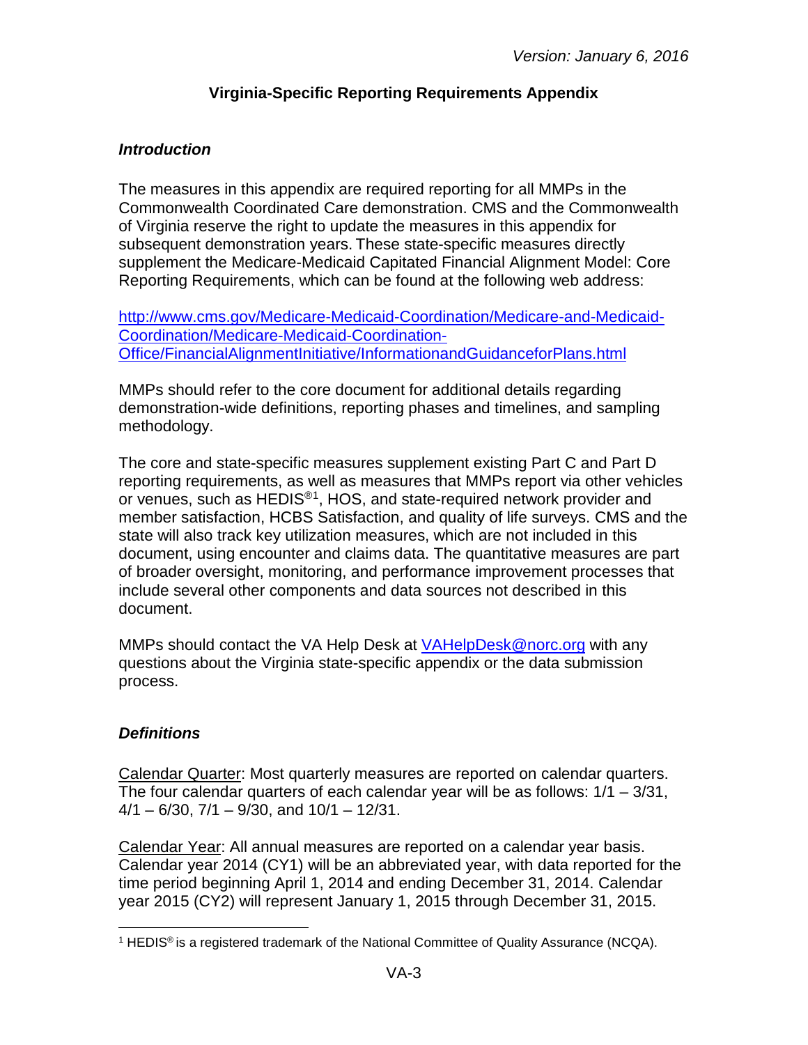# Virginia-Specific Reporting Requirements Appendix

## *Introduction*

The measures in this appendix are required reporting for all MMPs in the Commonwealth Coordinated Care demonstration. CMS and the Commonwealth of Virginia reserve the right to update the measures in this appendix for subsequent demonstration years. These state-specific measures directly supplement the Medicare-Medicaid Capitated Financial Alignment Model: Core Reporting Requirements, which can be found at the following web address:

[http://www.cms.gov/Medicare-Medicaid-Coordination/Medicare-and-Medicaid-Coordination/Medicare-Medicaid-Coordination-Office/FinancialAlignmentInitiative/InformationandGuidanceforPlans.html](http://www.cms.gov/Medicare-Medicaid-Coordination/Medicare-and-Medicaid-Coordination/Medicare-Medicaid-Coordination-Office/FinancialAlignmentInitiative/InformationandGuidanceforPlans.html)

MMPs should refer to the core document for additional details regarding demonstration-wide definitions, reporting phases and timelines, and sampling methodology.

The core and state-specific measures supplement existing Part C and Part D reporting requirements, as well as measures that MMPs report via other vehicles or venues, such as HEDIS®[1], HOS, and state-required network provider and member satisfaction, HCBS Satisfaction, and quality of life surveys. CMS and the state will also track key utilization measures, which are not included in this document, using encounter and claims data. The quantitative measures are part of broader oversight, monitoring, and performance improvement processes that include several other components and data sources not described in this document.

MMPs should contact the VA Help Desk at [VAHelpDesk@norc.org](mailto:VAHelpDesk@norc.org) with any questions about the Virginia state-specific appendix or the data submission process.

## *Definitions*

Calendar Quarter: Most quarterly measures are reported on calendar quarters. The four calendar quarters of each calendar year will be as follows: 1/1 – 3/31, 4/1 – 6/30, 7/1 – 9/30, and 10/1 – 12/31.

Calendar Year: All annual measures are reported on a calendar year basis. Calendar year 2014 (CY1) will be an abbreviated year, with data reported for the time period beginning April 1, 2014 and ending December 31, 2014. Calendar year 2015 (CY2) will represent January 1, 2015 through December 31, 2015.

---

[1] HEDIS® is a registered trademark of the National Committee of Quality Assurance (NCQA).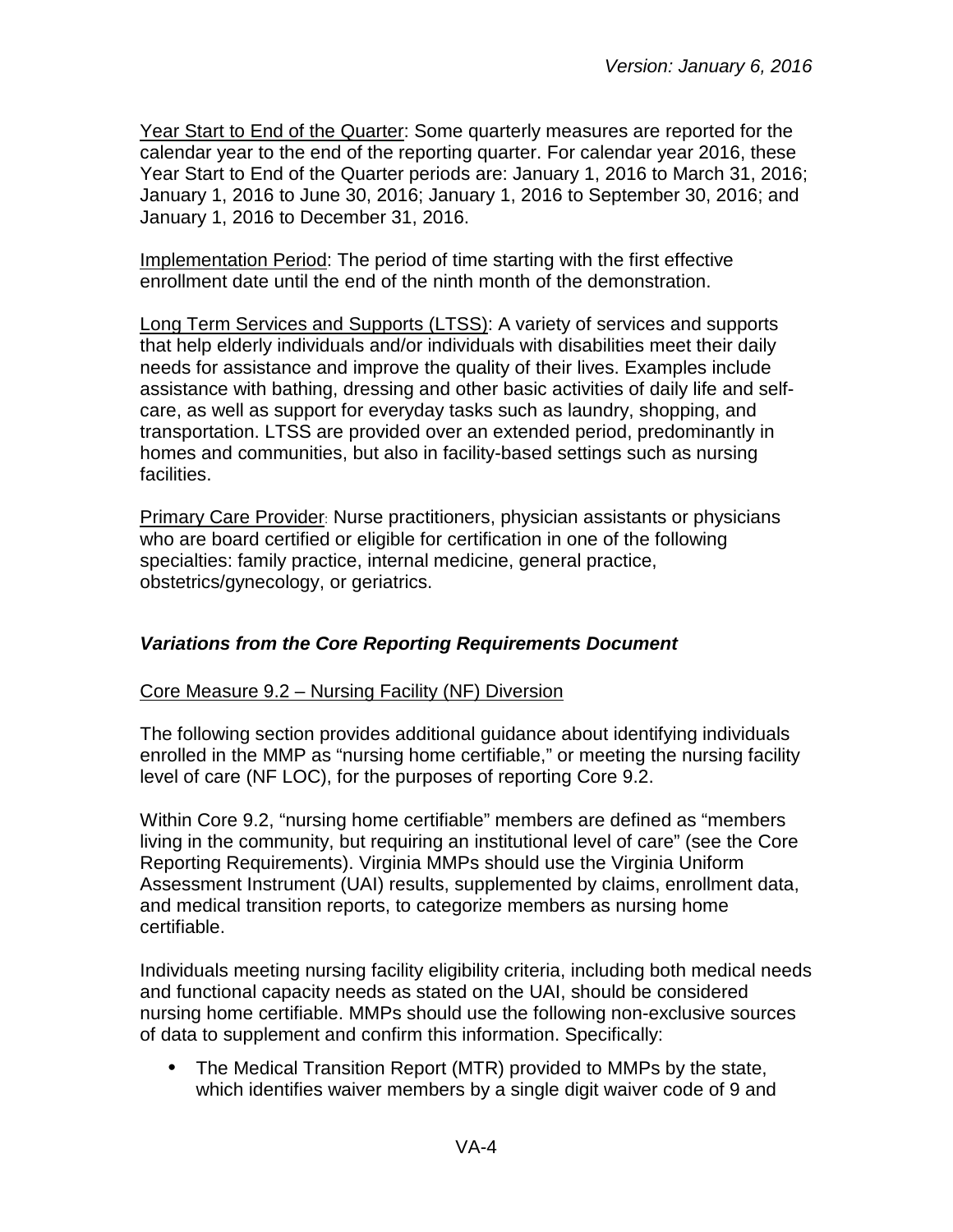Year Start to End of the Quarter: Some quarterly measures are reported for the calendar year to the end of the reporting quarter. For calendar year 2016, these Year Start to End of the Quarter periods are: January 1, 2016 to March 31, 2016; January 1, 2016 to June 30, 2016; January 1, 2016 to September 30, 2016; and January 1, 2016 to December 31, 2016.

Implementation Period: The period of time starting with the first effective enrollment date until the end of the ninth month of the demonstration.

Long Term Services and Supports (LTSS): A variety of services and supports that help elderly individuals and/or individuals with disabilities meet their daily needs for assistance and improve the quality of their lives. Examples include assistance with bathing, dressing and other basic activities of daily life and self-care, as well as support for everyday tasks such as laundry, shopping, and transportation. LTSS are provided over an extended period, predominantly in homes and communities, but also in facility-based settings such as nursing facilities.

Primary Care Provider: Nurse practitioners, physician assistants or physicians who are board certified or eligible for certification in one of the following specialties: family practice, internal medicine, general practice, obstetrics/gynecology, or geriatrics.

### ***Variations from the Core Reporting Requirements Document***

Core Measure 9.2 – Nursing Facility (NF) Diversion

The following section provides additional guidance about identifying individuals enrolled in the MMP as "nursing home certifiable," or meeting the nursing facility level of care (NF LOC), for the purposes of reporting Core 9.2.

Within Core 9.2, "nursing home certifiable" members are defined as "members living in the community, but requiring an institutional level of care" (see the Core Reporting Requirements). Virginia MMPs should use the Virginia Uniform Assessment Instrument (UAI) results, supplemented by claims, enrollment data, and medical transition reports, to categorize members as nursing home certifiable.

Individuals meeting nursing facility eligibility criteria, including both medical needs and functional capacity needs as stated on the UAI, should be considered nursing home certifiable. MMPs should use the following non-exclusive sources of data to supplement and confirm this information. Specifically:

- The Medical Transition Report (MTR) provided to MMPs by the state, which identifies waiver members by a single digit waiver code of 9 and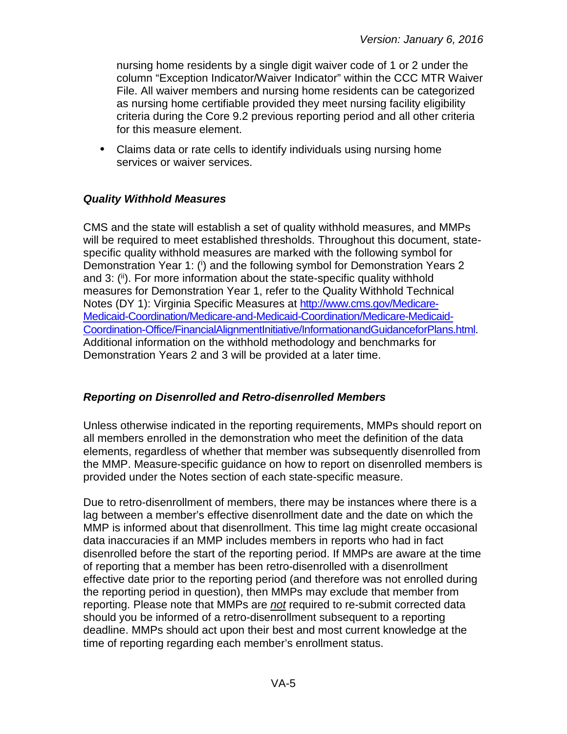nursing home residents by a single digit waiver code of 1 or 2 under the column "Exception Indicator/Waiver Indicator" within the CCC MTR Waiver File. All waiver members and nursing home residents can be categorized as nursing home certifiable provided they meet nursing facility eligibility criteria during the Core 9.2 previous reporting period and all other criteria for this measure element.

- Claims data or rate cells to identify individuals using nursing home services or waiver services.

### *Quality Withhold Measures*

CMS and the state will establish a set of quality withhold measures, and MMPs will be required to meet established thresholds. Throughout this document, state-specific quality withhold measures are marked with the following symbol for Demonstration Year 1: ([i]) and the following symbol for Demonstration Years 2 and 3: ([ii]). For more information about the state-specific quality withhold measures for Demonstration Year 1, refer to the Quality Withhold Technical Notes (DY 1): Virginia Specific Measures at http://www.cms.gov/Medicare-Medicaid-Coordination/Medicare-and-Medicaid-Coordination/Medicare-Medicaid-Coordination-Office/FinancialAlignmentInitiative/InformationandGuidanceforPlans.html. Additional information on the withhold methodology and benchmarks for Demonstration Years 2 and 3 will be provided at a later time.

### *Reporting on Disenrolled and Retro-disenrolled Members*

Unless otherwise indicated in the reporting requirements, MMPs should report on all members enrolled in the demonstration who meet the definition of the data elements, regardless of whether that member was subsequently disenrolled from the MMP. Measure-specific guidance on how to report on disenrolled members is provided under the Notes section of each state-specific measure.

Due to retro-disenrollment of members, there may be instances where there is a lag between a member's effective disenrollment date and the date on which the MMP is informed about that disenrollment. This time lag might create occasional data inaccuracies if an MMP includes members in reports who had in fact disenrolled before the start of the reporting period. If MMPs are aware at the time of reporting that a member has been retro-disenrolled with a disenrollment effective date prior to the reporting period (and therefore was not enrolled during the reporting period in question), then MMPs may exclude that member from reporting. Please note that MMPs are *not* required to re-submit corrected data should you be informed of a retro-disenrollment subsequent to a reporting deadline. MMPs should act upon their best and most current knowledge at the time of reporting regarding each member's enrollment status.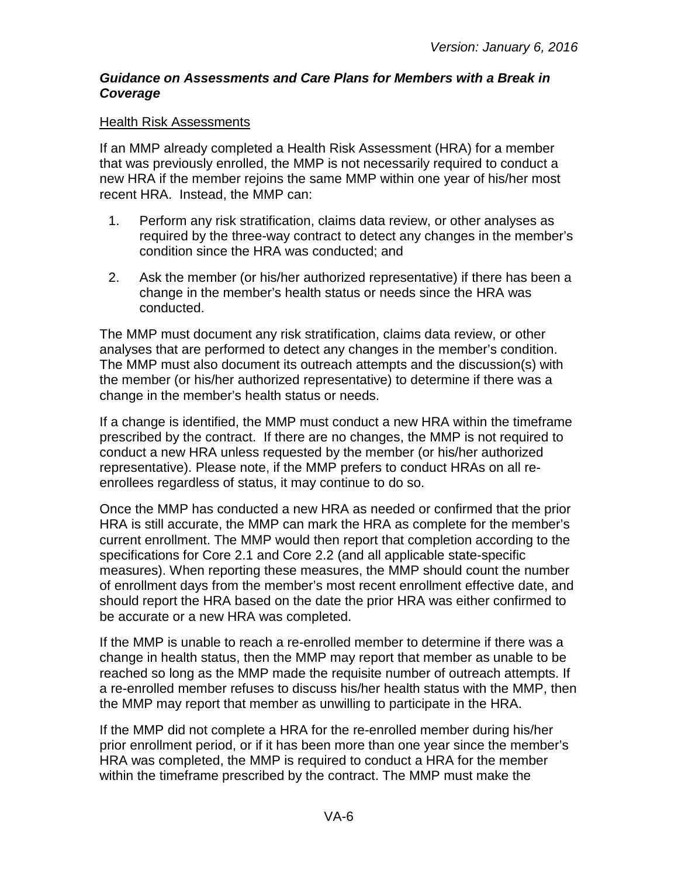### *Guidance on Assessments and Care Plans for Members with a Break in Coverage*

Health Risk Assessments

If an MMP already completed a Health Risk Assessment (HRA) for a member that was previously enrolled, the MMP is not necessarily required to conduct a new HRA if the member rejoins the same MMP within one year of his/her most recent HRA. Instead, the MMP can:

1. Perform any risk stratification, claims data review, or other analyses as required by the three-way contract to detect any changes in the member's condition since the HRA was conducted; and
2. Ask the member (or his/her authorized representative) if there has been a change in the member's health status or needs since the HRA was conducted.

The MMP must document any risk stratification, claims data review, or other analyses that are performed to detect any changes in the member's condition. The MMP must also document its outreach attempts and the discussion(s) with the member (or his/her authorized representative) to determine if there was a change in the member's health status or needs.

If a change is identified, the MMP must conduct a new HRA within the timeframe prescribed by the contract. If there are no changes, the MMP is not required to conduct a new HRA unless requested by the member (or his/her authorized representative). Please note, if the MMP prefers to conduct HRAs on all re-enrollees regardless of status, it may continue to do so.

Once the MMP has conducted a new HRA as needed or confirmed that the prior HRA is still accurate, the MMP can mark the HRA as complete for the member's current enrollment. The MMP would then report that completion according to the specifications for Core 2.1 and Core 2.2 (and all applicable state-specific measures). When reporting these measures, the MMP should count the number of enrollment days from the member's most recent enrollment effective date, and should report the HRA based on the date the prior HRA was either confirmed to be accurate or a new HRA was completed.

If the MMP is unable to reach a re-enrolled member to determine if there was a change in health status, then the MMP may report that member as unable to be reached so long as the MMP made the requisite number of outreach attempts. If a re-enrolled member refuses to discuss his/her health status with the MMP, then the MMP may report that member as unwilling to participate in the HRA.

If the MMP did not complete a HRA for the re-enrolled member during his/her prior enrollment period, or if it has been more than one year since the member's HRA was completed, the MMP is required to conduct a HRA for the member within the timeframe prescribed by the contract. The MMP must make the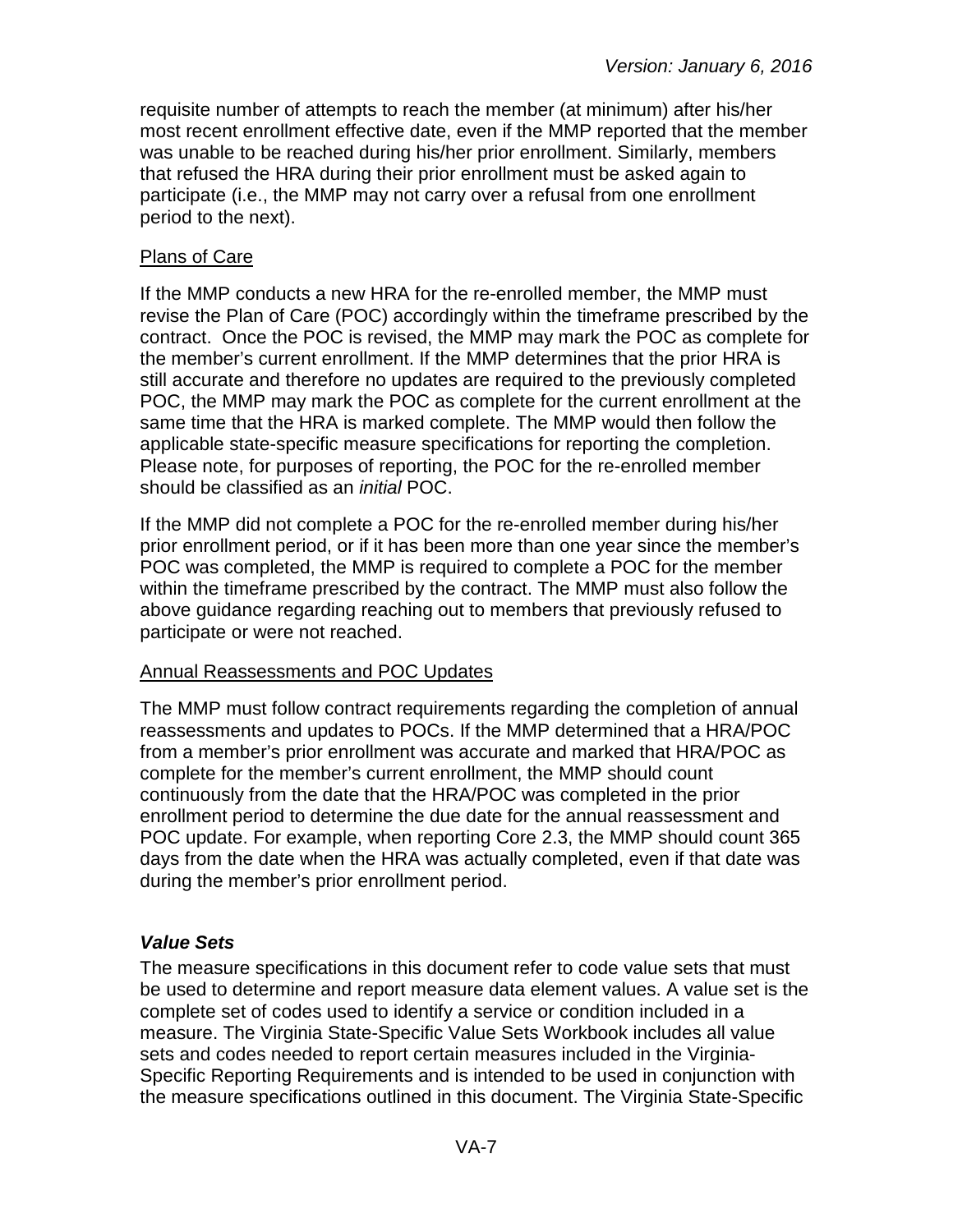requisite number of attempts to reach the member (at minimum) after his/her most recent enrollment effective date, even if the MMP reported that the member was unable to be reached during his/her prior enrollment. Similarly, members that refused the HRA during their prior enrollment must be asked again to participate (i.e., the MMP may not carry over a refusal from one enrollment period to the next).

Plans of Care

If the MMP conducts a new HRA for the re-enrolled member, the MMP must revise the Plan of Care (POC) accordingly within the timeframe prescribed by the contract. Once the POC is revised, the MMP may mark the POC as complete for the member's current enrollment. If the MMP determines that the prior HRA is still accurate and therefore no updates are required to the previously completed POC, the MMP may mark the POC as complete for the current enrollment at the same time that the HRA is marked complete. The MMP would then follow the applicable state-specific measure specifications for reporting the completion. Please note, for purposes of reporting, the POC for the re-enrolled member should be classified as an *initial* POC.

If the MMP did not complete a POC for the re-enrolled member during his/her prior enrollment period, or if it has been more than one year since the member's POC was completed, the MMP is required to complete a POC for the member within the timeframe prescribed by the contract. The MMP must also follow the above guidance regarding reaching out to members that previously refused to participate or were not reached.

Annual Reassessments and POC Updates

The MMP must follow contract requirements regarding the completion of annual reassessments and updates to POCs. If the MMP determined that a HRA/POC from a member's prior enrollment was accurate and marked that HRA/POC as complete for the member's current enrollment, the MMP should count continuously from the date that the HRA/POC was completed in the prior enrollment period to determine the due date for the annual reassessment and POC update. For example, when reporting Core 2.3, the MMP should count 365 days from the date when the HRA was actually completed, even if that date was during the member's prior enrollment period.

### *Value Sets*

The measure specifications in this document refer to code value sets that must be used to determine and report measure data element values. A value set is the complete set of codes used to identify a service or condition included in a measure. The Virginia State-Specific Value Sets Workbook includes all value sets and codes needed to report certain measures included in the Virginia-Specific Reporting Requirements and is intended to be used in conjunction with the measure specifications outlined in this document. The Virginia State-Specific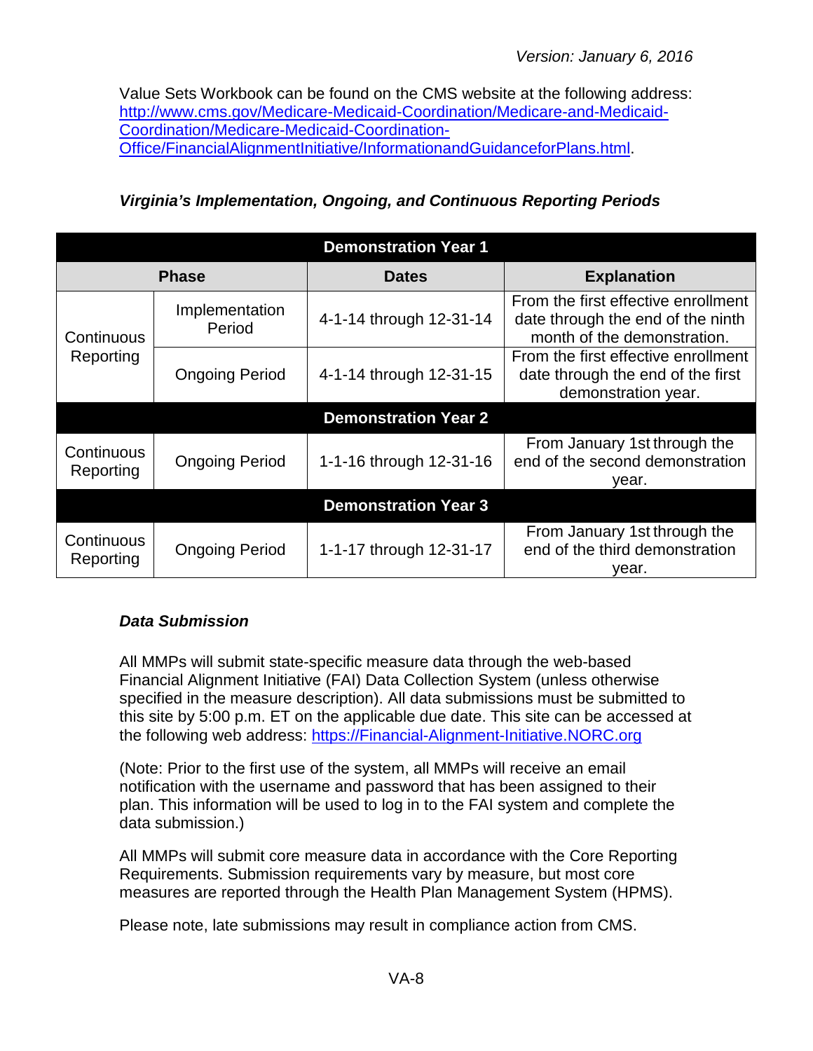Value Sets Workbook can be found on the CMS website at the following address: [http://www.cms.gov/Medicare-Medicaid-Coordination/Medicare-and-Medicaid-Coordination/Medicare-Medicaid-Coordination-Office/FinancialAlignmentInitiative/InformationandGuidanceforPlans.html](http://www.cms.gov/Medicare-Medicaid-Coordination/Medicare-and-Medicaid-Coordination/Medicare-Medicaid-Coordination-Office/FinancialAlignmentInitiative/InformationandGuidanceforPlans.html).

***Virginia's Implementation, Ongoing, and Continuous Reporting Periods***

| Phase | | Dates | Explanation |
|---|---|---|---|
| **Demonstration Year 1** | | | |
| Continuous Reporting | Implementation Period | 4-1-14 through 12-31-14 | From the first effective enrollment date through the end of the ninth month of the demonstration. |
| | Ongoing Period | 4-1-14 through 12-31-15 | From the first effective enrollment date through the end of the first demonstration year. |
| **Demonstration Year 2** | | | |
| Continuous Reporting | Ongoing Period | 1-1-16 through 12-31-16 | From January 1st through the end of the second demonstration year. |
| **Demonstration Year 3** | | | |
| Continuous Reporting | Ongoing Period | 1-1-17 through 12-31-17 | From January 1st through the end of the third demonstration year. |

***Data Submission***

All MMPs will submit state-specific measure data through the web-based Financial Alignment Initiative (FAI) Data Collection System (unless otherwise specified in the measure description). All data submissions must be submitted to this site by 5:00 p.m. ET on the applicable due date. This site can be accessed at the following web address: [https://Financial-Alignment-Initiative.NORC.org](https://Financial-Alignment-Initiative.NORC.org)

(Note: Prior to the first use of the system, all MMPs will receive an email notification with the username and password that has been assigned to their plan. This information will be used to log in to the FAI system and complete the data submission.)

All MMPs will submit core measure data in accordance with the Core Reporting Requirements. Submission requirements vary by measure, but most core measures are reported through the Health Plan Management System (HPMS).

Please note, late submissions may result in compliance action from CMS.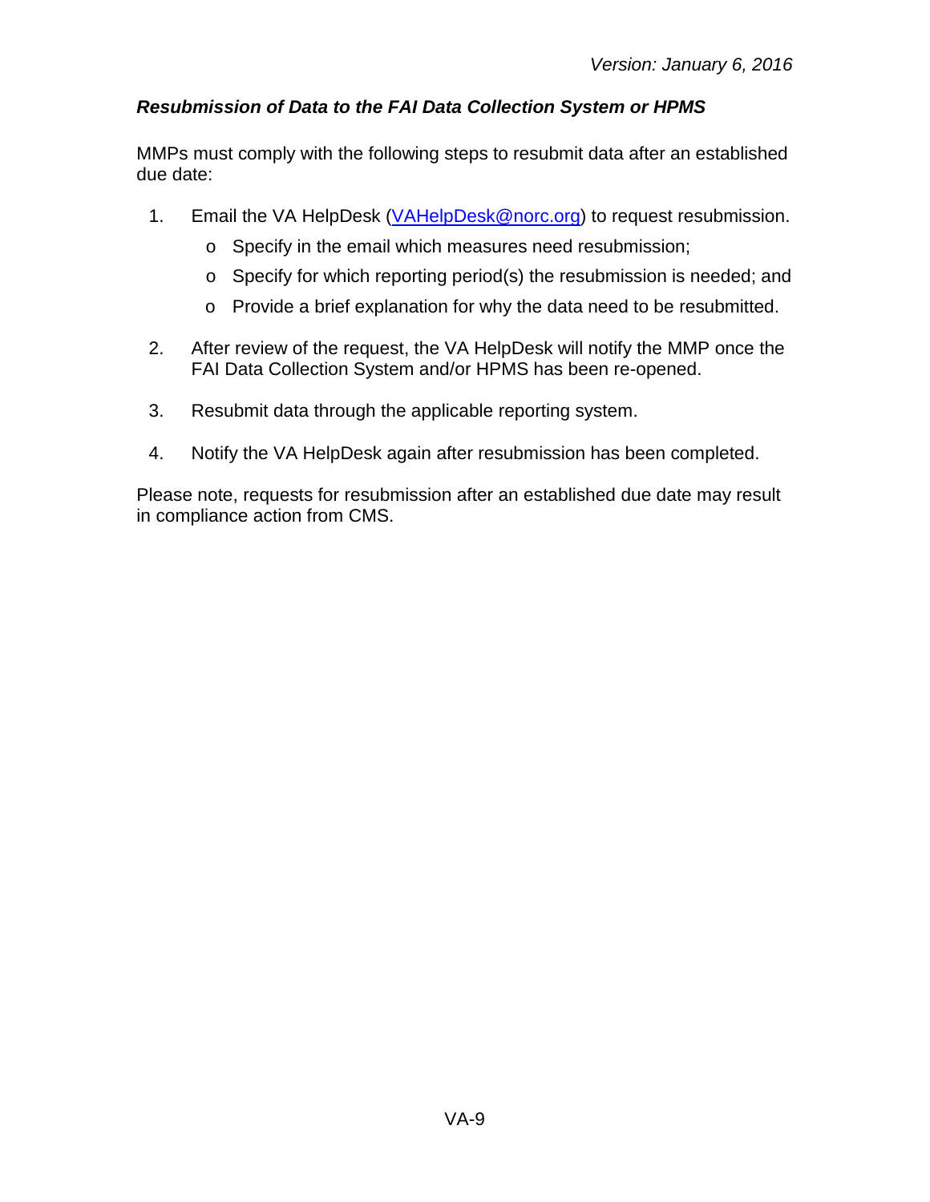### *Resubmission of Data to the FAI Data Collection System or HPMS*

MMPs must comply with the following steps to resubmit data after an established due date:

1. Email the VA HelpDesk (VAHelpDesk@norc.org) to request resubmission.
   - Specify in the email which measures need resubmission;
   - Specify for which reporting period(s) the resubmission is needed; and
   - Provide a brief explanation for why the data need to be resubmitted.

2. After review of the request, the VA HelpDesk will notify the MMP once the FAI Data Collection System and/or HPMS has been re-opened.

3. Resubmit data through the applicable reporting system.

4. Notify the VA HelpDesk again after resubmission has been completed.

Please note, requests for resubmission after an established due date may result in compliance action from CMS.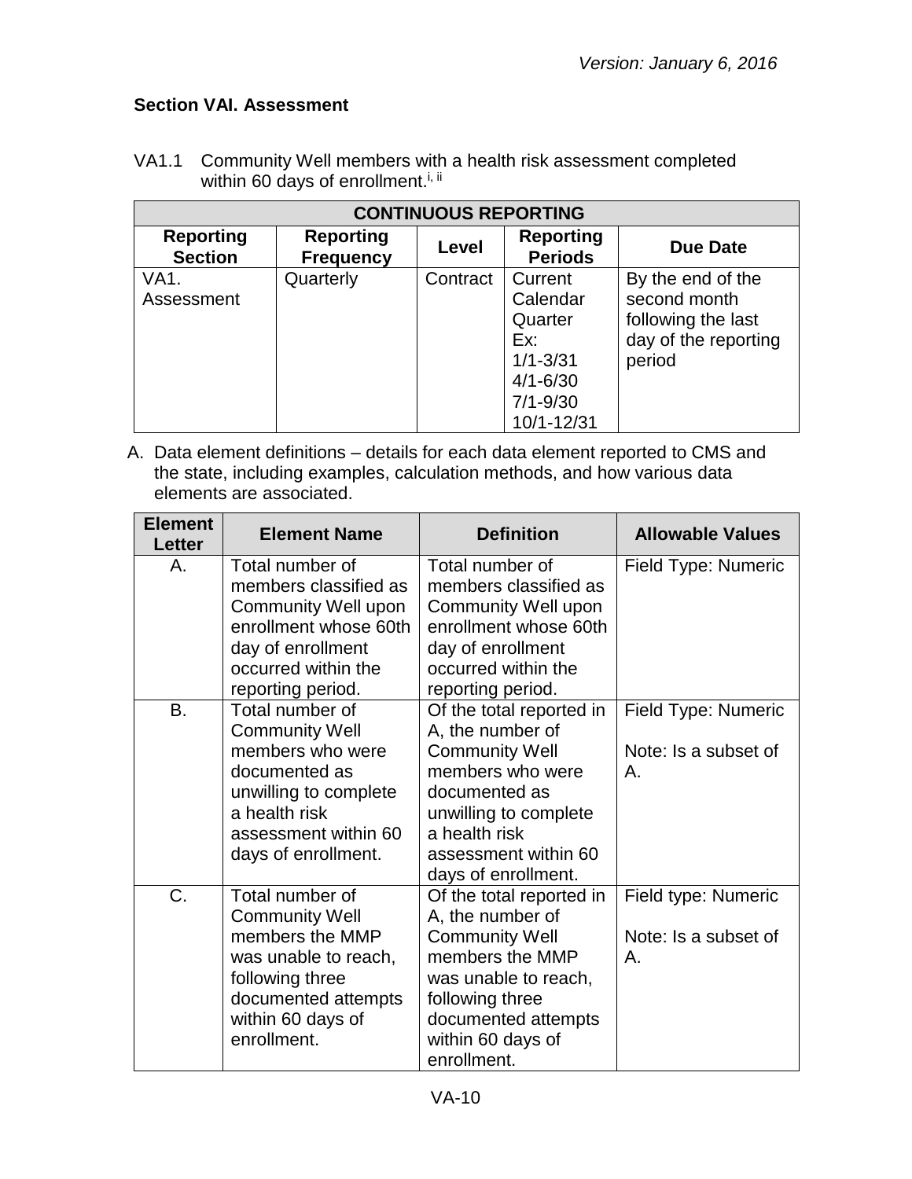### Section VAI. Assessment

VA1.1 Community Well members with a health risk assessment completed within 60 days of enrollment.[i, ii]

| CONTINUOUS REPORTING | | | | |
|---|---|---|---|---|
| **Reporting Section** | **Reporting Frequency** | **Level** | **Reporting Periods** | **Due Date** |
| VA1. Assessment | Quarterly | Contract | Current Calendar Quarter Ex: 1/1-3/31 4/1-6/30 7/1-9/30 10/1-12/31 | By the end of the second month following the last day of the reporting period |

A. Data element definitions – details for each data element reported to CMS and the state, including examples, calculation methods, and how various data elements are associated.

| Element Letter | Element Name | Definition | Allowable Values |
|---|---|---|---|
| A. | Total number of members classified as Community Well upon enrollment whose 60th day of enrollment occurred within the reporting period. | Total number of members classified as Community Well upon enrollment whose 60th day of enrollment occurred within the reporting period. | Field Type: Numeric |
| B. | Total number of Community Well members who were documented as unwilling to complete a health risk assessment within 60 days of enrollment. | Of the total reported in A, the number of Community Well members who were documented as unwilling to complete a health risk assessment within 60 days of enrollment. | Field Type: Numeric<br><br>Note: Is a subset of A. |
| C. | Total number of Community Well members the MMP was unable to reach, following three documented attempts within 60 days of enrollment. | Of the total reported in A, the number of Community Well members the MMP was unable to reach, following three documented attempts within 60 days of enrollment. | Field type: Numeric<br><br>Note: Is a subset of A. |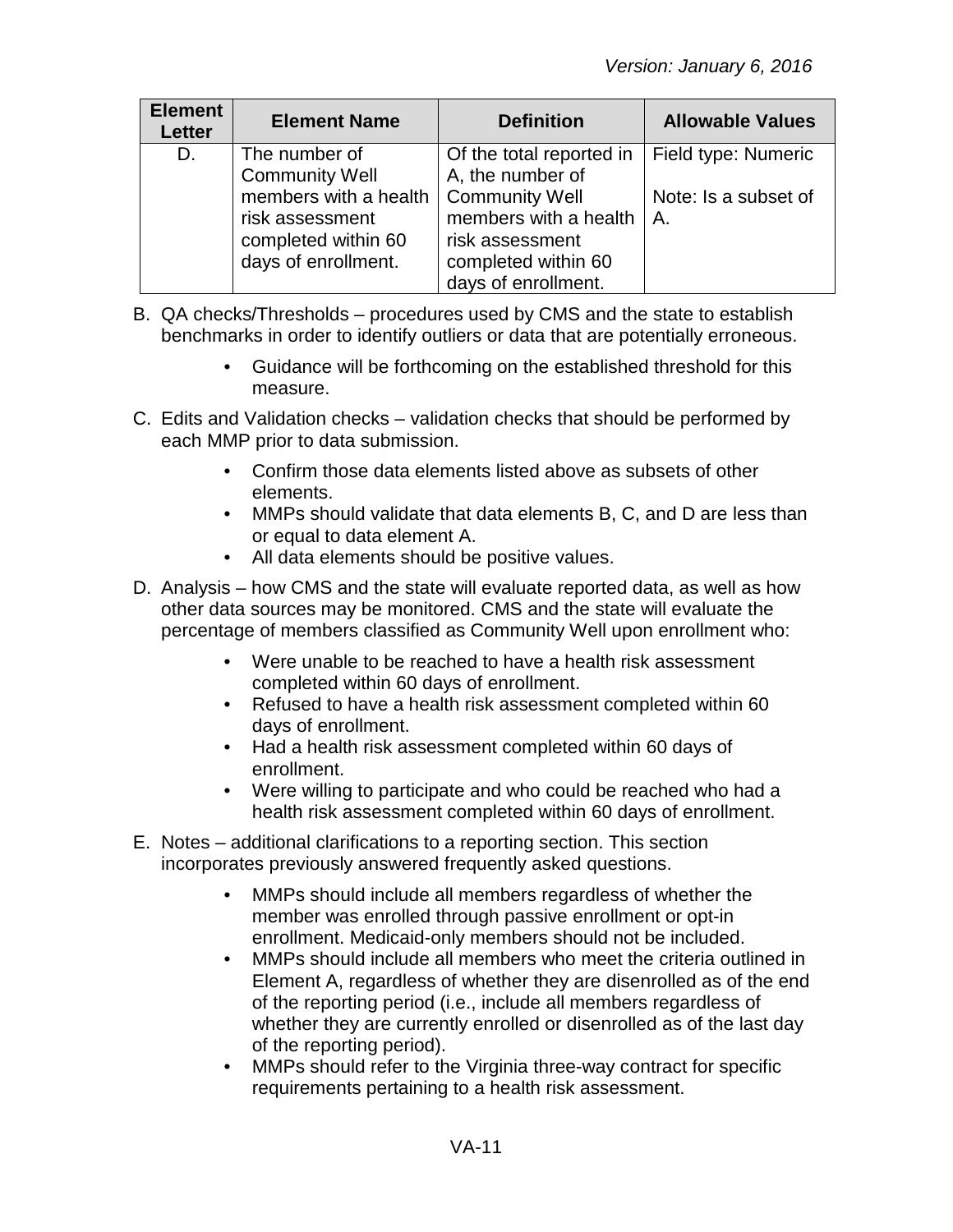| Element Letter | Element Name | Definition | Allowable Values |
|---|---|---|---|
| D. | The number of Community Well members with a health risk assessment completed within 60 days of enrollment. | Of the total reported in A, the number of Community Well members with a health risk assessment completed within 60 days of enrollment. | Field type: Numeric<br><br>Note: Is a subset of A. |

B. QA checks/Thresholds – procedures used by CMS and the state to establish benchmarks in order to identify outliers or data that are potentially erroneous.

   - Guidance will be forthcoming on the established threshold for this measure.

C. Edits and Validation checks – validation checks that should be performed by each MMP prior to data submission.

   - Confirm those data elements listed above as subsets of other elements.
   - MMPs should validate that data elements B, C, and D are less than or equal to data element A.
   - All data elements should be positive values.

D. Analysis – how CMS and the state will evaluate reported data, as well as how other data sources may be monitored. CMS and the state will evaluate the percentage of members classified as Community Well upon enrollment who:

   - Were unable to be reached to have a health risk assessment completed within 60 days of enrollment.
   - Refused to have a health risk assessment completed within 60 days of enrollment.
   - Had a health risk assessment completed within 60 days of enrollment.
   - Were willing to participate and who could be reached who had a health risk assessment completed within 60 days of enrollment.

E. Notes – additional clarifications to a reporting section. This section incorporates previously answered frequently asked questions.

   - MMPs should include all members regardless of whether the member was enrolled through passive enrollment or opt-in enrollment. Medicaid-only members should not be included.
   - MMPs should include all members who meet the criteria outlined in Element A, regardless of whether they are disenrolled as of the end of the reporting period (i.e., include all members regardless of whether they are currently enrolled or disenrolled as of the last day of the reporting period).
   - MMPs should refer to the Virginia three-way contract for specific requirements pertaining to a health risk assessment.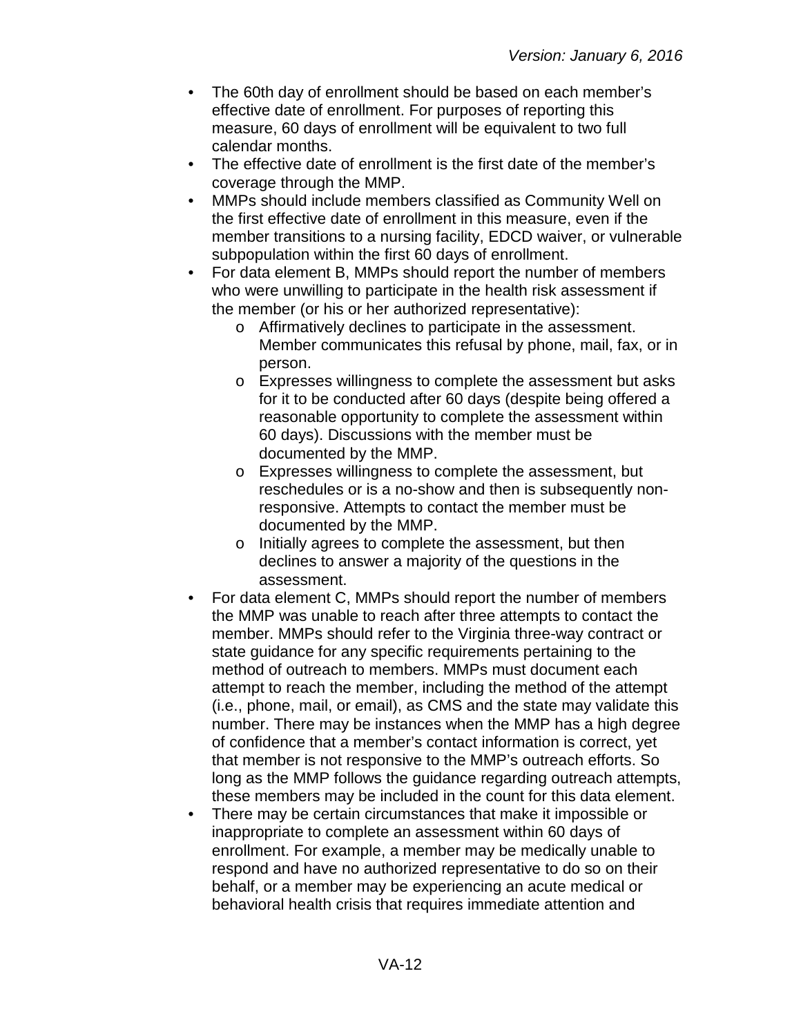- The 60th day of enrollment should be based on each member's effective date of enrollment. For purposes of reporting this measure, 60 days of enrollment will be equivalent to two full calendar months.
- The effective date of enrollment is the first date of the member's coverage through the MMP.
- MMPs should include members classified as Community Well on the first effective date of enrollment in this measure, even if the member transitions to a nursing facility, EDCD waiver, or vulnerable subpopulation within the first 60 days of enrollment.
- For data element B, MMPs should report the number of members who were unwilling to participate in the health risk assessment if the member (or his or her authorized representative):
  - Affirmatively declines to participate in the assessment. Member communicates this refusal by phone, mail, fax, or in person.
  - Expresses willingness to complete the assessment but asks for it to be conducted after 60 days (despite being offered a reasonable opportunity to complete the assessment within 60 days). Discussions with the member must be documented by the MMP.
  - Expresses willingness to complete the assessment, but reschedules or is a no-show and then is subsequently non-responsive. Attempts to contact the member must be documented by the MMP.
  - Initially agrees to complete the assessment, but then declines to answer a majority of the questions in the assessment.
- For data element C, MMPs should report the number of members the MMP was unable to reach after three attempts to contact the member. MMPs should refer to the Virginia three-way contract or state guidance for any specific requirements pertaining to the method of outreach to members. MMPs must document each attempt to reach the member, including the method of the attempt (i.e., phone, mail, or email), as CMS and the state may validate this number. There may be instances when the MMP has a high degree of confidence that a member's contact information is correct, yet that member is not responsive to the MMP's outreach efforts. So long as the MMP follows the guidance regarding outreach attempts, these members may be included in the count for this data element.
- There may be certain circumstances that make it impossible or inappropriate to complete an assessment within 60 days of enrollment. For example, a member may be medically unable to respond and have no authorized representative to do so on their behalf, or a member may be experiencing an acute medical or behavioral health crisis that requires immediate attention and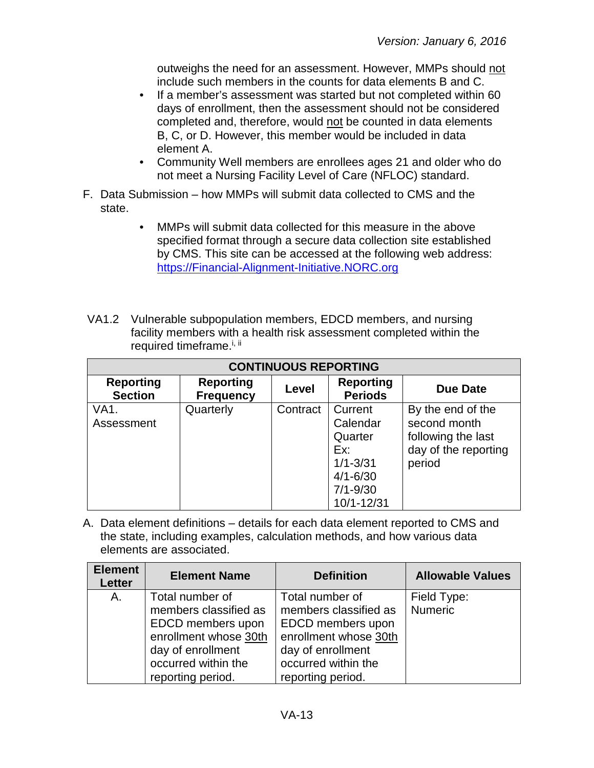outweighs the need for an assessment. However, MMPs should not include such members in the counts for data elements B and C.

- If a member's assessment was started but not completed within 60 days of enrollment, then the assessment should not be considered completed and, therefore, would not be counted in data elements B, C, or D. However, this member would be included in data element A.
- Community Well members are enrollees ages 21 and older who do not meet a Nursing Facility Level of Care (NFLOC) standard.

F. Data Submission – how MMPs will submit data collected to CMS and the state.

- MMPs will submit data collected for this measure in the above specified format through a secure data collection site established by CMS. This site can be accessed at the following web address: https://Financial-Alignment-Initiative.NORC.org

VA1.2 Vulnerable subpopulation members, EDCD members, and nursing facility members with a health risk assessment completed within the required timeframe.[i, ii]

| CONTINUOUS REPORTING | | | | |
|---|---|---|---|---|
| **Reporting Section** | **Reporting Frequency** | **Level** | **Reporting Periods** | **Due Date** |
| VA1. Assessment | Quarterly | Contract | Current Calendar Quarter Ex: 1/1-3/31 4/1-6/30 7/1-9/30 10/1-12/31 | By the end of the second month following the last day of the reporting period |

A. Data element definitions – details for each data element reported to CMS and the state, including examples, calculation methods, and how various data elements are associated.

| Element Letter | Element Name | Definition | Allowable Values |
|---|---|---|---|
| A. | Total number of members classified as EDCD members upon enrollment whose 30th day of enrollment occurred within the reporting period. | Total number of members classified as EDCD members upon enrollment whose 30th day of enrollment occurred within the reporting period. | Field Type: Numeric |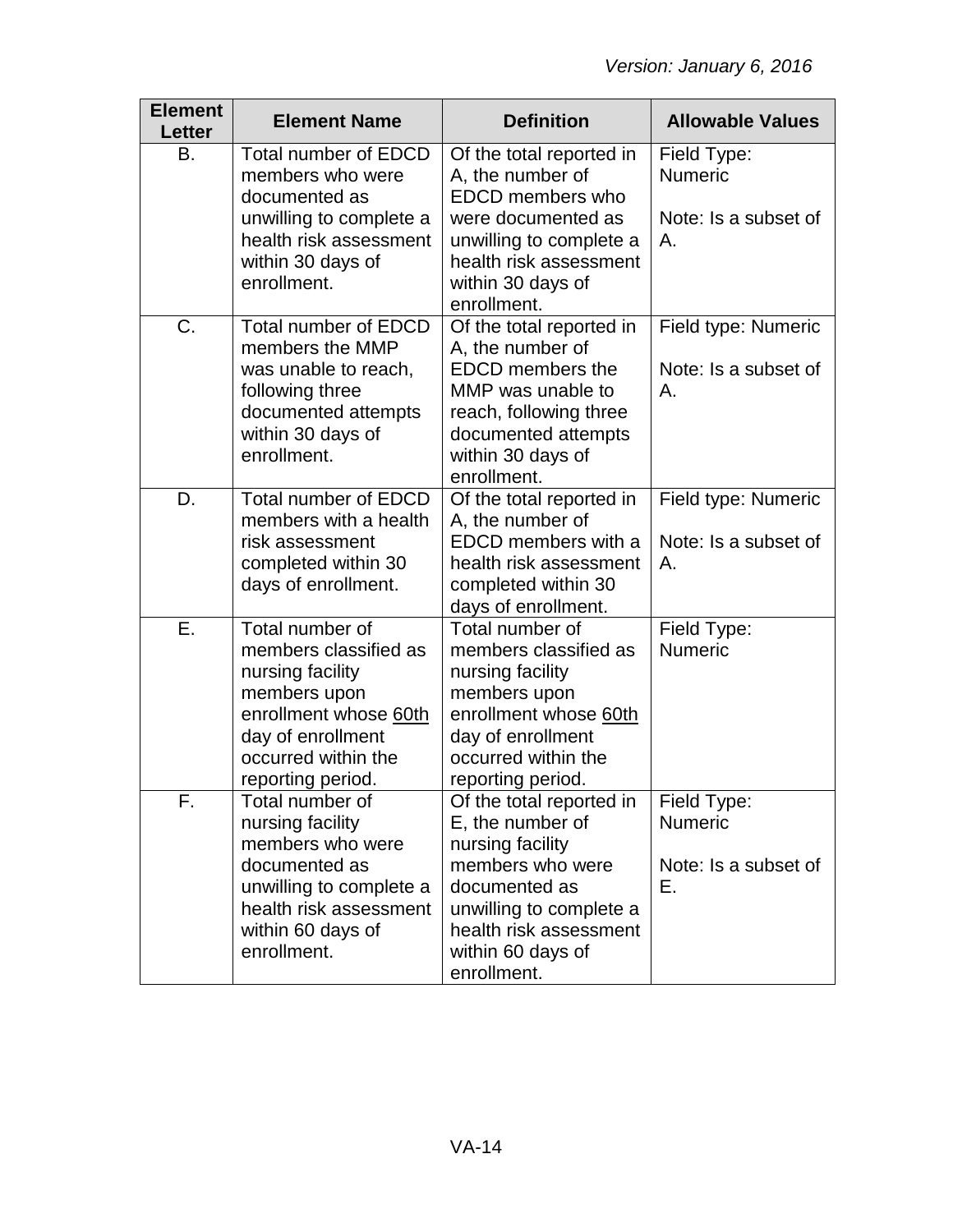| Element Letter | Element Name | Definition | Allowable Values |
|---|---|---|---|
| B. | Total number of EDCD members who were documented as unwilling to complete a health risk assessment within 30 days of enrollment. | Of the total reported in A, the number of EDCD members who were documented as unwilling to complete a health risk assessment within 30 days of enrollment. | Field Type: Numeric<br><br>Note: Is a subset of A. |
| C. | Total number of EDCD members the MMP was unable to reach, following three documented attempts within 30 days of enrollment. | Of the total reported in A, the number of EDCD members the MMP was unable to reach, following three documented attempts within 30 days of enrollment. | Field type: Numeric<br><br>Note: Is a subset of A. |
| D. | Total number of EDCD members with a health risk assessment completed within 30 days of enrollment. | Of the total reported in A, the number of EDCD members with a health risk assessment completed within 30 days of enrollment. | Field type: Numeric<br><br>Note: Is a subset of A. |
| E. | Total number of members classified as nursing facility members upon enrollment whose 60th day of enrollment occurred within the reporting period. | Total number of members classified as nursing facility members upon enrollment whose 60th day of enrollment occurred within the reporting period. | Field Type: Numeric |
| F. | Total number of nursing facility members who were documented as unwilling to complete a health risk assessment within 60 days of enrollment. | Of the total reported in E, the number of nursing facility members who were documented as unwilling to complete a health risk assessment within 60 days of enrollment. | Field Type: Numeric<br><br>Note: Is a subset of E. |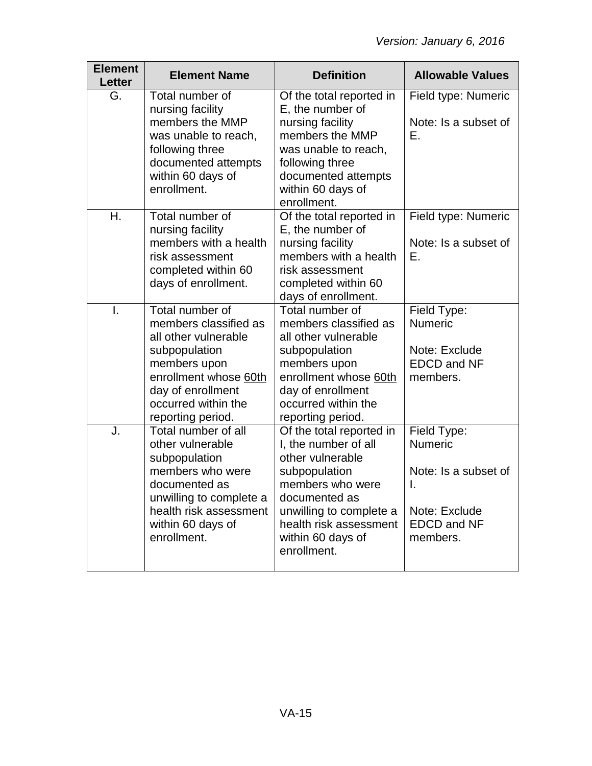| Element Letter | Element Name | Definition | Allowable Values |
|---|---|---|---|
| G. | Total number of nursing facility members the MMP was unable to reach, following three documented attempts within 60 days of enrollment. | Of the total reported in E, the number of nursing facility members the MMP was unable to reach, following three documented attempts within 60 days of enrollment. | Field type: Numeric<br><br>Note: Is a subset of E. |
| H. | Total number of nursing facility members with a health risk assessment completed within 60 days of enrollment. | Of the total reported in E, the number of nursing facility members with a health risk assessment completed within 60 days of enrollment. | Field type: Numeric<br><br>Note: Is a subset of E. |
| I. | Total number of members classified as all other vulnerable subpopulation members upon enrollment whose <u>60th</u> day of enrollment occurred within the reporting period. | Total number of members classified as all other vulnerable subpopulation members upon enrollment whose <u>60th</u> day of enrollment occurred within the reporting period. | Field Type: Numeric<br><br>Note: Exclude EDCD and NF members. |
| J. | Total number of all other vulnerable subpopulation members who were documented as unwilling to complete a health risk assessment within 60 days of enrollment. | Of the total reported in I, the number of all other vulnerable subpopulation members who were documented as unwilling to complete a health risk assessment within 60 days of enrollment. | Field Type: Numeric<br><br>Note: Is a subset of I.<br><br>Note: Exclude EDCD and NF members. |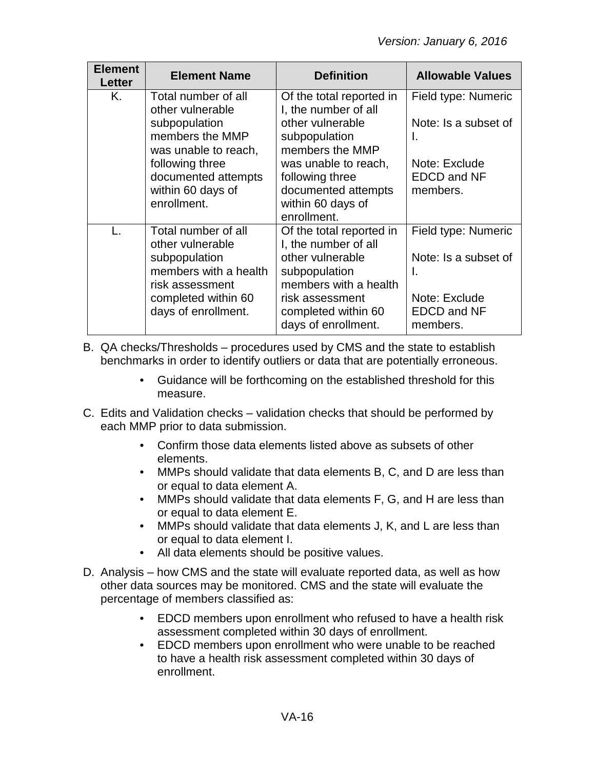| Element Letter | Element Name | Definition | Allowable Values |
|---|---|---|---|
| K. | Total number of all other vulnerable subpopulation members the MMP was unable to reach, following three documented attempts within 60 days of enrollment. | Of the total reported in I, the number of all other vulnerable subpopulation members the MMP was unable to reach, following three documented attempts within 60 days of enrollment. | Field type: Numeric<br><br>Note: Is a subset of I.<br><br>Note: Exclude EDCD and NF members. |
| L. | Total number of all other vulnerable subpopulation members with a health risk assessment completed within 60 days of enrollment. | Of the total reported in I, the number of all other vulnerable subpopulation members with a health risk assessment completed within 60 days of enrollment. | Field type: Numeric<br><br>Note: Is a subset of I.<br><br>Note: Exclude EDCD and NF members. |

B. QA checks/Thresholds – procedures used by CMS and the state to establish benchmarks in order to identify outliers or data that are potentially erroneous.

- Guidance will be forthcoming on the established threshold for this measure.

C. Edits and Validation checks – validation checks that should be performed by each MMP prior to data submission.

- Confirm those data elements listed above as subsets of other elements.
- MMPs should validate that data elements B, C, and D are less than or equal to data element A.
- MMPs should validate that data elements F, G, and H are less than or equal to data element E.
- MMPs should validate that data elements J, K, and L are less than or equal to data element I.
- All data elements should be positive values.

D. Analysis – how CMS and the state will evaluate reported data, as well as how other data sources may be monitored. CMS and the state will evaluate the percentage of members classified as:

- EDCD members upon enrollment who refused to have a health risk assessment completed within 30 days of enrollment.
- EDCD members upon enrollment who were unable to be reached to have a health risk assessment completed within 30 days of enrollment.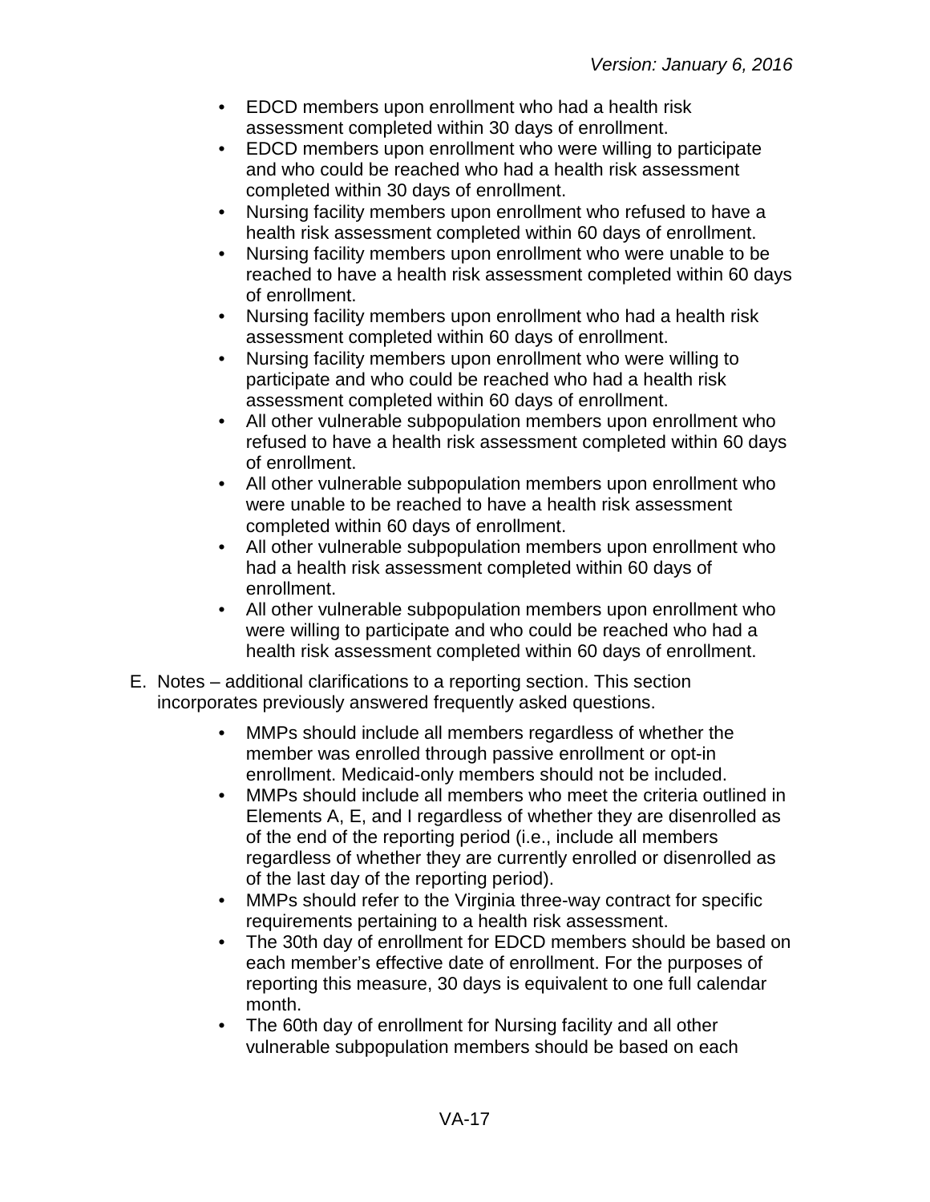- EDCD members upon enrollment who had a health risk assessment completed within 30 days of enrollment.
- EDCD members upon enrollment who were willing to participate and who could be reached who had a health risk assessment completed within 30 days of enrollment.
- Nursing facility members upon enrollment who refused to have a health risk assessment completed within 60 days of enrollment.
- Nursing facility members upon enrollment who were unable to be reached to have a health risk assessment completed within 60 days of enrollment.
- Nursing facility members upon enrollment who had a health risk assessment completed within 60 days of enrollment.
- Nursing facility members upon enrollment who were willing to participate and who could be reached who had a health risk assessment completed within 60 days of enrollment.
- All other vulnerable subpopulation members upon enrollment who refused to have a health risk assessment completed within 60 days of enrollment.
- All other vulnerable subpopulation members upon enrollment who were unable to be reached to have a health risk assessment completed within 60 days of enrollment.
- All other vulnerable subpopulation members upon enrollment who had a health risk assessment completed within 60 days of enrollment.
- All other vulnerable subpopulation members upon enrollment who were willing to participate and who could be reached who had a health risk assessment completed within 60 days of enrollment.

E. Notes – additional clarifications to a reporting section. This section incorporates previously answered frequently asked questions.

- MMPs should include all members regardless of whether the member was enrolled through passive enrollment or opt-in enrollment. Medicaid-only members should not be included.
- MMPs should include all members who meet the criteria outlined in Elements A, E, and I regardless of whether they are disenrolled as of the end of the reporting period (i.e., include all members regardless of whether they are currently enrolled or disenrolled as of the last day of the reporting period).
- MMPs should refer to the Virginia three-way contract for specific requirements pertaining to a health risk assessment.
- The 30th day of enrollment for EDCD members should be based on each member's effective date of enrollment. For the purposes of reporting this measure, 30 days is equivalent to one full calendar month.
- The 60th day of enrollment for Nursing facility and all other vulnerable subpopulation members should be based on each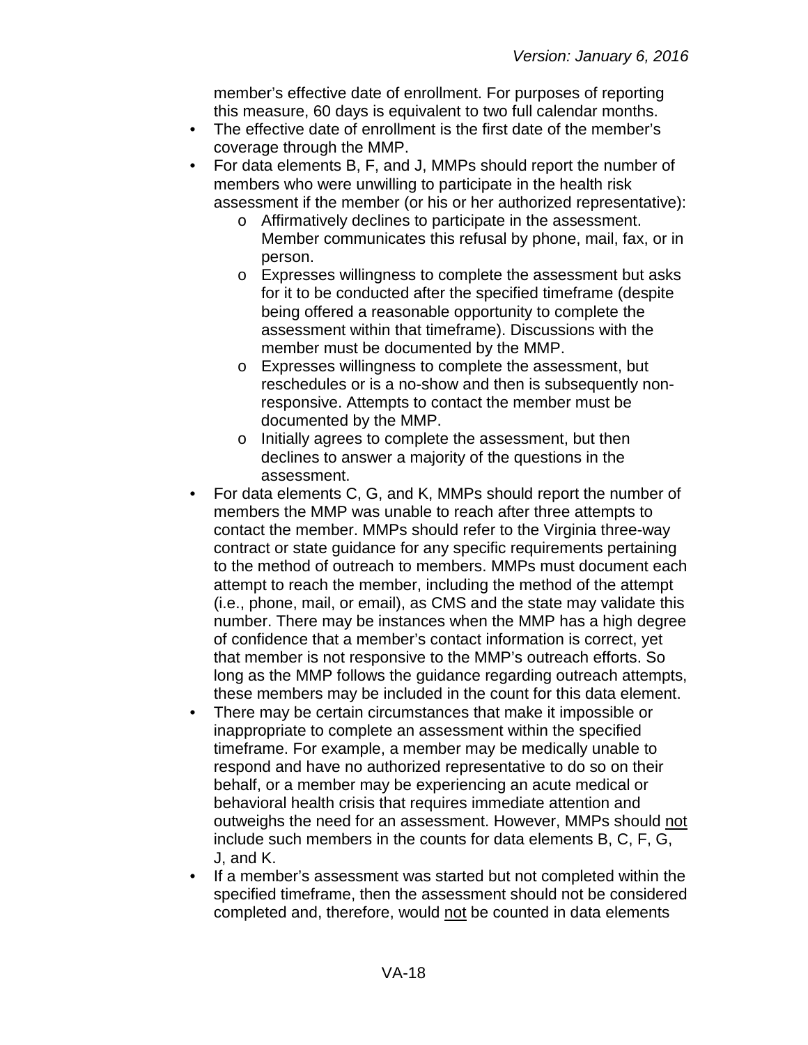member's effective date of enrollment. For purposes of reporting this measure, 60 days is equivalent to two full calendar months.

- The effective date of enrollment is the first date of the member's coverage through the MMP.
- For data elements B, F, and J, MMPs should report the number of members who were unwilling to participate in the health risk assessment if the member (or his or her authorized representative):
  - Affirmatively declines to participate in the assessment. Member communicates this refusal by phone, mail, fax, or in person.
  - Expresses willingness to complete the assessment but asks for it to be conducted after the specified timeframe (despite being offered a reasonable opportunity to complete the assessment within that timeframe). Discussions with the member must be documented by the MMP.
  - Expresses willingness to complete the assessment, but reschedules or is a no-show and then is subsequently non-responsive. Attempts to contact the member must be documented by the MMP.
  - Initially agrees to complete the assessment, but then declines to answer a majority of the questions in the assessment.
- For data elements C, G, and K, MMPs should report the number of members the MMP was unable to reach after three attempts to contact the member. MMPs should refer to the Virginia three-way contract or state guidance for any specific requirements pertaining to the method of outreach to members. MMPs must document each attempt to reach the member, including the method of the attempt (i.e., phone, mail, or email), as CMS and the state may validate this number. There may be instances when the MMP has a high degree of confidence that a member's contact information is correct, yet that member is not responsive to the MMP's outreach efforts. So long as the MMP follows the guidance regarding outreach attempts, these members may be included in the count for this data element.
- There may be certain circumstances that make it impossible or inappropriate to complete an assessment within the specified timeframe. For example, a member may be medically unable to respond and have no authorized representative to do so on their behalf, or a member may be experiencing an acute medical or behavioral health crisis that requires immediate attention and outweighs the need for an assessment. However, MMPs should not include such members in the counts for data elements B, C, F, G, J, and K.
- If a member's assessment was started but not completed within the specified timeframe, then the assessment should not be considered completed and, therefore, would not be counted in data elements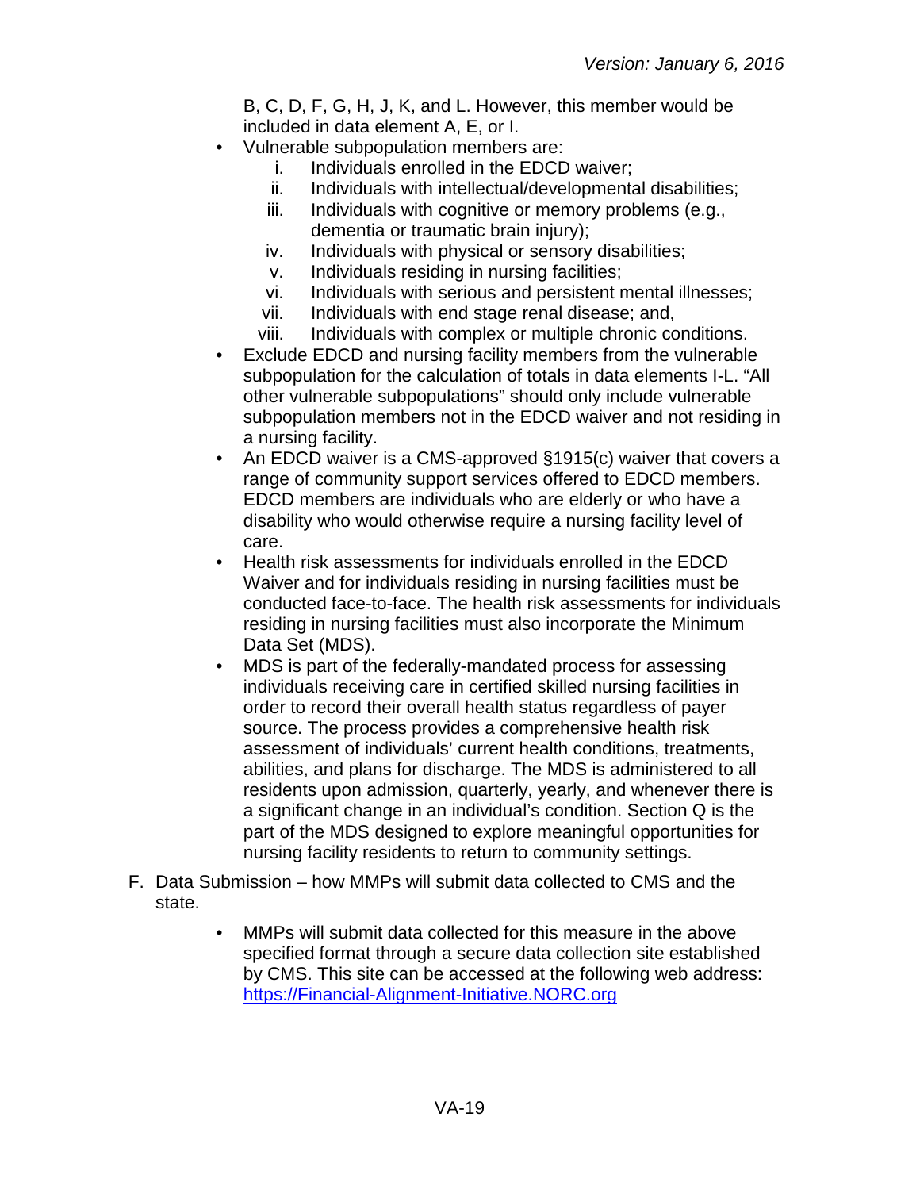B, C, D, F, G, H, J, K, and L. However, this member would be included in data element A, E, or I.

- Vulnerable subpopulation members are:
  - i. Individuals enrolled in the EDCD waiver;
  - ii. Individuals with intellectual/developmental disabilities;
  - iii. Individuals with cognitive or memory problems (e.g., dementia or traumatic brain injury);
  - iv. Individuals with physical or sensory disabilities;
  - v. Individuals residing in nursing facilities;
  - vi. Individuals with serious and persistent mental illnesses;
  - vii. Individuals with end stage renal disease; and,
  - viii. Individuals with complex or multiple chronic conditions.
- Exclude EDCD and nursing facility members from the vulnerable subpopulation for the calculation of totals in data elements I-L. "All other vulnerable subpopulations" should only include vulnerable subpopulation members not in the EDCD waiver and not residing in a nursing facility.
- An EDCD waiver is a CMS-approved §1915(c) waiver that covers a range of community support services offered to EDCD members. EDCD members are individuals who are elderly or who have a disability who would otherwise require a nursing facility level of care.
- Health risk assessments for individuals enrolled in the EDCD Waiver and for individuals residing in nursing facilities must be conducted face-to-face. The health risk assessments for individuals residing in nursing facilities must also incorporate the Minimum Data Set (MDS).
- MDS is part of the federally-mandated process for assessing individuals receiving care in certified skilled nursing facilities in order to record their overall health status regardless of payer source. The process provides a comprehensive health risk assessment of individuals' current health conditions, treatments, abilities, and plans for discharge. The MDS is administered to all residents upon admission, quarterly, yearly, and whenever there is a significant change in an individual's condition. Section Q is the part of the MDS designed to explore meaningful opportunities for nursing facility residents to return to community settings.

F. Data Submission – how MMPs will submit data collected to CMS and the state.

- MMPs will submit data collected for this measure in the above specified format through a secure data collection site established by CMS. This site can be accessed at the following web address: [https://Financial-Alignment-Initiative.NORC.org](https://Financial-Alignment-Initiative.NORC.org)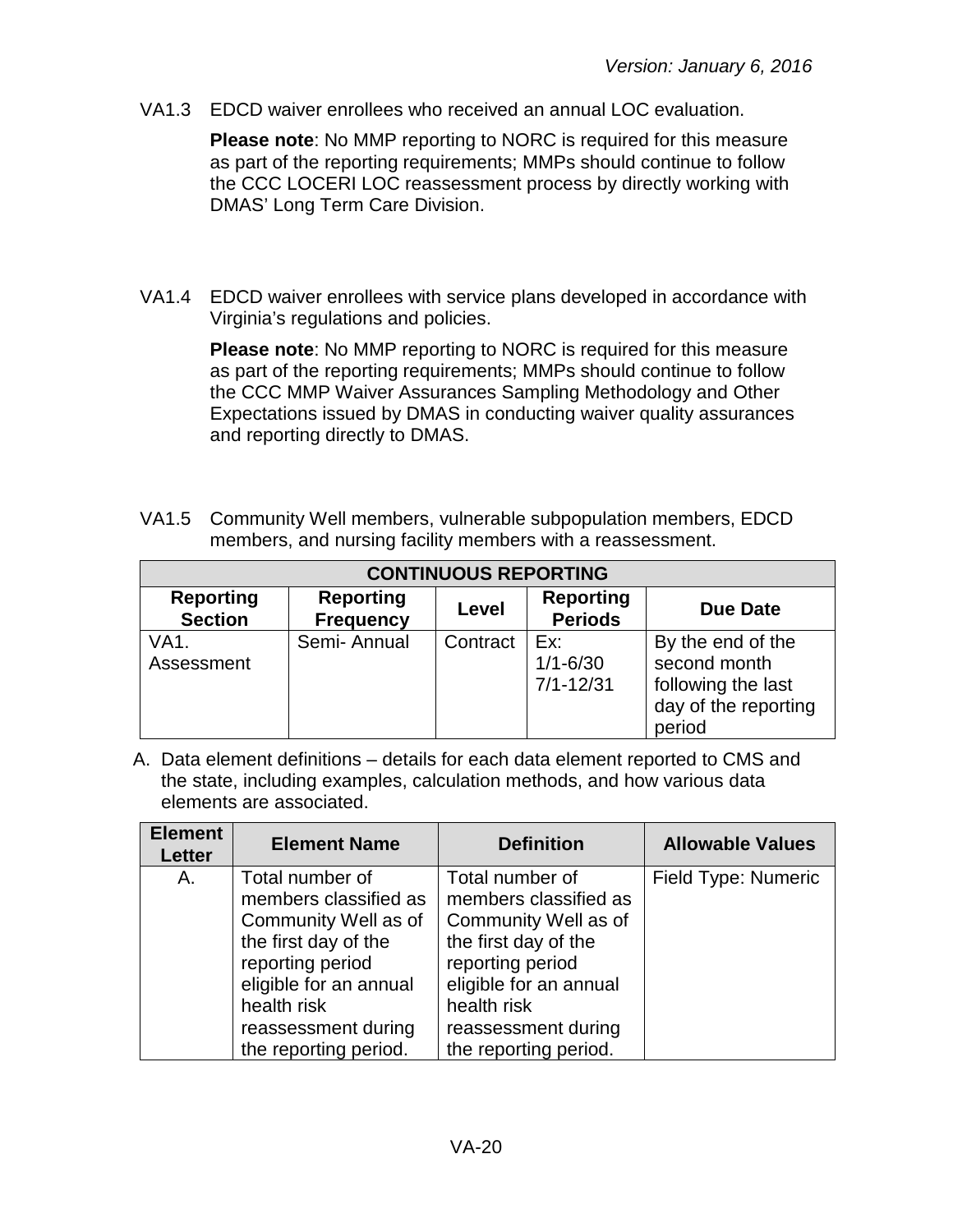VA1.3 EDCD waiver enrollees who received an annual LOC evaluation.

**Please note**: No MMP reporting to NORC is required for this measure as part of the reporting requirements; MMPs should continue to follow the CCC LOCERI LOC reassessment process by directly working with DMAS' Long Term Care Division.

VA1.4 EDCD waiver enrollees with service plans developed in accordance with Virginia's regulations and policies.

**Please note**: No MMP reporting to NORC is required for this measure as part of the reporting requirements; MMPs should continue to follow the CCC MMP Waiver Assurances Sampling Methodology and Other Expectations issued by DMAS in conducting waiver quality assurances and reporting directly to DMAS.

VA1.5 Community Well members, vulnerable subpopulation members, EDCD members, and nursing facility members with a reassessment.

| CONTINUOUS REPORTING | | | | |
|---|---|---|---|---|
| **Reporting Section** | **Reporting Frequency** | **Level** | **Reporting Periods** | **Due Date** |
| VA1. Assessment | Semi- Annual | Contract | Ex:<br>1/1-6/30<br>7/1-12/31 | By the end of the second month following the last day of the reporting period |

A. Data element definitions – details for each data element reported to CMS and the state, including examples, calculation methods, and how various data elements are associated.

| Element Letter | Element Name | Definition | Allowable Values |
|---|---|---|---|
| A. | Total number of members classified as Community Well as of the first day of the reporting period eligible for an annual health risk reassessment during the reporting period. | Total number of members classified as Community Well as of the first day of the reporting period eligible for an annual health risk reassessment during the reporting period. | Field Type: Numeric |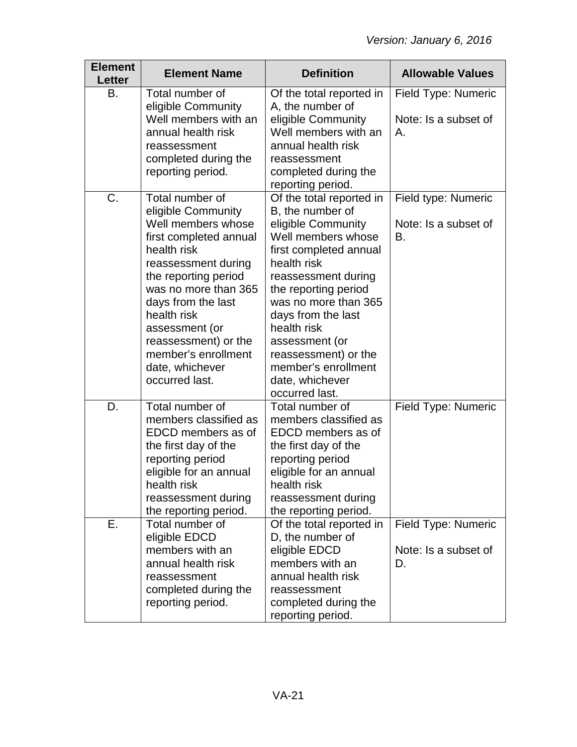| Element Letter | Element Name | Definition | Allowable Values |
|---|---|---|---|
| B. | Total number of eligible Community Well members with an annual health risk reassessment completed during the reporting period. | Of the total reported in A, the number of eligible Community Well members with an annual health risk reassessment completed during the reporting period. | Field Type: Numeric<br><br>Note: Is a subset of A. |
| C. | Total number of eligible Community Well members whose first completed annual health risk reassessment during the reporting period was no more than 365 days from the last health risk assessment (or reassessment) or the member's enrollment date, whichever occurred last. | Of the total reported in B, the number of eligible Community Well members whose first completed annual health risk reassessment during the reporting period was no more than 365 days from the last health risk assessment (or reassessment) or the member's enrollment date, whichever occurred last. | Field type: Numeric<br><br>Note: Is a subset of B. |
| D. | Total number of members classified as EDCD members as of the first day of the reporting period eligible for an annual health risk reassessment during the reporting period. | Total number of members classified as EDCD members as of the first day of the reporting period eligible for an annual health risk reassessment during the reporting period. | Field Type: Numeric |
| E. | Total number of eligible EDCD members with an annual health risk reassessment completed during the reporting period. | Of the total reported in D, the number of eligible EDCD members with an annual health risk reassessment completed during the reporting period. | Field Type: Numeric<br><br>Note: Is a subset of D. |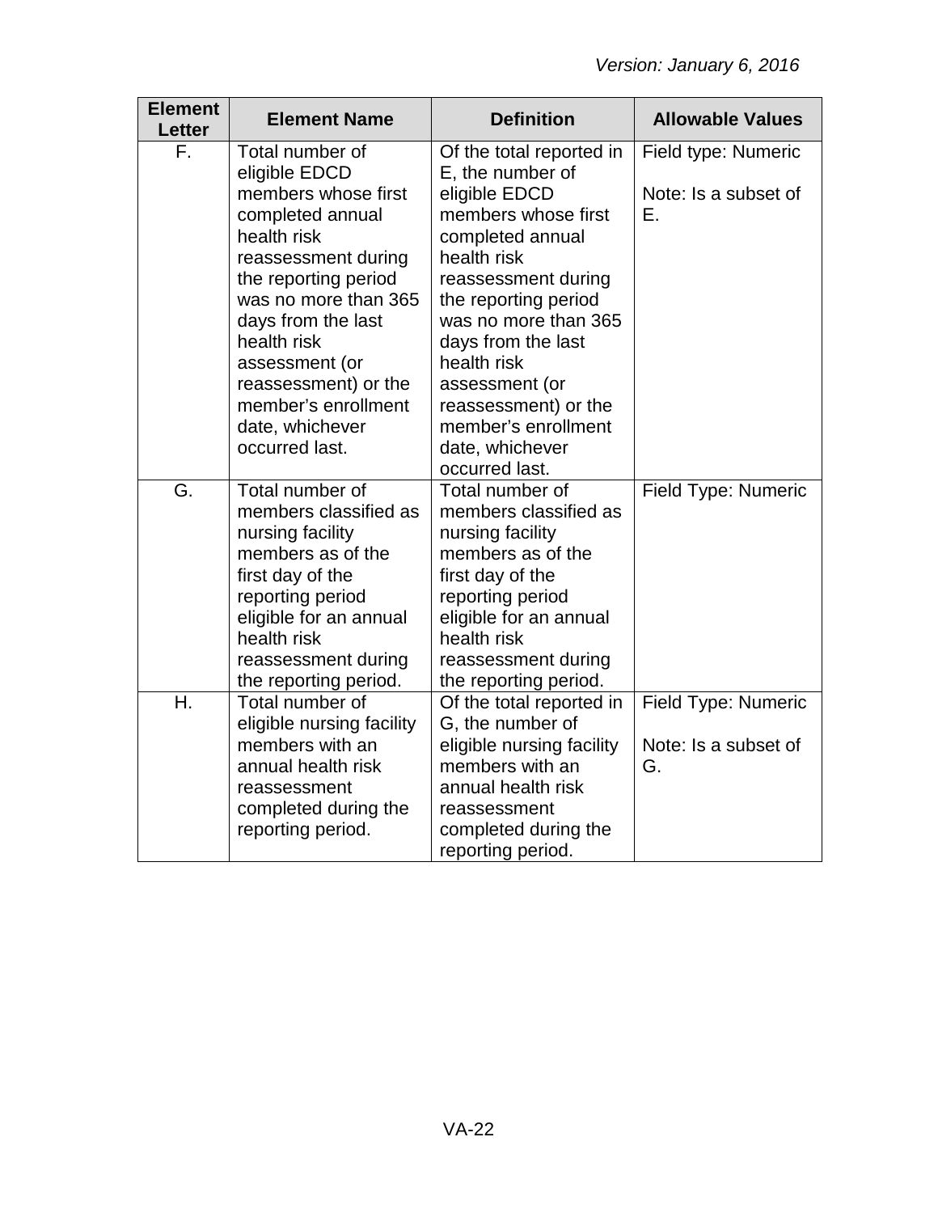| Element Letter | Element Name | Definition | Allowable Values |
|---|---|---|---|
| F. | Total number of eligible EDCD members whose first completed annual health risk reassessment during the reporting period was no more than 365 days from the last health risk assessment (or reassessment) or the member's enrollment date, whichever occurred last. | Of the total reported in E, the number of eligible EDCD members whose first completed annual health risk reassessment during the reporting period was no more than 365 days from the last health risk assessment (or reassessment) or the member's enrollment date, whichever occurred last. | Field type: Numeric<br><br>Note: Is a subset of E. |
| G. | Total number of members classified as nursing facility members as of the first day of the reporting period eligible for an annual health risk reassessment during the reporting period. | Total number of members classified as nursing facility members as of the first day of the reporting period eligible for an annual health risk reassessment during the reporting period. | Field Type: Numeric |
| H. | Total number of eligible nursing facility members with an annual health risk reassessment completed during the reporting period. | Of the total reported in G, the number of eligible nursing facility members with an annual health risk reassessment completed during the reporting period. | Field Type: Numeric<br><br>Note: Is a subset of G. |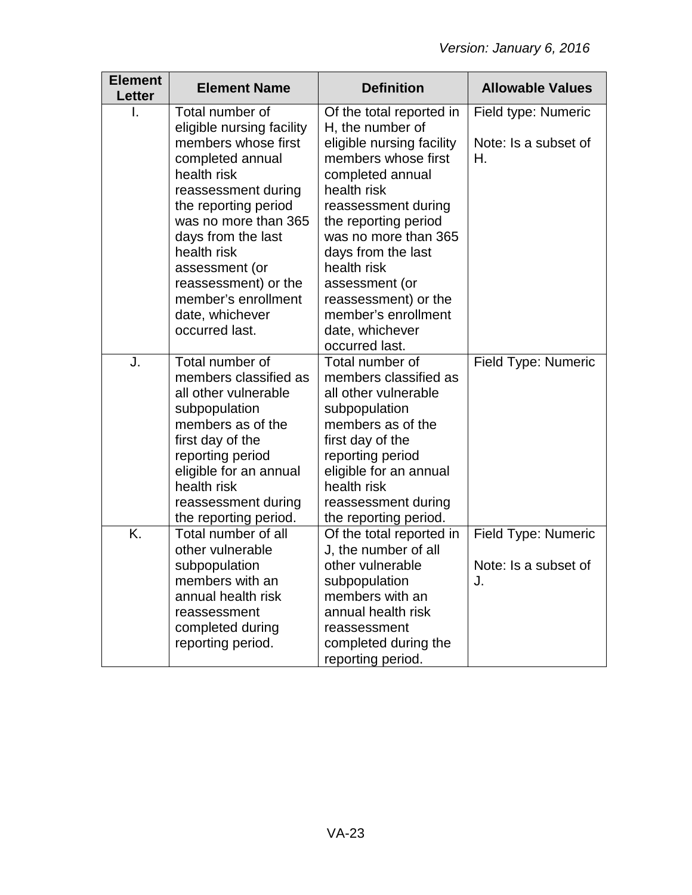| Element Letter | Element Name | Definition | Allowable Values |
|---|---|---|---|
| I. | Total number of eligible nursing facility members whose first completed annual health risk reassessment during the reporting period was no more than 365 days from the last health risk assessment (or reassessment) or the member's enrollment date, whichever occurred last. | Of the total reported in H, the number of eligible nursing facility members whose first completed annual health risk reassessment during the reporting period was no more than 365 days from the last health risk assessment (or reassessment) or the member's enrollment date, whichever occurred last. | Field type: Numeric<br><br>Note: Is a subset of H. |
| J. | Total number of members classified as all other vulnerable subpopulation members as of the first day of the reporting period eligible for an annual health risk reassessment during the reporting period. | Total number of members classified as all other vulnerable subpopulation members as of the first day of the reporting period eligible for an annual health risk reassessment during the reporting period. | Field Type: Numeric |
| K. | Total number of all other vulnerable subpopulation members with an annual health risk reassessment completed during reporting period. | Of the total reported in J, the number of all other vulnerable subpopulation members with an annual health risk reassessment completed during the reporting period. | Field Type: Numeric<br><br>Note: Is a subset of J. |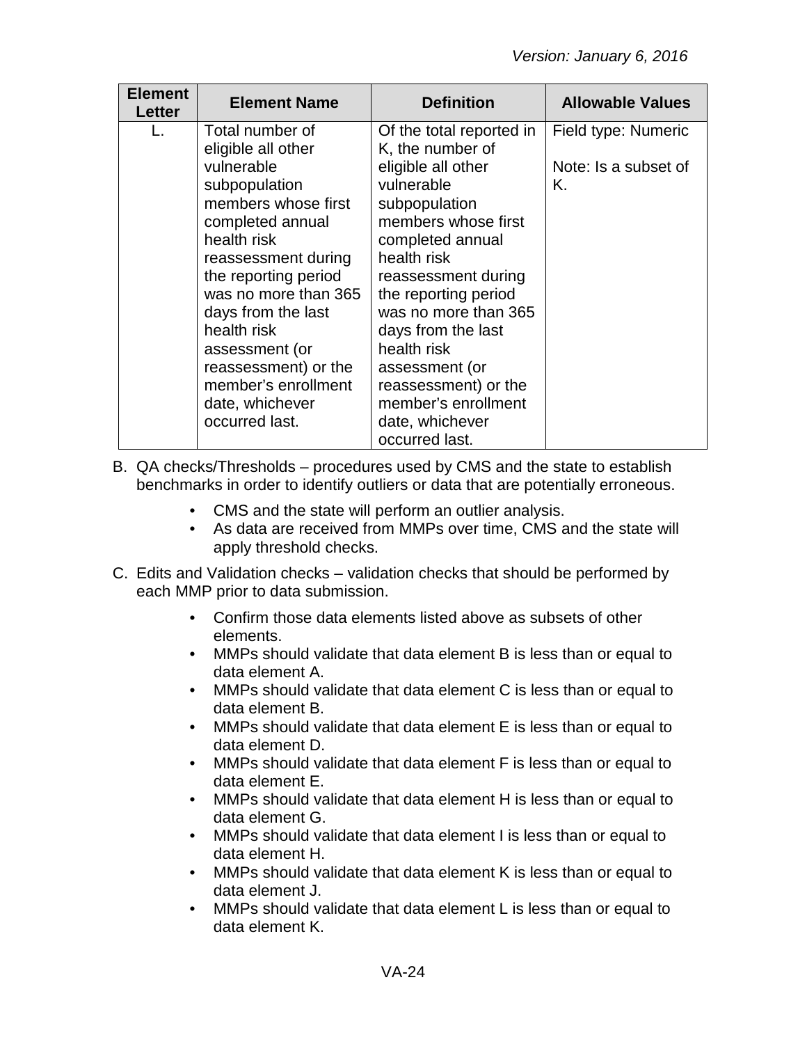| Element Letter | Element Name | Definition | Allowable Values |
|---|---|---|---|
| L. | Total number of eligible all other vulnerable subpopulation members whose first completed annual health risk reassessment during the reporting period was no more than 365 days from the last health risk assessment (or reassessment) or the member's enrollment date, whichever occurred last. | Of the total reported in K, the number of eligible all other vulnerable subpopulation members whose first completed annual health risk reassessment during the reporting period was no more than 365 days from the last health risk assessment (or reassessment) or the member's enrollment date, whichever occurred last. | Field type: Numeric<br><br>Note: Is a subset of K. |

B. QA checks/Thresholds – procedures used by CMS and the state to establish benchmarks in order to identify outliers or data that are potentially erroneous.

- CMS and the state will perform an outlier analysis.
- As data are received from MMPs over time, CMS and the state will apply threshold checks.

C. Edits and Validation checks – validation checks that should be performed by each MMP prior to data submission.

- Confirm those data elements listed above as subsets of other elements.
- MMPs should validate that data element B is less than or equal to data element A.
- MMPs should validate that data element C is less than or equal to data element B.
- MMPs should validate that data element E is less than or equal to data element D.
- MMPs should validate that data element F is less than or equal to data element E.
- MMPs should validate that data element H is less than or equal to data element G.
- MMPs should validate that data element I is less than or equal to data element H.
- MMPs should validate that data element K is less than or equal to data element J.
- MMPs should validate that data element L is less than or equal to data element K.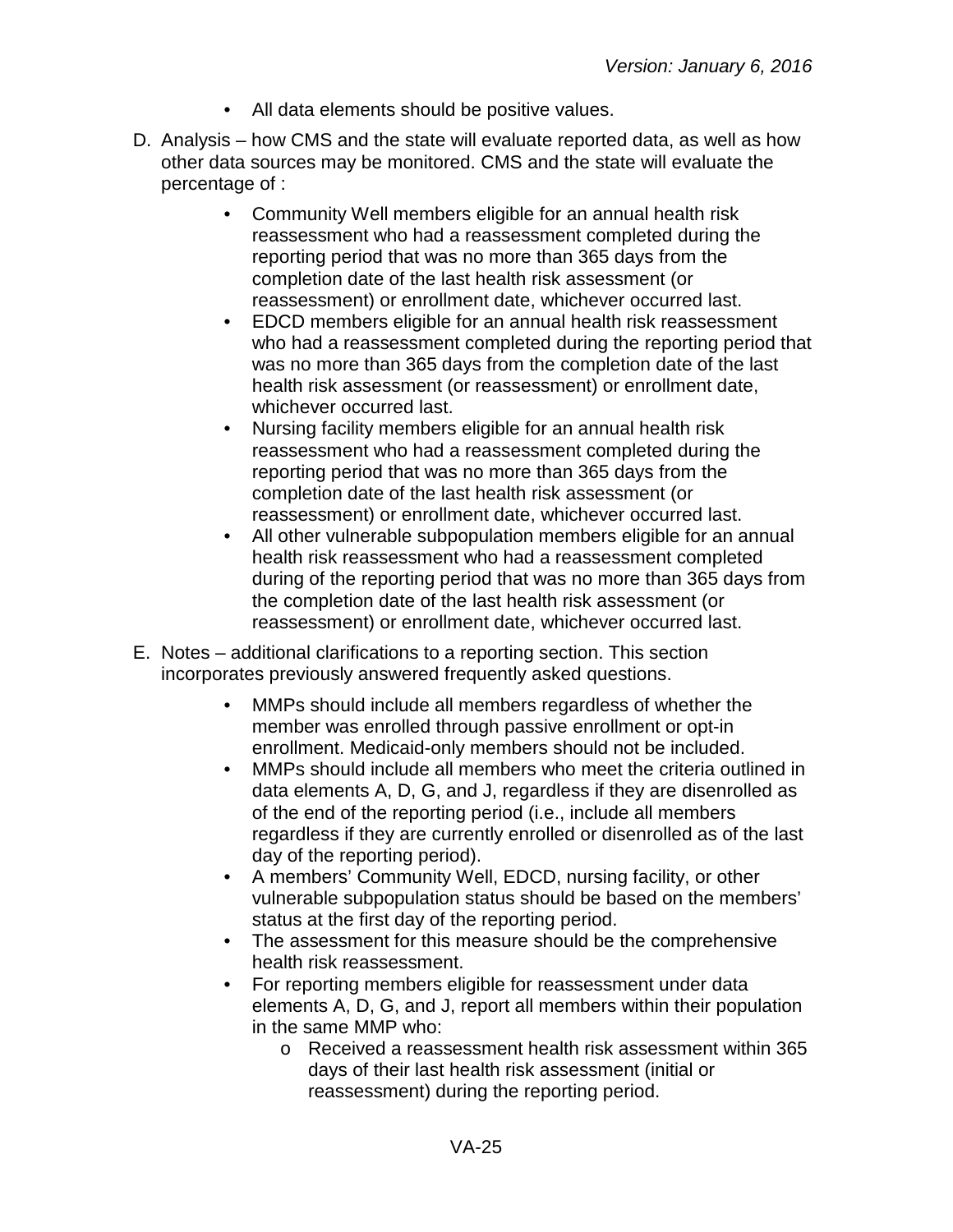- All data elements should be positive values.

D. Analysis – how CMS and the state will evaluate reported data, as well as how other data sources may be monitored. CMS and the state will evaluate the percentage of :

  - Community Well members eligible for an annual health risk reassessment who had a reassessment completed during the reporting period that was no more than 365 days from the completion date of the last health risk assessment (or reassessment) or enrollment date, whichever occurred last.
  - EDCD members eligible for an annual health risk reassessment who had a reassessment completed during the reporting period that was no more than 365 days from the completion date of the last health risk assessment (or reassessment) or enrollment date, whichever occurred last.
  - Nursing facility members eligible for an annual health risk reassessment who had a reassessment completed during the reporting period that was no more than 365 days from the completion date of the last health risk assessment (or reassessment) or enrollment date, whichever occurred last.
  - All other vulnerable subpopulation members eligible for an annual health risk reassessment who had a reassessment completed during of the reporting period that was no more than 365 days from the completion date of the last health risk assessment (or reassessment) or enrollment date, whichever occurred last.

E. Notes – additional clarifications to a reporting section. This section incorporates previously answered frequently asked questions.

  - MMPs should include all members regardless of whether the member was enrolled through passive enrollment or opt-in enrollment. Medicaid-only members should not be included.
  - MMPs should include all members who meet the criteria outlined in data elements A, D, G, and J, regardless if they are disenrolled as of the end of the reporting period (i.e., include all members regardless if they are currently enrolled or disenrolled as of the last day of the reporting period).
  - A members' Community Well, EDCD, nursing facility, or other vulnerable subpopulation status should be based on the members' status at the first day of the reporting period.
  - The assessment for this measure should be the comprehensive health risk reassessment.
  - For reporting members eligible for reassessment under data elements A, D, G, and J, report all members within their population in the same MMP who:
    - Received a reassessment health risk assessment within 365 days of their last health risk assessment (initial or reassessment) during the reporting period.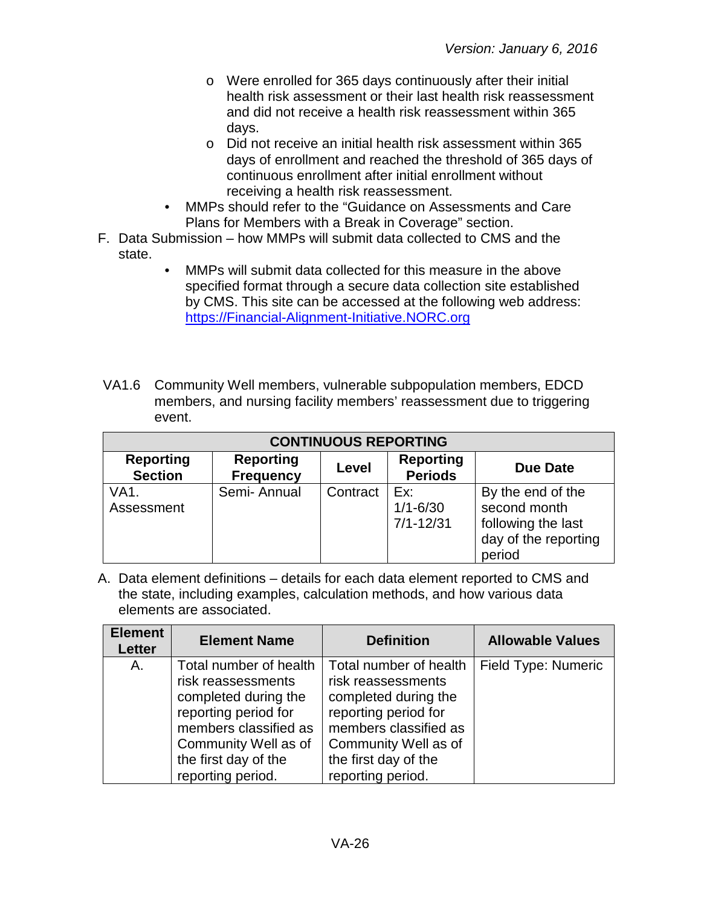- Were enrolled for 365 days continuously after their initial health risk assessment or their last health risk reassessment and did not receive a health risk reassessment within 365 days.
- Did not receive an initial health risk assessment within 365 days of enrollment and reached the threshold of 365 days of continuous enrollment after initial enrollment without receiving a health risk reassessment.

- MMPs should refer to the "Guidance on Assessments and Care Plans for Members with a Break in Coverage" section.

F. Data Submission – how MMPs will submit data collected to CMS and the state.

- MMPs will submit data collected for this measure in the above specified format through a secure data collection site established by CMS. This site can be accessed at the following web address: [https://Financial-Alignment-Initiative.NORC.org](https://Financial-Alignment-Initiative.NORC.org)

VA1.6 Community Well members, vulnerable subpopulation members, EDCD members, and nursing facility members' reassessment due to triggering event.

| CONTINUOUS REPORTING | | | | |
|---|---|---|---|---|
| **Reporting Section** | **Reporting Frequency** | **Level** | **Reporting Periods** | **Due Date** |
| VA1. Assessment | Semi- Annual | Contract | Ex: 1/1-6/30 7/1-12/31 | By the end of the second month following the last day of the reporting period |

A. Data element definitions – details for each data element reported to CMS and the state, including examples, calculation methods, and how various data elements are associated.

| Element Letter | Element Name | Definition | Allowable Values |
|---|---|---|---|
| A. | Total number of health risk reassessments completed during the reporting period for members classified as Community Well as of the first day of the reporting period. | Total number of health risk reassessments completed during the reporting period for members classified as Community Well as of the first day of the reporting period. | Field Type: Numeric |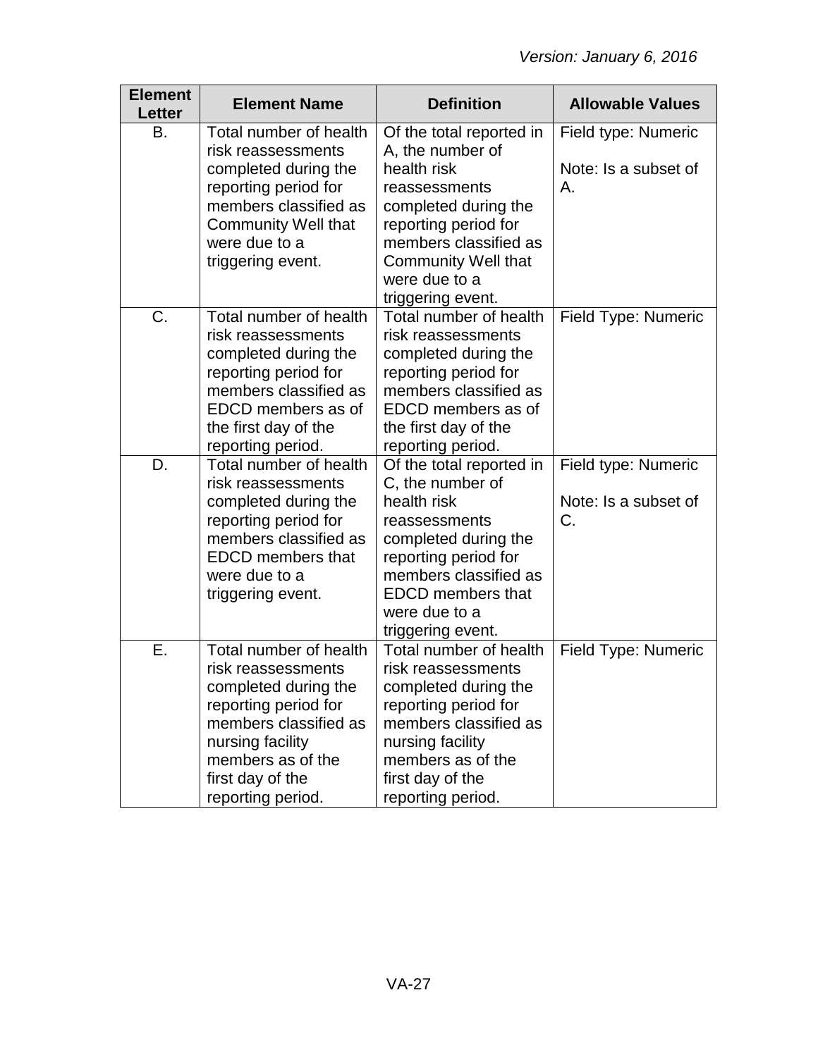| Element Letter | Element Name | Definition | Allowable Values |
|---|---|---|---|
| B. | Total number of health risk reassessments completed during the reporting period for members classified as Community Well that were due to a triggering event. | Of the total reported in A, the number of health risk reassessments completed during the reporting period for members classified as Community Well that were due to a triggering event. | Field type: Numeric<br><br>Note: Is a subset of A. |
| C. | Total number of health risk reassessments completed during the reporting period for members classified as EDCD members as of the first day of the reporting period. | Total number of health risk reassessments completed during the reporting period for members classified as EDCD members as of the first day of the reporting period. | Field Type: Numeric |
| D. | Total number of health risk reassessments completed during the reporting period for members classified as EDCD members that were due to a triggering event. | Of the total reported in C, the number of health risk reassessments completed during the reporting period for members classified as EDCD members that were due to a triggering event. | Field type: Numeric<br><br>Note: Is a subset of C. |
| E. | Total number of health risk reassessments completed during the reporting period for members classified as nursing facility members as of the first day of the reporting period. | Total number of health risk reassessments completed during the reporting period for members classified as nursing facility members as of the first day of the reporting period. | Field Type: Numeric |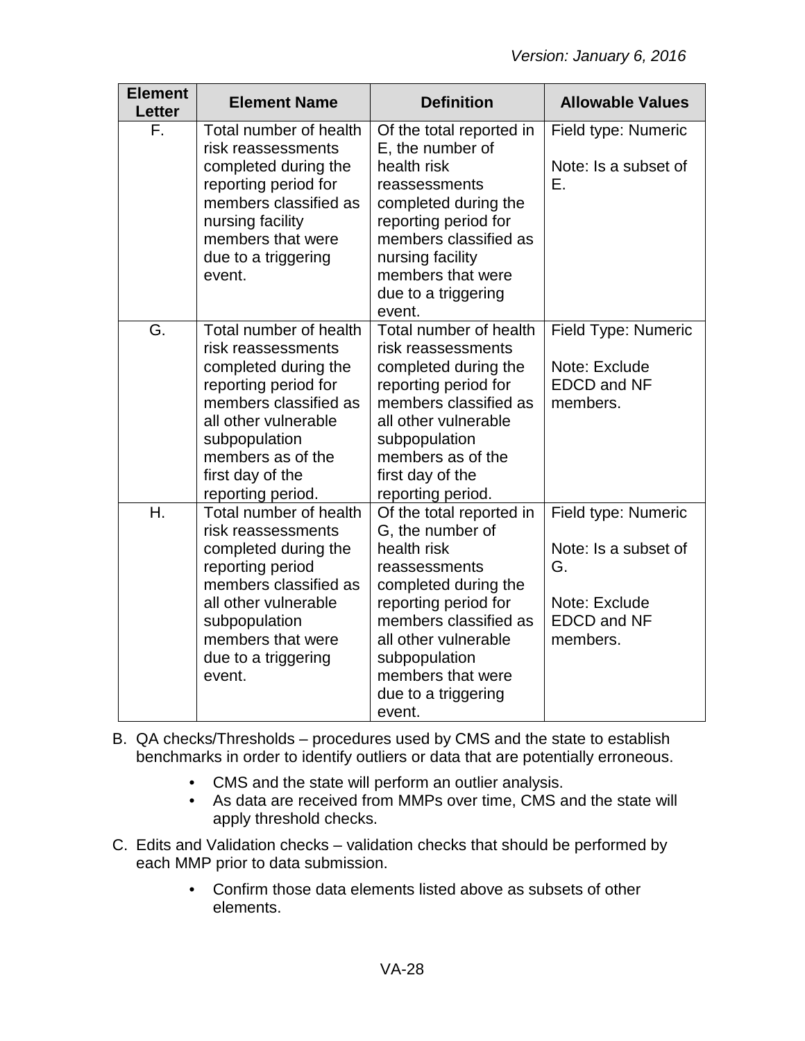| Element Letter | Element Name | Definition | Allowable Values |
|---|---|---|---|
| F. | Total number of health risk reassessments completed during the reporting period for members classified as nursing facility members that were due to a triggering event. | Of the total reported in E, the number of health risk reassessments completed during the reporting period for members classified as nursing facility members that were due to a triggering event. | Field type: Numeric<br><br>Note: Is a subset of E. |
| G. | Total number of health risk reassessments completed during the reporting period for members classified as all other vulnerable subpopulation members as of the first day of the reporting period. | Total number of health risk reassessments completed during the reporting period for members classified as all other vulnerable subpopulation members as of the first day of the reporting period. | Field Type: Numeric<br><br>Note: Exclude EDCD and NF members. |
| H. | Total number of health risk reassessments completed during the reporting period members classified as all other vulnerable subpopulation members that were due to a triggering event. | Of the total reported in G, the number of health risk reassessments completed during the reporting period for members classified as all other vulnerable subpopulation members that were due to a triggering event. | Field type: Numeric<br><br>Note: Is a subset of G.<br><br>Note: Exclude EDCD and NF members. |

B. QA checks/Thresholds – procedures used by CMS and the state to establish benchmarks in order to identify outliers or data that are potentially erroneous.

- CMS and the state will perform an outlier analysis.
- As data are received from MMPs over time, CMS and the state will apply threshold checks.

C. Edits and Validation checks – validation checks that should be performed by each MMP prior to data submission.

- Confirm those data elements listed above as subsets of other elements.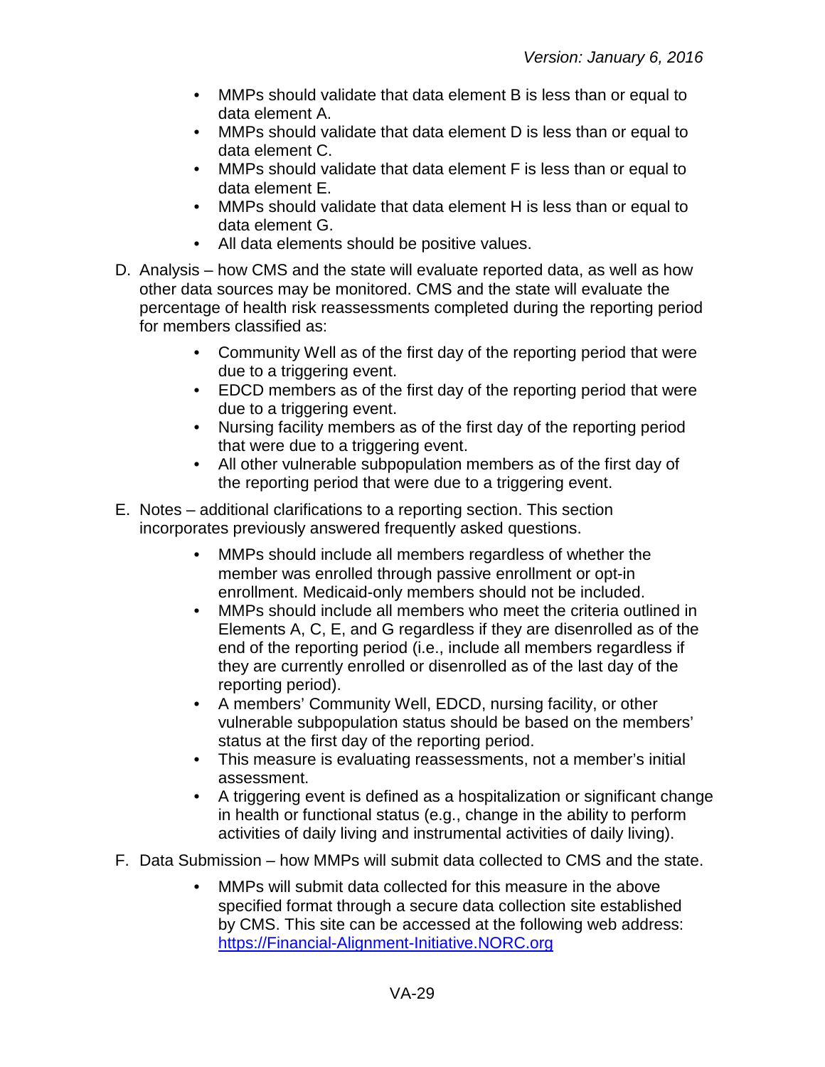- MMPs should validate that data element B is less than or equal to data element A.
- MMPs should validate that data element D is less than or equal to data element C.
- MMPs should validate that data element F is less than or equal to data element E.
- MMPs should validate that data element H is less than or equal to data element G.
- All data elements should be positive values.

D. Analysis – how CMS and the state will evaluate reported data, as well as how other data sources may be monitored. CMS and the state will evaluate the percentage of health risk reassessments completed during the reporting period for members classified as:

- Community Well as of the first day of the reporting period that were due to a triggering event.
- EDCD members as of the first day of the reporting period that were due to a triggering event.
- Nursing facility members as of the first day of the reporting period that were due to a triggering event.
- All other vulnerable subpopulation members as of the first day of the reporting period that were due to a triggering event.

E. Notes – additional clarifications to a reporting section. This section incorporates previously answered frequently asked questions.

- MMPs should include all members regardless of whether the member was enrolled through passive enrollment or opt-in enrollment. Medicaid-only members should not be included.
- MMPs should include all members who meet the criteria outlined in Elements A, C, E, and G regardless if they are disenrolled as of the end of the reporting period (i.e., include all members regardless if they are currently enrolled or disenrolled as of the last day of the reporting period).
- A members' Community Well, EDCD, nursing facility, or other vulnerable subpopulation status should be based on the members' status at the first day of the reporting period.
- This measure is evaluating reassessments, not a member's initial assessment.
- A triggering event is defined as a hospitalization or significant change in health or functional status (e.g., change in the ability to perform activities of daily living and instrumental activities of daily living).

F. Data Submission – how MMPs will submit data collected to CMS and the state.

- MMPs will submit data collected for this measure in the above specified format through a secure data collection site established by CMS. This site can be accessed at the following web address: [https://Financial-Alignment-Initiative.NORC.org](https://Financial-Alignment-Initiative.NORC.org)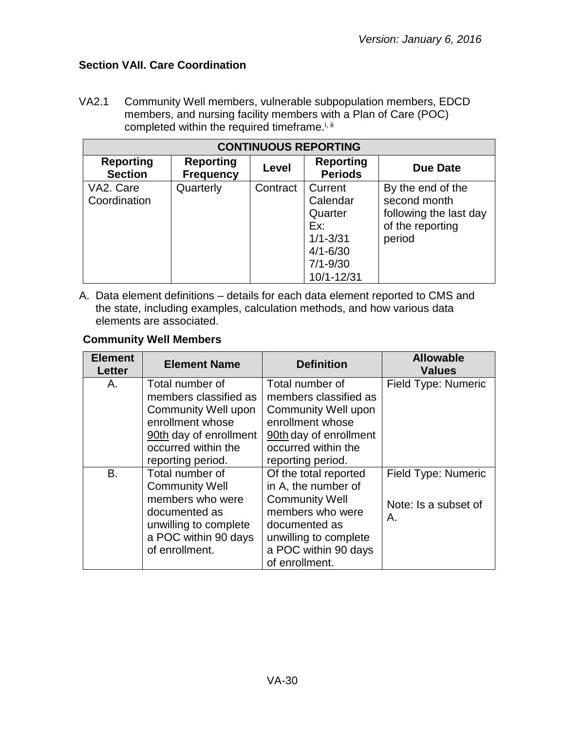*Version: January 6, 2016*

## Section VAII. Care Coordination

VA2.1 Community Well members, vulnerable subpopulation members, EDCD members, and nursing facility members with a Plan of Care (POC) completed within the required timeframe.[i, ii]

| CONTINUOUS REPORTING | | | | |
|---|---|---|---|---|
| **Reporting Section** | **Reporting Frequency** | **Level** | **Reporting Periods** | **Due Date** |
| VA2. Care Coordination | Quarterly | Contract | Current Calendar Quarter<br>Ex:<br>1/1-3/31<br>4/1-6/30<br>7/1-9/30<br>10/1-12/31 | By the end of the second month following the last day of the reporting period |

A. Data element definitions – details for each data element reported to CMS and the state, including examples, calculation methods, and how various data elements are associated.

**Community Well Members**

| Element Letter | Element Name | Definition | Allowable Values |
|---|---|---|---|
| A. | Total number of members classified as Community Well upon enrollment whose 90th day of enrollment occurred within the reporting period. | Total number of members classified as Community Well upon enrollment whose 90th day of enrollment occurred within the reporting period. | Field Type: Numeric |
| B. | Total number of Community Well members who were documented as unwilling to complete a POC within 90 days of enrollment. | Of the total reported in A, the number of Community Well members who were documented as unwilling to complete a POC within 90 days of enrollment. | Field Type: Numeric<br><br>Note: Is a subset of A. |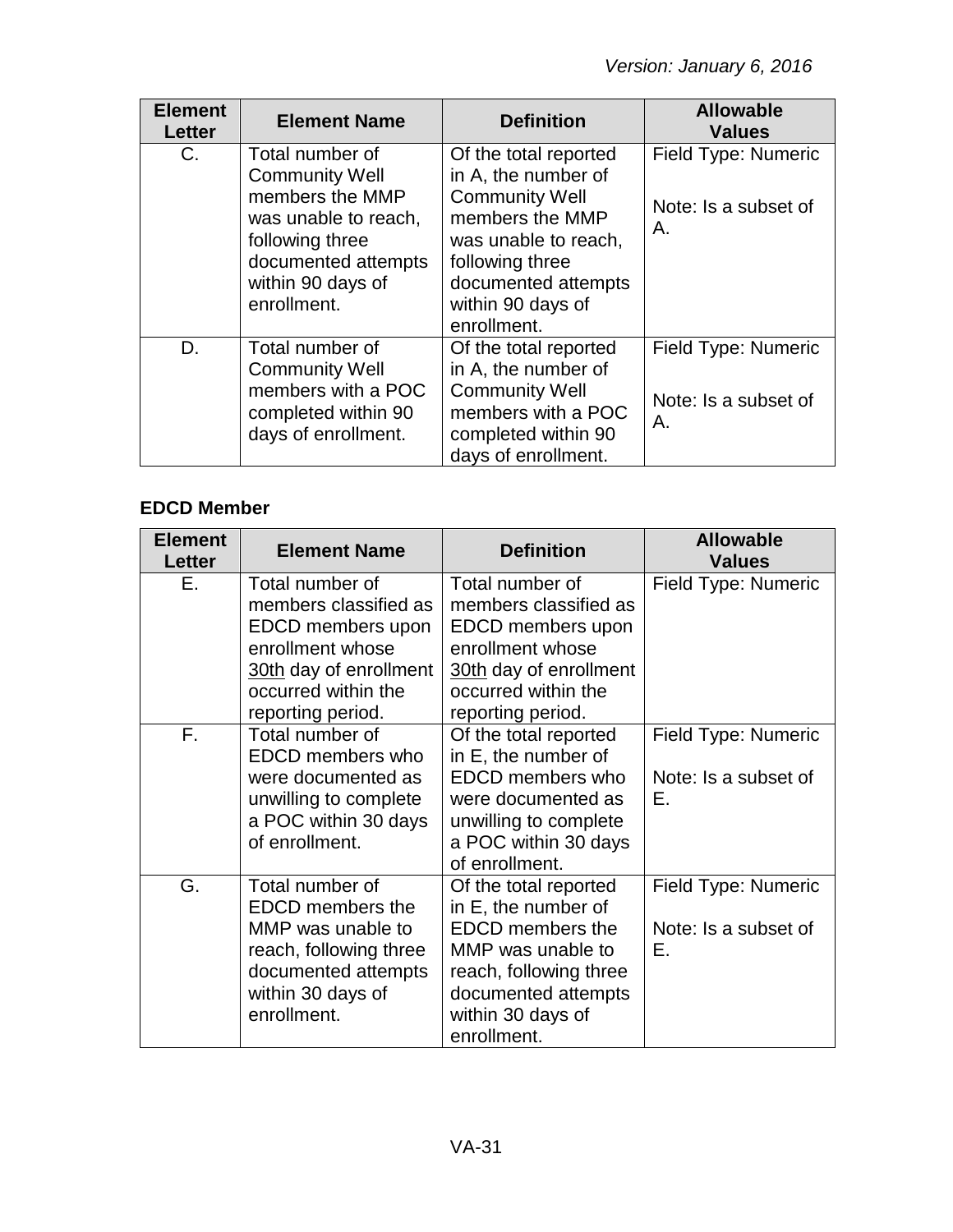| Element Letter | Element Name | Definition | Allowable Values |
|---|---|---|---|
| C. | Total number of Community Well members the MMP was unable to reach, following three documented attempts within 90 days of enrollment. | Of the total reported in A, the number of Community Well members the MMP was unable to reach, following three documented attempts within 90 days of enrollment. | Field Type: Numeric<br><br>Note: Is a subset of A. |
| D. | Total number of Community Well members with a POC completed within 90 days of enrollment. | Of the total reported in A, the number of Community Well members with a POC completed within 90 days of enrollment. | Field Type: Numeric<br><br>Note: Is a subset of A. |

**EDCD Member**

| Element Letter | Element Name | Definition | Allowable Values |
|---|---|---|---|
| E. | Total number of members classified as EDCD members upon enrollment whose 30th day of enrollment occurred within the reporting period. | Total number of members classified as EDCD members upon enrollment whose 30th day of enrollment occurred within the reporting period. | Field Type: Numeric |
| F. | Total number of EDCD members who were documented as unwilling to complete a POC within 30 days of enrollment. | Of the total reported in E, the number of EDCD members who were documented as unwilling to complete a POC within 30 days of enrollment. | Field Type: Numeric<br><br>Note: Is a subset of E. |
| G. | Total number of EDCD members the MMP was unable to reach, following three documented attempts within 30 days of enrollment. | Of the total reported in E, the number of EDCD members the MMP was unable to reach, following three documented attempts within 30 days of enrollment. | Field Type: Numeric<br><br>Note: Is a subset of E. |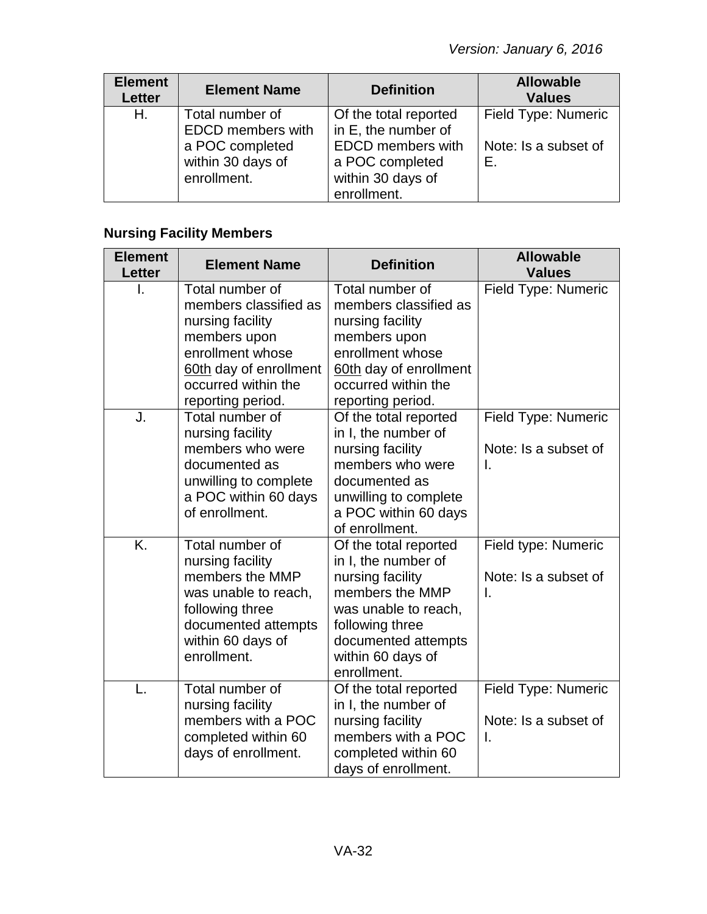| Element Letter | Element Name | Definition | Allowable Values |
|---|---|---|---|
| H. | Total number of EDCD members with a POC completed within 30 days of enrollment. | Of the total reported in E, the number of EDCD members with a POC completed within 30 days of enrollment. | Field Type: Numeric<br><br>Note: Is a subset of E. |

**Nursing Facility Members**

| Element Letter | Element Name | Definition | Allowable Values |
|---|---|---|---|
| I. | Total number of members classified as nursing facility members upon enrollment whose 60th day of enrollment occurred within the reporting period. | Total number of members classified as nursing facility members upon enrollment whose 60th day of enrollment occurred within the reporting period. | Field Type: Numeric |
| J. | Total number of nursing facility members who were documented as unwilling to complete a POC within 60 days of enrollment. | Of the total reported in I, the number of nursing facility members who were documented as unwilling to complete a POC within 60 days of enrollment. | Field Type: Numeric<br><br>Note: Is a subset of I. |
| K. | Total number of nursing facility members the MMP was unable to reach, following three documented attempts within 60 days of enrollment. | Of the total reported in I, the number of nursing facility members the MMP was unable to reach, following three documented attempts within 60 days of enrollment. | Field type: Numeric<br><br>Note: Is a subset of I. |
| L. | Total number of nursing facility members with a POC completed within 60 days of enrollment. | Of the total reported in I, the number of nursing facility members with a POC completed within 60 days of enrollment. | Field Type: Numeric<br><br>Note: Is a subset of I. |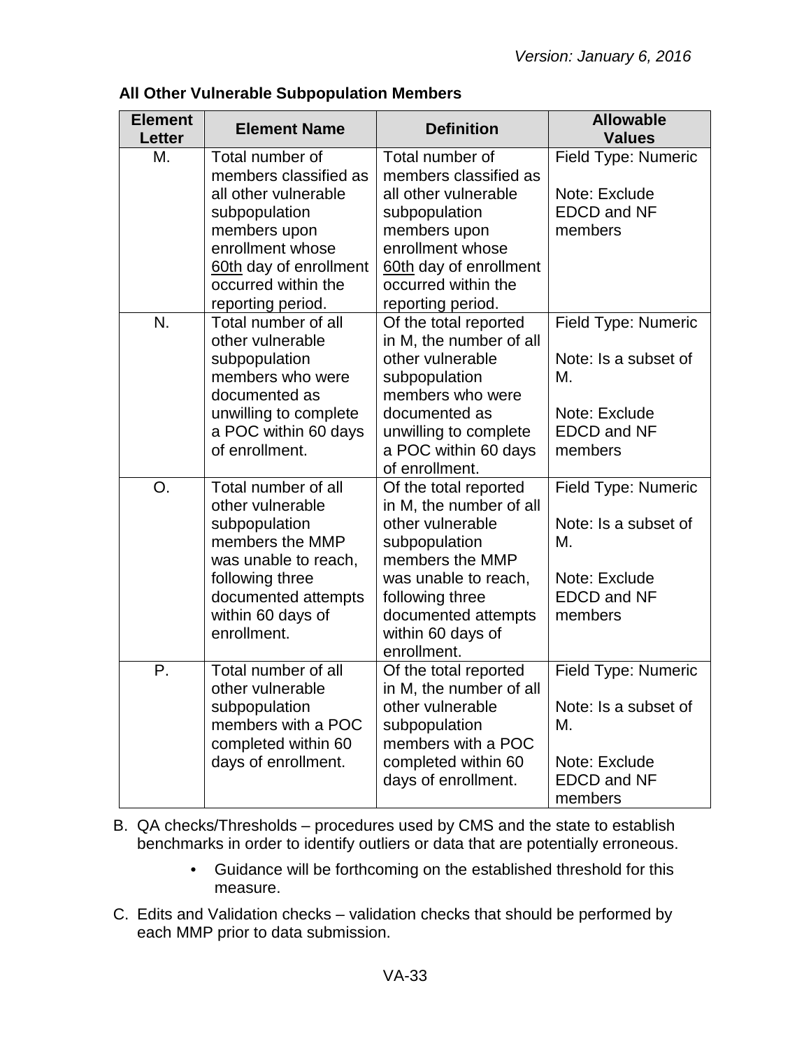**All Other Vulnerable Subpopulation Members**

| Element Letter | Element Name | Definition | Allowable Values |
|---|---|---|---|
| M. | Total number of members classified as all other vulnerable subpopulation members upon enrollment whose 60th day of enrollment occurred within the reporting period. | Total number of members classified as all other vulnerable subpopulation members upon enrollment whose 60th day of enrollment occurred within the reporting period. | Field Type: Numeric<br><br>Note: Exclude EDCD and NF members |
| N. | Total number of all other vulnerable subpopulation members who were documented as unwilling to complete a POC within 60 days of enrollment. | Of the total reported in M, the number of all other vulnerable subpopulation members who were documented as unwilling to complete a POC within 60 days of enrollment. | Field Type: Numeric<br><br>Note: Is a subset of M.<br><br>Note: Exclude EDCD and NF members |
| O. | Total number of all other vulnerable subpopulation members the MMP was unable to reach, following three documented attempts within 60 days of enrollment. | Of the total reported in M, the number of all other vulnerable subpopulation members the MMP was unable to reach, following three documented attempts within 60 days of enrollment. | Field Type: Numeric<br><br>Note: Is a subset of M.<br><br>Note: Exclude EDCD and NF members |
| P. | Total number of all other vulnerable subpopulation members with a POC completed within 60 days of enrollment. | Of the total reported in M, the number of all other vulnerable subpopulation members with a POC completed within 60 days of enrollment. | Field Type: Numeric<br><br>Note: Is a subset of M.<br><br>Note: Exclude EDCD and NF members |

B. QA checks/Thresholds – procedures used by CMS and the state to establish benchmarks in order to identify outliers or data that are potentially erroneous.

- Guidance will be forthcoming on the established threshold for this measure.

C. Edits and Validation checks – validation checks that should be performed by each MMP prior to data submission.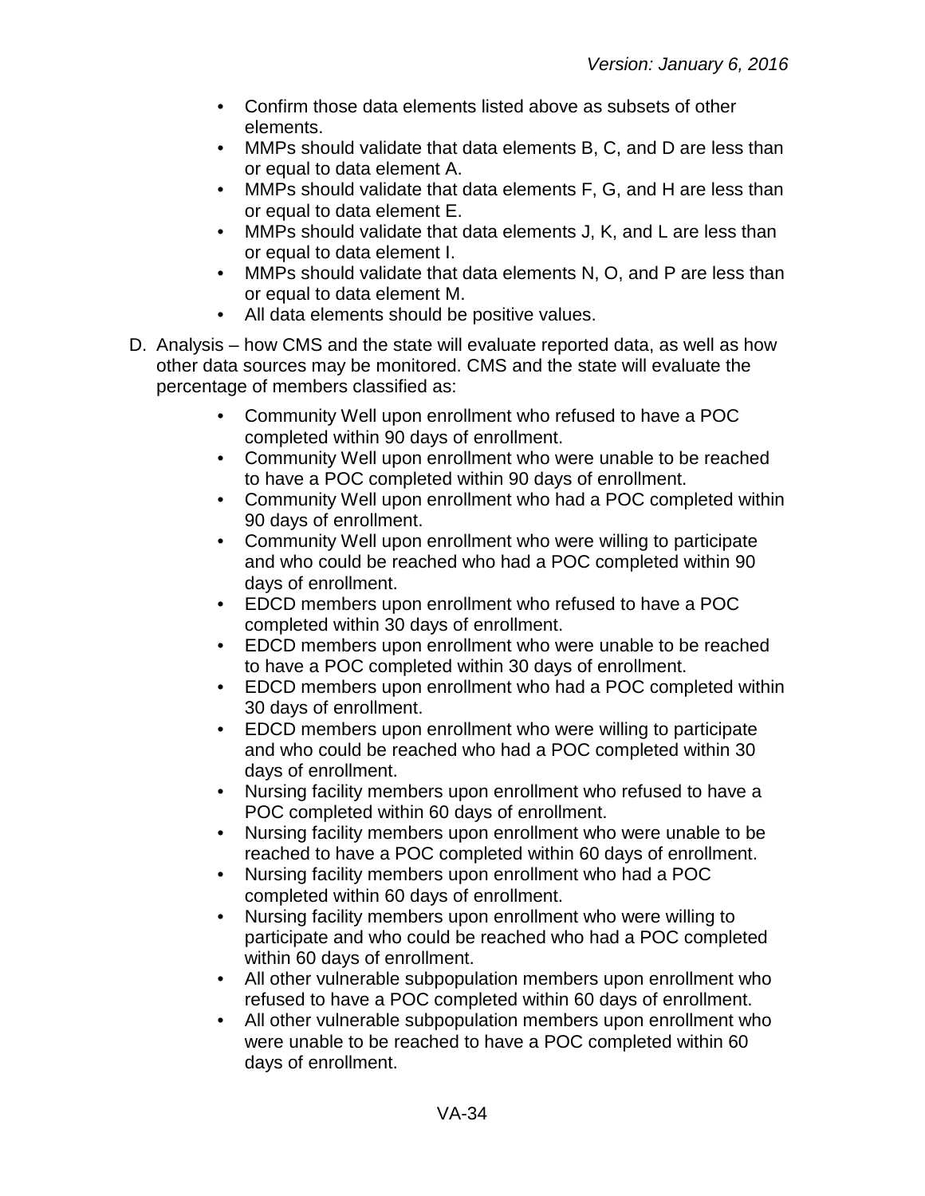- Confirm those data elements listed above as subsets of other elements.
- MMPs should validate that data elements B, C, and D are less than or equal to data element A.
- MMPs should validate that data elements F, G, and H are less than or equal to data element E.
- MMPs should validate that data elements J, K, and L are less than or equal to data element I.
- MMPs should validate that data elements N, O, and P are less than or equal to data element M.
- All data elements should be positive values.

D. Analysis – how CMS and the state will evaluate reported data, as well as how other data sources may be monitored. CMS and the state will evaluate the percentage of members classified as:

- Community Well upon enrollment who refused to have a POC completed within 90 days of enrollment.
- Community Well upon enrollment who were unable to be reached to have a POC completed within 90 days of enrollment.
- Community Well upon enrollment who had a POC completed within 90 days of enrollment.
- Community Well upon enrollment who were willing to participate and who could be reached who had a POC completed within 90 days of enrollment.
- EDCD members upon enrollment who refused to have a POC completed within 30 days of enrollment.
- EDCD members upon enrollment who were unable to be reached to have a POC completed within 30 days of enrollment.
- EDCD members upon enrollment who had a POC completed within 30 days of enrollment.
- EDCD members upon enrollment who were willing to participate and who could be reached who had a POC completed within 30 days of enrollment.
- Nursing facility members upon enrollment who refused to have a POC completed within 60 days of enrollment.
- Nursing facility members upon enrollment who were unable to be reached to have a POC completed within 60 days of enrollment.
- Nursing facility members upon enrollment who had a POC completed within 60 days of enrollment.
- Nursing facility members upon enrollment who were willing to participate and who could be reached who had a POC completed within 60 days of enrollment.
- All other vulnerable subpopulation members upon enrollment who refused to have a POC completed within 60 days of enrollment.
- All other vulnerable subpopulation members upon enrollment who were unable to be reached to have a POC completed within 60 days of enrollment.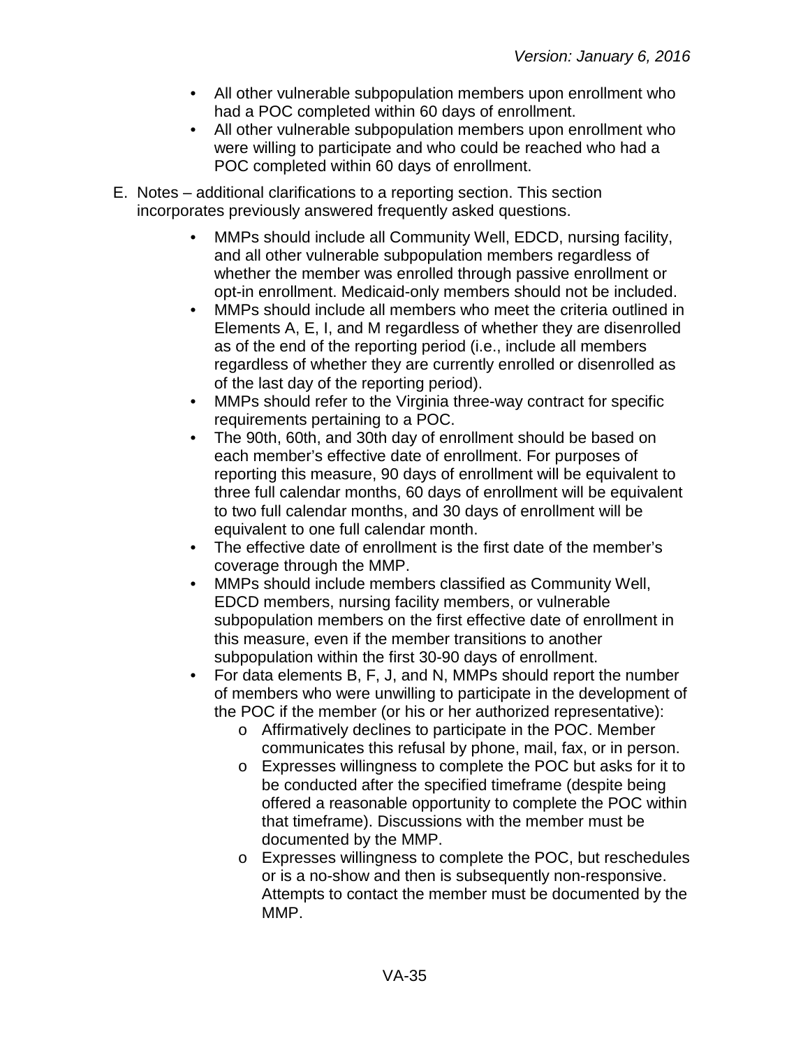- All other vulnerable subpopulation members upon enrollment who had a POC completed within 60 days of enrollment.
- All other vulnerable subpopulation members upon enrollment who were willing to participate and who could be reached who had a POC completed within 60 days of enrollment.

E. Notes – additional clarifications to a reporting section. This section incorporates previously answered frequently asked questions.

- MMPs should include all Community Well, EDCD, nursing facility, and all other vulnerable subpopulation members regardless of whether the member was enrolled through passive enrollment or opt-in enrollment. Medicaid-only members should not be included.
- MMPs should include all members who meet the criteria outlined in Elements A, E, I, and M regardless of whether they are disenrolled as of the end of the reporting period (i.e., include all members regardless of whether they are currently enrolled or disenrolled as of the last day of the reporting period).
- MMPs should refer to the Virginia three-way contract for specific requirements pertaining to a POC.
- The 90th, 60th, and 30th day of enrollment should be based on each member's effective date of enrollment. For purposes of reporting this measure, 90 days of enrollment will be equivalent to three full calendar months, 60 days of enrollment will be equivalent to two full calendar months, and 30 days of enrollment will be equivalent to one full calendar month.
- The effective date of enrollment is the first date of the member's coverage through the MMP.
- MMPs should include members classified as Community Well, EDCD members, nursing facility members, or vulnerable subpopulation members on the first effective date of enrollment in this measure, even if the member transitions to another subpopulation within the first 30-90 days of enrollment.
- For data elements B, F, J, and N, MMPs should report the number of members who were unwilling to participate in the development of the POC if the member (or his or her authorized representative):
  - Affirmatively declines to participate in the POC. Member communicates this refusal by phone, mail, fax, or in person.
  - Expresses willingness to complete the POC but asks for it to be conducted after the specified timeframe (despite being offered a reasonable opportunity to complete the POC within that timeframe). Discussions with the member must be documented by the MMP.
  - Expresses willingness to complete the POC, but reschedules or is a no-show and then is subsequently non-responsive. Attempts to contact the member must be documented by the MMP.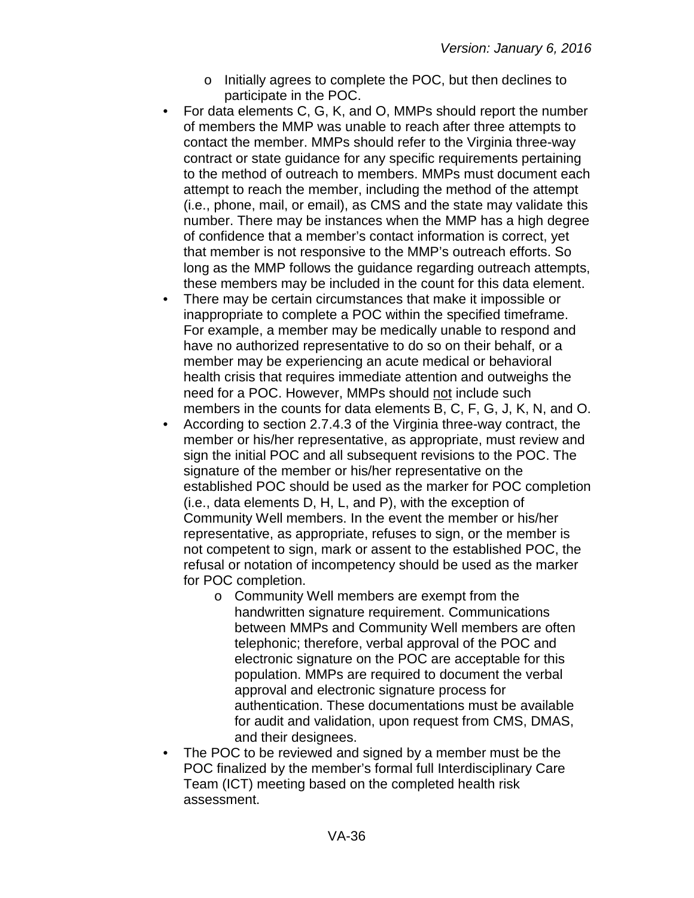- Initially agrees to complete the POC, but then declines to participate in the POC.
- For data elements C, G, K, and O, MMPs should report the number of members the MMP was unable to reach after three attempts to contact the member. MMPs should refer to the Virginia three-way contract or state guidance for any specific requirements pertaining to the method of outreach to members. MMPs must document each attempt to reach the member, including the method of the attempt (i.e., phone, mail, or email), as CMS and the state may validate this number. There may be instances when the MMP has a high degree of confidence that a member's contact information is correct, yet that member is not responsive to the MMP's outreach efforts. So long as the MMP follows the guidance regarding outreach attempts, these members may be included in the count for this data element.
- There may be certain circumstances that make it impossible or inappropriate to complete a POC within the specified timeframe. For example, a member may be medically unable to respond and have no authorized representative to do so on their behalf, or a member may be experiencing an acute medical or behavioral health crisis that requires immediate attention and outweighs the need for a POC. However, MMPs should <u>not</u> include such members in the counts for data elements B, C, F, G, J, K, N, and O.
- According to section 2.7.4.3 of the Virginia three-way contract, the member or his/her representative, as appropriate, must review and sign the initial POC and all subsequent revisions to the POC. The signature of the member or his/her representative on the established POC should be used as the marker for POC completion (i.e., data elements D, H, L, and P), with the exception of Community Well members. In the event the member or his/her representative, as appropriate, refuses to sign, or the member is not competent to sign, mark or assent to the established POC, the refusal or notation of incompetency should be used as the marker for POC completion.
   - Community Well members are exempt from the handwritten signature requirement. Communications between MMPs and Community Well members are often telephonic; therefore, verbal approval of the POC and electronic signature on the POC are acceptable for this population. MMPs are required to document the verbal approval and electronic signature process for authentication. These documentations must be available for audit and validation, upon request from CMS, DMAS, and their designees.
- The POC to be reviewed and signed by a member must be the POC finalized by the member's formal full Interdisciplinary Care Team (ICT) meeting based on the completed health risk assessment.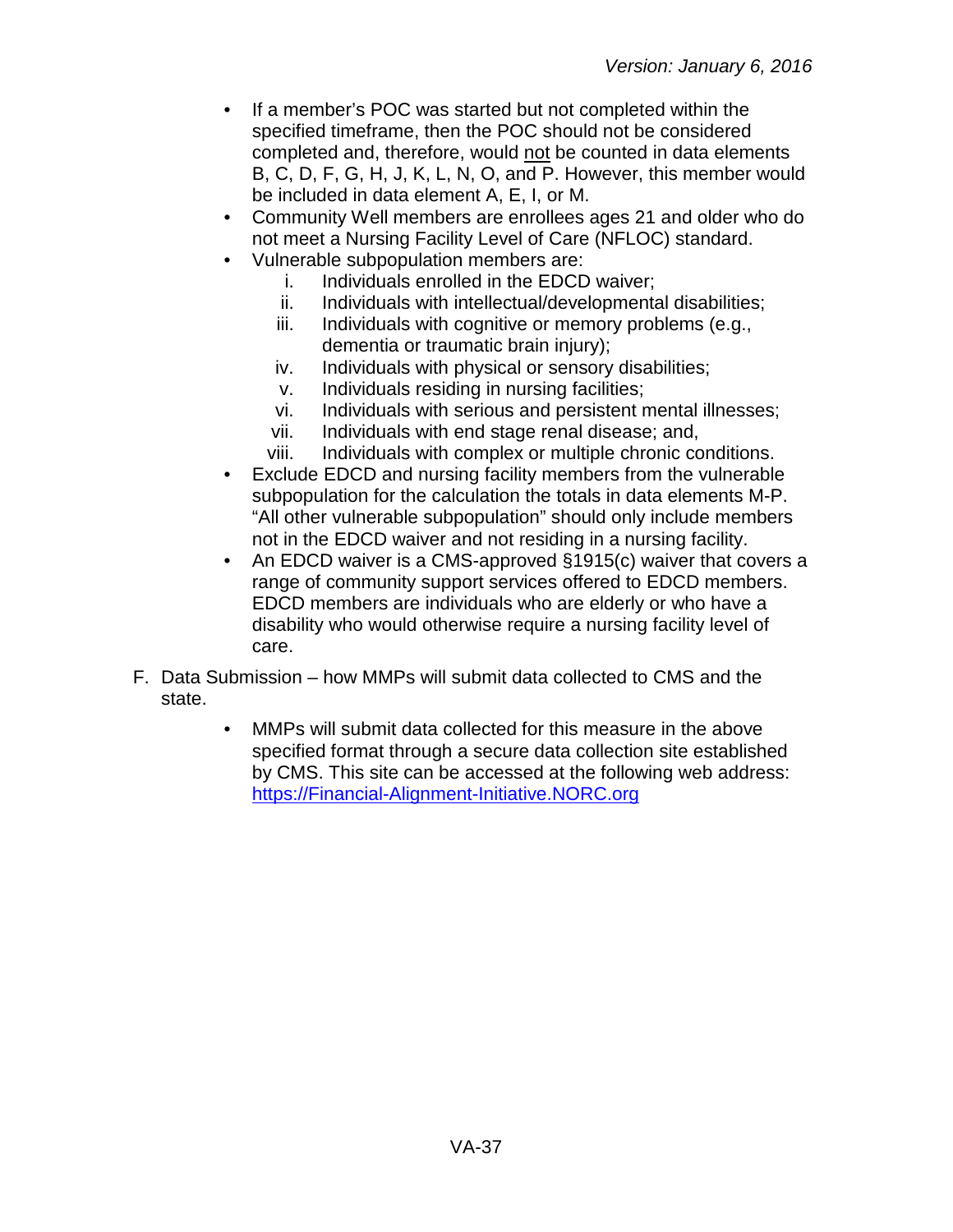- If a member's POC was started but not completed within the specified timeframe, then the POC should not be considered completed and, therefore, would <u>not</u> be counted in data elements B, C, D, F, G, H, J, K, L, N, O, and P. However, this member would be included in data element A, E, I, or M.
- Community Well members are enrollees ages 21 and older who do not meet a Nursing Facility Level of Care (NFLOC) standard.
- Vulnerable subpopulation members are:
  i. Individuals enrolled in the EDCD waiver;
  ii. Individuals with intellectual/developmental disabilities;
  iii. Individuals with cognitive or memory problems (e.g., dementia or traumatic brain injury);
  iv. Individuals with physical or sensory disabilities;
  v. Individuals residing in nursing facilities;
  vi. Individuals with serious and persistent mental illnesses;
  vii. Individuals with end stage renal disease; and,
  viii. Individuals with complex or multiple chronic conditions.
- Exclude EDCD and nursing facility members from the vulnerable subpopulation for the calculation the totals in data elements M-P. "All other vulnerable subpopulation" should only include members not in the EDCD waiver and not residing in a nursing facility.
- An EDCD waiver is a CMS-approved §1915(c) waiver that covers a range of community support services offered to EDCD members. EDCD members are individuals who are elderly or who have a disability who would otherwise require a nursing facility level of care.

F. Data Submission – how MMPs will submit data collected to CMS and the state.

- MMPs will submit data collected for this measure in the above specified format through a secure data collection site established by CMS. This site can be accessed at the following web address: [https://Financial-Alignment-Initiative.NORC.org](https://Financial-Alignment-Initiative.NORC.org)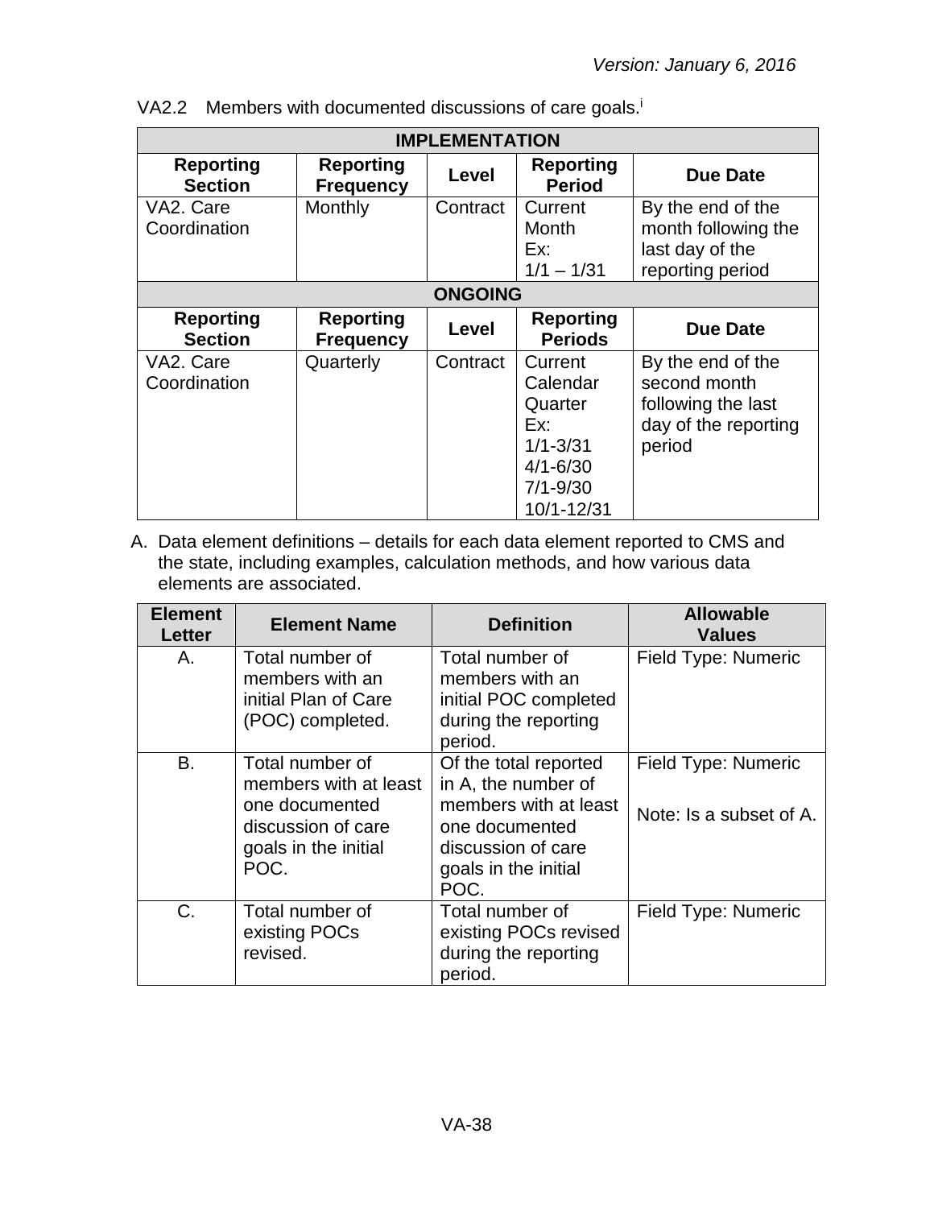VA2.2 Members with documented discussions of care goals.[i]

| IMPLEMENTATION | | | | |
|---|---|---|---|---|
| **Reporting Section** | **Reporting Frequency** | **Level** | **Reporting Period** | **Due Date** |
| VA2. Care Coordination | Monthly | Contract | Current Month Ex: 1/1 – 1/31 | By the end of the month following the last day of the reporting period |
| **ONGOING** | | | | |
| **Reporting Section** | **Reporting Frequency** | **Level** | **Reporting Periods** | **Due Date** |
| VA2. Care Coordination | Quarterly | Contract | Current Calendar Quarter Ex: 1/1-3/31 4/1-6/30 7/1-9/30 10/1-12/31 | By the end of the second month following the last day of the reporting period |

A. Data element definitions – details for each data element reported to CMS and the state, including examples, calculation methods, and how various data elements are associated.

| Element Letter | Element Name | Definition | Allowable Values |
|---|---|---|---|
| A. | Total number of members with an initial Plan of Care (POC) completed. | Total number of members with an initial POC completed during the reporting period. | Field Type: Numeric |
| B. | Total number of members with at least one documented discussion of care goals in the initial POC. | Of the total reported in A, the number of members with at least one documented discussion of care goals in the initial POC. | Field Type: Numeric<br><br>Note: Is a subset of A. |
| C. | Total number of existing POCs revised. | Total number of existing POCs revised during the reporting period. | Field Type: Numeric |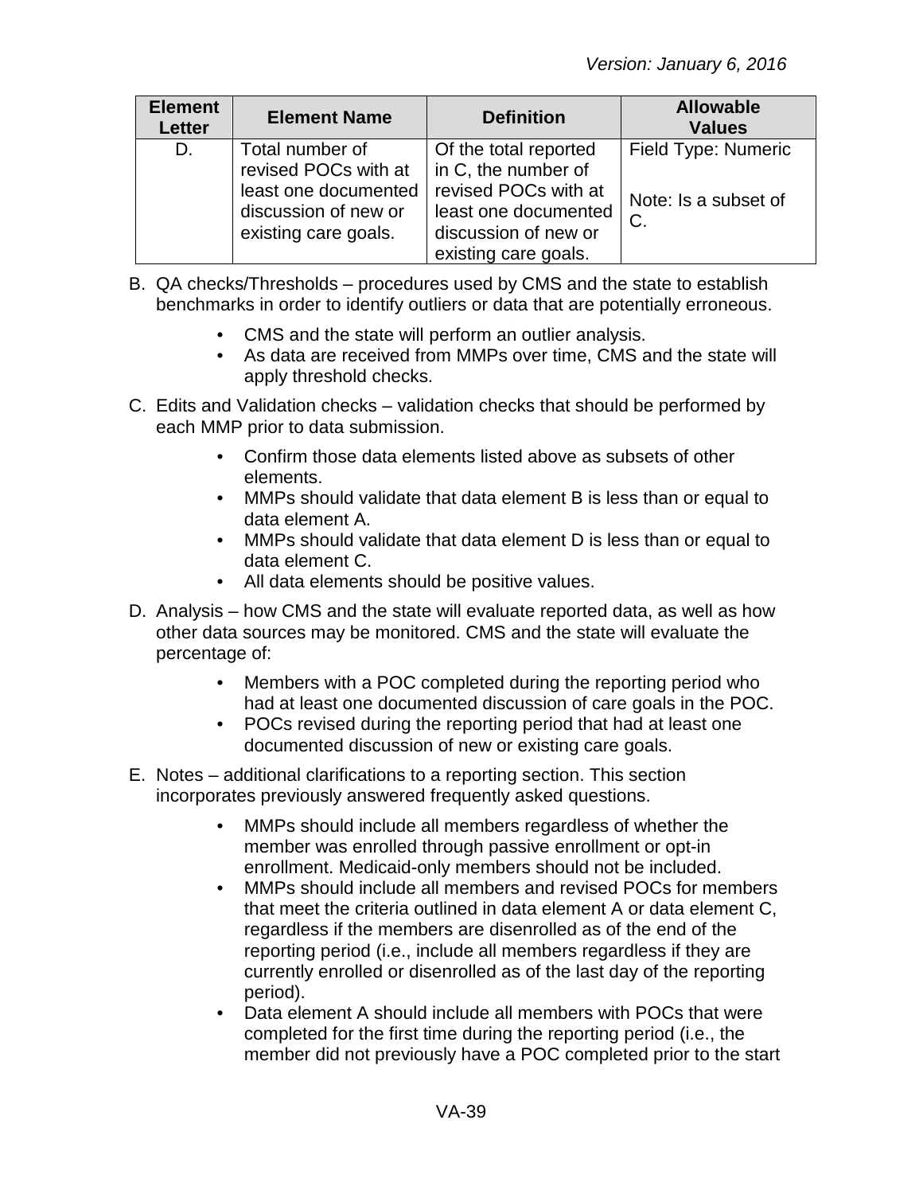| Element Letter | Element Name | Definition | Allowable Values |
|---|---|---|---|
| D. | Total number of revised POCs with at least one documented discussion of new or existing care goals. | Of the total reported in C, the number of revised POCs with at least one documented discussion of new or existing care goals. | Field Type: Numeric<br><br>Note: Is a subset of C. |

B. QA checks/Thresholds – procedures used by CMS and the state to establish benchmarks in order to identify outliers or data that are potentially erroneous.

- CMS and the state will perform an outlier analysis.
- As data are received from MMPs over time, CMS and the state will apply threshold checks.

C. Edits and Validation checks – validation checks that should be performed by each MMP prior to data submission.

- Confirm those data elements listed above as subsets of other elements.
- MMPs should validate that data element B is less than or equal to data element A.
- MMPs should validate that data element D is less than or equal to data element C.
- All data elements should be positive values.

D. Analysis – how CMS and the state will evaluate reported data, as well as how other data sources may be monitored. CMS and the state will evaluate the percentage of:

- Members with a POC completed during the reporting period who had at least one documented discussion of care goals in the POC.
- POCs revised during the reporting period that had at least one documented discussion of new or existing care goals.

E. Notes – additional clarifications to a reporting section. This section incorporates previously answered frequently asked questions.

- MMPs should include all members regardless of whether the member was enrolled through passive enrollment or opt-in enrollment. Medicaid-only members should not be included.
- MMPs should include all members and revised POCs for members that meet the criteria outlined in data element A or data element C, regardless if the members are disenrolled as of the end of the reporting period (i.e., include all members regardless if they are currently enrolled or disenrolled as of the last day of the reporting period).
- Data element A should include all members with POCs that were completed for the first time during the reporting period (i.e., the member did not previously have a POC completed prior to the start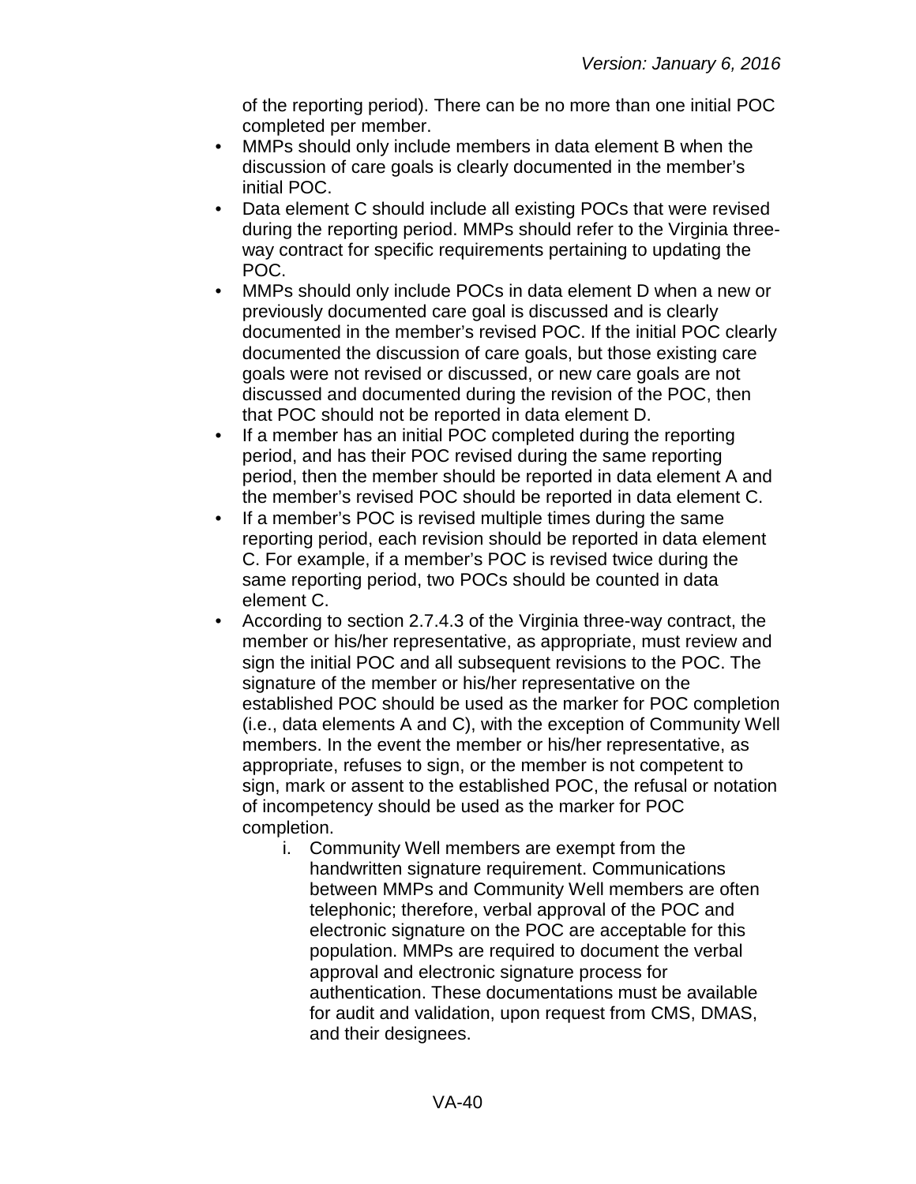of the reporting period). There can be no more than one initial POC completed per member.

- MMPs should only include members in data element B when the discussion of care goals is clearly documented in the member's initial POC.
- Data element C should include all existing POCs that were revised during the reporting period. MMPs should refer to the Virginia three-way contract for specific requirements pertaining to updating the POC.
- MMPs should only include POCs in data element D when a new or previously documented care goal is discussed and is clearly documented in the member's revised POC. If the initial POC clearly documented the discussion of care goals, but those existing care goals were not revised or discussed, or new care goals are not discussed and documented during the revision of the POC, then that POC should not be reported in data element D.
- If a member has an initial POC completed during the reporting period, and has their POC revised during the same reporting period, then the member should be reported in data element A and the member's revised POC should be reported in data element C.
- If a member's POC is revised multiple times during the same reporting period, each revision should be reported in data element C. For example, if a member's POC is revised twice during the same reporting period, two POCs should be counted in data element C.
- According to section 2.7.4.3 of the Virginia three-way contract, the member or his/her representative, as appropriate, must review and sign the initial POC and all subsequent revisions to the POC. The signature of the member or his/her representative on the established POC should be used as the marker for POC completion (i.e., data elements A and C), with the exception of Community Well members. In the event the member or his/her representative, as appropriate, refuses to sign, or the member is not competent to sign, mark or assent to the established POC, the refusal or notation of incompetency should be used as the marker for POC completion.
    i. Community Well members are exempt from the handwritten signature requirement. Communications between MMPs and Community Well members are often telephonic; therefore, verbal approval of the POC and electronic signature on the POC are acceptable for this population. MMPs are required to document the verbal approval and electronic signature process for authentication. These documentations must be available for audit and validation, upon request from CMS, DMAS, and their designees.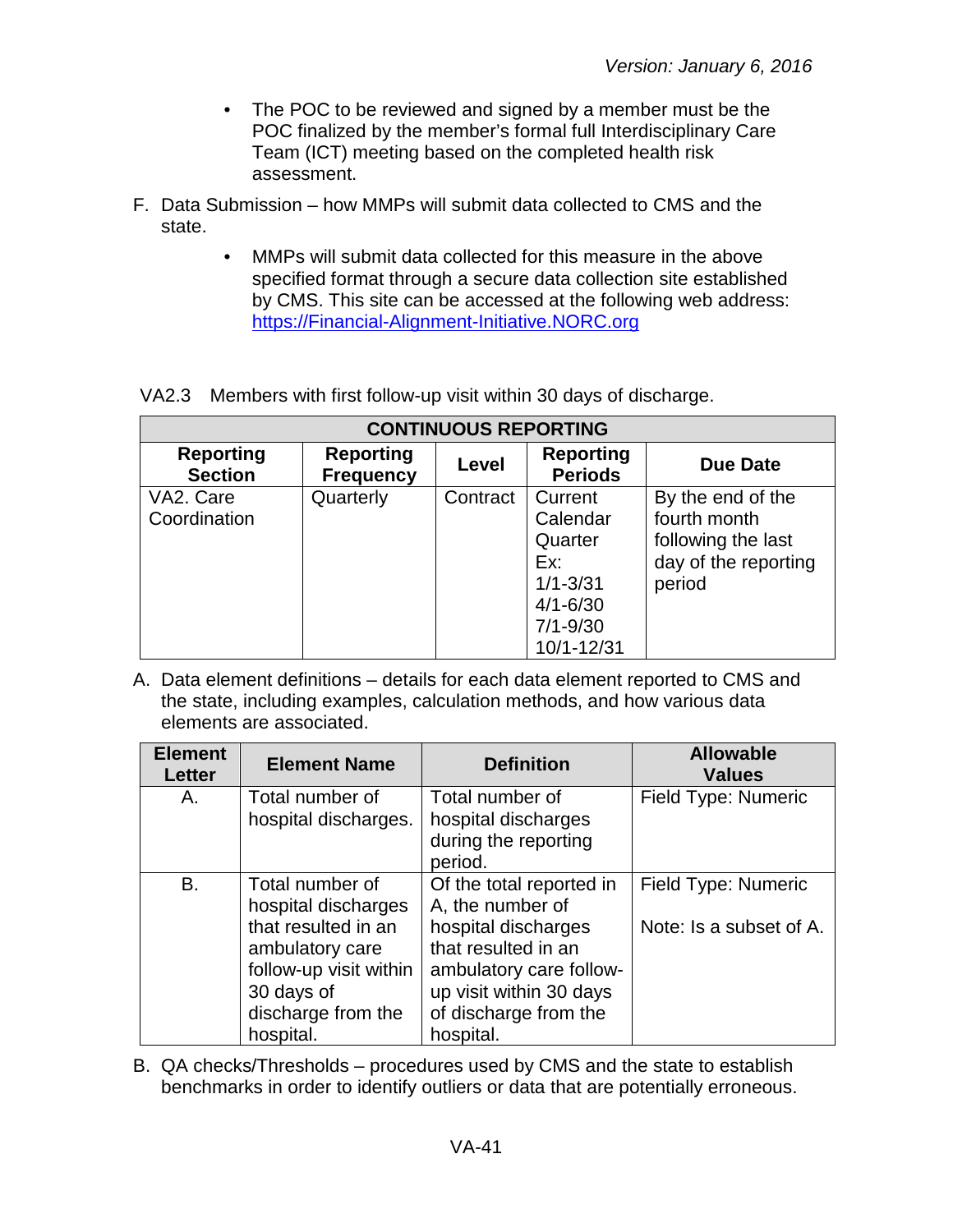- The POC to be reviewed and signed by a member must be the POC finalized by the member's formal full Interdisciplinary Care Team (ICT) meeting based on the completed health risk assessment.

F. Data Submission – how MMPs will submit data collected to CMS and the state.

- MMPs will submit data collected for this measure in the above specified format through a secure data collection site established by CMS. This site can be accessed at the following web address: [https://Financial-Alignment-Initiative.NORC.org](https://Financial-Alignment-Initiative.NORC.org)

VA2.3 Members with first follow-up visit within 30 days of discharge.

| CONTINUOUS REPORTING | | | | |
|---|---|---|---|---|
| **Reporting Section** | **Reporting Frequency** | **Level** | **Reporting Periods** | **Due Date** |
| VA2. Care Coordination | Quarterly | Contract | Current Calendar Quarter<br>Ex:<br>1/1-3/31<br>4/1-6/30<br>7/1-9/30<br>10/1-12/31 | By the end of the fourth month following the last day of the reporting period |

A. Data element definitions – details for each data element reported to CMS and the state, including examples, calculation methods, and how various data elements are associated.

| Element Letter | Element Name | Definition | Allowable Values |
|---|---|---|---|
| A. | Total number of hospital discharges. | Total number of hospital discharges during the reporting period. | Field Type: Numeric |
| B. | Total number of hospital discharges that resulted in an ambulatory care follow-up visit within 30 days of discharge from the hospital. | Of the total reported in A, the number of hospital discharges that resulted in an ambulatory care follow-up visit within 30 days of discharge from the hospital. | Field Type: Numeric<br><br>Note: Is a subset of A. |

B. QA checks/Thresholds – procedures used by CMS and the state to establish benchmarks in order to identify outliers or data that are potentially erroneous.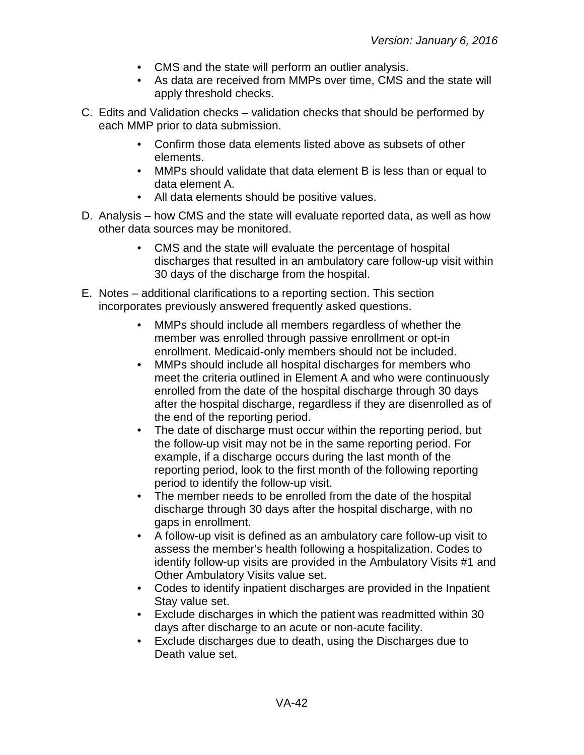- CMS and the state will perform an outlier analysis.
- As data are received from MMPs over time, CMS and the state will apply threshold checks.

C. Edits and Validation checks – validation checks that should be performed by each MMP prior to data submission.

- Confirm those data elements listed above as subsets of other elements.
- MMPs should validate that data element B is less than or equal to data element A.
- All data elements should be positive values.

D. Analysis – how CMS and the state will evaluate reported data, as well as how other data sources may be monitored.

- CMS and the state will evaluate the percentage of hospital discharges that resulted in an ambulatory care follow-up visit within 30 days of the discharge from the hospital.

E. Notes – additional clarifications to a reporting section. This section incorporates previously answered frequently asked questions.

- MMPs should include all members regardless of whether the member was enrolled through passive enrollment or opt-in enrollment. Medicaid-only members should not be included.
- MMPs should include all hospital discharges for members who meet the criteria outlined in Element A and who were continuously enrolled from the date of the hospital discharge through 30 days after the hospital discharge, regardless if they are disenrolled as of the end of the reporting period.
- The date of discharge must occur within the reporting period, but the follow-up visit may not be in the same reporting period. For example, if a discharge occurs during the last month of the reporting period, look to the first month of the following reporting period to identify the follow-up visit.
- The member needs to be enrolled from the date of the hospital discharge through 30 days after the hospital discharge, with no gaps in enrollment.
- A follow-up visit is defined as an ambulatory care follow-up visit to assess the member's health following a hospitalization. Codes to identify follow-up visits are provided in the Ambulatory Visits #1 and Other Ambulatory Visits value set.
- Codes to identify inpatient discharges are provided in the Inpatient Stay value set.
- Exclude discharges in which the patient was readmitted within 30 days after discharge to an acute or non-acute facility.
- Exclude discharges due to death, using the Discharges due to Death value set.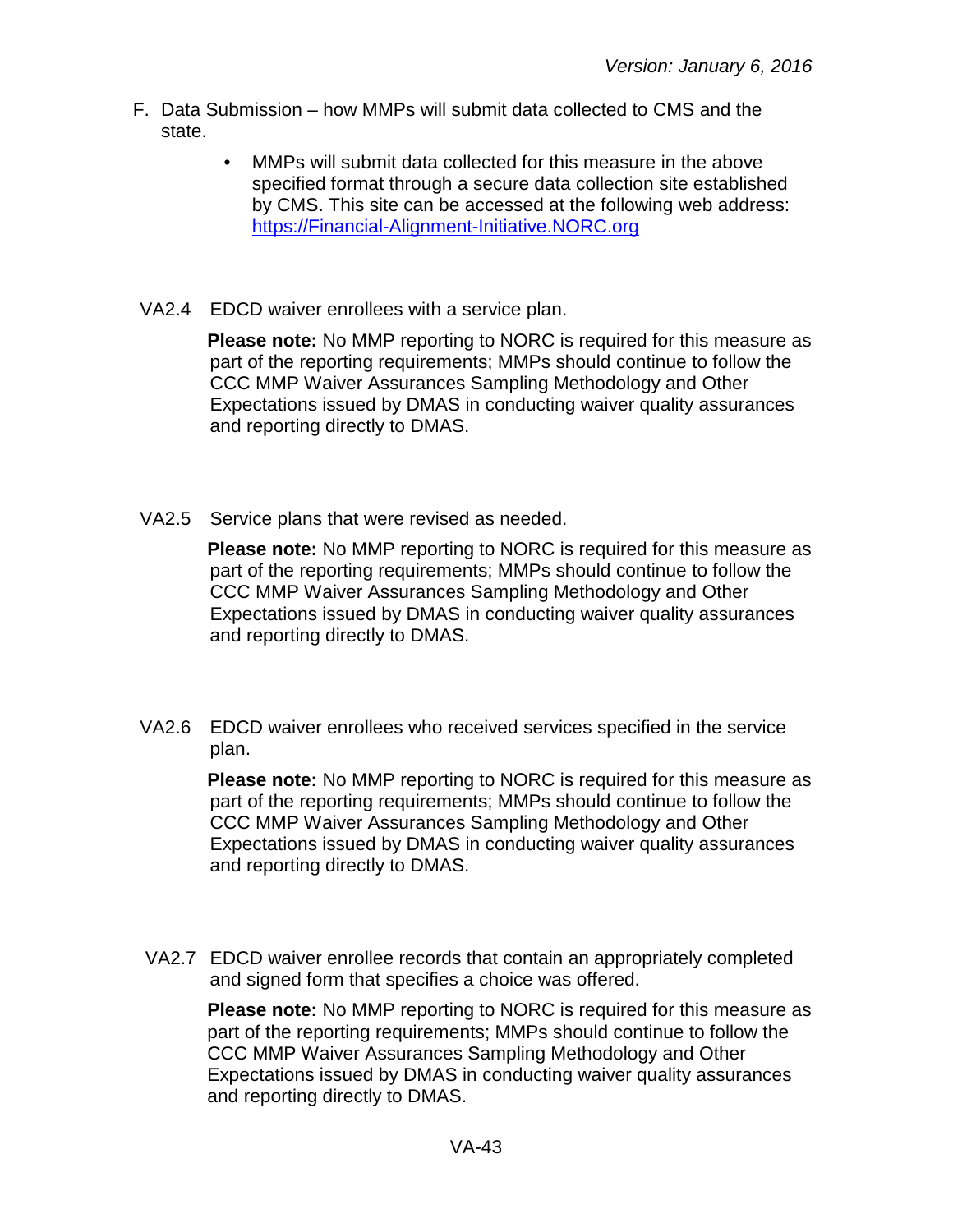F. Data Submission – how MMPs will submit data collected to CMS and the state.

- MMPs will submit data collected for this measure in the above specified format through a secure data collection site established by CMS. This site can be accessed at the following web address: [https://Financial-Alignment-Initiative.NORC.org](https://Financial-Alignment-Initiative.NORC.org)

VA2.4 EDCD waiver enrollees with a service plan.

**Please note:** No MMP reporting to NORC is required for this measure as part of the reporting requirements; MMPs should continue to follow the CCC MMP Waiver Assurances Sampling Methodology and Other Expectations issued by DMAS in conducting waiver quality assurances and reporting directly to DMAS.

VA2.5 Service plans that were revised as needed.

**Please note:** No MMP reporting to NORC is required for this measure as part of the reporting requirements; MMPs should continue to follow the CCC MMP Waiver Assurances Sampling Methodology and Other Expectations issued by DMAS in conducting waiver quality assurances and reporting directly to DMAS.

VA2.6 EDCD waiver enrollees who received services specified in the service plan.

**Please note:** No MMP reporting to NORC is required for this measure as part of the reporting requirements; MMPs should continue to follow the CCC MMP Waiver Assurances Sampling Methodology and Other Expectations issued by DMAS in conducting waiver quality assurances and reporting directly to DMAS.

VA2.7 EDCD waiver enrollee records that contain an appropriately completed and signed form that specifies a choice was offered.

**Please note:** No MMP reporting to NORC is required for this measure as part of the reporting requirements; MMPs should continue to follow the CCC MMP Waiver Assurances Sampling Methodology and Other Expectations issued by DMAS in conducting waiver quality assurances and reporting directly to DMAS.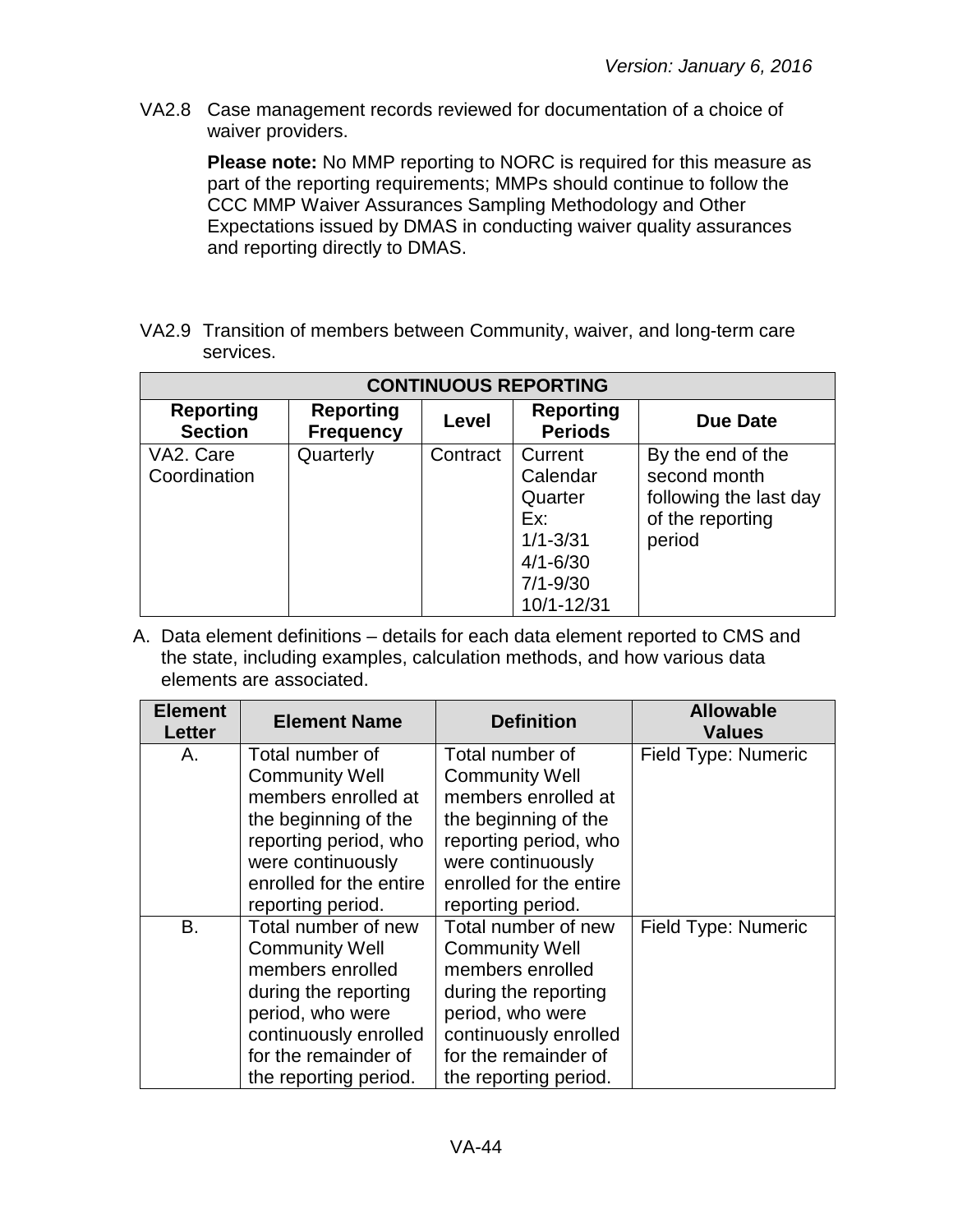VA2.8 Case management records reviewed for documentation of a choice of waiver providers.

**Please note:** No MMP reporting to NORC is required for this measure as part of the reporting requirements; MMPs should continue to follow the CCC MMP Waiver Assurances Sampling Methodology and Other Expectations issued by DMAS in conducting waiver quality assurances and reporting directly to DMAS.

VA2.9 Transition of members between Community, waiver, and long-term care services.

| CONTINUOUS REPORTING | | | | |
|---|---|---|---|---|
| **Reporting Section** | **Reporting Frequency** | **Level** | **Reporting Periods** | **Due Date** |
| VA2. Care Coordination | Quarterly | Contract | Current Calendar Quarter Ex: 1/1-3/31 4/1-6/30 7/1-9/30 10/1-12/31 | By the end of the second month following the last day of the reporting period |

A. Data element definitions – details for each data element reported to CMS and the state, including examples, calculation methods, and how various data elements are associated.

| Element Letter | Element Name | Definition | Allowable Values |
|---|---|---|---|
| A. | Total number of Community Well members enrolled at the beginning of the reporting period, who were continuously enrolled for the entire reporting period. | Total number of Community Well members enrolled at the beginning of the reporting period, who were continuously enrolled for the entire reporting period. | Field Type: Numeric |
| B. | Total number of new Community Well members enrolled during the reporting period, who were continuously enrolled for the remainder of the reporting period. | Total number of new Community Well members enrolled during the reporting period, who were continuously enrolled for the remainder of the reporting period. | Field Type: Numeric |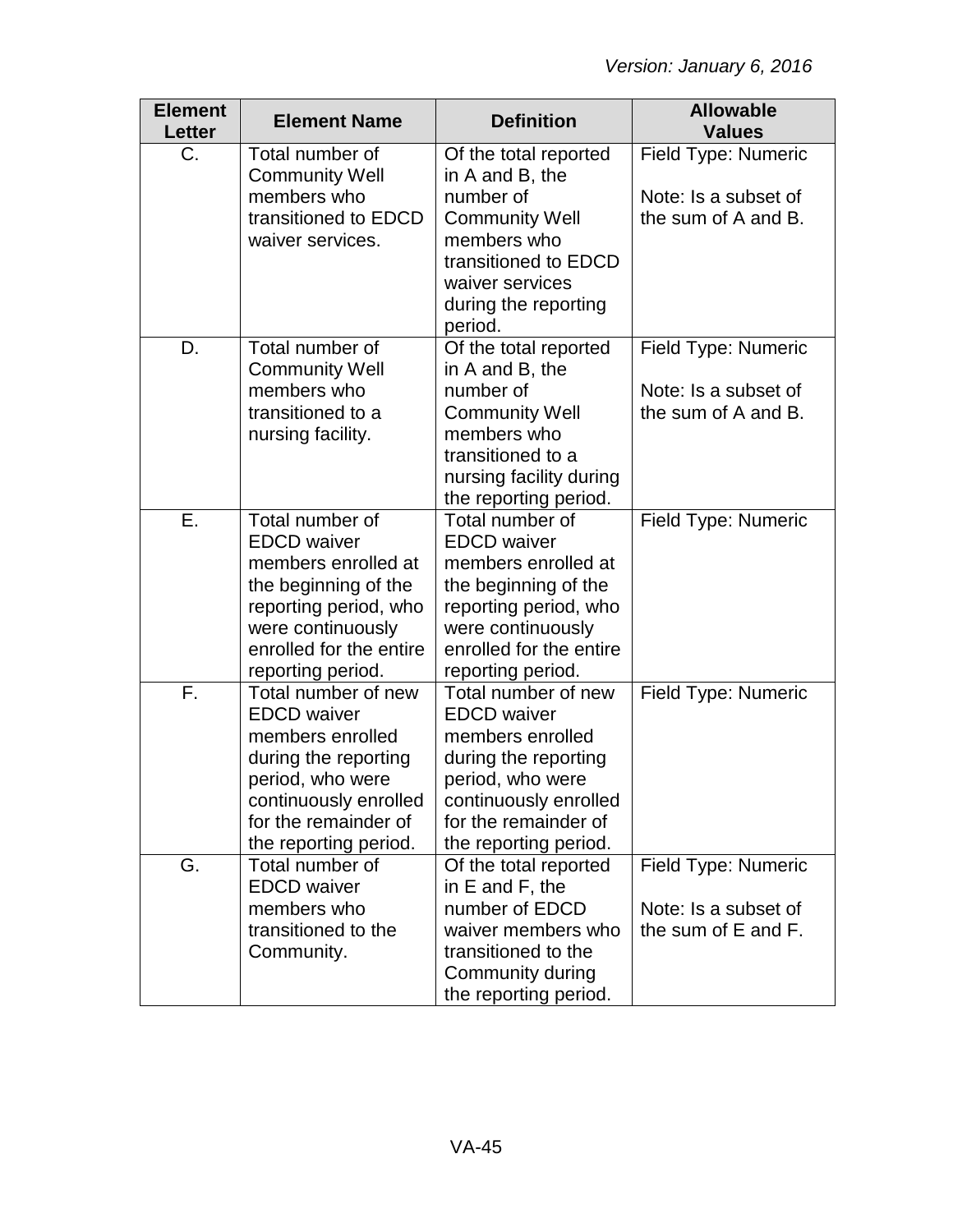*Version: January 6, 2016*

| Element Letter | Element Name | Definition | Allowable Values |
|---|---|---|---|
| C. | Total number of Community Well members who transitioned to EDCD waiver services. | Of the total reported in A and B, the number of Community Well members who transitioned to EDCD waiver services during the reporting period. | Field Type: Numeric<br><br>Note: Is a subset of the sum of A and B. |
| D. | Total number of Community Well members who transitioned to a nursing facility. | Of the total reported in A and B, the number of Community Well members who transitioned to a nursing facility during the reporting period. | Field Type: Numeric<br><br>Note: Is a subset of the sum of A and B. |
| E. | Total number of EDCD waiver members enrolled at the beginning of the reporting period, who were continuously enrolled for the entire reporting period. | Total number of EDCD waiver members enrolled at the beginning of the reporting period, who were continuously enrolled for the entire reporting period. | Field Type: Numeric |
| F. | Total number of new EDCD waiver members enrolled during the reporting period, who were continuously enrolled for the remainder of the reporting period. | Total number of new EDCD waiver members enrolled during the reporting period, who were continuously enrolled for the remainder of the reporting period. | Field Type: Numeric |
| G. | Total number of EDCD waiver members who transitioned to the Community. | Of the total reported in E and F, the number of EDCD waiver members who transitioned to the Community during the reporting period. | Field Type: Numeric<br><br>Note: Is a subset of the sum of E and F. |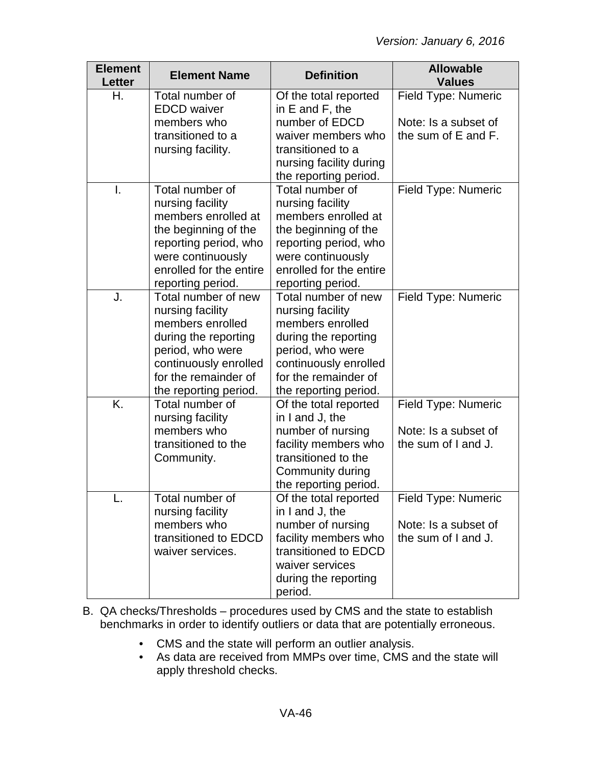*Version: January 6, 2016*

| Element Letter | Element Name | Definition | Allowable Values |
|---|---|---|---|
| H. | Total number of EDCD waiver members who transitioned to a nursing facility. | Of the total reported in E and F, the number of EDCD waiver members who transitioned to a nursing facility during the reporting period. | Field Type: Numeric<br><br>Note: Is a subset of the sum of E and F. |
| I. | Total number of nursing facility members enrolled at the beginning of the reporting period, who were continuously enrolled for the entire reporting period. | Total number of nursing facility members enrolled at the beginning of the reporting period, who were continuously enrolled for the entire reporting period. | Field Type: Numeric |
| J. | Total number of new nursing facility members enrolled during the reporting period, who were continuously enrolled for the remainder of the reporting period. | Total number of new nursing facility members enrolled during the reporting period, who were continuously enrolled for the remainder of the reporting period. | Field Type: Numeric |
| K. | Total number of nursing facility members who transitioned to the Community. | Of the total reported in I and J, the number of nursing facility members who transitioned to the Community during the reporting period. | Field Type: Numeric<br><br>Note: Is a subset of the sum of I and J. |
| L. | Total number of nursing facility members who transitioned to EDCD waiver services. | Of the total reported in I and J, the number of nursing facility members who transitioned to EDCD waiver services during the reporting period. | Field Type: Numeric<br><br>Note: Is a subset of the sum of I and J. |

B. QA checks/Thresholds – procedures used by CMS and the state to establish benchmarks in order to identify outliers or data that are potentially erroneous.

- CMS and the state will perform an outlier analysis.
- As data are received from MMPs over time, CMS and the state will apply threshold checks.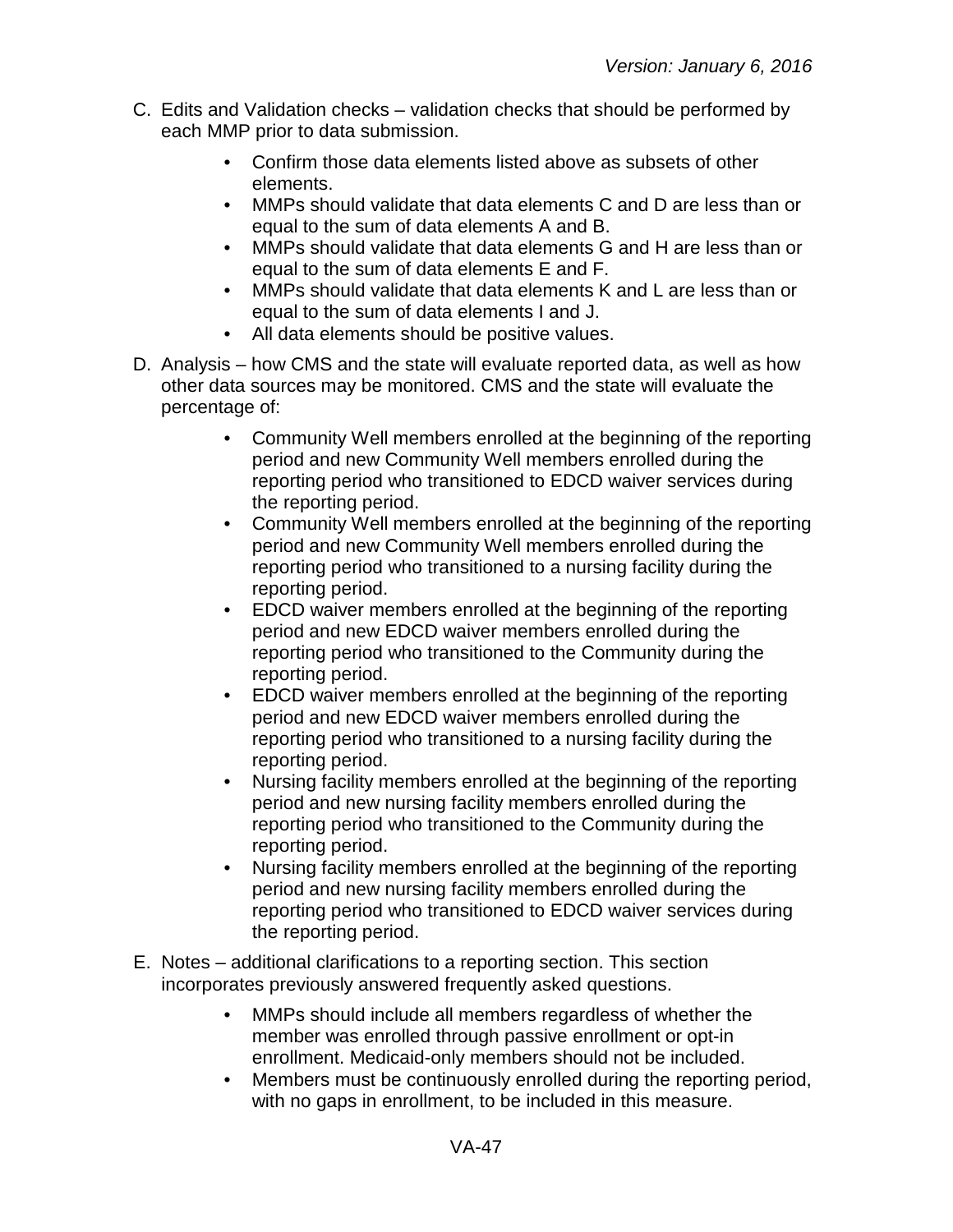C. Edits and Validation checks – validation checks that should be performed by each MMP prior to data submission.

- Confirm those data elements listed above as subsets of other elements.
- MMPs should validate that data elements C and D are less than or equal to the sum of data elements A and B.
- MMPs should validate that data elements G and H are less than or equal to the sum of data elements E and F.
- MMPs should validate that data elements K and L are less than or equal to the sum of data elements I and J.
- All data elements should be positive values.

D. Analysis – how CMS and the state will evaluate reported data, as well as how other data sources may be monitored. CMS and the state will evaluate the percentage of:

- Community Well members enrolled at the beginning of the reporting period and new Community Well members enrolled during the reporting period who transitioned to EDCD waiver services during the reporting period.
- Community Well members enrolled at the beginning of the reporting period and new Community Well members enrolled during the reporting period who transitioned to a nursing facility during the reporting period.
- EDCD waiver members enrolled at the beginning of the reporting period and new EDCD waiver members enrolled during the reporting period who transitioned to the Community during the reporting period.
- EDCD waiver members enrolled at the beginning of the reporting period and new EDCD waiver members enrolled during the reporting period who transitioned to a nursing facility during the reporting period.
- Nursing facility members enrolled at the beginning of the reporting period and new nursing facility members enrolled during the reporting period who transitioned to the Community during the reporting period.
- Nursing facility members enrolled at the beginning of the reporting period and new nursing facility members enrolled during the reporting period who transitioned to EDCD waiver services during the reporting period.

E. Notes – additional clarifications to a reporting section. This section incorporates previously answered frequently asked questions.

- MMPs should include all members regardless of whether the member was enrolled through passive enrollment or opt-in enrollment. Medicaid-only members should not be included.
- Members must be continuously enrolled during the reporting period, with no gaps in enrollment, to be included in this measure.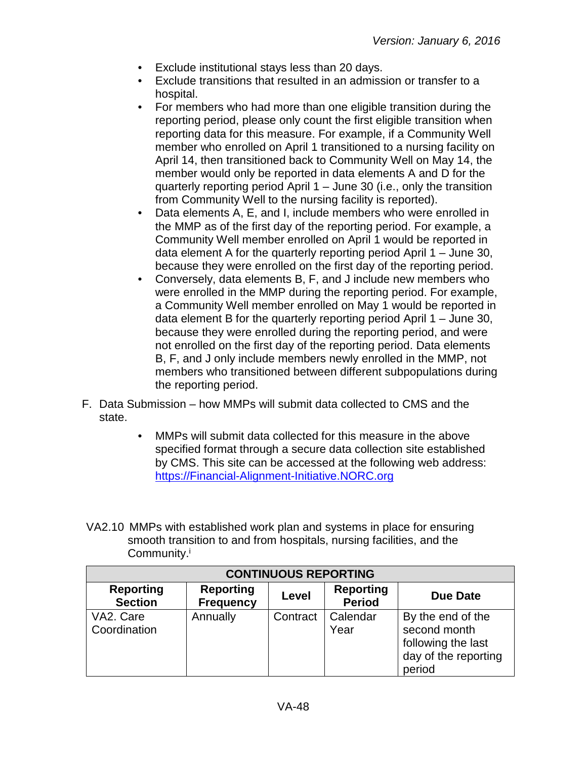- Exclude institutional stays less than 20 days.
- Exclude transitions that resulted in an admission or transfer to a hospital.
- For members who had more than one eligible transition during the reporting period, please only count the first eligible transition when reporting data for this measure. For example, if a Community Well member who enrolled on April 1 transitioned to a nursing facility on April 14, then transitioned back to Community Well on May 14, the member would only be reported in data elements A and D for the quarterly reporting period April 1 – June 30 (i.e., only the transition from Community Well to the nursing facility is reported).
- Data elements A, E, and I, include members who were enrolled in the MMP as of the first day of the reporting period. For example, a Community Well member enrolled on April 1 would be reported in data element A for the quarterly reporting period April 1 – June 30, because they were enrolled on the first day of the reporting period.
- Conversely, data elements B, F, and J include new members who were enrolled in the MMP during the reporting period. For example, a Community Well member enrolled on May 1 would be reported in data element B for the quarterly reporting period April 1 – June 30, because they were enrolled during the reporting period, and were not enrolled on the first day of the reporting period. Data elements B, F, and J only include members newly enrolled in the MMP, not members who transitioned between different subpopulations during the reporting period.

F. Data Submission – how MMPs will submit data collected to CMS and the state.

- MMPs will submit data collected for this measure in the above specified format through a secure data collection site established by CMS. This site can be accessed at the following web address: https://Financial-Alignment-Initiative.NORC.org

VA2.10 MMPs with established work plan and systems in place for ensuring smooth transition to and from hospitals, nursing facilities, and the Community.[i]

| CONTINUOUS REPORTING | | | | |
|---|---|---|---|---|
| **Reporting Section** | **Reporting Frequency** | **Level** | **Reporting Period** | **Due Date** |
| VA2. Care Coordination | Annually | Contract | Calendar Year | By the end of the second month following the last day of the reporting period |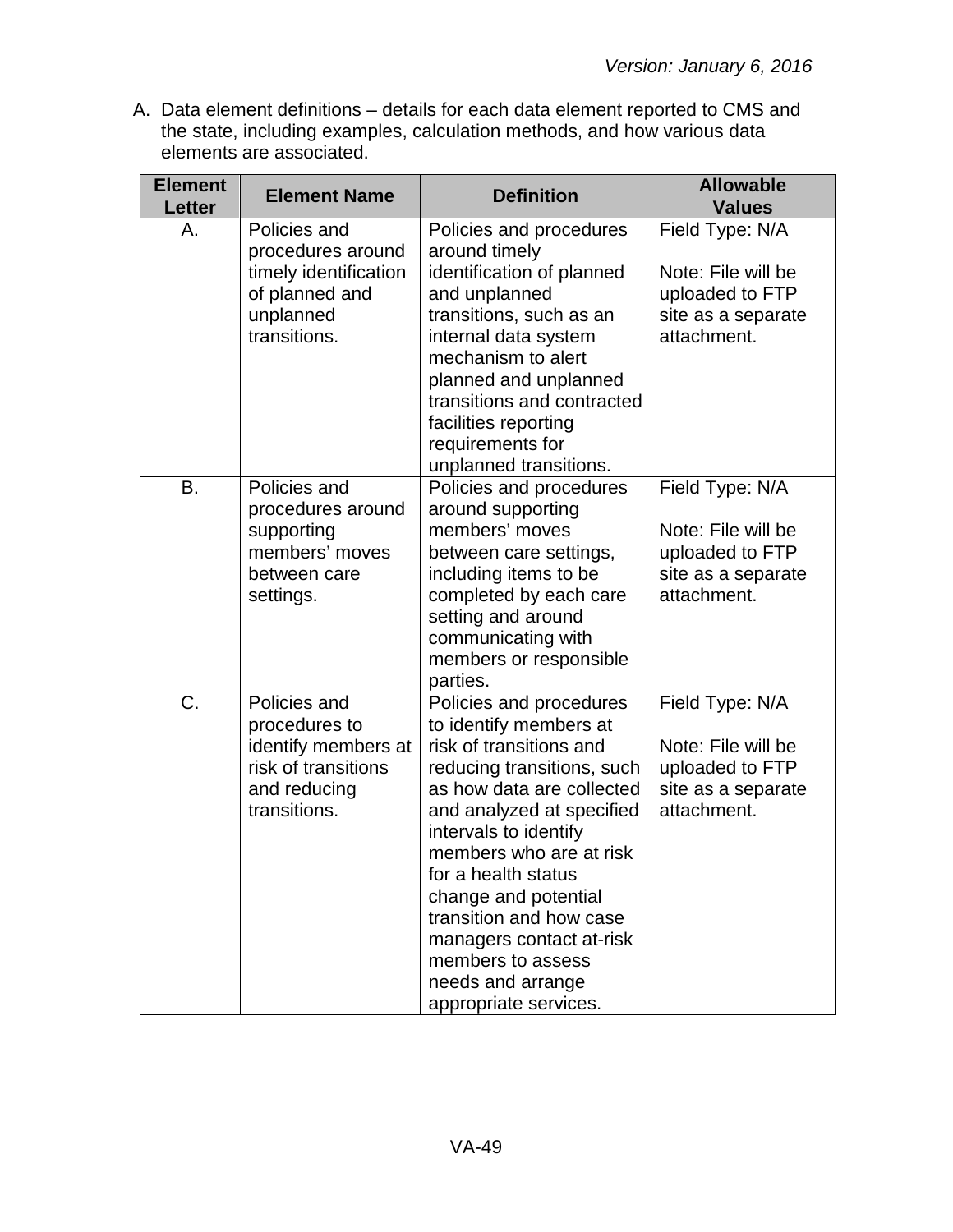A. Data element definitions – details for each data element reported to CMS and the state, including examples, calculation methods, and how various data elements are associated.

| Element Letter | Element Name | Definition | Allowable Values |
|---|---|---|---|
| A. | Policies and procedures around timely identification of planned and unplanned transitions. | Policies and procedures around timely identification of planned and unplanned transitions, such as an internal data system mechanism to alert planned and unplanned transitions and contracted facilities reporting requirements for unplanned transitions. | Field Type: N/A<br><br>Note: File will be uploaded to FTP site as a separate attachment. |
| B. | Policies and procedures around supporting members' moves between care settings. | Policies and procedures around supporting members' moves between care settings, including items to be completed by each care setting and around communicating with members or responsible parties. | Field Type: N/A<br><br>Note: File will be uploaded to FTP site as a separate attachment. |
| C. | Policies and procedures to identify members at risk of transitions and reducing transitions. | Policies and procedures to identify members at risk of transitions and reducing transitions, such as how data are collected and analyzed at specified intervals to identify members who are at risk for a health status change and potential transition and how case managers contact at-risk members to assess needs and arrange appropriate services. | Field Type: N/A<br><br>Note: File will be uploaded to FTP site as a separate attachment. |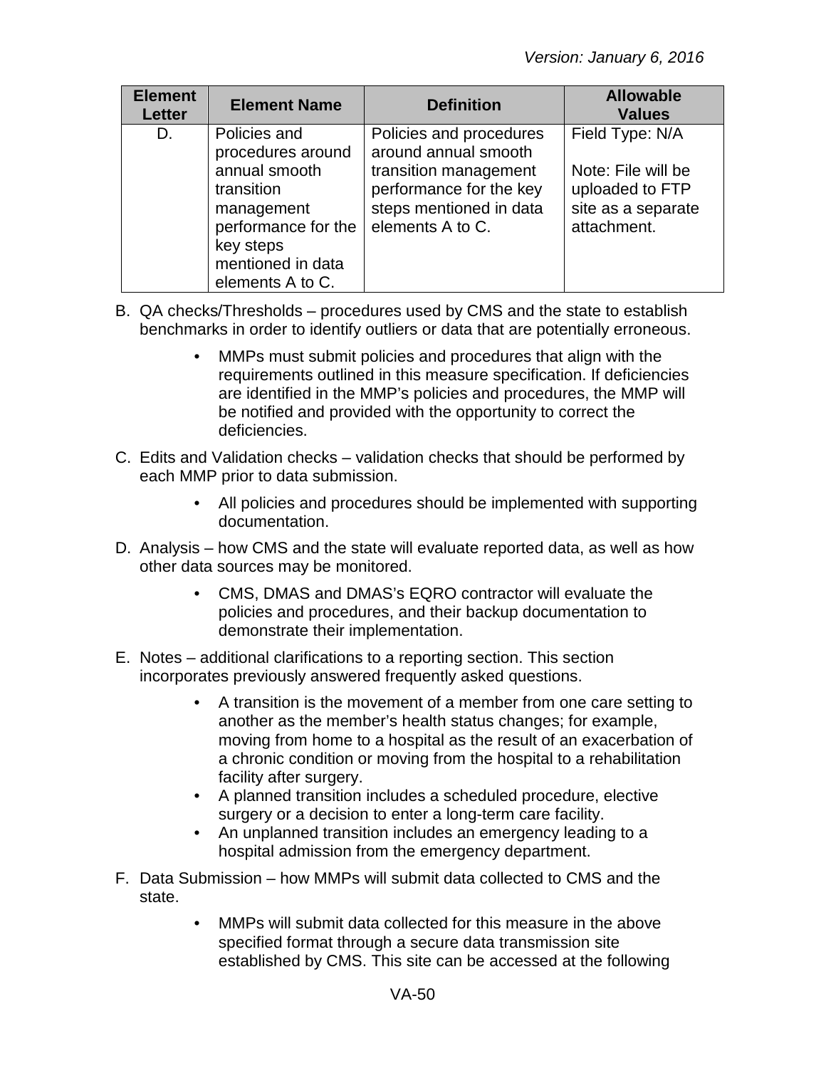| Element Letter | Element Name | Definition | Allowable Values |
|---|---|---|---|
| D. | Policies and procedures around annual smooth transition management performance for the key steps mentioned in data elements A to C. | Policies and procedures around annual smooth transition management performance for the key steps mentioned in data elements A to C. | Field Type: N/A<br><br>Note: File will be uploaded to FTP site as a separate attachment. |

B. QA checks/Thresholds – procedures used by CMS and the state to establish benchmarks in order to identify outliers or data that are potentially erroneous.

- MMPs must submit policies and procedures that align with the requirements outlined in this measure specification. If deficiencies are identified in the MMP's policies and procedures, the MMP will be notified and provided with the opportunity to correct the deficiencies.

C. Edits and Validation checks – validation checks that should be performed by each MMP prior to data submission.

- All policies and procedures should be implemented with supporting documentation.

D. Analysis – how CMS and the state will evaluate reported data, as well as how other data sources may be monitored.

- CMS, DMAS and DMAS's EQRO contractor will evaluate the policies and procedures, and their backup documentation to demonstrate their implementation.

E. Notes – additional clarifications to a reporting section. This section incorporates previously answered frequently asked questions.

- A transition is the movement of a member from one care setting to another as the member's health status changes; for example, moving from home to a hospital as the result of an exacerbation of a chronic condition or moving from the hospital to a rehabilitation facility after surgery.
- A planned transition includes a scheduled procedure, elective surgery or a decision to enter a long-term care facility.
- An unplanned transition includes an emergency leading to a hospital admission from the emergency department.

F. Data Submission – how MMPs will submit data collected to CMS and the state.

- MMPs will submit data collected for this measure in the above specified format through a secure data transmission site established by CMS. This site can be accessed at the following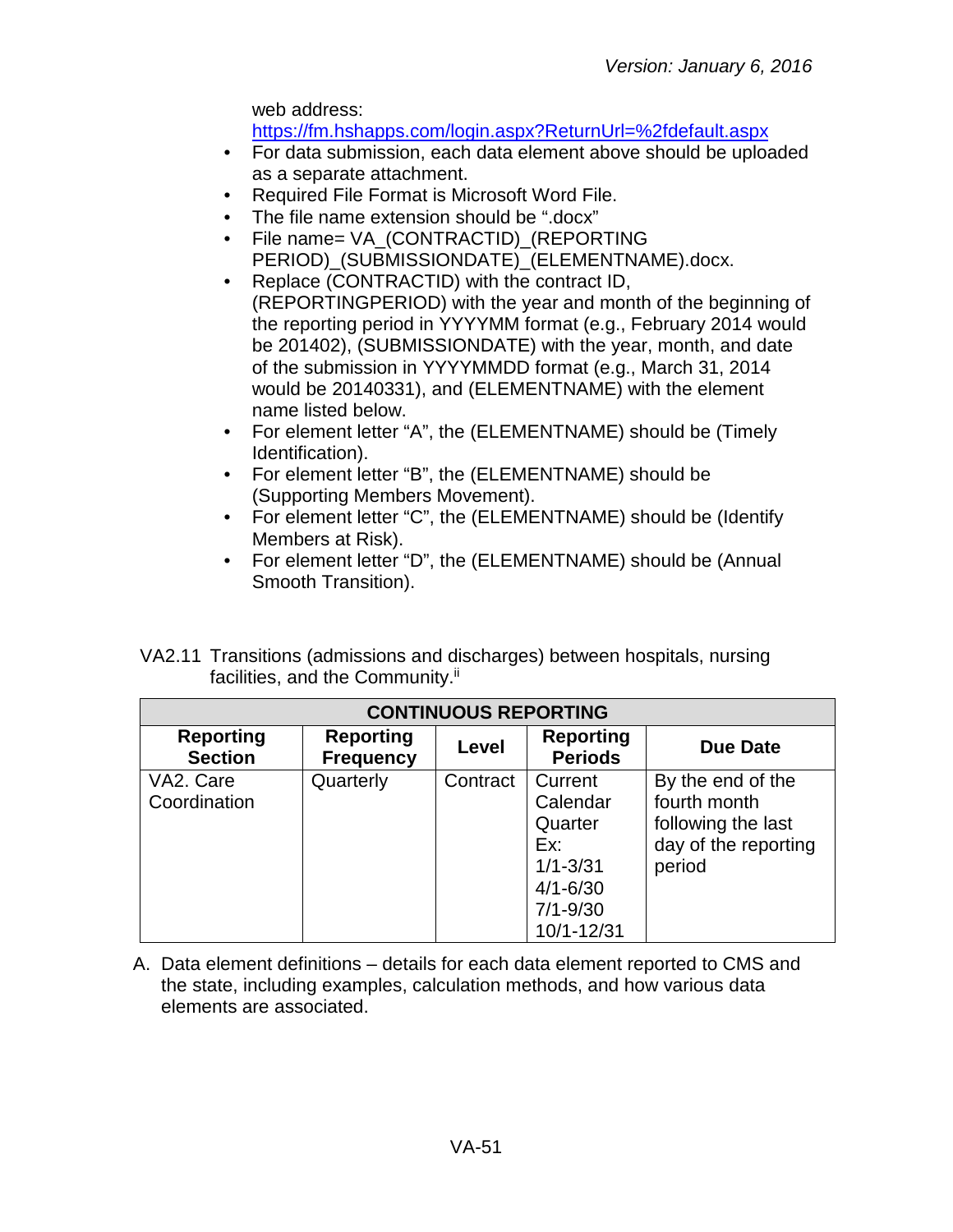web address: https://fm.hshapps.com/login.aspx?ReturnUrl=%2fdefault.aspx

- For data submission, each data element above should be uploaded as a separate attachment.
- Required File Format is Microsoft Word File.
- The file name extension should be ".docx"
- File name= VA_(CONTRACTID)_(REPORTING PERIOD)_(SUBMISSIONDATE)_(ELEMENTNAME).docx.
- Replace (CONTRACTID) with the contract ID, (REPORTINGPERIOD) with the year and month of the beginning of the reporting period in YYYYMM format (e.g., February 2014 would be 201402), (SUBMISSIONDATE) with the year, month, and date of the submission in YYYYMMDD format (e.g., March 31, 2014 would be 20140331), and (ELEMENTNAME) with the element name listed below.
- For element letter "A", the (ELEMENTNAME) should be (Timely Identification).
- For element letter "B", the (ELEMENTNAME) should be (Supporting Members Movement).
- For element letter "C", the (ELEMENTNAME) should be (Identify Members at Risk).
- For element letter "D", the (ELEMENTNAME) should be (Annual Smooth Transition).

VA2.11 Transitions (admissions and discharges) between hospitals, nursing facilities, and the Community.[ii]

| CONTINUOUS REPORTING | | | | |
|---|---|---|---|---|
| **Reporting Section** | **Reporting Frequency** | **Level** | **Reporting Periods** | **Due Date** |
| VA2. Care Coordination | Quarterly | Contract | Current Calendar Quarter Ex: 1/1-3/31 4/1-6/30 7/1-9/30 10/1-12/31 | By the end of the fourth month following the last day of the reporting period |

A. Data element definitions – details for each data element reported to CMS and the state, including examples, calculation methods, and how various data elements are associated.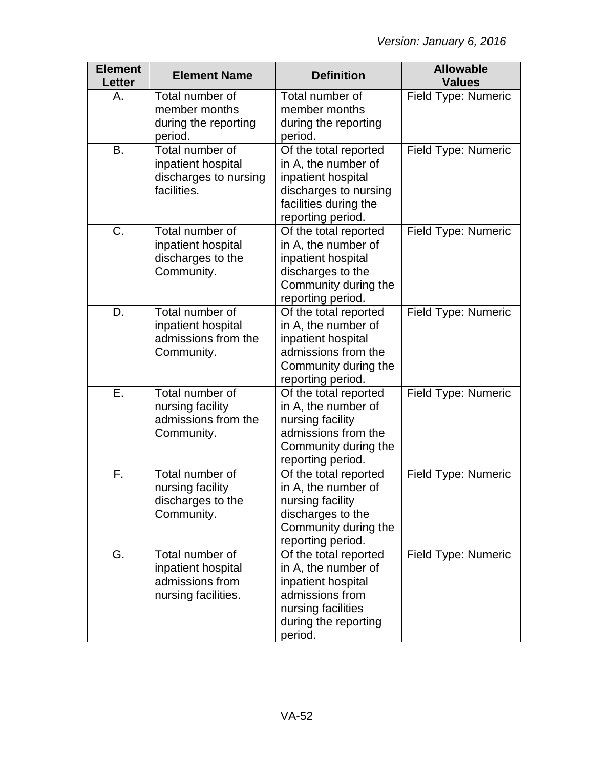| Element Letter | Element Name | Definition | Allowable Values |
|---|---|---|---|
| A. | Total number of member months during the reporting period. | Total number of member months during the reporting period. | Field Type: Numeric |
| B. | Total number of inpatient hospital discharges to nursing facilities. | Of the total reported in A, the number of inpatient hospital discharges to nursing facilities during the reporting period. | Field Type: Numeric |
| C. | Total number of inpatient hospital discharges to the Community. | Of the total reported in A, the number of inpatient hospital discharges to the Community during the reporting period. | Field Type: Numeric |
| D. | Total number of inpatient hospital admissions from the Community. | Of the total reported in A, the number of inpatient hospital admissions from the Community during the reporting period. | Field Type: Numeric |
| E. | Total number of nursing facility admissions from the Community. | Of the total reported in A, the number of nursing facility admissions from the Community during the reporting period. | Field Type: Numeric |
| F. | Total number of nursing facility discharges to the Community. | Of the total reported in A, the number of nursing facility discharges to the Community during the reporting period. | Field Type: Numeric |
| G. | Total number of inpatient hospital admissions from nursing facilities. | Of the total reported in A, the number of inpatient hospital admissions from nursing facilities during the reporting period. | Field Type: Numeric |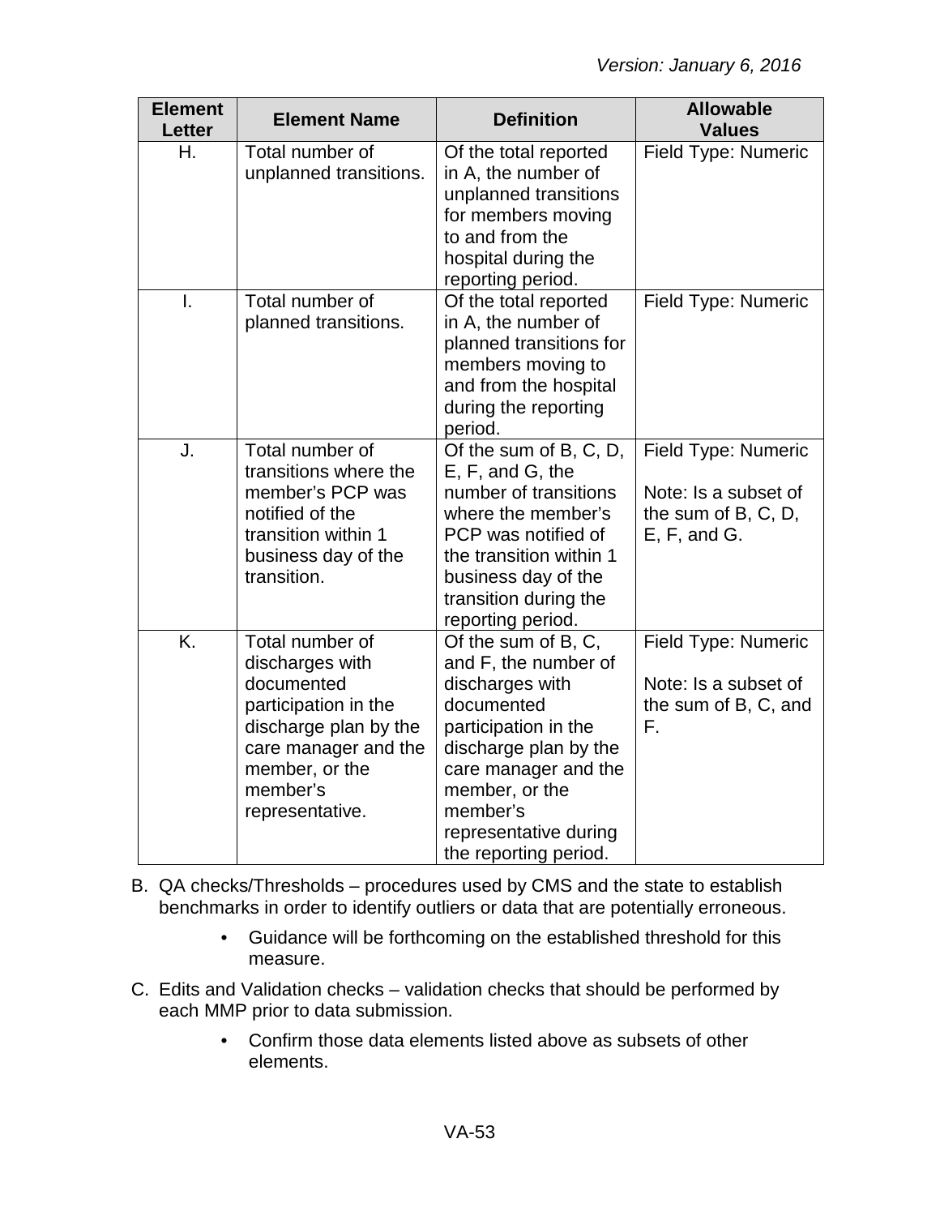| Element Letter | Element Name | Definition | Allowable Values |
| --- | --- | --- | --- |
| H. | Total number of unplanned transitions. | Of the total reported in A, the number of unplanned transitions for members moving to and from the hospital during the reporting period. | Field Type: Numeric |
| I. | Total number of planned transitions. | Of the total reported in A, the number of planned transitions for members moving to and from the hospital during the reporting period. | Field Type: Numeric |
| J. | Total number of transitions where the member's PCP was notified of the transition within 1 business day of the transition. | Of the sum of B, C, D, E, F, and G, the number of transitions where the member's PCP was notified of the transition within 1 business day of the transition during the reporting period. | Field Type: Numeric<br><br>Note: Is a subset of the sum of B, C, D, E, F, and G. |
| K. | Total number of discharges with documented participation in the discharge plan by the care manager and the member, or the member's representative. | Of the sum of B, C, and F, the number of discharges with documented participation in the discharge plan by the care manager and the member, or the member's representative during the reporting period. | Field Type: Numeric<br><br>Note: Is a subset of the sum of B, C, and F. |

B. QA checks/Thresholds – procedures used by CMS and the state to establish benchmarks in order to identify outliers or data that are potentially erroneous.

- Guidance will be forthcoming on the established threshold for this measure.

C. Edits and Validation checks – validation checks that should be performed by each MMP prior to data submission.

- Confirm those data elements listed above as subsets of other elements.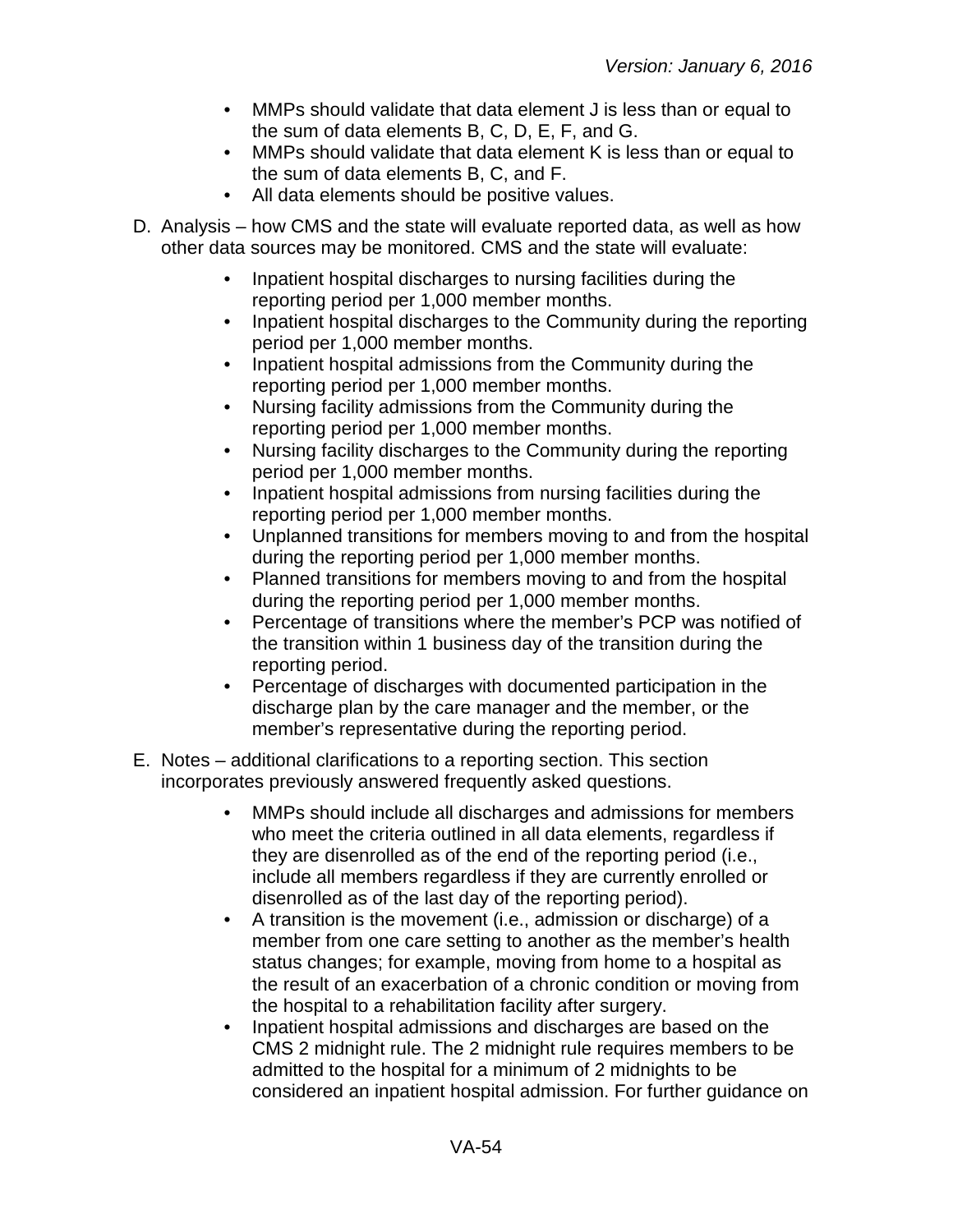- MMPs should validate that data element J is less than or equal to the sum of data elements B, C, D, E, F, and G.
- MMPs should validate that data element K is less than or equal to the sum of data elements B, C, and F.
- All data elements should be positive values.

D. Analysis – how CMS and the state will evaluate reported data, as well as how other data sources may be monitored. CMS and the state will evaluate:

- Inpatient hospital discharges to nursing facilities during the reporting period per 1,000 member months.
- Inpatient hospital discharges to the Community during the reporting period per 1,000 member months.
- Inpatient hospital admissions from the Community during the reporting period per 1,000 member months.
- Nursing facility admissions from the Community during the reporting period per 1,000 member months.
- Nursing facility discharges to the Community during the reporting period per 1,000 member months.
- Inpatient hospital admissions from nursing facilities during the reporting period per 1,000 member months.
- Unplanned transitions for members moving to and from the hospital during the reporting period per 1,000 member months.
- Planned transitions for members moving to and from the hospital during the reporting period per 1,000 member months.
- Percentage of transitions where the member's PCP was notified of the transition within 1 business day of the transition during the reporting period.
- Percentage of discharges with documented participation in the discharge plan by the care manager and the member, or the member's representative during the reporting period.

E. Notes – additional clarifications to a reporting section. This section incorporates previously answered frequently asked questions.

- MMPs should include all discharges and admissions for members who meet the criteria outlined in all data elements, regardless if they are disenrolled as of the end of the reporting period (i.e., include all members regardless if they are currently enrolled or disenrolled as of the last day of the reporting period).
- A transition is the movement (i.e., admission or discharge) of a member from one care setting to another as the member's health status changes; for example, moving from home to a hospital as the result of an exacerbation of a chronic condition or moving from the hospital to a rehabilitation facility after surgery.
- Inpatient hospital admissions and discharges are based on the CMS 2 midnight rule. The 2 midnight rule requires members to be admitted to the hospital for a minimum of 2 midnights to be considered an inpatient hospital admission. For further guidance on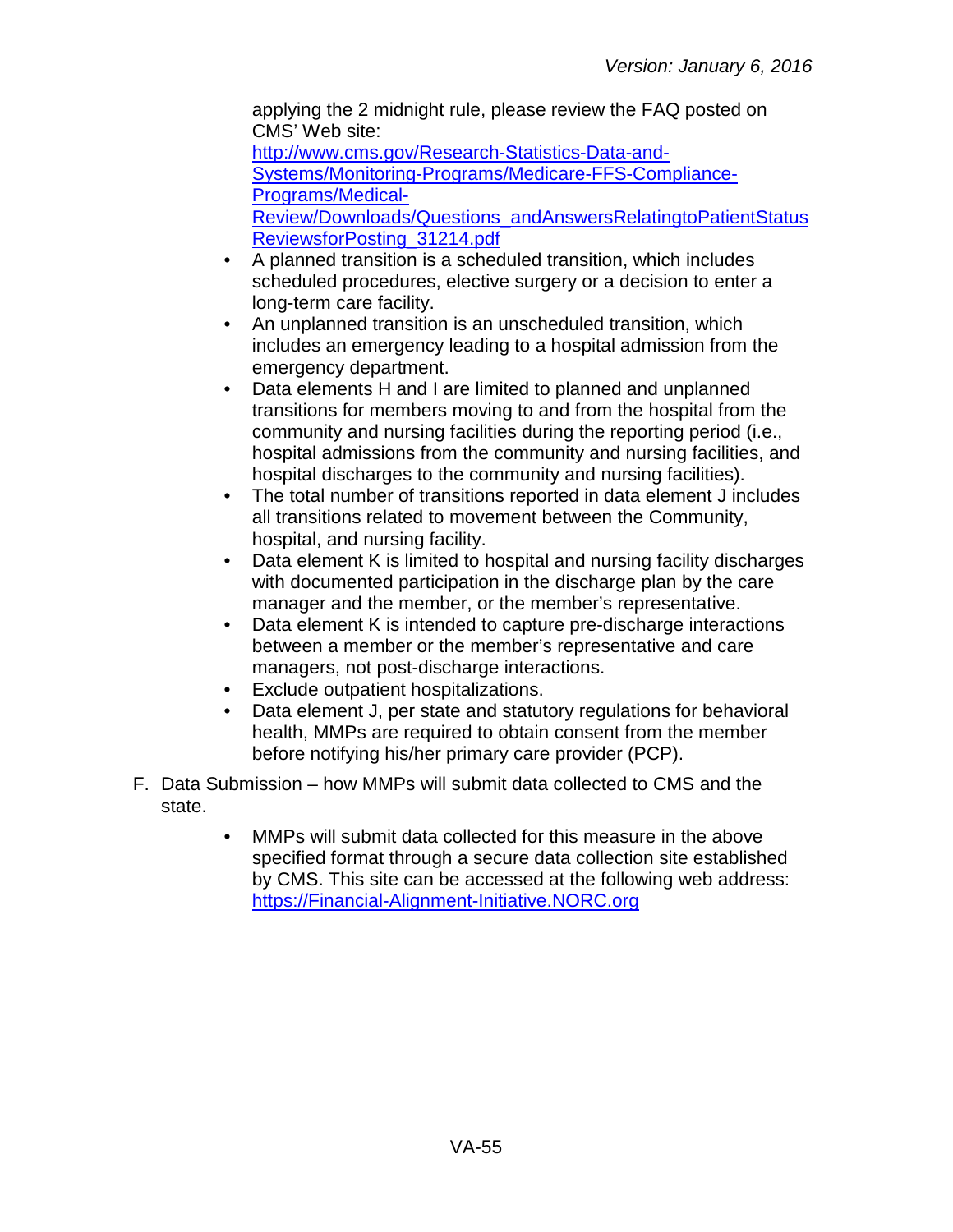applying the 2 midnight rule, please review the FAQ posted on CMS' Web site: [http://www.cms.gov/Research-Statistics-Data-and-Systems/Monitoring-Programs/Medicare-FFS-Compliance-Programs/Medical-Review/Downloads/Questions_andAnswersRelatingtoPatientStatusReviewsforPosting_31214.pdf](http://www.cms.gov/Research-Statistics-Data-and-Systems/Monitoring-Programs/Medicare-FFS-Compliance-Programs/Medical-Review/Downloads/Questions_andAnswersRelatingtoPatientStatusReviewsforPosting_31214.pdf)

- A planned transition is a scheduled transition, which includes scheduled procedures, elective surgery or a decision to enter a long-term care facility.
- An unplanned transition is an unscheduled transition, which includes an emergency leading to a hospital admission from the emergency department.
- Data elements H and I are limited to planned and unplanned transitions for members moving to and from the hospital from the community and nursing facilities during the reporting period (i.e., hospital admissions from the community and nursing facilities, and hospital discharges to the community and nursing facilities).
- The total number of transitions reported in data element J includes all transitions related to movement between the Community, hospital, and nursing facility.
- Data element K is limited to hospital and nursing facility discharges with documented participation in the discharge plan by the care manager and the member, or the member's representative.
- Data element K is intended to capture pre-discharge interactions between a member or the member's representative and care managers, not post-discharge interactions.
- Exclude outpatient hospitalizations.
- Data element J, per state and statutory regulations for behavioral health, MMPs are required to obtain consent from the member before notifying his/her primary care provider (PCP).

F. Data Submission – how MMPs will submit data collected to CMS and the state.

- MMPs will submit data collected for this measure in the above specified format through a secure data collection site established by CMS. This site can be accessed at the following web address: [https://Financial-Alignment-Initiative.NORC.org](https://Financial-Alignment-Initiative.NORC.org)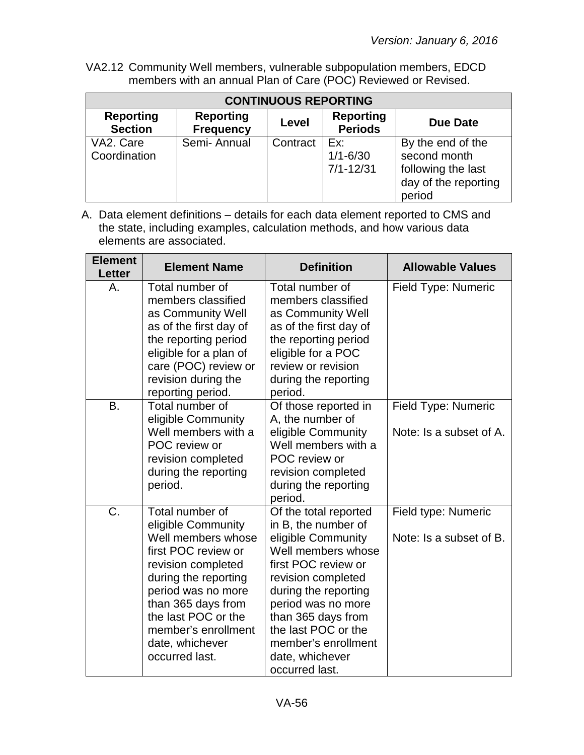VA2.12 Community Well members, vulnerable subpopulation members, EDCD members with an annual Plan of Care (POC) Reviewed or Revised.

| CONTINUOUS REPORTING | | | | |
|---|---|---|---|---|
| **Reporting Section** | **Reporting Frequency** | **Level** | **Reporting Periods** | **Due Date** |
| VA2. Care Coordination | Semi- Annual | Contract | Ex:<br>1/1-6/30<br>7/1-12/31 | By the end of the second month following the last day of the reporting period |

A. Data element definitions – details for each data element reported to CMS and the state, including examples, calculation methods, and how various data elements are associated.

| Element Letter | Element Name | Definition | Allowable Values |
|---|---|---|---|
| A. | Total number of members classified as Community Well as of the first day of the reporting period eligible for a plan of care (POC) review or revision during the reporting period. | Total number of members classified as Community Well as of the first day of the reporting period eligible for a POC review or revision during the reporting period. | Field Type: Numeric |
| B. | Total number of eligible Community Well members with a POC review or revision completed during the reporting period. | Of those reported in A, the number of eligible Community Well members with a POC review or revision completed during the reporting period. | Field Type: Numeric<br><br>Note: Is a subset of A. |
| C. | Total number of eligible Community Well members whose first POC review or revision completed during the reporting period was no more than 365 days from the last POC or the member's enrollment date, whichever occurred last. | Of the total reported in B, the number of eligible Community Well members whose first POC review or revision completed during the reporting period was no more than 365 days from the last POC or the member's enrollment date, whichever occurred last. | Field type: Numeric<br><br>Note: Is a subset of B. |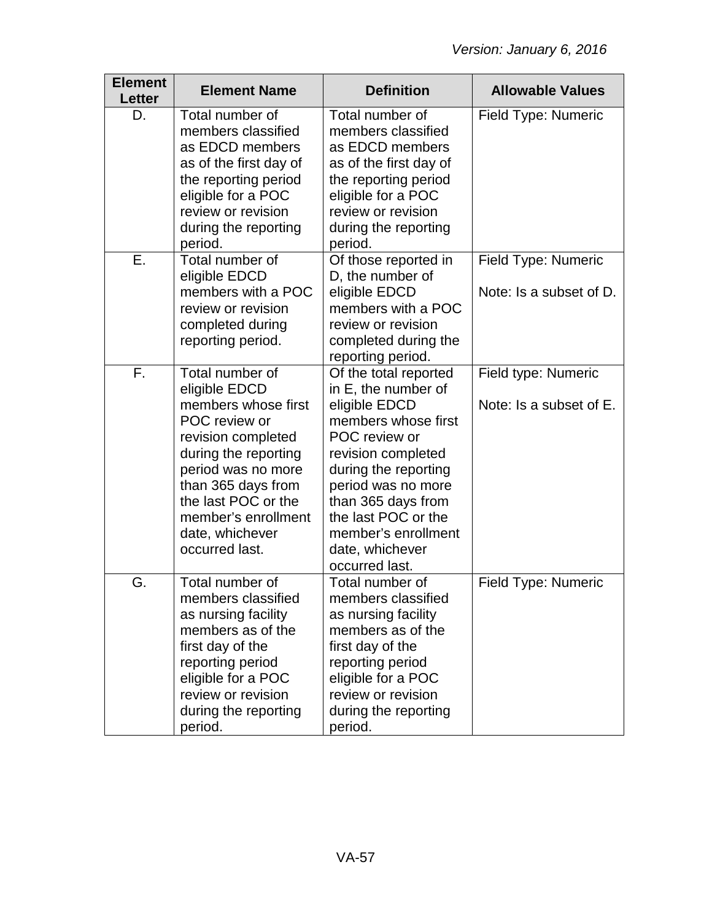| Element Letter | Element Name | Definition | Allowable Values |
|---|---|---|---|
| D. | Total number of members classified as EDCD members as of the first day of the reporting period eligible for a POC review or revision during the reporting period. | Total number of members classified as EDCD members as of the first day of the reporting period eligible for a POC review or revision during the reporting period. | Field Type: Numeric |
| E. | Total number of eligible EDCD members with a POC review or revision completed during reporting period. | Of those reported in D, the number of eligible EDCD members with a POC review or revision completed during the reporting period. | Field Type: Numeric<br><br>Note: Is a subset of D. |
| F. | Total number of eligible EDCD members whose first POC review or revision completed during the reporting period was no more than 365 days from the last POC or the member's enrollment date, whichever occurred last. | Of the total reported in E, the number of eligible EDCD members whose first POC review or revision completed during the reporting period was no more than 365 days from the last POC or the member's enrollment date, whichever occurred last. | Field type: Numeric<br><br>Note: Is a subset of E. |
| G. | Total number of members classified as nursing facility members as of the first day of the reporting period eligible for a POC review or revision during the reporting period. | Total number of members classified as nursing facility members as of the first day of the reporting period eligible for a POC review or revision during the reporting period. | Field Type: Numeric |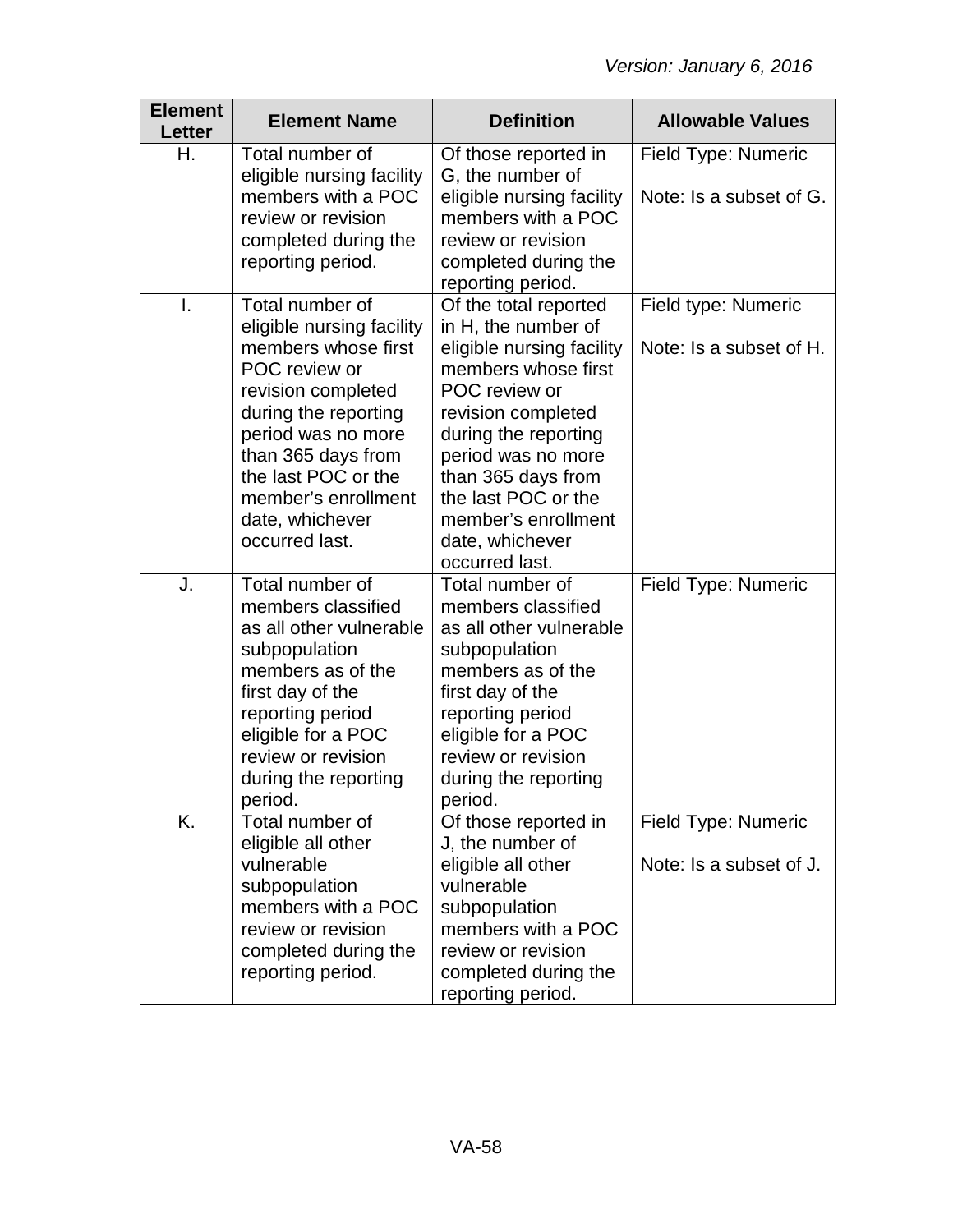| Element Letter | Element Name | Definition | Allowable Values |
|---|---|---|---|
| H. | Total number of eligible nursing facility members with a POC review or revision completed during the reporting period. | Of those reported in G, the number of eligible nursing facility members with a POC review or revision completed during the reporting period. | Field Type: Numeric<br><br>Note: Is a subset of G. |
| I. | Total number of eligible nursing facility members whose first POC review or revision completed during the reporting period was no more than 365 days from the last POC or the member's enrollment date, whichever occurred last. | Of the total reported in H, the number of eligible nursing facility members whose first POC review or revision completed during the reporting period was no more than 365 days from the last POC or the member's enrollment date, whichever occurred last. | Field type: Numeric<br><br>Note: Is a subset of H. |
| J. | Total number of members classified as all other vulnerable subpopulation members as of the first day of the reporting period eligible for a POC review or revision during the reporting period. | Total number of members classified as all other vulnerable subpopulation members as of the first day of the reporting period eligible for a POC review or revision during the reporting period. | Field Type: Numeric |
| K. | Total number of eligible all other vulnerable subpopulation members with a POC review or revision completed during the reporting period. | Of those reported in J, the number of eligible all other vulnerable subpopulation members with a POC review or revision completed during the reporting period. | Field Type: Numeric<br><br>Note: Is a subset of J. |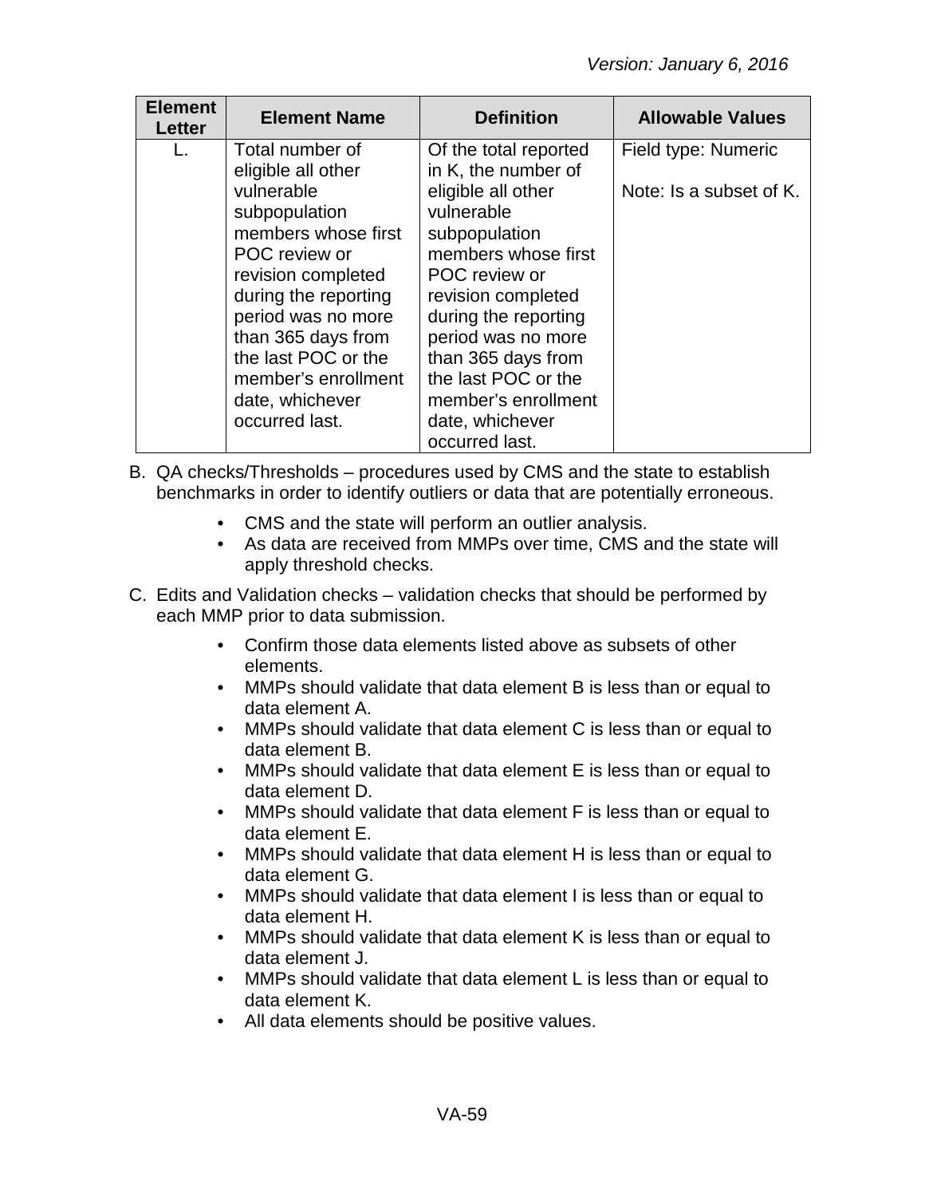| Element Letter | Element Name | Definition | Allowable Values |
|---|---|---|---|
| L. | Total number of eligible all other vulnerable subpopulation members whose first POC review or revision completed during the reporting period was no more than 365 days from the last POC or the member's enrollment date, whichever occurred last. | Of the total reported in K, the number of eligible all other vulnerable subpopulation members whose first POC review or revision completed during the reporting period was no more than 365 days from the last POC or the member's enrollment date, whichever occurred last. | Field type: Numeric<br><br>Note: Is a subset of K. |

B. QA checks/Thresholds – procedures used by CMS and the state to establish benchmarks in order to identify outliers or data that are potentially erroneous.

- CMS and the state will perform an outlier analysis.
- As data are received from MMPs over time, CMS and the state will apply threshold checks.

C. Edits and Validation checks – validation checks that should be performed by each MMP prior to data submission.

- Confirm those data elements listed above as subsets of other elements.
- MMPs should validate that data element B is less than or equal to data element A.
- MMPs should validate that data element C is less than or equal to data element B.
- MMPs should validate that data element E is less than or equal to data element D.
- MMPs should validate that data element F is less than or equal to data element E.
- MMPs should validate that data element H is less than or equal to data element G.
- MMPs should validate that data element I is less than or equal to data element H.
- MMPs should validate that data element K is less than or equal to data element J.
- MMPs should validate that data element L is less than or equal to data element K.
- All data elements should be positive values.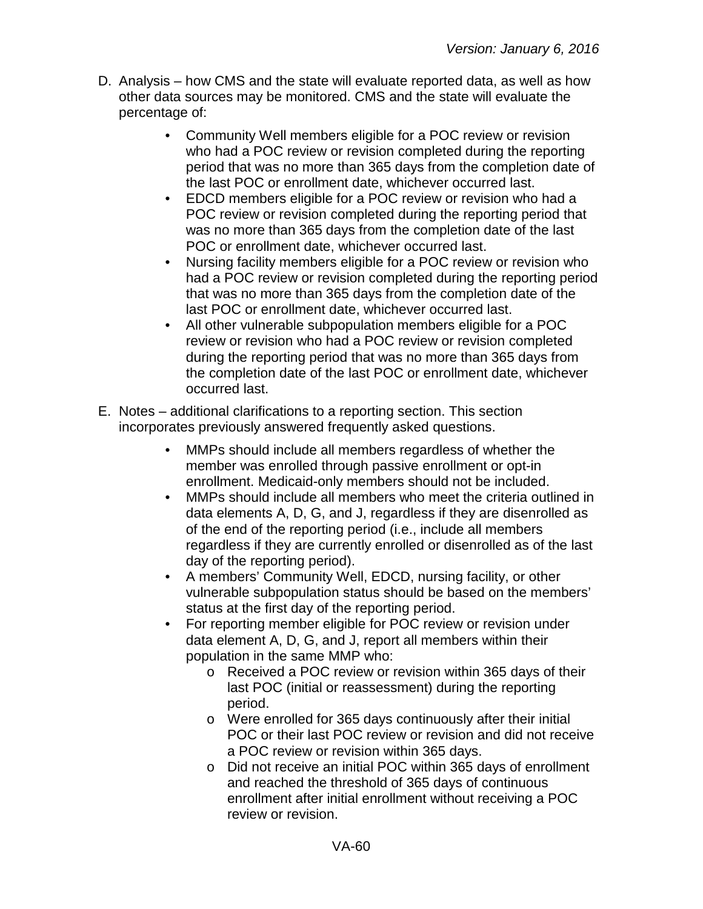D. Analysis – how CMS and the state will evaluate reported data, as well as how other data sources may be monitored. CMS and the state will evaluate the percentage of:

    - Community Well members eligible for a POC review or revision who had a POC review or revision completed during the reporting period that was no more than 365 days from the completion date of the last POC or enrollment date, whichever occurred last.
    - EDCD members eligible for a POC review or revision who had a POC review or revision completed during the reporting period that was no more than 365 days from the completion date of the last POC or enrollment date, whichever occurred last.
    - Nursing facility members eligible for a POC review or revision who had a POC review or revision completed during the reporting period that was no more than 365 days from the completion date of the last POC or enrollment date, whichever occurred last.
    - All other vulnerable subpopulation members eligible for a POC review or revision who had a POC review or revision completed during the reporting period that was no more than 365 days from the completion date of the last POC or enrollment date, whichever occurred last.

E. Notes – additional clarifications to a reporting section. This section incorporates previously answered frequently asked questions.

    - MMPs should include all members regardless of whether the member was enrolled through passive enrollment or opt-in enrollment. Medicaid-only members should not be included.
    - MMPs should include all members who meet the criteria outlined in data elements A, D, G, and J, regardless if they are disenrolled as of the end of the reporting period (i.e., include all members regardless if they are currently enrolled or disenrolled as of the last day of the reporting period).
    - A members' Community Well, EDCD, nursing facility, or other vulnerable subpopulation status should be based on the members' status at the first day of the reporting period.
    - For reporting member eligible for POC review or revision under data element A, D, G, and J, report all members within their population in the same MMP who:
        - Received a POC review or revision within 365 days of their last POC (initial or reassessment) during the reporting period.
        - Were enrolled for 365 days continuously after their initial POC or their last POC review or revision and did not receive a POC review or revision within 365 days.
        - Did not receive an initial POC within 365 days of enrollment and reached the threshold of 365 days of continuous enrollment after initial enrollment without receiving a POC review or revision.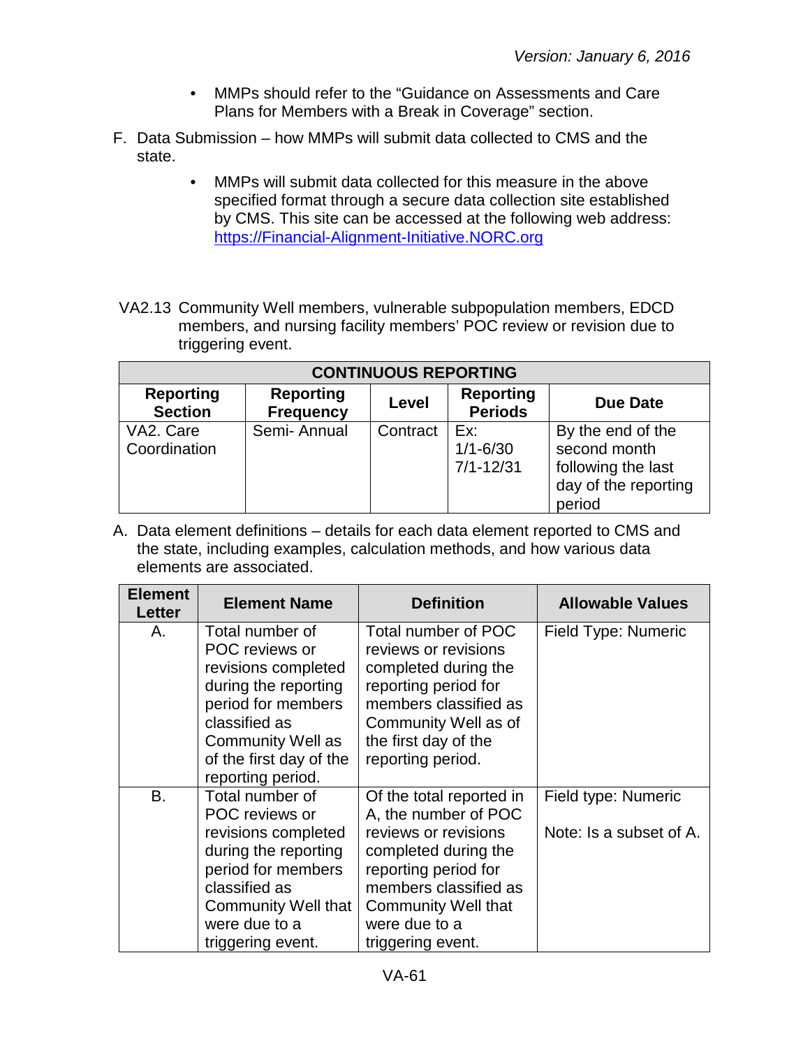- MMPs should refer to the "Guidance on Assessments and Care Plans for Members with a Break in Coverage" section.

F. Data Submission – how MMPs will submit data collected to CMS and the state.

- MMPs will submit data collected for this measure in the above specified format through a secure data collection site established by CMS. This site can be accessed at the following web address: https://Financial-Alignment-Initiative.NORC.org

VA2.13 Community Well members, vulnerable subpopulation members, EDCD members, and nursing facility members' POC review or revision due to triggering event.

| CONTINUOUS REPORTING | | | | |
|---|---|---|---|---|
| **Reporting Section** | **Reporting Frequency** | **Level** | **Reporting Periods** | **Due Date** |
| VA2. Care Coordination | Semi- Annual | Contract | Ex: 1/1-6/30 7/1-12/31 | By the end of the second month following the last day of the reporting period |

A. Data element definitions – details for each data element reported to CMS and the state, including examples, calculation methods, and how various data elements are associated.

| Element Letter | Element Name | Definition | Allowable Values |
|---|---|---|---|
| A. | Total number of POC reviews or revisions completed during the reporting period for members classified as Community Well as of the first day of the reporting period. | Total number of POC reviews or revisions completed during the reporting period for members classified as Community Well as of the first day of the reporting period. | Field Type: Numeric |
| B. | Total number of POC reviews or revisions completed during the reporting period for members classified as Community Well that were due to a triggering event. | Of the total reported in A, the number of POC reviews or revisions completed during the reporting period for members classified as Community Well that were due to a triggering event. | Field type: Numeric<br><br>Note: Is a subset of A. |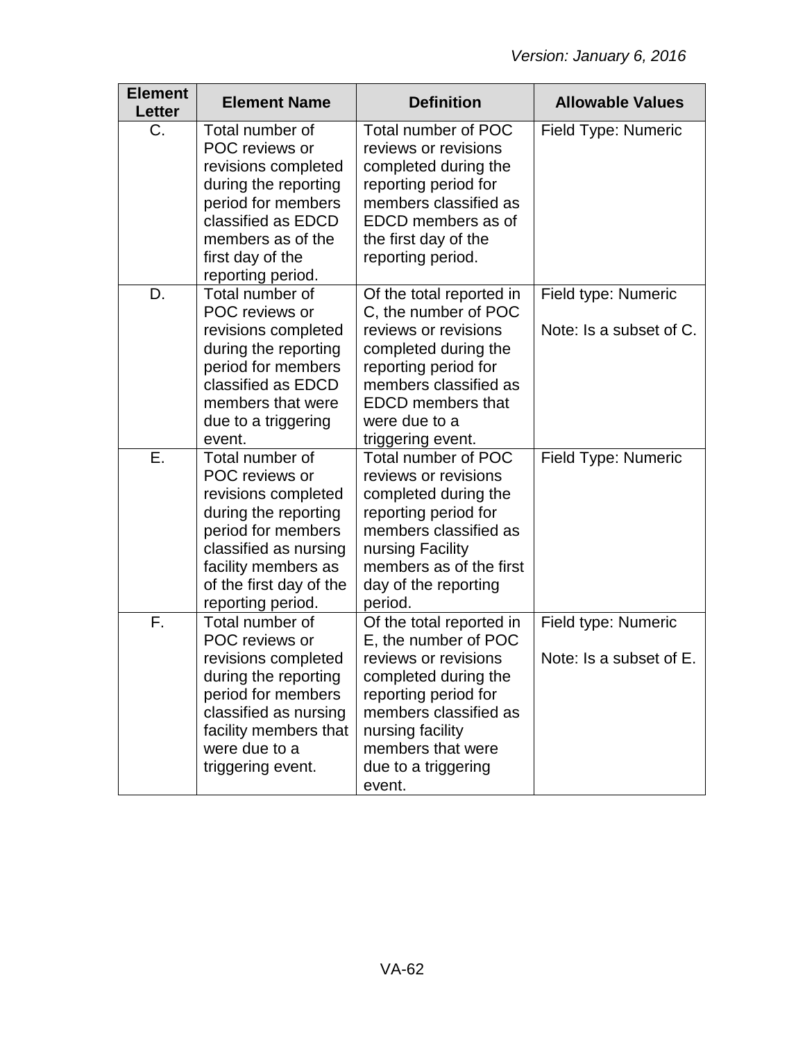| Element Letter | Element Name | Definition | Allowable Values |
|---|---|---|---|
| C. | Total number of POC reviews or revisions completed during the reporting period for members classified as EDCD members as of the first day of the reporting period. | Total number of POC reviews or revisions completed during the reporting period for members classified as EDCD members as of the first day of the reporting period. | Field Type: Numeric |
| D. | Total number of POC reviews or revisions completed during the reporting period for members classified as EDCD members that were due to a triggering event. | Of the total reported in C, the number of POC reviews or revisions completed during the reporting period for members classified as EDCD members that were due to a triggering event. | Field type: Numeric<br><br>Note: Is a subset of C. |
| E. | Total number of POC reviews or revisions completed during the reporting period for members classified as nursing facility members as of the first day of the reporting period. | Total number of POC reviews or revisions completed during the reporting period for members classified as nursing Facility members as of the first day of the reporting period. | Field Type: Numeric |
| F. | Total number of POC reviews or revisions completed during the reporting period for members classified as nursing facility members that were due to a triggering event. | Of the total reported in E, the number of POC reviews or revisions completed during the reporting period for members classified as nursing facility members that were due to a triggering event. | Field type: Numeric<br><br>Note: Is a subset of E. |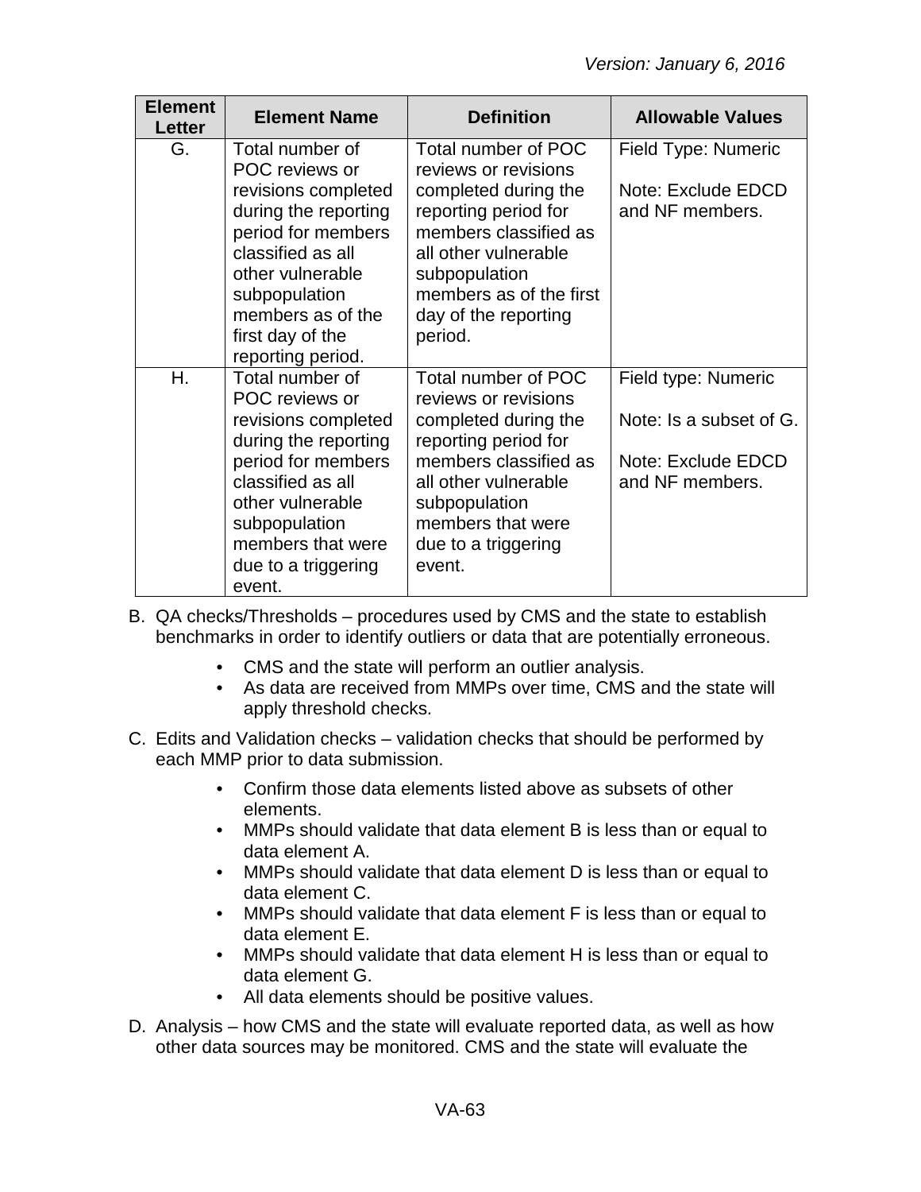| Element Letter | Element Name | Definition | Allowable Values |
|---|---|---|---|
| G. | Total number of POC reviews or revisions completed during the reporting period for members classified as all other vulnerable subpopulation members as of the first day of the reporting period. | Total number of POC reviews or revisions completed during the reporting period for members classified as all other vulnerable subpopulation members as of the first day of the reporting period. | Field Type: Numeric<br><br>Note: Exclude EDCD and NF members. |
| H. | Total number of POC reviews or revisions completed during the reporting period for members classified as all other vulnerable subpopulation members that were due to a triggering event. | Total number of POC reviews or revisions completed during the reporting period for members classified as all other vulnerable subpopulation members that were due to a triggering event. | Field type: Numeric<br><br>Note: Is a subset of G.<br><br>Note: Exclude EDCD and NF members. |

B. QA checks/Thresholds – procedures used by CMS and the state to establish benchmarks in order to identify outliers or data that are potentially erroneous.

- CMS and the state will perform an outlier analysis.
- As data are received from MMPs over time, CMS and the state will apply threshold checks.

C. Edits and Validation checks – validation checks that should be performed by each MMP prior to data submission.

- Confirm those data elements listed above as subsets of other elements.
- MMPs should validate that data element B is less than or equal to data element A.
- MMPs should validate that data element D is less than or equal to data element C.
- MMPs should validate that data element F is less than or equal to data element E.
- MMPs should validate that data element H is less than or equal to data element G.
- All data elements should be positive values.

D. Analysis – how CMS and the state will evaluate reported data, as well as how other data sources may be monitored. CMS and the state will evaluate the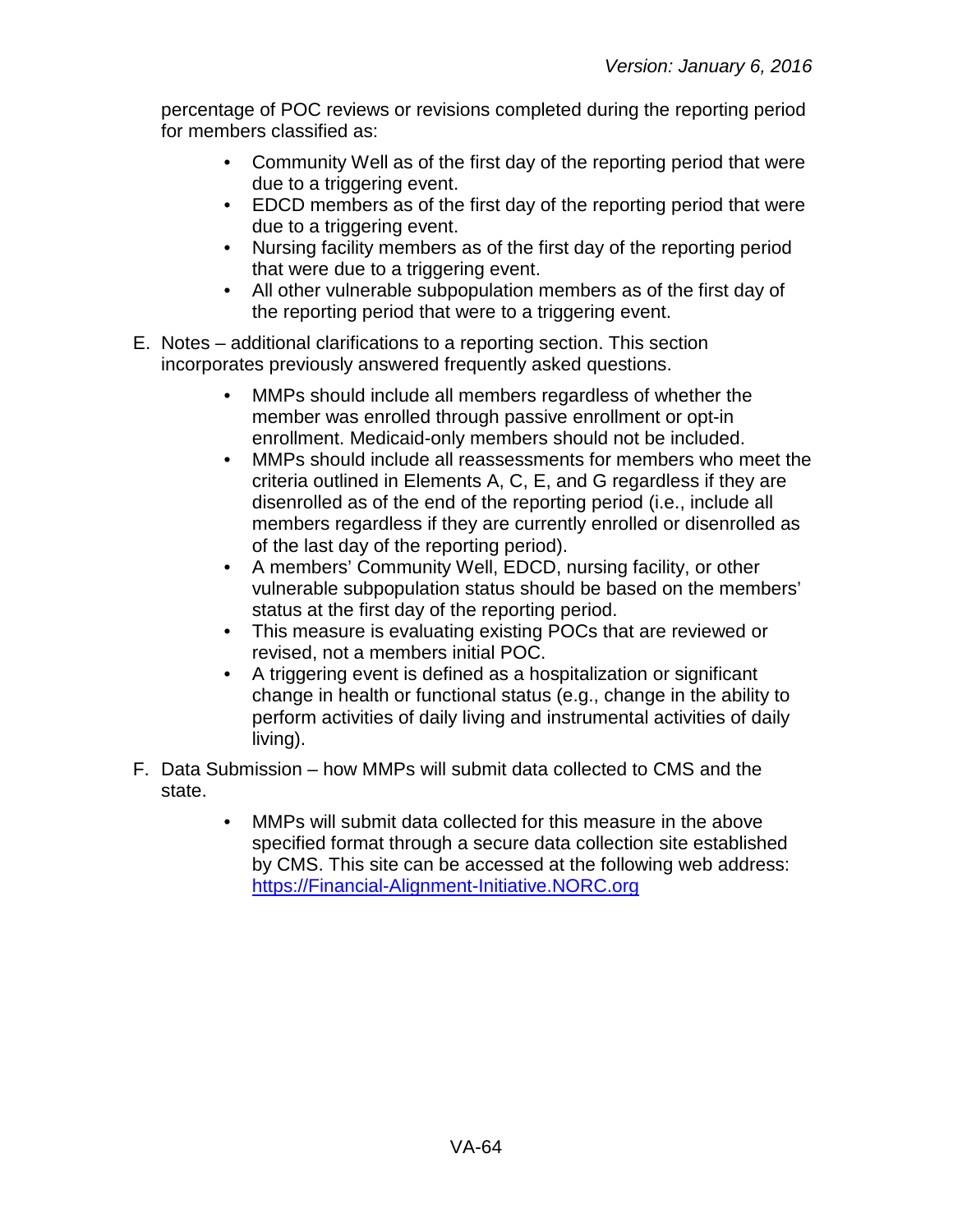percentage of POC reviews or revisions completed during the reporting period for members classified as:

- Community Well as of the first day of the reporting period that were due to a triggering event.
- EDCD members as of the first day of the reporting period that were due to a triggering event.
- Nursing facility members as of the first day of the reporting period that were due to a triggering event.
- All other vulnerable subpopulation members as of the first day of the reporting period that were to a triggering event.

E. Notes – additional clarifications to a reporting section. This section incorporates previously answered frequently asked questions.

- MMPs should include all members regardless of whether the member was enrolled through passive enrollment or opt-in enrollment. Medicaid-only members should not be included.
- MMPs should include all reassessments for members who meet the criteria outlined in Elements A, C, E, and G regardless if they are disenrolled as of the end of the reporting period (i.e., include all members regardless if they are currently enrolled or disenrolled as of the last day of the reporting period).
- A members' Community Well, EDCD, nursing facility, or other vulnerable subpopulation status should be based on the members' status at the first day of the reporting period.
- This measure is evaluating existing POCs that are reviewed or revised, not a members initial POC.
- A triggering event is defined as a hospitalization or significant change in health or functional status (e.g., change in the ability to perform activities of daily living and instrumental activities of daily living).

F. Data Submission – how MMPs will submit data collected to CMS and the state.

- MMPs will submit data collected for this measure in the above specified format through a secure data collection site established by CMS. This site can be accessed at the following web address: [https://Financial-Alignment-Initiative.NORC.org](https://Financial-Alignment-Initiative.NORC.org)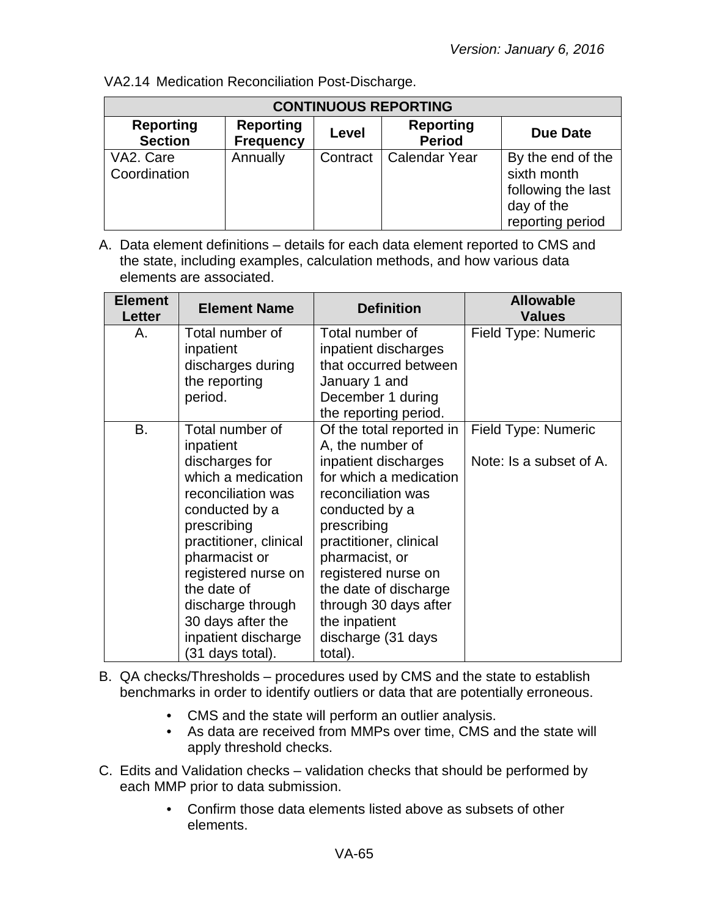VA2.14 Medication Reconciliation Post-Discharge.

| CONTINUOUS REPORTING | | | | |
|---|---|---|---|---|
| **Reporting Section** | **Reporting Frequency** | **Level** | **Reporting Period** | **Due Date** |
| VA2. Care Coordination | Annually | Contract | Calendar Year | By the end of the sixth month following the last day of the reporting period |

A. Data element definitions – details for each data element reported to CMS and the state, including examples, calculation methods, and how various data elements are associated.

| Element Letter | Element Name | Definition | Allowable Values |
|---|---|---|---|
| A. | Total number of inpatient discharges during the reporting period. | Total number of inpatient discharges that occurred between January 1 and December 1 during the reporting period. | Field Type: Numeric |
| B. | Total number of inpatient discharges for which a medication reconciliation was conducted by a prescribing practitioner, clinical pharmacist or registered nurse on the date of discharge through 30 days after the inpatient discharge (31 days total). | Of the total reported in A, the number of inpatient discharges for which a medication reconciliation was conducted by a prescribing practitioner, clinical pharmacist, or registered nurse on the date of discharge through 30 days after the inpatient discharge (31 days total). | Field Type: Numeric<br><br>Note: Is a subset of A. |

B. QA checks/Thresholds – procedures used by CMS and the state to establish benchmarks in order to identify outliers or data that are potentially erroneous.

- CMS and the state will perform an outlier analysis.
- As data are received from MMPs over time, CMS and the state will apply threshold checks.

C. Edits and Validation checks – validation checks that should be performed by each MMP prior to data submission.

- Confirm those data elements listed above as subsets of other elements.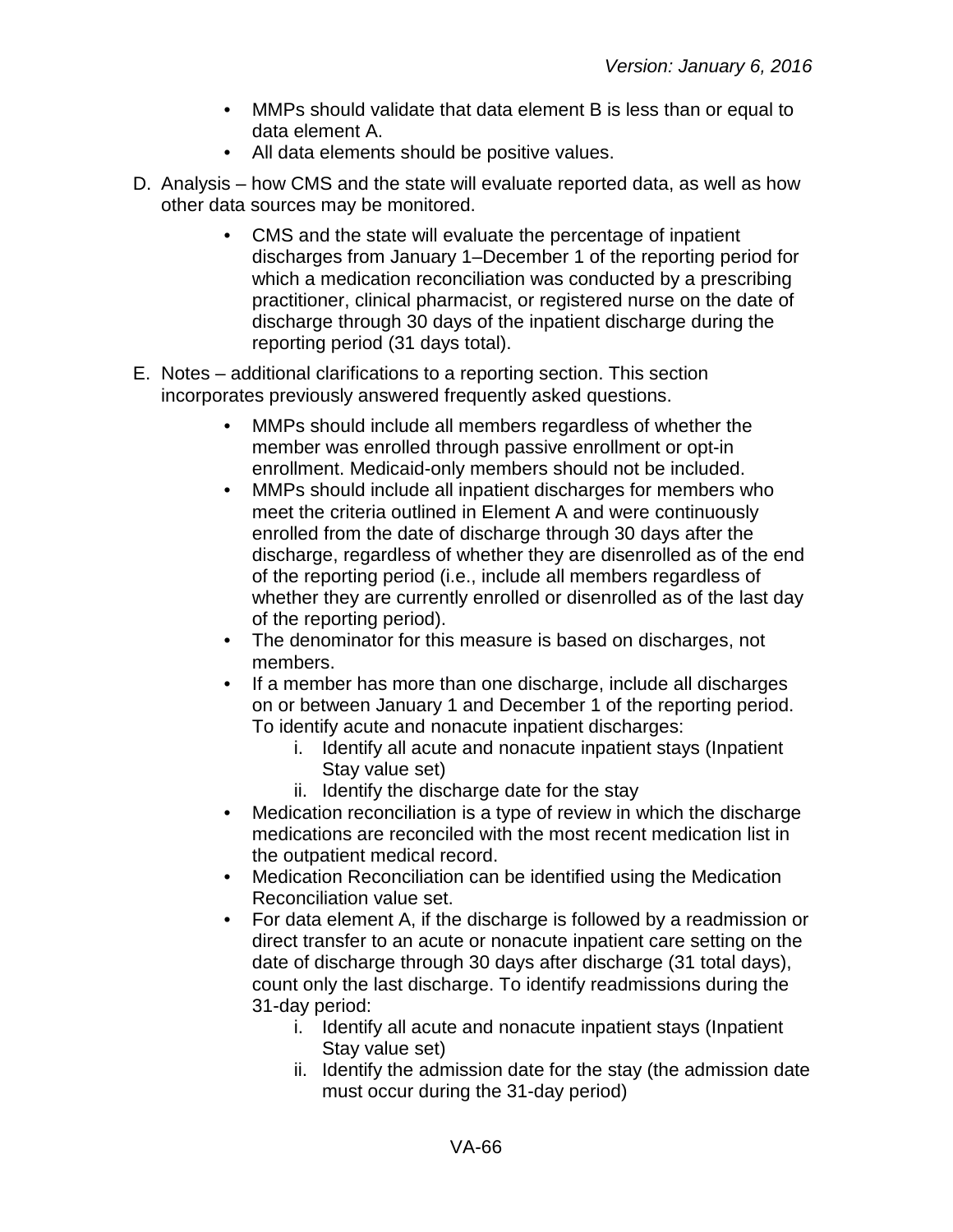- MMPs should validate that data element B is less than or equal to data element A.
- All data elements should be positive values.

D. Analysis – how CMS and the state will evaluate reported data, as well as how other data sources may be monitored.

- CMS and the state will evaluate the percentage of inpatient discharges from January 1–December 1 of the reporting period for which a medication reconciliation was conducted by a prescribing practitioner, clinical pharmacist, or registered nurse on the date of discharge through 30 days of the inpatient discharge during the reporting period (31 days total).

E. Notes – additional clarifications to a reporting section. This section incorporates previously answered frequently asked questions.

- MMPs should include all members regardless of whether the member was enrolled through passive enrollment or opt-in enrollment. Medicaid-only members should not be included.
- MMPs should include all inpatient discharges for members who meet the criteria outlined in Element A and were continuously enrolled from the date of discharge through 30 days after the discharge, regardless of whether they are disenrolled as of the end of the reporting period (i.e., include all members regardless of whether they are currently enrolled or disenrolled as of the last day of the reporting period).
- The denominator for this measure is based on discharges, not members.
- If a member has more than one discharge, include all discharges on or between January 1 and December 1 of the reporting period. To identify acute and nonacute inpatient discharges:
    i. Identify all acute and nonacute inpatient stays (Inpatient Stay value set)
    ii. Identify the discharge date for the stay
- Medication reconciliation is a type of review in which the discharge medications are reconciled with the most recent medication list in the outpatient medical record.
- Medication Reconciliation can be identified using the Medication Reconciliation value set.
- For data element A, if the discharge is followed by a readmission or direct transfer to an acute or nonacute inpatient care setting on the date of discharge through 30 days after discharge (31 total days), count only the last discharge. To identify readmissions during the 31-day period:
    i. Identify all acute and nonacute inpatient stays (Inpatient Stay value set)
    ii. Identify the admission date for the stay (the admission date must occur during the 31-day period)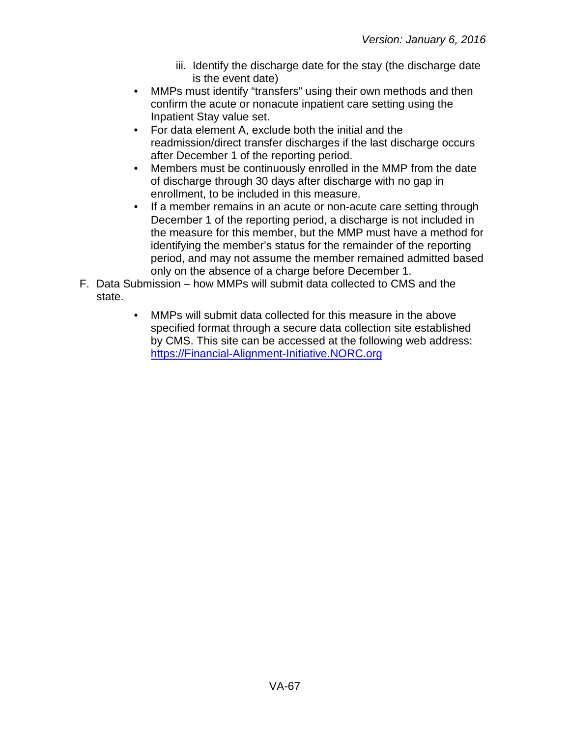iii. Identify the discharge date for the stay (the discharge date is the event date)

- MMPs must identify “transfers” using their own methods and then confirm the acute or nonacute inpatient care setting using the Inpatient Stay value set.
- For data element A, exclude both the initial and the readmission/direct transfer discharges if the last discharge occurs after December 1 of the reporting period.
- Members must be continuously enrolled in the MMP from the date of discharge through 30 days after discharge with no gap in enrollment, to be included in this measure.
- If a member remains in an acute or non-acute care setting through December 1 of the reporting period, a discharge is not included in the measure for this member, but the MMP must have a method for identifying the member’s status for the remainder of the reporting period, and may not assume the member remained admitted based only on the absence of a charge before December 1.

F. Data Submission – how MMPs will submit data collected to CMS and the state.

- MMPs will submit data collected for this measure in the above specified format through a secure data collection site established by CMS. This site can be accessed at the following web address: [https://Financial-Alignment-Initiative.NORC.org](https://Financial-Alignment-Initiative.NORC.org)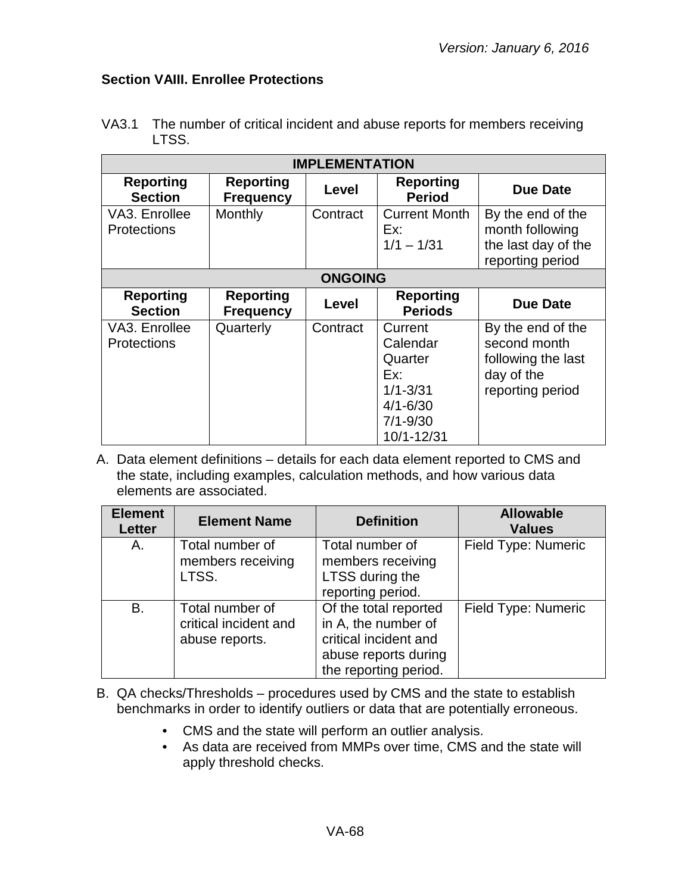Version: January 6, 2016

## Section VAIII. Enrollee Protections

VA3.1 The number of critical incident and abuse reports for members receiving LTSS.

| IMPLEMENTATION | | | | |
|---|---|---|---|---|
| **Reporting Section** | **Reporting Frequency** | **Level** | **Reporting Period** | **Due Date** |
| VA3. Enrollee Protections | Monthly | Contract | Current Month Ex: 1/1 – 1/31 | By the end of the month following the last day of the reporting period |
| **ONGOING** | | | | |
| **Reporting Section** | **Reporting Frequency** | **Level** | **Reporting Periods** | **Due Date** |
| VA3. Enrollee Protections | Quarterly | Contract | Current Calendar Quarter Ex: 1/1-3/31 4/1-6/30 7/1-9/30 10/1-12/31 | By the end of the second month following the last day of the reporting period |

A. Data element definitions – details for each data element reported to CMS and the state, including examples, calculation methods, and how various data elements are associated.

| Element Letter | Element Name | Definition | Allowable Values |
|---|---|---|---|
| A. | Total number of members receiving LTSS. | Total number of members receiving LTSS during the reporting period. | Field Type: Numeric |
| B. | Total number of critical incident and abuse reports. | Of the total reported in A, the number of critical incident and abuse reports during the reporting period. | Field Type: Numeric |

B. QA checks/Thresholds – procedures used by CMS and the state to establish benchmarks in order to identify outliers or data that are potentially erroneous.

- CMS and the state will perform an outlier analysis.
- As data are received from MMPs over time, CMS and the state will apply threshold checks.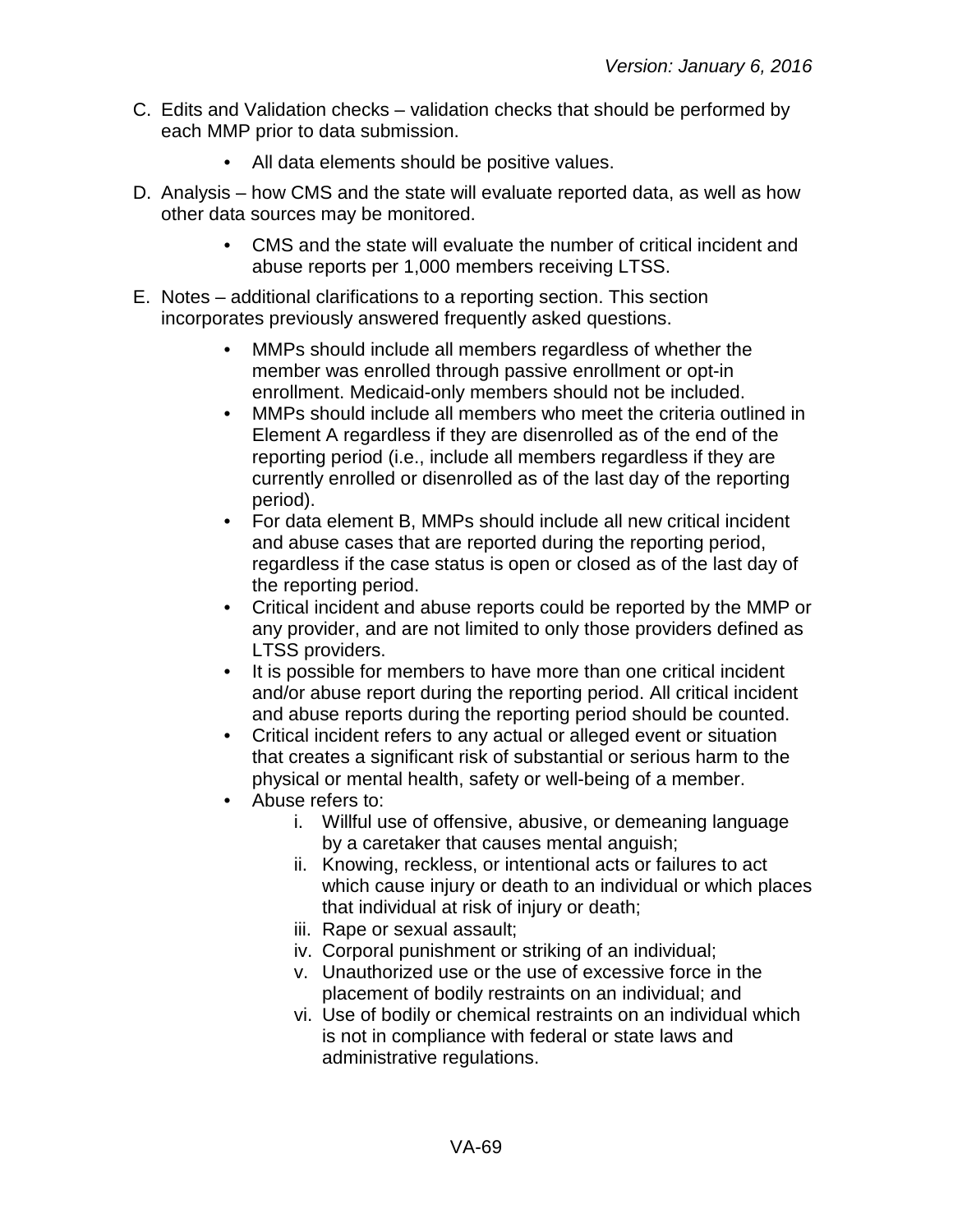C. Edits and Validation checks – validation checks that should be performed by each MMP prior to data submission.

   - All data elements should be positive values.

D. Analysis – how CMS and the state will evaluate reported data, as well as how other data sources may be monitored.

   - CMS and the state will evaluate the number of critical incident and abuse reports per 1,000 members receiving LTSS.

E. Notes – additional clarifications to a reporting section. This section incorporates previously answered frequently asked questions.

   - MMPs should include all members regardless of whether the member was enrolled through passive enrollment or opt-in enrollment. Medicaid-only members should not be included.
   - MMPs should include all members who meet the criteria outlined in Element A regardless if they are disenrolled as of the end of the reporting period (i.e., include all members regardless if they are currently enrolled or disenrolled as of the last day of the reporting period).
   - For data element B, MMPs should include all new critical incident and abuse cases that are reported during the reporting period, regardless if the case status is open or closed as of the last day of the reporting period.
   - Critical incident and abuse reports could be reported by the MMP or any provider, and are not limited to only those providers defined as LTSS providers.
   - It is possible for members to have more than one critical incident and/or abuse report during the reporting period. All critical incident and abuse reports during the reporting period should be counted.
   - Critical incident refers to any actual or alleged event or situation that creates a significant risk of substantial or serious harm to the physical or mental health, safety or well-being of a member.
   - Abuse refers to:
     i. Willful use of offensive, abusive, or demeaning language by a caretaker that causes mental anguish;
     ii. Knowing, reckless, or intentional acts or failures to act which cause injury or death to an individual or which places that individual at risk of injury or death;
     iii. Rape or sexual assault;
     iv. Corporal punishment or striking of an individual;
     v. Unauthorized use or the use of excessive force in the placement of bodily restraints on an individual; and
     vi. Use of bodily or chemical restraints on an individual which is not in compliance with federal or state laws and administrative regulations.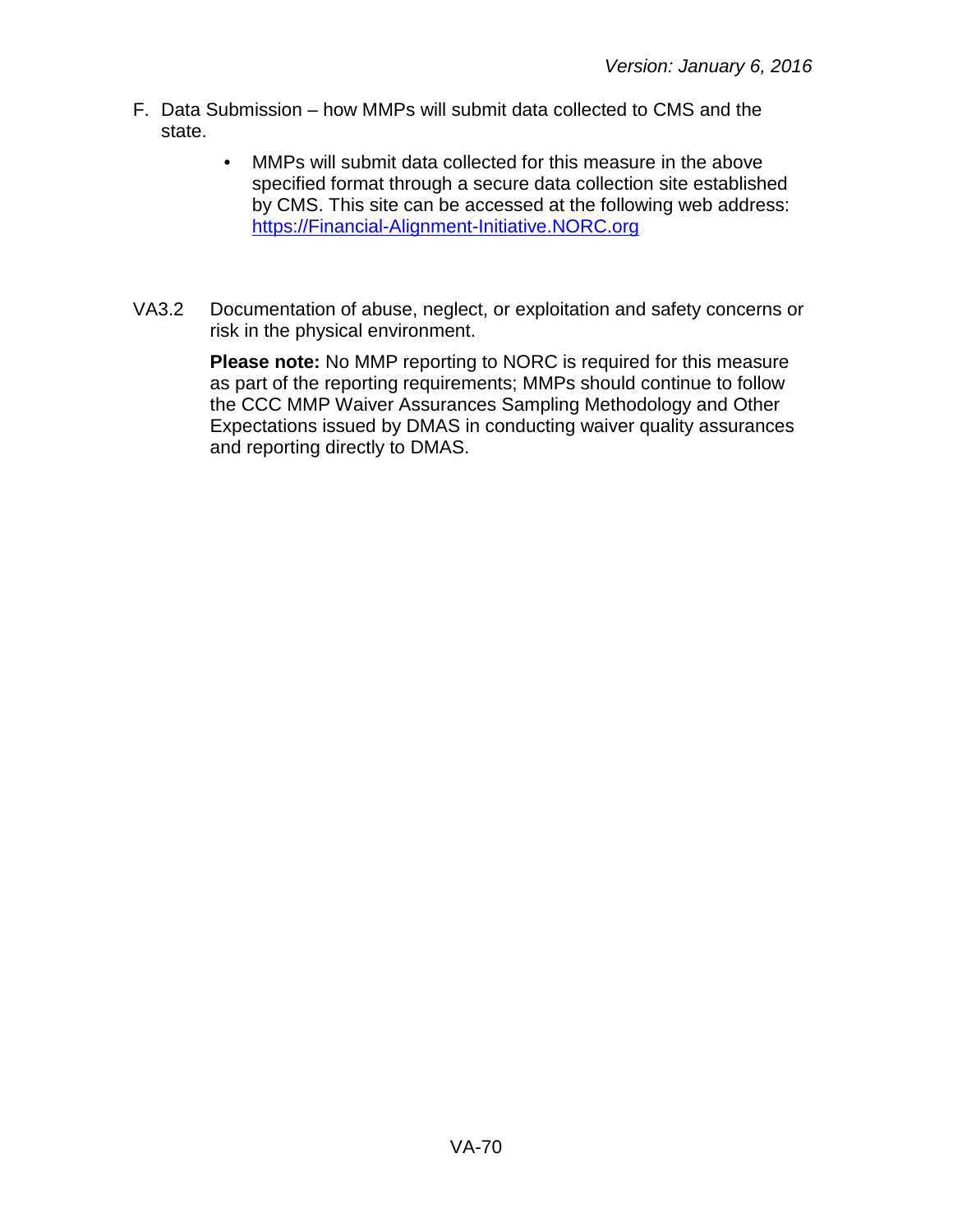F. Data Submission – how MMPs will submit data collected to CMS and the state.

- MMPs will submit data collected for this measure in the above specified format through a secure data collection site established by CMS. This site can be accessed at the following web address: [https://Financial-Alignment-Initiative.NORC.org](https://Financial-Alignment-Initiative.NORC.org)

VA3.2 Documentation of abuse, neglect, or exploitation and safety concerns or risk in the physical environment.

**Please note:** No MMP reporting to NORC is required for this measure as part of the reporting requirements; MMPs should continue to follow the CCC MMP Waiver Assurances Sampling Methodology and Other Expectations issued by DMAS in conducting waiver quality assurances and reporting directly to DMAS.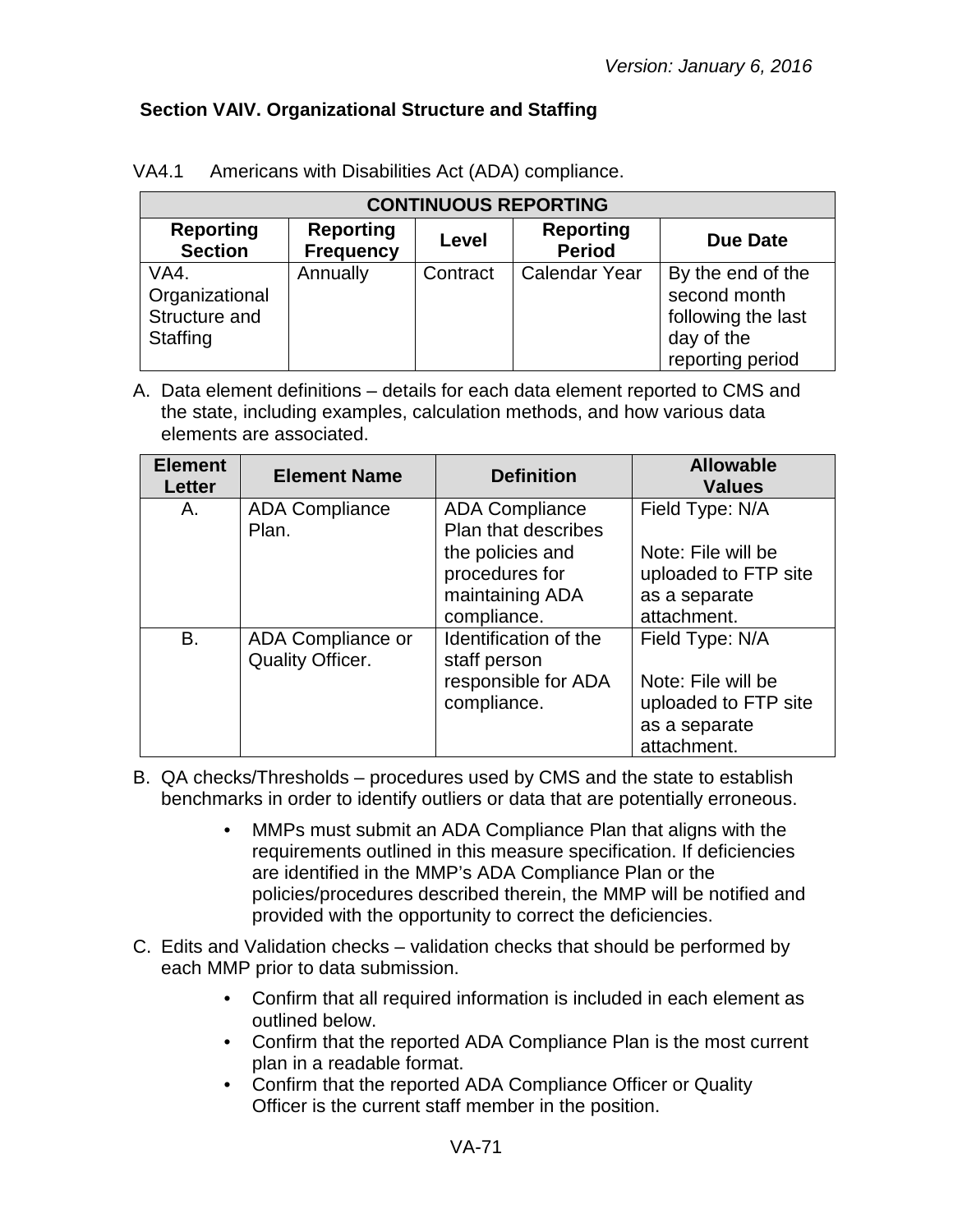### Section VAIV. Organizational Structure and Staffing

VA4.1 Americans with Disabilities Act (ADA) compliance.

| CONTINUOUS REPORTING | | | | |
|---|---|---|---|---|
| **Reporting Section** | **Reporting Frequency** | **Level** | **Reporting Period** | **Due Date** |
| VA4. Organizational Structure and Staffing | Annually | Contract | Calendar Year | By the end of the second month following the last day of the reporting period |

A. Data element definitions – details for each data element reported to CMS and the state, including examples, calculation methods, and how various data elements are associated.

| Element Letter | Element Name | Definition | Allowable Values |
|---|---|---|---|
| A. | ADA Compliance Plan. | ADA Compliance Plan that describes the policies and procedures for maintaining ADA compliance. | Field Type: N/A<br><br>Note: File will be uploaded to FTP site as a separate attachment. |
| B. | ADA Compliance or Quality Officer. | Identification of the staff person responsible for ADA compliance. | Field Type: N/A<br><br>Note: File will be uploaded to FTP site as a separate attachment. |

B. QA checks/Thresholds – procedures used by CMS and the state to establish benchmarks in order to identify outliers or data that are potentially erroneous.

- MMPs must submit an ADA Compliance Plan that aligns with the requirements outlined in this measure specification. If deficiencies are identified in the MMP's ADA Compliance Plan or the policies/procedures described therein, the MMP will be notified and provided with the opportunity to correct the deficiencies.

C. Edits and Validation checks – validation checks that should be performed by each MMP prior to data submission.

- Confirm that all required information is included in each element as outlined below.
- Confirm that the reported ADA Compliance Plan is the most current plan in a readable format.
- Confirm that the reported ADA Compliance Officer or Quality Officer is the current staff member in the position.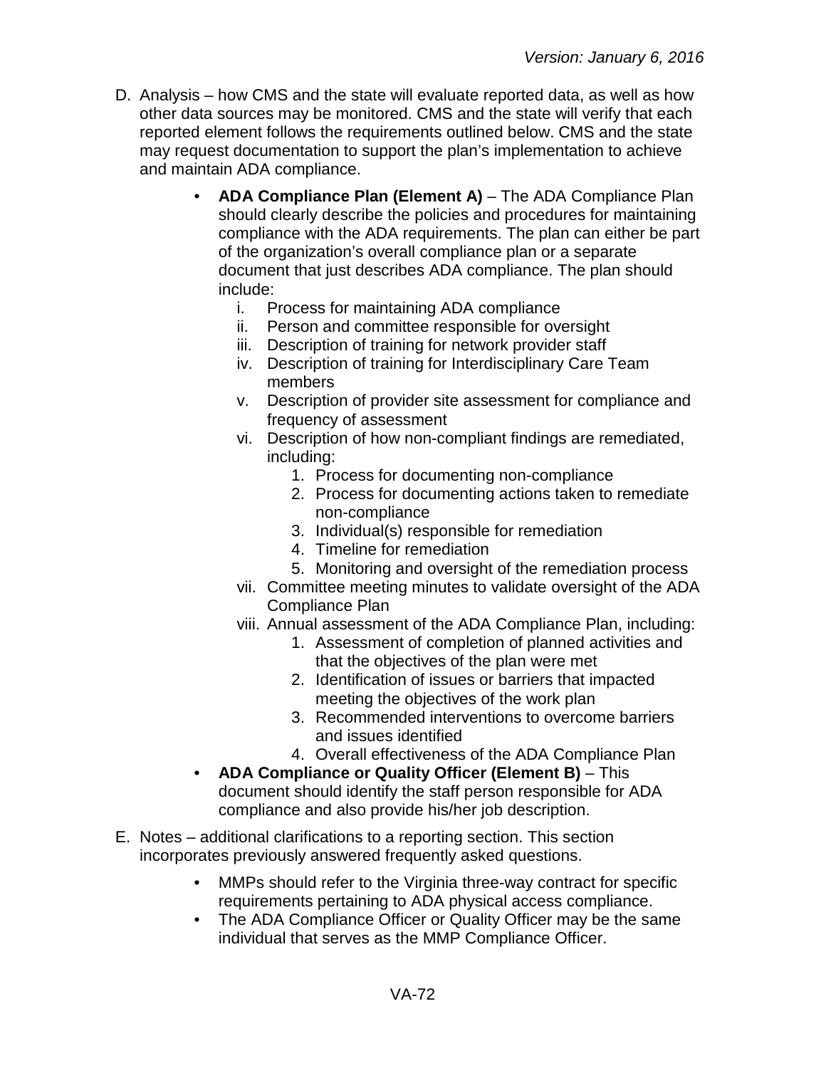D. Analysis – how CMS and the state will evaluate reported data, as well as how other data sources may be monitored. CMS and the state will verify that each reported element follows the requirements outlined below. CMS and the state may request documentation to support the plan's implementation to achieve and maintain ADA compliance.

- **ADA Compliance Plan (Element A)** – The ADA Compliance Plan should clearly describe the policies and procedures for maintaining compliance with the ADA requirements. The plan can either be part of the organization's overall compliance plan or a separate document that just describes ADA compliance. The plan should include:
    - i. Process for maintaining ADA compliance
    - ii. Person and committee responsible for oversight
    - iii. Description of training for network provider staff
    - iv. Description of training for Interdisciplinary Care Team members
    - v. Description of provider site assessment for compliance and frequency of assessment
    - vi. Description of how non-compliant findings are remediated, including:
        1. Process for documenting non-compliance
        2. Process for documenting actions taken to remediate non-compliance
        3. Individual(s) responsible for remediation
        4. Timeline for remediation
        5. Monitoring and oversight of the remediation process
    - vii. Committee meeting minutes to validate oversight of the ADA Compliance Plan
    - viii. Annual assessment of the ADA Compliance Plan, including:
        1. Assessment of completion of planned activities and that the objectives of the plan were met
        2. Identification of issues or barriers that impacted meeting the objectives of the work plan
        3. Recommended interventions to overcome barriers and issues identified
        4. Overall effectiveness of the ADA Compliance Plan
- **ADA Compliance or Quality Officer (Element B)** – This document should identify the staff person responsible for ADA compliance and also provide his/her job description.

E. Notes – additional clarifications to a reporting section. This section incorporates previously answered frequently asked questions.

- MMPs should refer to the Virginia three-way contract for specific requirements pertaining to ADA physical access compliance.
- The ADA Compliance Officer or Quality Officer may be the same individual that serves as the MMP Compliance Officer.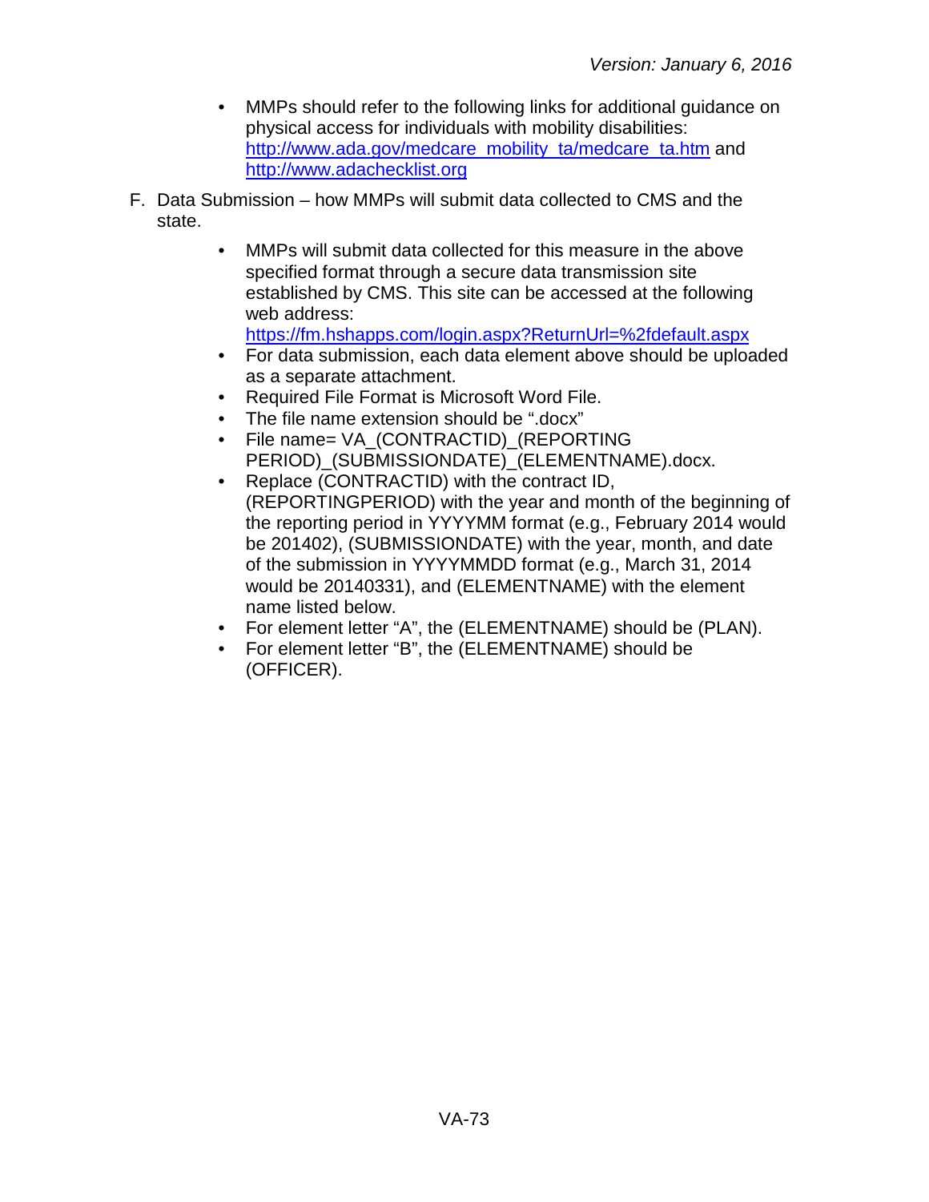- MMPs should refer to the following links for additional guidance on physical access for individuals with mobility disabilities: http://www.ada.gov/medcare_mobility_ta/medcare_ta.htm and http://www.adachecklist.org

F. Data Submission – how MMPs will submit data collected to CMS and the state.

- MMPs will submit data collected for this measure in the above specified format through a secure data transmission site established by CMS. This site can be accessed at the following web address: https://fm.hshapps.com/login.aspx?ReturnUrl=%2fdefault.aspx
- For data submission, each data element above should be uploaded as a separate attachment.
- Required File Format is Microsoft Word File.
- The file name extension should be ".docx"
- File name= VA_(CONTRACTID)_(REPORTING PERIOD)_(SUBMISSIONDATE)_(ELEMENTNAME).docx.
- Replace (CONTRACTID) with the contract ID, (REPORTINGPERIOD) with the year and month of the beginning of the reporting period in YYYYMM format (e.g., February 2014 would be 201402), (SUBMISSIONDATE) with the year, month, and date of the submission in YYYYMMDD format (e.g., March 31, 2014 would be 20140331), and (ELEMENTNAME) with the element name listed below.
- For element letter "A", the (ELEMENTNAME) should be (PLAN).
- For element letter "B", the (ELEMENTNAME) should be (OFFICER).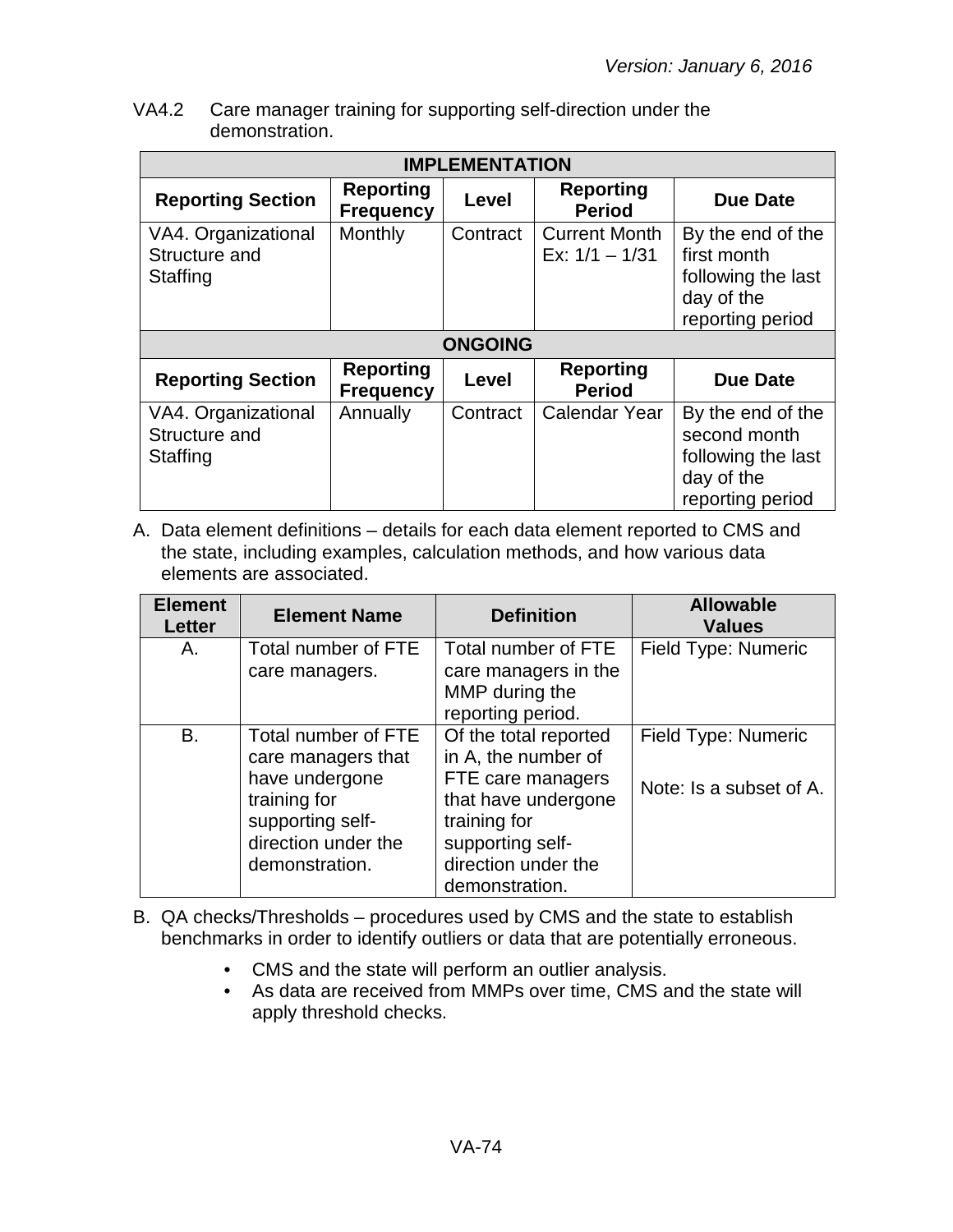VA4.2 Care manager training for supporting self-direction under the demonstration.

| IMPLEMENTATION | | | | |
|---|---|---|---|---|
| **Reporting Section** | **Reporting Frequency** | **Level** | **Reporting Period** | **Due Date** |
| VA4. Organizational Structure and Staffing | Monthly | Contract | Current Month Ex: 1/1 – 1/31 | By the end of the first month following the last day of the reporting period |
| **ONGOING** | | | | |
| **Reporting Section** | **Reporting Frequency** | **Level** | **Reporting Period** | **Due Date** |
| VA4. Organizational Structure and Staffing | Annually | Contract | Calendar Year | By the end of the second month following the last day of the reporting period |

A. Data element definitions – details for each data element reported to CMS and the state, including examples, calculation methods, and how various data elements are associated.

| Element Letter | Element Name | Definition | Allowable Values |
|---|---|---|---|
| A. | Total number of FTE care managers. | Total number of FTE care managers in the MMP during the reporting period. | Field Type: Numeric |
| B. | Total number of FTE care managers that have undergone training for supporting self-direction under the demonstration. | Of the total reported in A, the number of FTE care managers that have undergone training for supporting self-direction under the demonstration. | Field Type: Numeric<br><br>Note: Is a subset of A. |

B. QA checks/Thresholds – procedures used by CMS and the state to establish benchmarks in order to identify outliers or data that are potentially erroneous.

- CMS and the state will perform an outlier analysis.
- As data are received from MMPs over time, CMS and the state will apply threshold checks.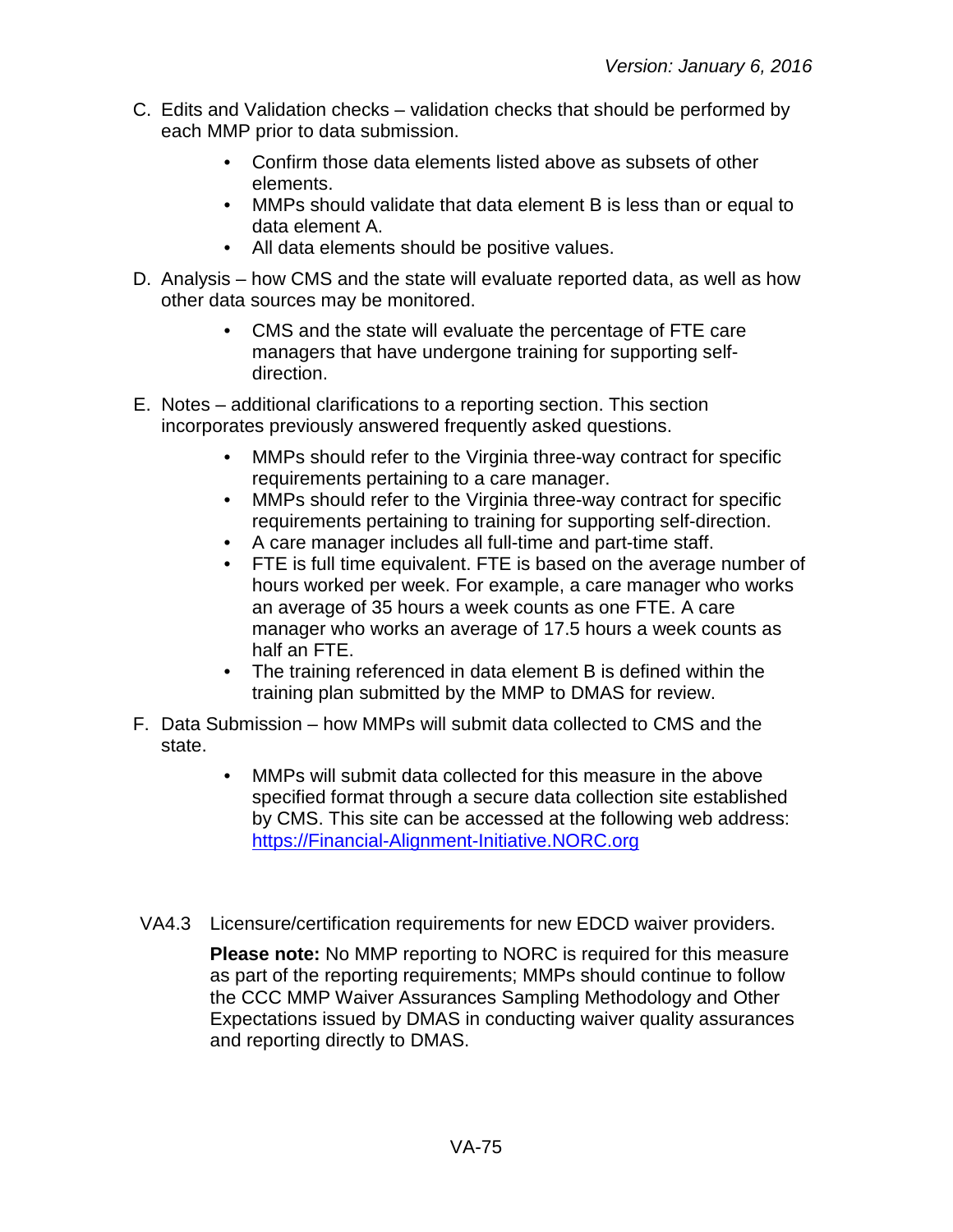C. Edits and Validation checks – validation checks that should be performed by each MMP prior to data submission.

   - Confirm those data elements listed above as subsets of other elements.
   - MMPs should validate that data element B is less than or equal to data element A.
   - All data elements should be positive values.

D. Analysis – how CMS and the state will evaluate reported data, as well as how other data sources may be monitored.

   - CMS and the state will evaluate the percentage of FTE care managers that have undergone training for supporting self-direction.

E. Notes – additional clarifications to a reporting section. This section incorporates previously answered frequently asked questions.

   - MMPs should refer to the Virginia three-way contract for specific requirements pertaining to a care manager.
   - MMPs should refer to the Virginia three-way contract for specific requirements pertaining to training for supporting self-direction.
   - A care manager includes all full-time and part-time staff.
   - FTE is full time equivalent. FTE is based on the average number of hours worked per week. For example, a care manager who works an average of 35 hours a week counts as one FTE. A care manager who works an average of 17.5 hours a week counts as half an FTE.
   - The training referenced in data element B is defined within the training plan submitted by the MMP to DMAS for review.

F. Data Submission – how MMPs will submit data collected to CMS and the state.

   - MMPs will submit data collected for this measure in the above specified format through a secure data collection site established by CMS. This site can be accessed at the following web address: [https://Financial-Alignment-Initiative.NORC.org](https://Financial-Alignment-Initiative.NORC.org)

VA4.3 Licensure/certification requirements for new EDCD waiver providers.

**Please note:** No MMP reporting to NORC is required for this measure as part of the reporting requirements; MMPs should continue to follow the CCC MMP Waiver Assurances Sampling Methodology and Other Expectations issued by DMAS in conducting waiver quality assurances and reporting directly to DMAS.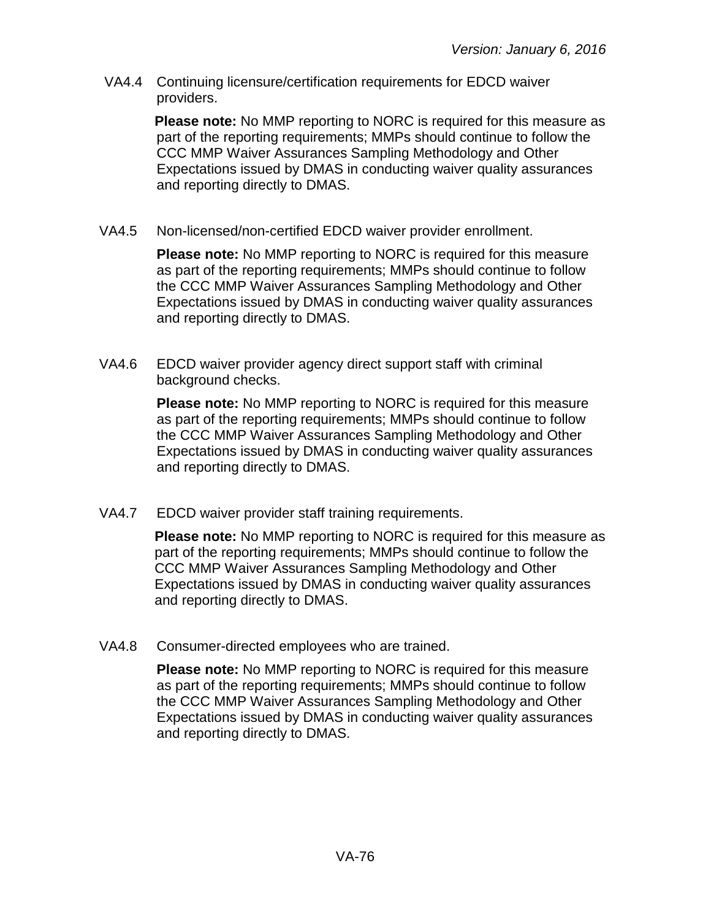VA4.4 Continuing licensure/certification requirements for EDCD waiver providers.

**Please note:** No MMP reporting to NORC is required for this measure as part of the reporting requirements; MMPs should continue to follow the CCC MMP Waiver Assurances Sampling Methodology and Other Expectations issued by DMAS in conducting waiver quality assurances and reporting directly to DMAS.

VA4.5 Non-licensed/non-certified EDCD waiver provider enrollment.

**Please note:** No MMP reporting to NORC is required for this measure as part of the reporting requirements; MMPs should continue to follow the CCC MMP Waiver Assurances Sampling Methodology and Other Expectations issued by DMAS in conducting waiver quality assurances and reporting directly to DMAS.

VA4.6 EDCD waiver provider agency direct support staff with criminal background checks.

**Please note:** No MMP reporting to NORC is required for this measure as part of the reporting requirements; MMPs should continue to follow the CCC MMP Waiver Assurances Sampling Methodology and Other Expectations issued by DMAS in conducting waiver quality assurances and reporting directly to DMAS.

VA4.7 EDCD waiver provider staff training requirements.

**Please note:** No MMP reporting to NORC is required for this measure as part of the reporting requirements; MMPs should continue to follow the CCC MMP Waiver Assurances Sampling Methodology and Other Expectations issued by DMAS in conducting waiver quality assurances and reporting directly to DMAS.

VA4.8 Consumer-directed employees who are trained.

**Please note:** No MMP reporting to NORC is required for this measure as part of the reporting requirements; MMPs should continue to follow the CCC MMP Waiver Assurances Sampling Methodology and Other Expectations issued by DMAS in conducting waiver quality assurances and reporting directly to DMAS.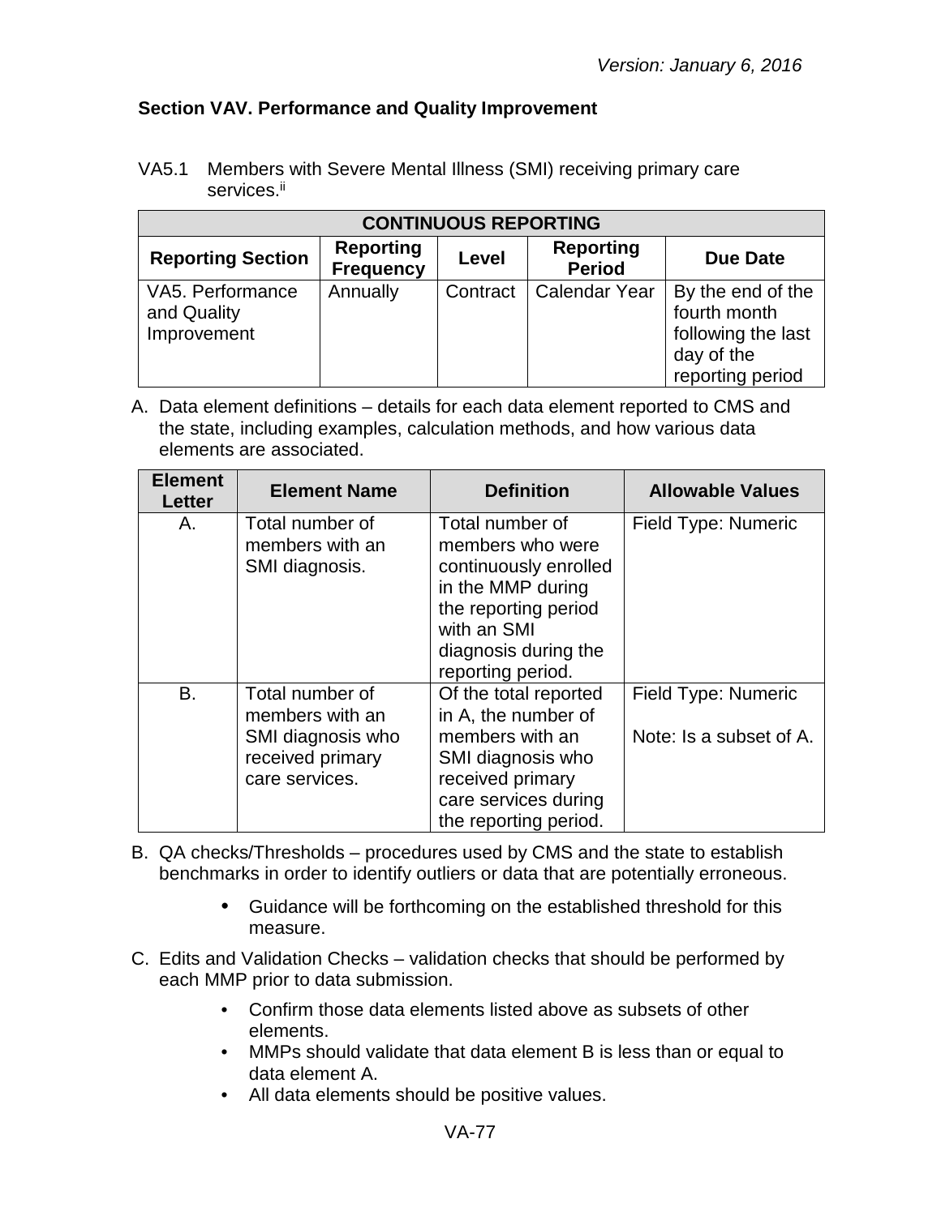### Section VAV. Performance and Quality Improvement

VA5.1 Members with Severe Mental Illness (SMI) receiving primary care services.[ii]

| CONTINUOUS REPORTING | | | | |
|---|---|---|---|---|
| **Reporting Section** | **Reporting Frequency** | **Level** | **Reporting Period** | **Due Date** |
| VA5. Performance and Quality Improvement | Annually | Contract | Calendar Year | By the end of the fourth month following the last day of the reporting period |

A. Data element definitions – details for each data element reported to CMS and the state, including examples, calculation methods, and how various data elements are associated.

| Element Letter | Element Name | Definition | Allowable Values |
|---|---|---|---|
| A. | Total number of members with an SMI diagnosis. | Total number of members who were continuously enrolled in the MMP during the reporting period with an SMI diagnosis during the reporting period. | Field Type: Numeric |
| B. | Total number of members with an SMI diagnosis who received primary care services. | Of the total reported in A, the number of members with an SMI diagnosis who received primary care services during the reporting period. | Field Type: Numeric<br><br>Note: Is a subset of A. |

B. QA checks/Thresholds – procedures used by CMS and the state to establish benchmarks in order to identify outliers or data that are potentially erroneous.

- Guidance will be forthcoming on the established threshold for this measure.

C. Edits and Validation Checks – validation checks that should be performed by each MMP prior to data submission.

- Confirm those data elements listed above as subsets of other elements.
- MMPs should validate that data element B is less than or equal to data element A.
- All data elements should be positive values.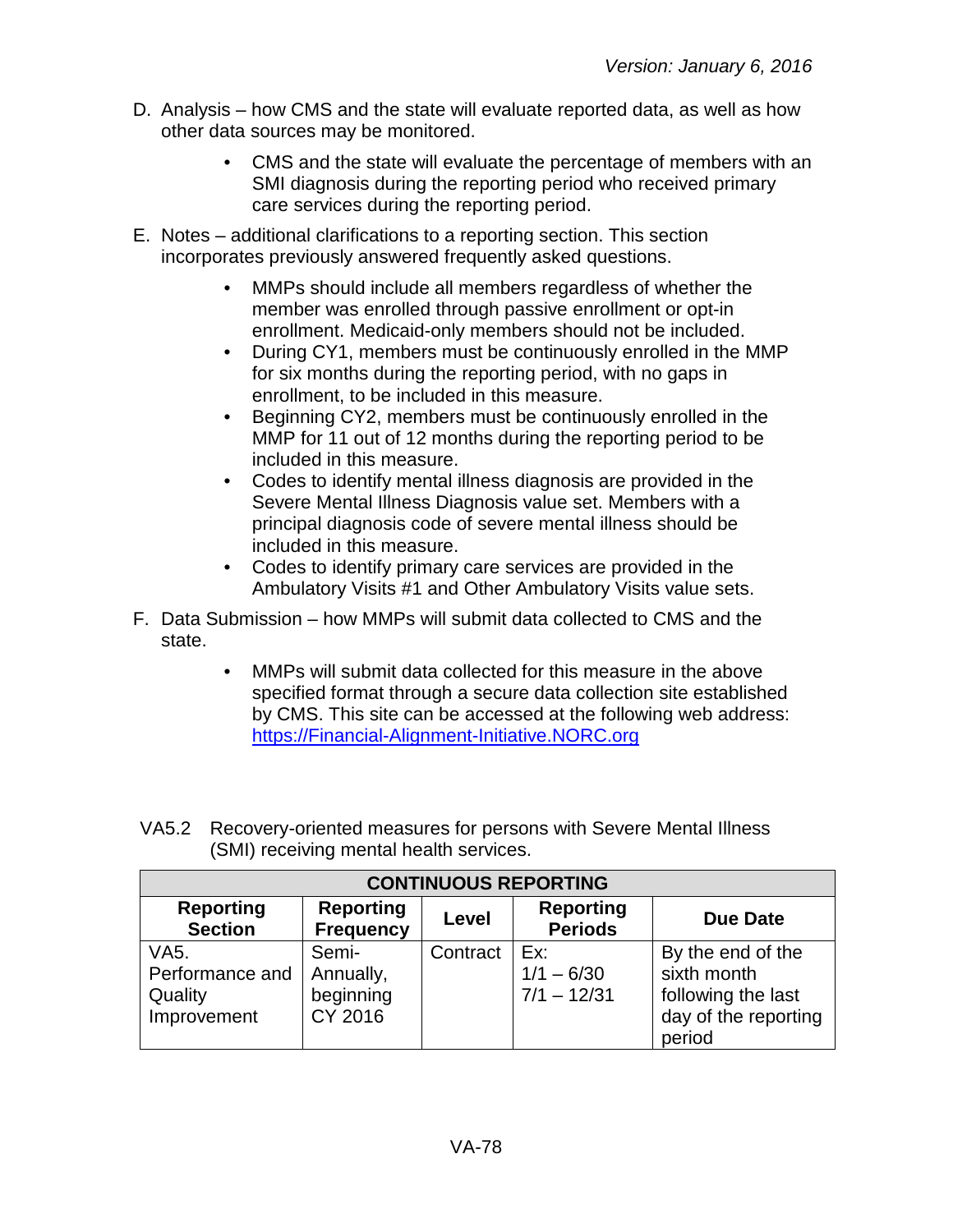D. Analysis – how CMS and the state will evaluate reported data, as well as how other data sources may be monitored.

- CMS and the state will evaluate the percentage of members with an SMI diagnosis during the reporting period who received primary care services during the reporting period.

E. Notes – additional clarifications to a reporting section. This section incorporates previously answered frequently asked questions.

- MMPs should include all members regardless of whether the member was enrolled through passive enrollment or opt-in enrollment. Medicaid-only members should not be included.
- During CY1, members must be continuously enrolled in the MMP for six months during the reporting period, with no gaps in enrollment, to be included in this measure.
- Beginning CY2, members must be continuously enrolled in the MMP for 11 out of 12 months during the reporting period to be included in this measure.
- Codes to identify mental illness diagnosis are provided in the Severe Mental Illness Diagnosis value set. Members with a principal diagnosis code of severe mental illness should be included in this measure.
- Codes to identify primary care services are provided in the Ambulatory Visits #1 and Other Ambulatory Visits value sets.

F. Data Submission – how MMPs will submit data collected to CMS and the state.

- MMPs will submit data collected for this measure in the above specified format through a secure data collection site established by CMS. This site can be accessed at the following web address: https://Financial-Alignment-Initiative.NORC.org

VA5.2 Recovery-oriented measures for persons with Severe Mental Illness (SMI) receiving mental health services.

| CONTINUOUS REPORTING | | | | |
|---|---|---|---|---|
| **Reporting Section** | **Reporting Frequency** | **Level** | **Reporting Periods** | **Due Date** |
| VA5. Performance and Quality Improvement | Semi-Annually, beginning CY 2016 | Contract | Ex: 1/1 – 6/30 7/1 – 12/31 | By the end of the sixth month following the last day of the reporting period |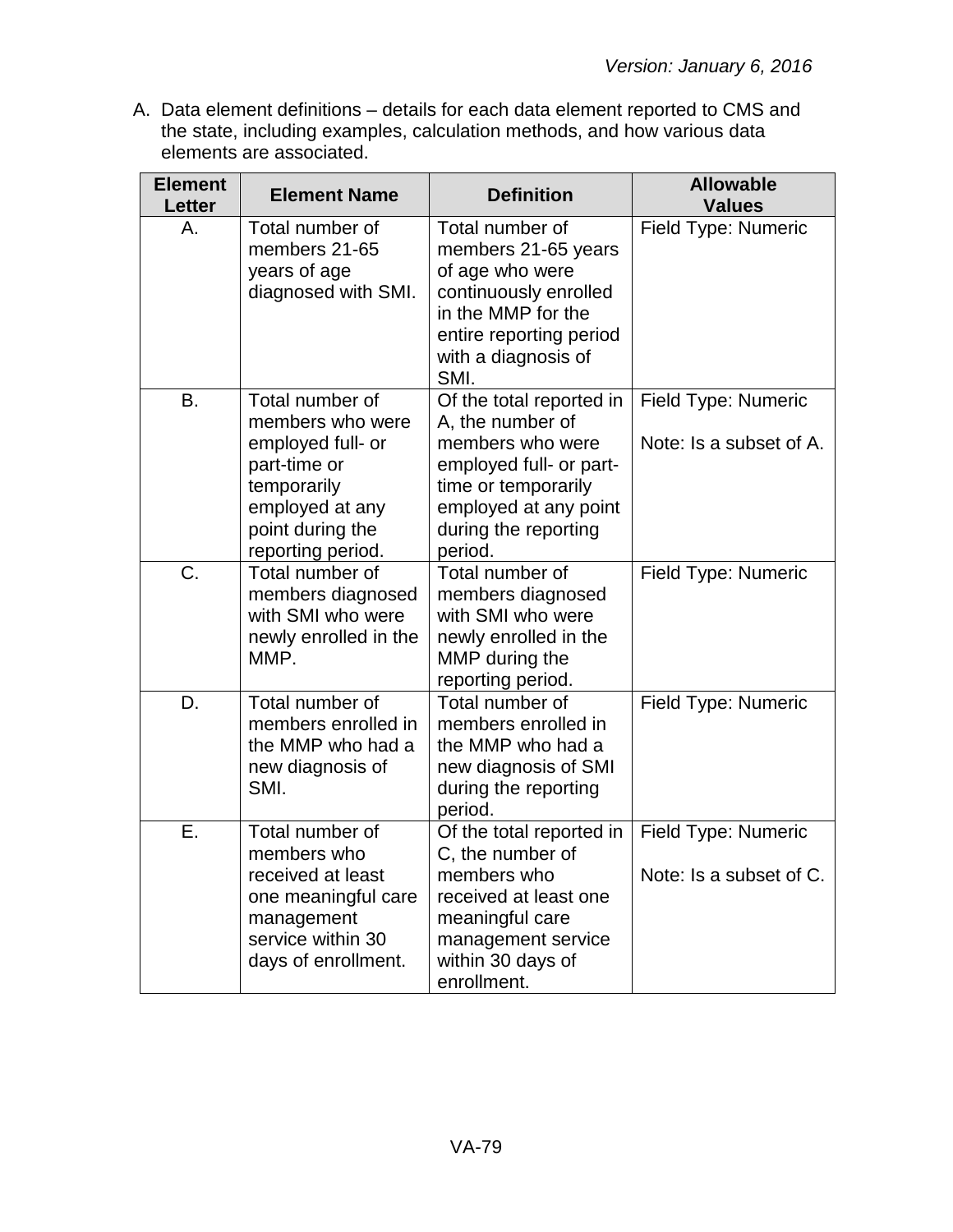A. Data element definitions – details for each data element reported to CMS and the state, including examples, calculation methods, and how various data elements are associated.

| Element Letter | Element Name | Definition | Allowable Values |
|---|---|---|---|
| A. | Total number of members 21-65 years of age diagnosed with SMI. | Total number of members 21-65 years of age who were continuously enrolled in the MMP for the entire reporting period with a diagnosis of SMI. | Field Type: Numeric |
| B. | Total number of members who were employed full- or part-time or temporarily employed at any point during the reporting period. | Of the total reported in A, the number of members who were employed full- or part-time or temporarily employed at any point during the reporting period. | Field Type: Numeric<br><br>Note: Is a subset of A. |
| C. | Total number of members diagnosed with SMI who were newly enrolled in the MMP. | Total number of members diagnosed with SMI who were newly enrolled in the MMP during the reporting period. | Field Type: Numeric |
| D. | Total number of members enrolled in the MMP who had a new diagnosis of SMI. | Total number of members enrolled in the MMP who had a new diagnosis of SMI during the reporting period. | Field Type: Numeric |
| E. | Total number of members who received at least one meaningful care management service within 30 days of enrollment. | Of the total reported in C, the number of members who received at least one meaningful care management service within 30 days of enrollment. | Field Type: Numeric<br><br>Note: Is a subset of C. |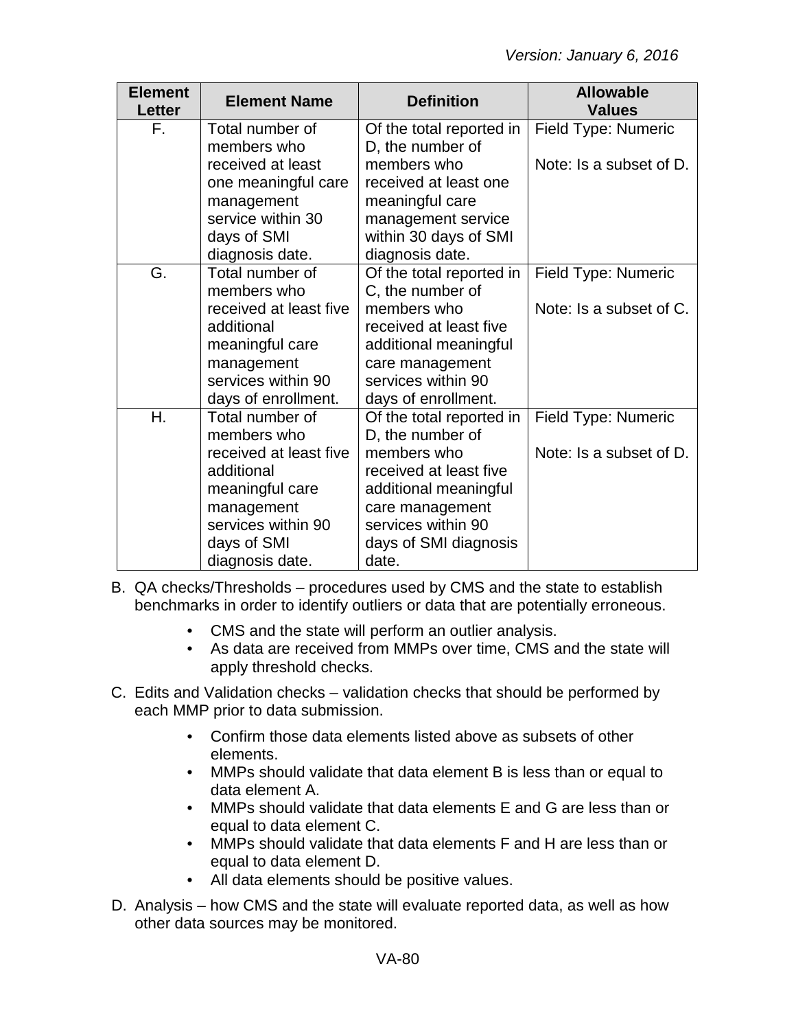| Element Letter | Element Name | Definition | Allowable Values |
|---|---|---|---|
| F. | Total number of members who received at least one meaningful care management service within 30 days of SMI diagnosis date. | Of the total reported in D, the number of members who received at least one meaningful care management service within 30 days of SMI diagnosis date. | Field Type: Numeric<br><br>Note: Is a subset of D. |
| G. | Total number of members who received at least five additional meaningful care management services within 90 days of enrollment. | Of the total reported in C, the number of members who received at least five additional meaningful care management services within 90 days of enrollment. | Field Type: Numeric<br><br>Note: Is a subset of C. |
| H. | Total number of members who received at least five additional meaningful care management services within 90 days of SMI diagnosis date. | Of the total reported in D, the number of members who received at least five additional meaningful care management services within 90 days of SMI diagnosis date. | Field Type: Numeric<br><br>Note: Is a subset of D. |

B. QA checks/Thresholds – procedures used by CMS and the state to establish benchmarks in order to identify outliers or data that are potentially erroneous.

- CMS and the state will perform an outlier analysis.
- As data are received from MMPs over time, CMS and the state will apply threshold checks.

C. Edits and Validation checks – validation checks that should be performed by each MMP prior to data submission.

- Confirm those data elements listed above as subsets of other elements.
- MMPs should validate that data element B is less than or equal to data element A.
- MMPs should validate that data elements E and G are less than or equal to data element C.
- MMPs should validate that data elements F and H are less than or equal to data element D.
- All data elements should be positive values.

D. Analysis – how CMS and the state will evaluate reported data, as well as how other data sources may be monitored.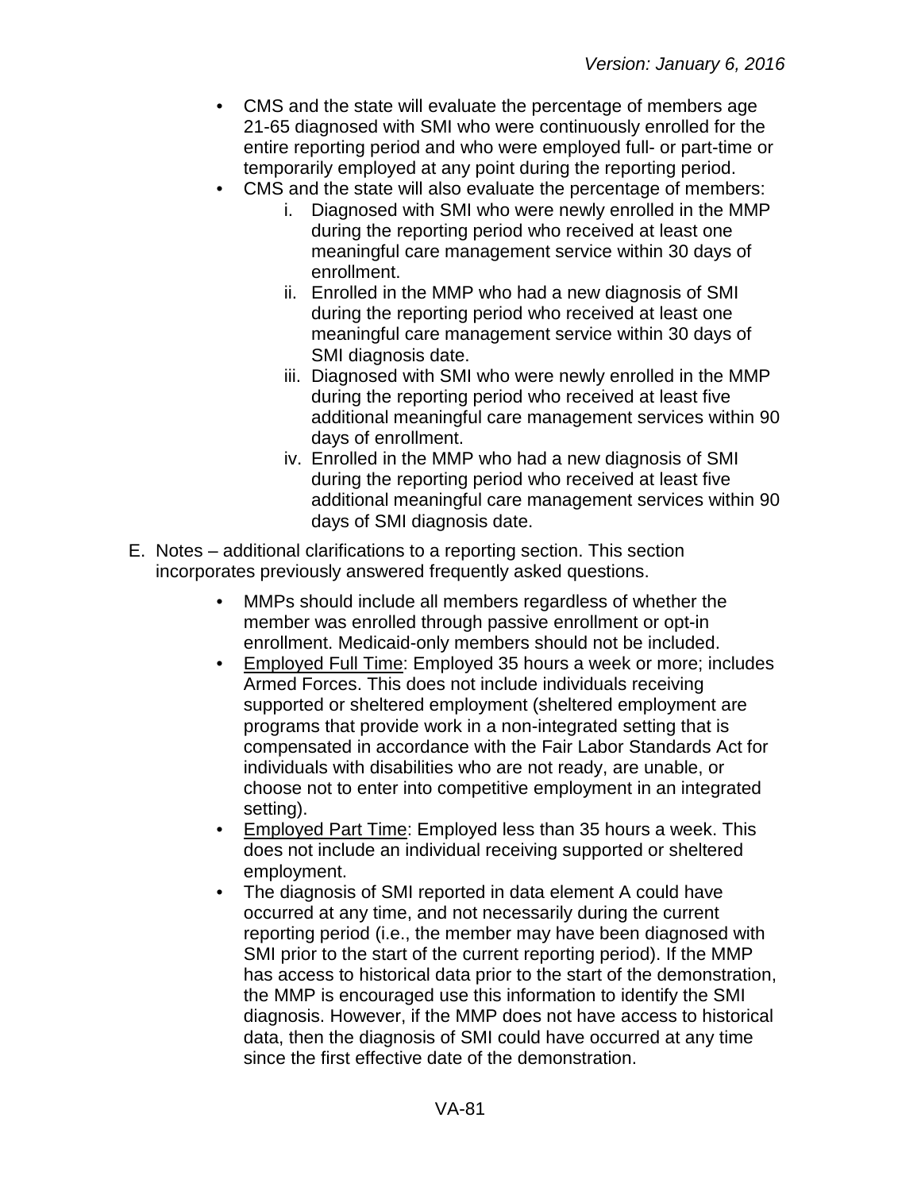- CMS and the state will evaluate the percentage of members age 21-65 diagnosed with SMI who were continuously enrolled for the entire reporting period and who were employed full- or part-time or temporarily employed at any point during the reporting period.
- CMS and the state will also evaluate the percentage of members:
    i. Diagnosed with SMI who were newly enrolled in the MMP during the reporting period who received at least one meaningful care management service within 30 days of enrollment.
    ii. Enrolled in the MMP who had a new diagnosis of SMI during the reporting period who received at least one meaningful care management service within 30 days of SMI diagnosis date.
    iii. Diagnosed with SMI who were newly enrolled in the MMP during the reporting period who received at least five additional meaningful care management services within 90 days of enrollment.
    iv. Enrolled in the MMP who had a new diagnosis of SMI during the reporting period who received at least five additional meaningful care management services within 90 days of SMI diagnosis date.

E. Notes – additional clarifications to a reporting section. This section incorporates previously answered frequently asked questions.

- MMPs should include all members regardless of whether the member was enrolled through passive enrollment or opt-in enrollment. Medicaid-only members should not be included.
- Employed Full Time: Employed 35 hours a week or more; includes Armed Forces. This does not include individuals receiving supported or sheltered employment (sheltered employment are programs that provide work in a non-integrated setting that is compensated in accordance with the Fair Labor Standards Act for individuals with disabilities who are not ready, are unable, or choose not to enter into competitive employment in an integrated setting).
- Employed Part Time: Employed less than 35 hours a week. This does not include an individual receiving supported or sheltered employment.
- The diagnosis of SMI reported in data element A could have occurred at any time, and not necessarily during the current reporting period (i.e., the member may have been diagnosed with SMI prior to the start of the current reporting period). If the MMP has access to historical data prior to the start of the demonstration, the MMP is encouraged use this information to identify the SMI diagnosis. However, if the MMP does not have access to historical data, then the diagnosis of SMI could have occurred at any time since the first effective date of the demonstration.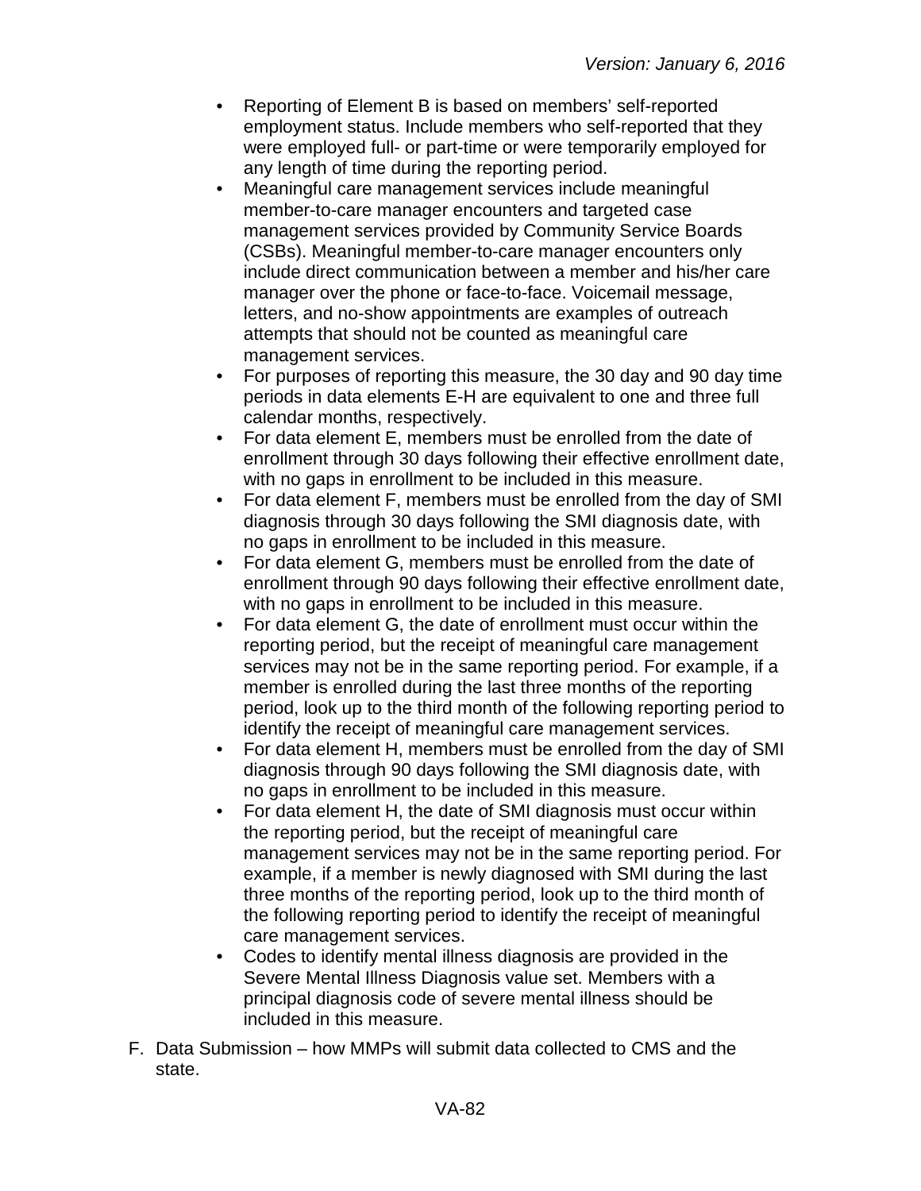- Reporting of Element B is based on members' self-reported employment status. Include members who self-reported that they were employed full- or part-time or were temporarily employed for any length of time during the reporting period.
- Meaningful care management services include meaningful member-to-care manager encounters and targeted case management services provided by Community Service Boards (CSBs). Meaningful member-to-care manager encounters only include direct communication between a member and his/her care manager over the phone or face-to-face. Voicemail message, letters, and no-show appointments are examples of outreach attempts that should not be counted as meaningful care management services.
- For purposes of reporting this measure, the 30 day and 90 day time periods in data elements E-H are equivalent to one and three full calendar months, respectively.
- For data element E, members must be enrolled from the date of enrollment through 30 days following their effective enrollment date, with no gaps in enrollment to be included in this measure.
- For data element F, members must be enrolled from the day of SMI diagnosis through 30 days following the SMI diagnosis date, with no gaps in enrollment to be included in this measure.
- For data element G, members must be enrolled from the date of enrollment through 90 days following their effective enrollment date, with no gaps in enrollment to be included in this measure.
- For data element G, the date of enrollment must occur within the reporting period, but the receipt of meaningful care management services may not be in the same reporting period. For example, if a member is enrolled during the last three months of the reporting period, look up to the third month of the following reporting period to identify the receipt of meaningful care management services.
- For data element H, members must be enrolled from the day of SMI diagnosis through 90 days following the SMI diagnosis date, with no gaps in enrollment to be included in this measure.
- For data element H, the date of SMI diagnosis must occur within the reporting period, but the receipt of meaningful care management services may not be in the same reporting period. For example, if a member is newly diagnosed with SMI during the last three months of the reporting period, look up to the third month of the following reporting period to identify the receipt of meaningful care management services.
- Codes to identify mental illness diagnosis are provided in the Severe Mental Illness Diagnosis value set. Members with a principal diagnosis code of severe mental illness should be included in this measure.

F. Data Submission – how MMPs will submit data collected to CMS and the state.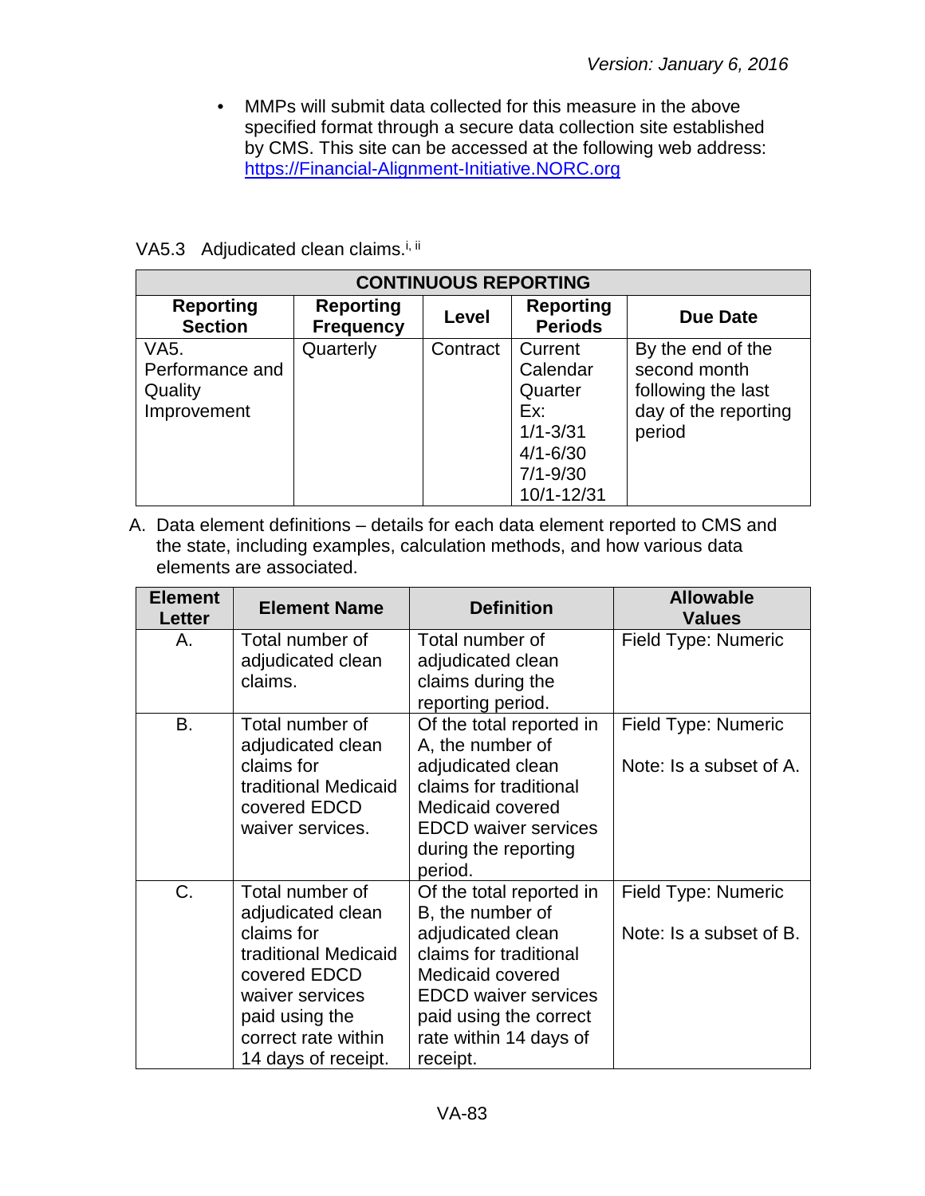- MMPs will submit data collected for this measure in the above specified format through a secure data collection site established by CMS. This site can be accessed at the following web address: https://Financial-Alignment-Initiative.NORC.org

VA5.3 Adjudicated clean claims.[i, ii]

| CONTINUOUS REPORTING | | | | |
|---|---|---|---|---|
| **Reporting Section** | **Reporting Frequency** | **Level** | **Reporting Periods** | **Due Date** |
| VA5. Performance and Quality Improvement | Quarterly | Contract | Current Calendar Quarter Ex: 1/1-3/31 4/1-6/30 7/1-9/30 10/1-12/31 | By the end of the second month following the last day of the reporting period |

A. Data element definitions – details for each data element reported to CMS and the state, including examples, calculation methods, and how various data elements are associated.

| Element Letter | Element Name | Definition | Allowable Values |
|---|---|---|---|
| A. | Total number of adjudicated clean claims. | Total number of adjudicated clean claims during the reporting period. | Field Type: Numeric |
| B. | Total number of adjudicated clean claims for traditional Medicaid covered EDCD waiver services. | Of the total reported in A, the number of adjudicated clean claims for traditional Medicaid covered EDCD waiver services during the reporting period. | Field Type: Numeric<br><br>Note: Is a subset of A. |
| C. | Total number of adjudicated clean claims for traditional Medicaid covered EDCD waiver services paid using the correct rate within 14 days of receipt. | Of the total reported in B, the number of adjudicated clean claims for traditional Medicaid covered EDCD waiver services paid using the correct rate within 14 days of receipt. | Field Type: Numeric<br><br>Note: Is a subset of B. |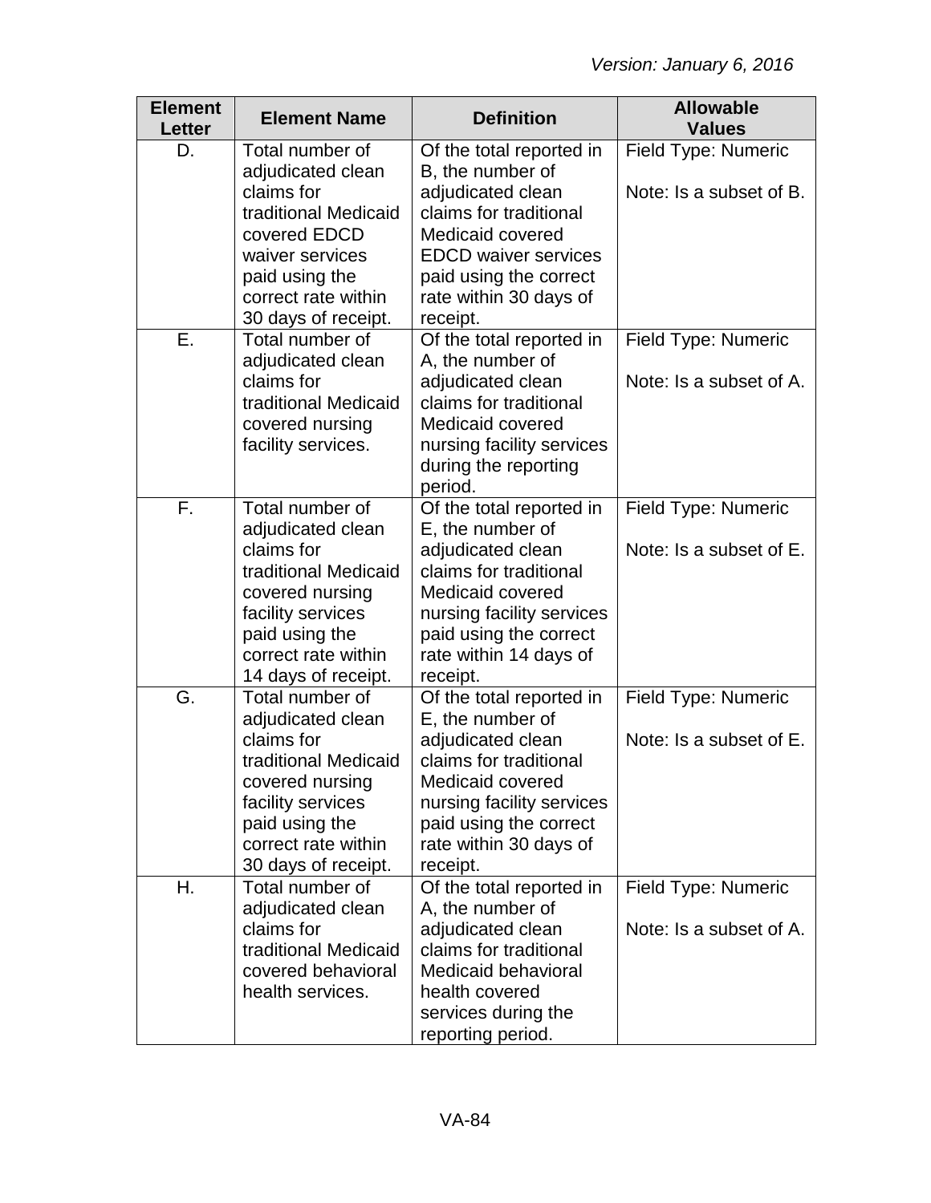*Version: January 6, 2016*

| Element Letter | Element Name | Definition | Allowable Values |
|---|---|---|---|
| D. | Total number of adjudicated clean claims for traditional Medicaid covered EDCD waiver services paid using the correct rate within 30 days of receipt. | Of the total reported in B, the number of adjudicated clean claims for traditional Medicaid covered EDCD waiver services paid using the correct rate within 30 days of receipt. | Field Type: Numeric<br><br>Note: Is a subset of B. |
| E. | Total number of adjudicated clean claims for traditional Medicaid covered nursing facility services. | Of the total reported in A, the number of adjudicated clean claims for traditional Medicaid covered nursing facility services during the reporting period. | Field Type: Numeric<br><br>Note: Is a subset of A. |
| F. | Total number of adjudicated clean claims for traditional Medicaid covered nursing facility services paid using the correct rate within 14 days of receipt. | Of the total reported in E, the number of adjudicated clean claims for traditional Medicaid covered nursing facility services paid using the correct rate within 14 days of receipt. | Field Type: Numeric<br><br>Note: Is a subset of E. |
| G. | Total number of adjudicated clean claims for traditional Medicaid covered nursing facility services paid using the correct rate within 30 days of receipt. | Of the total reported in E, the number of adjudicated clean claims for traditional Medicaid covered nursing facility services paid using the correct rate within 30 days of receipt. | Field Type: Numeric<br><br>Note: Is a subset of E. |
| H. | Total number of adjudicated clean claims for traditional Medicaid covered behavioral health services. | Of the total reported in A, the number of adjudicated clean claims for traditional Medicaid behavioral health covered services during the reporting period. | Field Type: Numeric<br><br>Note: Is a subset of A. |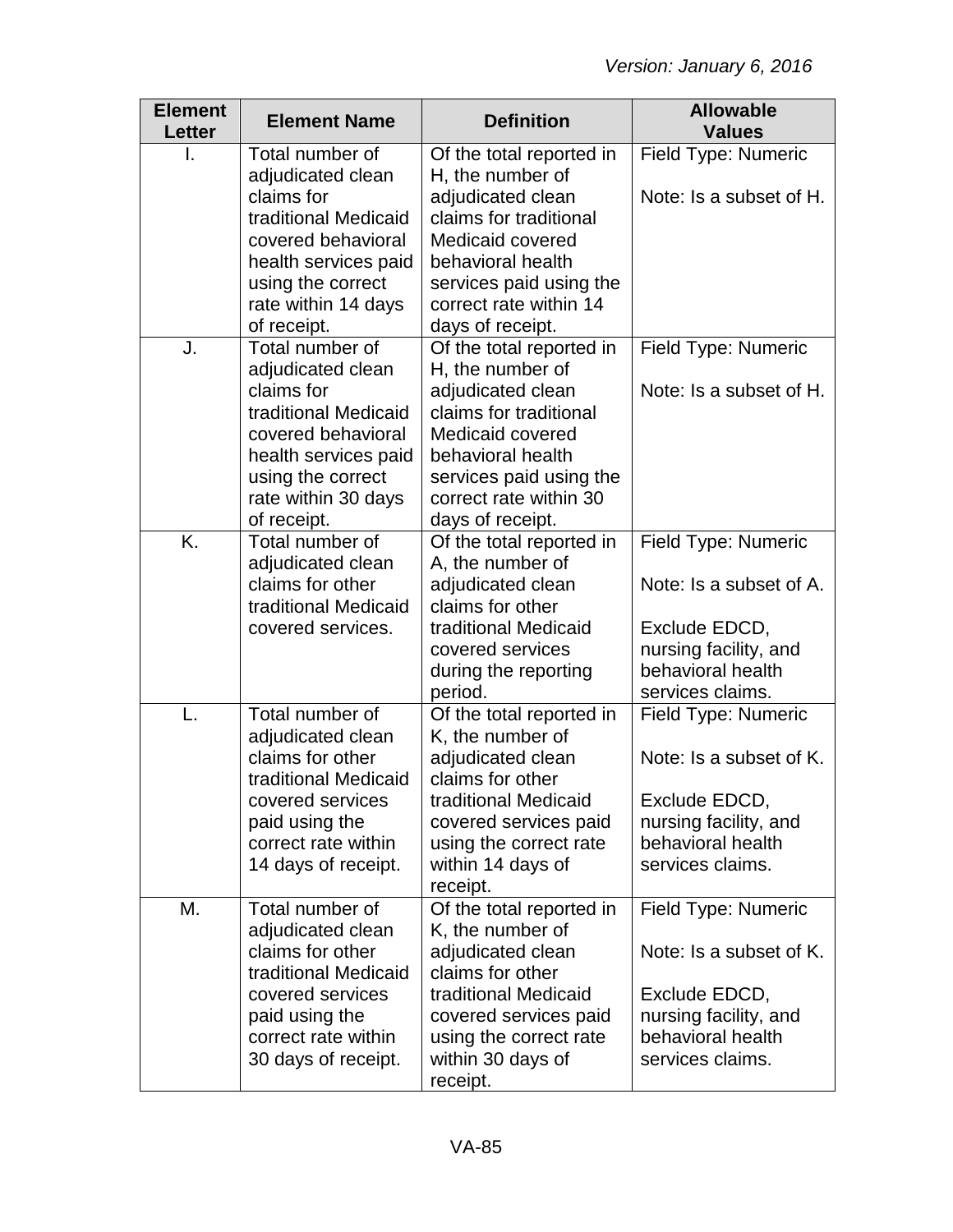*Version: January 6, 2016*

| Element Letter | Element Name | Definition | Allowable Values |
|---|---|---|---|
| I. | Total number of adjudicated clean claims for traditional Medicaid covered behavioral health services paid using the correct rate within 14 days of receipt. | Of the total reported in H, the number of adjudicated clean claims for traditional Medicaid covered behavioral health services paid using the correct rate within 14 days of receipt. | Field Type: Numeric<br><br>Note: Is a subset of H. |
| J. | Total number of adjudicated clean claims for traditional Medicaid covered behavioral health services paid using the correct rate within 30 days of receipt. | Of the total reported in H, the number of adjudicated clean claims for traditional Medicaid covered behavioral health services paid using the correct rate within 30 days of receipt. | Field Type: Numeric<br><br>Note: Is a subset of H. |
| K. | Total number of adjudicated clean claims for other traditional Medicaid covered services. | Of the total reported in A, the number of adjudicated clean claims for other traditional Medicaid covered services during the reporting period. | Field Type: Numeric<br><br>Note: Is a subset of A.<br><br>Exclude EDCD, nursing facility, and behavioral health services claims. |
| L. | Total number of adjudicated clean claims for other traditional Medicaid covered services paid using the correct rate within 14 days of receipt. | Of the total reported in K, the number of adjudicated clean claims for other traditional Medicaid covered services paid using the correct rate within 14 days of receipt. | Field Type: Numeric<br><br>Note: Is a subset of K.<br><br>Exclude EDCD, nursing facility, and behavioral health services claims. |
| M. | Total number of adjudicated clean claims for other traditional Medicaid covered services paid using the correct rate within 30 days of receipt. | Of the total reported in K, the number of adjudicated clean claims for other traditional Medicaid covered services paid using the correct rate within 30 days of receipt. | Field Type: Numeric<br><br>Note: Is a subset of K.<br><br>Exclude EDCD, nursing facility, and behavioral health services claims. |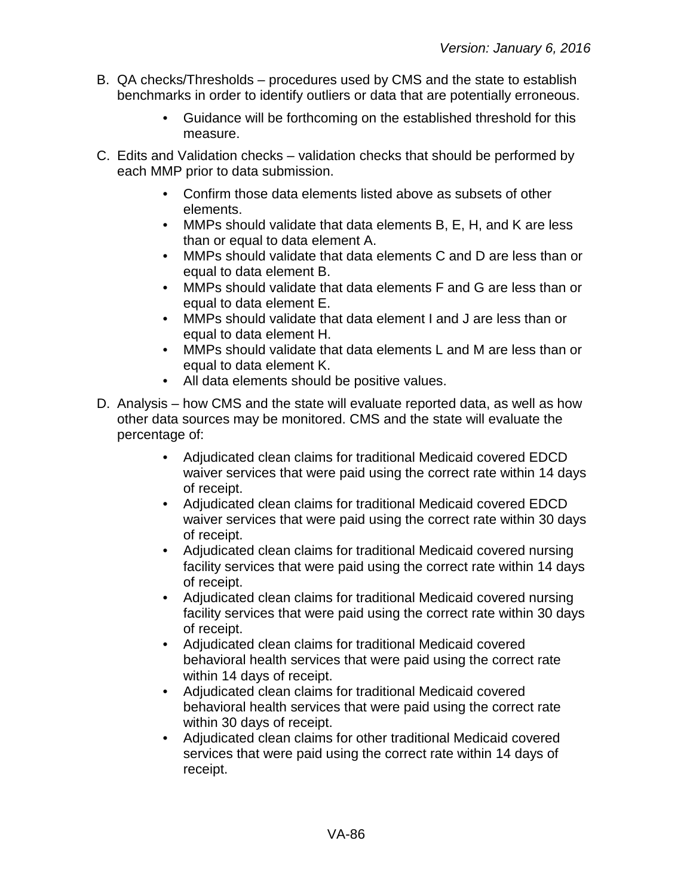B. QA checks/Thresholds – procedures used by CMS and the state to establish benchmarks in order to identify outliers or data that are potentially erroneous.

- Guidance will be forthcoming on the established threshold for this measure.

C. Edits and Validation checks – validation checks that should be performed by each MMP prior to data submission.

- Confirm those data elements listed above as subsets of other elements.
- MMPs should validate that data elements B, E, H, and K are less than or equal to data element A.
- MMPs should validate that data elements C and D are less than or equal to data element B.
- MMPs should validate that data elements F and G are less than or equal to data element E.
- MMPs should validate that data element I and J are less than or equal to data element H.
- MMPs should validate that data elements L and M are less than or equal to data element K.
- All data elements should be positive values.

D. Analysis – how CMS and the state will evaluate reported data, as well as how other data sources may be monitored. CMS and the state will evaluate the percentage of:

- Adjudicated clean claims for traditional Medicaid covered EDCD waiver services that were paid using the correct rate within 14 days of receipt.
- Adjudicated clean claims for traditional Medicaid covered EDCD waiver services that were paid using the correct rate within 30 days of receipt.
- Adjudicated clean claims for traditional Medicaid covered nursing facility services that were paid using the correct rate within 14 days of receipt.
- Adjudicated clean claims for traditional Medicaid covered nursing facility services that were paid using the correct rate within 30 days of receipt.
- Adjudicated clean claims for traditional Medicaid covered behavioral health services that were paid using the correct rate within 14 days of receipt.
- Adjudicated clean claims for traditional Medicaid covered behavioral health services that were paid using the correct rate within 30 days of receipt.
- Adjudicated clean claims for other traditional Medicaid covered services that were paid using the correct rate within 14 days of receipt.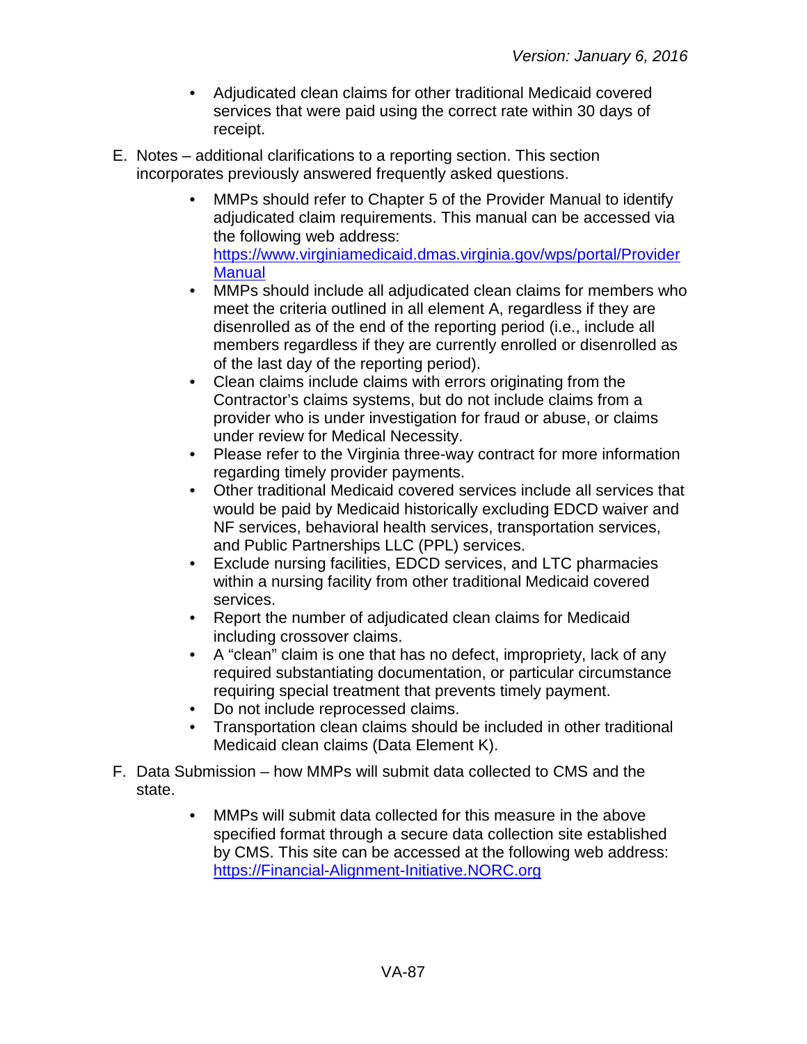- Adjudicated clean claims for other traditional Medicaid covered services that were paid using the correct rate within 30 days of receipt.

E. Notes – additional clarifications to a reporting section. This section incorporates previously answered frequently asked questions.

- MMPs should refer to Chapter 5 of the Provider Manual to identify adjudicated claim requirements. This manual can be accessed via the following web address: [https://www.virginiamedicaid.dmas.virginia.gov/wps/portal/ProviderManual](https://www.virginiamedicaid.dmas.virginia.gov/wps/portal/ProviderManual)
- MMPs should include all adjudicated clean claims for members who meet the criteria outlined in all element A, regardless if they are disenrolled as of the end of the reporting period (i.e., include all members regardless if they are currently enrolled or disenrolled as of the last day of the reporting period).
- Clean claims include claims with errors originating from the Contractor's claims systems, but do not include claims from a provider who is under investigation for fraud or abuse, or claims under review for Medical Necessity.
- Please refer to the Virginia three-way contract for more information regarding timely provider payments.
- Other traditional Medicaid covered services include all services that would be paid by Medicaid historically excluding EDCD waiver and NF services, behavioral health services, transportation services, and Public Partnerships LLC (PPL) services.
- Exclude nursing facilities, EDCD services, and LTC pharmacies within a nursing facility from other traditional Medicaid covered services.
- Report the number of adjudicated clean claims for Medicaid including crossover claims.
- A "clean" claim is one that has no defect, impropriety, lack of any required substantiating documentation, or particular circumstance requiring special treatment that prevents timely payment.
- Do not include reprocessed claims.
- Transportation clean claims should be included in other traditional Medicaid clean claims (Data Element K).

F. Data Submission – how MMPs will submit data collected to CMS and the state.

- MMPs will submit data collected for this measure in the above specified format through a secure data collection site established by CMS. This site can be accessed at the following web address: [https://Financial-Alignment-Initiative.NORC.org](https://Financial-Alignment-Initiative.NORC.org)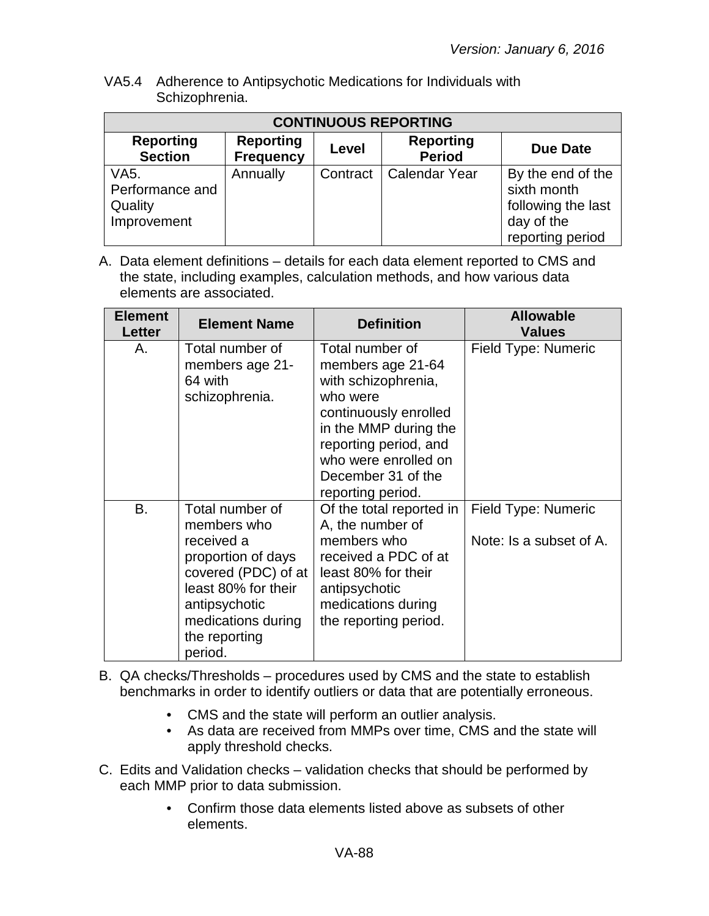VA5.4 Adherence to Antipsychotic Medications for Individuals with Schizophrenia.

| CONTINUOUS REPORTING | | | | |
|---|---|---|---|---|
| **Reporting Section** | **Reporting Frequency** | **Level** | **Reporting Period** | **Due Date** |
| VA5. Performance and Quality Improvement | Annually | Contract | Calendar Year | By the end of the sixth month following the last day of the reporting period |

A. Data element definitions – details for each data element reported to CMS and the state, including examples, calculation methods, and how various data elements are associated.

| Element Letter | Element Name | Definition | Allowable Values |
|---|---|---|---|
| A. | Total number of members age 21-64 with schizophrenia. | Total number of members age 21-64 with schizophrenia, who were continuously enrolled in the MMP during the reporting period, and who were enrolled on December 31 of the reporting period. | Field Type: Numeric |
| B. | Total number of members who received a proportion of days covered (PDC) of at least 80% for their antipsychotic medications during the reporting period. | Of the total reported in A, the number of members who received a PDC of at least 80% for their antipsychotic medications during the reporting period. | Field Type: Numeric<br><br>Note: Is a subset of A. |

B. QA checks/Thresholds – procedures used by CMS and the state to establish benchmarks in order to identify outliers or data that are potentially erroneous.

- CMS and the state will perform an outlier analysis.
- As data are received from MMPs over time, CMS and the state will apply threshold checks.

C. Edits and Validation checks – validation checks that should be performed by each MMP prior to data submission.

- Confirm those data elements listed above as subsets of other elements.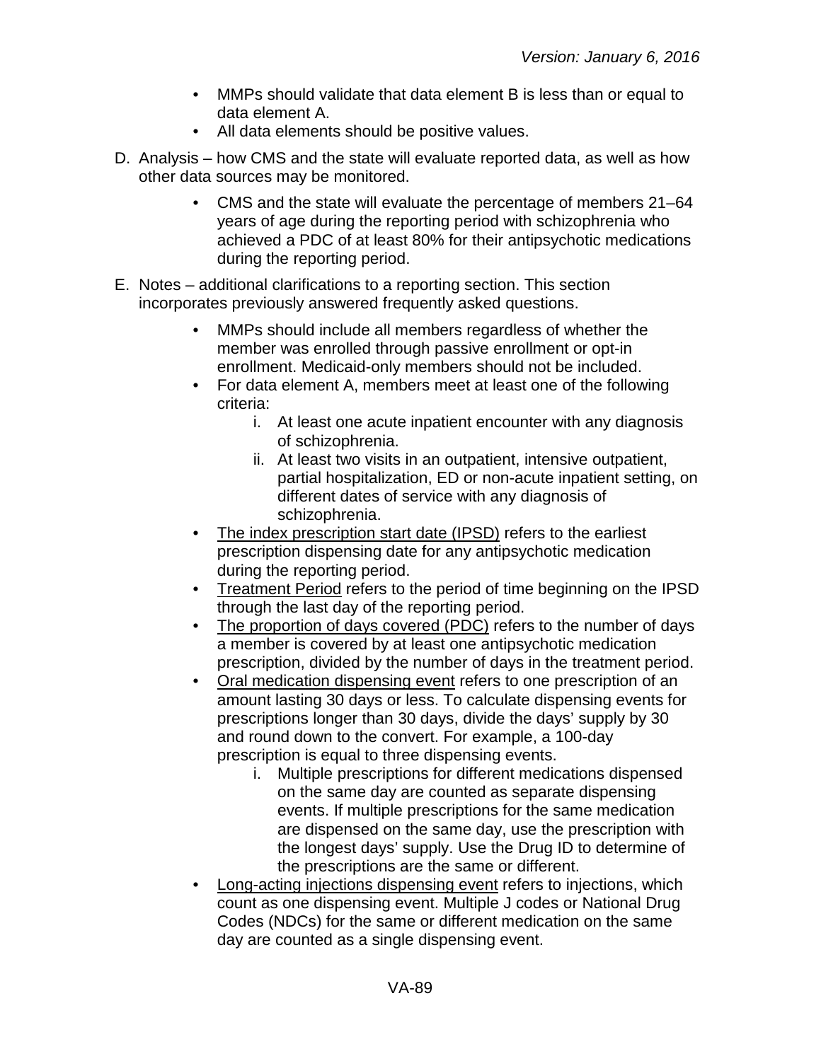- MMPs should validate that data element B is less than or equal to data element A.
- All data elements should be positive values.

D. Analysis – how CMS and the state will evaluate reported data, as well as how other data sources may be monitored.

- CMS and the state will evaluate the percentage of members 21–64 years of age during the reporting period with schizophrenia who achieved a PDC of at least 80% for their antipsychotic medications during the reporting period.

E. Notes – additional clarifications to a reporting section. This section incorporates previously answered frequently asked questions.

- MMPs should include all members regardless of whether the member was enrolled through passive enrollment or opt-in enrollment. Medicaid-only members should not be included.
- For data element A, members meet at least one of the following criteria:
    i. At least one acute inpatient encounter with any diagnosis of schizophrenia.
    ii. At least two visits in an outpatient, intensive outpatient, partial hospitalization, ED or non-acute inpatient setting, on different dates of service with any diagnosis of schizophrenia.
- <u>The index prescription start date (IPSD)</u> refers to the earliest prescription dispensing date for any antipsychotic medication during the reporting period.
- <u>Treatment Period</u> refers to the period of time beginning on the IPSD through the last day of the reporting period.
- <u>The proportion of days covered (PDC)</u> refers to the number of days a member is covered by at least one antipsychotic medication prescription, divided by the number of days in the treatment period.
- <u>Oral medication dispensing event</u> refers to one prescription of an amount lasting 30 days or less. To calculate dispensing events for prescriptions longer than 30 days, divide the days' supply by 30 and round down to the convert. For example, a 100-day prescription is equal to three dispensing events.
    i. Multiple prescriptions for different medications dispensed on the same day are counted as separate dispensing events. If multiple prescriptions for the same medication are dispensed on the same day, use the prescription with the longest days' supply. Use the Drug ID to determine of the prescriptions are the same or different.
- <u>Long-acting injections dispensing event</u> refers to injections, which count as one dispensing event. Multiple J codes or National Drug Codes (NDCs) for the same or different medication on the same day are counted as a single dispensing event.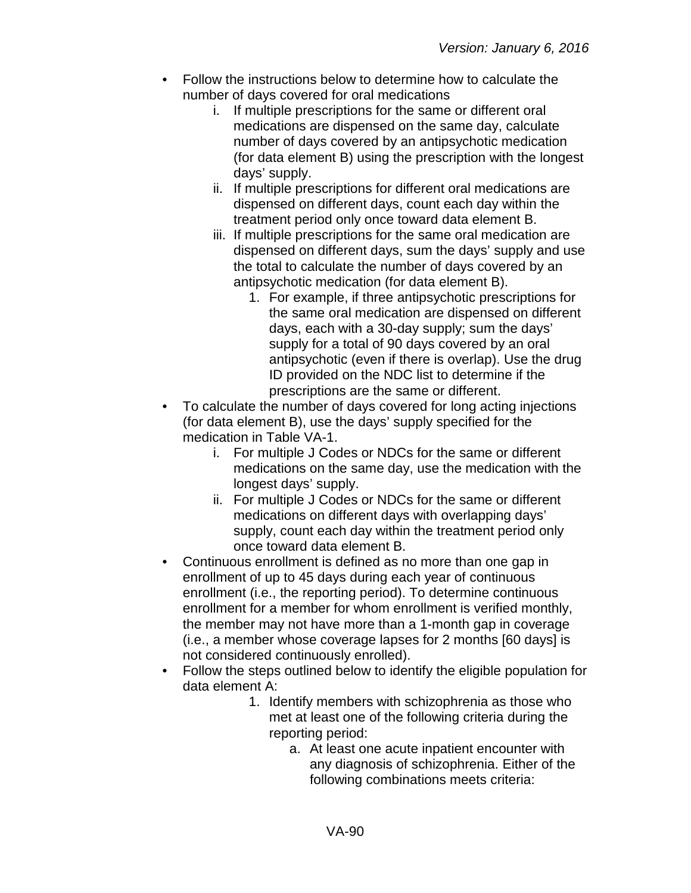- Follow the instructions below to determine how to calculate the number of days covered for oral medications
    i. If multiple prescriptions for the same or different oral medications are dispensed on the same day, calculate number of days covered by an antipsychotic medication (for data element B) using the prescription with the longest days' supply.
    ii. If multiple prescriptions for different oral medications are dispensed on different days, count each day within the treatment period only once toward data element B.
    iii. If multiple prescriptions for the same oral medication are dispensed on different days, sum the days' supply and use the total to calculate the number of days covered by an antipsychotic medication (for data element B).
        1. For example, if three antipsychotic prescriptions for the same oral medication are dispensed on different days, each with a 30-day supply; sum the days' supply for a total of 90 days covered by an oral antipsychotic (even if there is overlap). Use the drug ID provided on the NDC list to determine if the prescriptions are the same or different.
- To calculate the number of days covered for long acting injections (for data element B), use the days' supply specified for the medication in Table VA-1.
    i. For multiple J Codes or NDCs for the same or different medications on the same day, use the medication with the longest days' supply.
    ii. For multiple J Codes or NDCs for the same or different medications on different days with overlapping days' supply, count each day within the treatment period only once toward data element B.
- Continuous enrollment is defined as no more than one gap in enrollment of up to 45 days during each year of continuous enrollment (i.e., the reporting period). To determine continuous enrollment for a member for whom enrollment is verified monthly, the member may not have more than a 1-month gap in coverage (i.e., a member whose coverage lapses for 2 months [60 days] is not considered continuously enrolled).
- Follow the steps outlined below to identify the eligible population for data element A:
    1. Identify members with schizophrenia as those who met at least one of the following criteria during the reporting period:
        a. At least one acute inpatient encounter with any diagnosis of schizophrenia. Either of the following combinations meets criteria: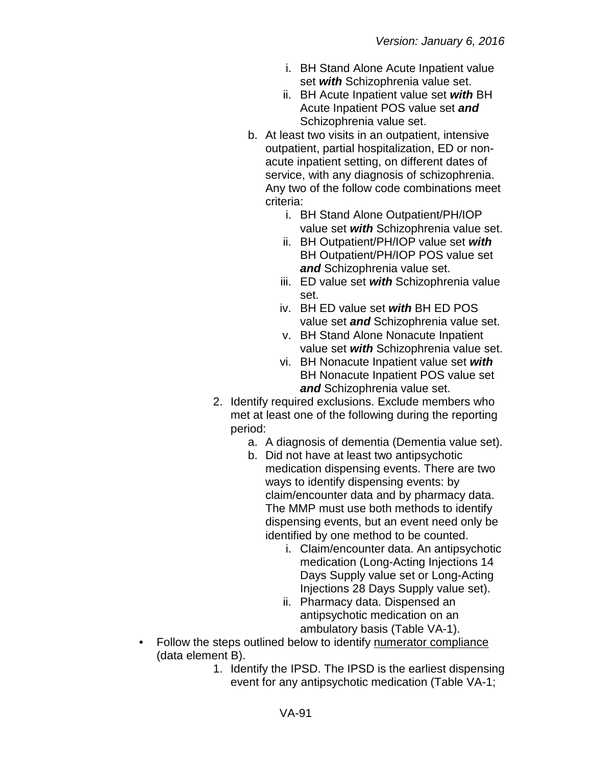i. BH Stand Alone Acute Inpatient value set ***with*** Schizophrenia value set.
   ii. BH Acute Inpatient value set ***with*** BH Acute Inpatient POS value set ***and*** Schizophrenia value set.

  b. At least two visits in an outpatient, intensive outpatient, partial hospitalization, ED or non-acute inpatient setting, on different dates of service, with any diagnosis of schizophrenia. Any two of the follow code combinations meet criteria:
   i. BH Stand Alone Outpatient/PH/IOP value set ***with*** Schizophrenia value set.
   ii. BH Outpatient/PH/IOP value set ***with*** BH Outpatient/PH/IOP POS value set ***and*** Schizophrenia value set.
   iii. ED value set ***with*** Schizophrenia value set.
   iv. BH ED value set ***with*** BH ED POS value set ***and*** Schizophrenia value set.
   v. BH Stand Alone Nonacute Inpatient value set ***with*** Schizophrenia value set.
   vi. BH Nonacute Inpatient value set ***with*** BH Nonacute Inpatient POS value set ***and*** Schizophrenia value set.

2. Identify required exclusions. Exclude members who met at least one of the following during the reporting period:
  a. A diagnosis of dementia (Dementia value set).
  b. Did not have at least two antipsychotic medication dispensing events. There are two ways to identify dispensing events: by claim/encounter data and by pharmacy data. The MMP must use both methods to identify dispensing events, but an event need only be identified by one method to be counted.
   i. Claim/encounter data. An antipsychotic medication (Long-Acting Injections 14 Days Supply value set or Long-Acting Injections 28 Days Supply value set).
   ii. Pharmacy data. Dispensed an antipsychotic medication on an ambulatory basis (Table VA-1).

- Follow the steps outlined below to identify <u>numerator compliance</u> (data element B).
  1. Identify the IPSD. The IPSD is the earliest dispensing event for any antipsychotic medication (Table VA-1;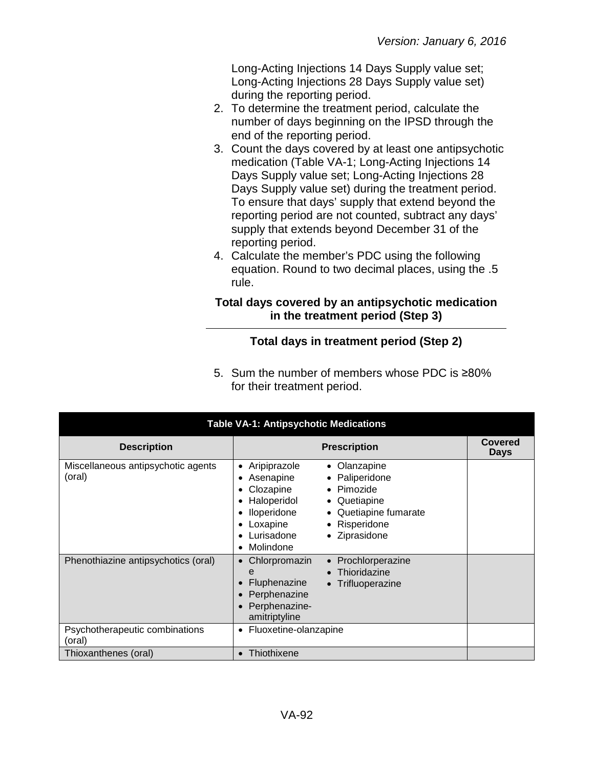Long-Acting Injections 14 Days Supply value set; Long-Acting Injections 28 Days Supply value set) during the reporting period.

2. To determine the treatment period, calculate the number of days beginning on the IPSD through the end of the reporting period.
3. Count the days covered by at least one antipsychotic medication (Table VA-1; Long-Acting Injections 14 Days Supply value set; Long-Acting Injections 28 Days Supply value set) during the treatment period. To ensure that days' supply that extend beyond the reporting period are not counted, subtract any days' supply that extends beyond December 31 of the reporting period.
4. Calculate the member's PDC using the following equation. Round to two decimal places, using the .5 rule.

$$\frac{\textbf{Total days covered by an antipsychotic medication in the treatment period (Step 3)}}{\textbf{Total days in treatment period (Step 2)}}$$

5. Sum the number of members whose PDC is ≥80% for their treatment period.

| Table VA-1: Antipsychotic Medications | | |
|---|---|---|
| **Description** | **Prescription** | **Covered Days** |
| Miscellaneous antipsychotic agents (oral) | • Aripiprazole • Asenapine • Clozapine • Haloperidol • Iloperidone • Loxapine • Lurisadone • Molindone • Olanzapine • Paliperidone • Pimozide • Quetiapine • Quetiapine fumarate • Risperidone • Ziprasidone | |
| Phenothiazine antipsychotics (oral) | • Chlorpromazine • Fluphenazine • Perphenazine • Perphenazine-amitriptyline • Prochlorperazine • Thioridazine • Trifluoperazine | |
| Psychotherapeutic combinations (oral) | • Fluoxetine-olanzapine | |
| Thioxanthenes (oral) | • Thiothixene | |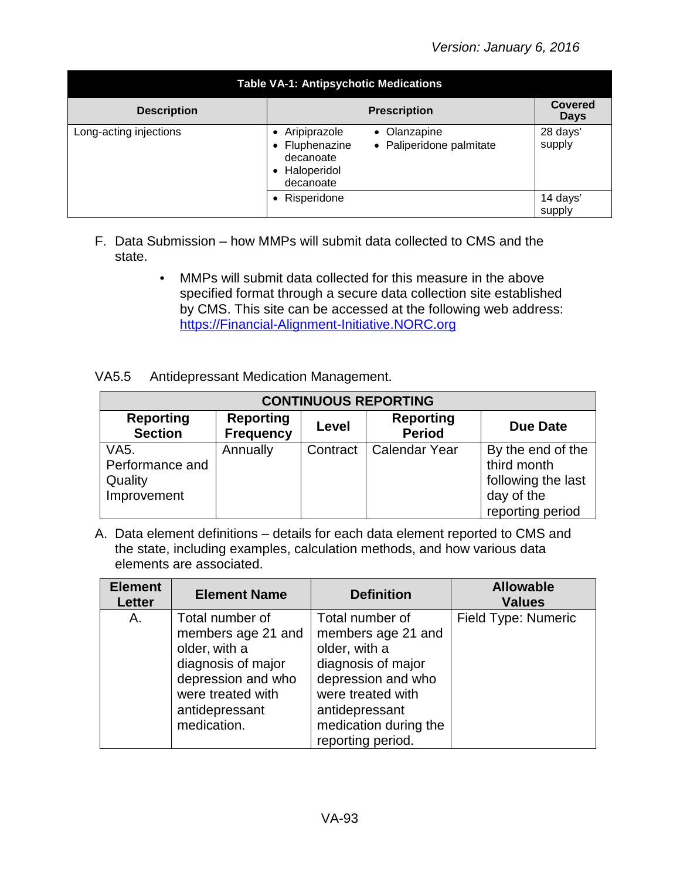| Table VA-1: Antipsychotic Medications | | |
|---|---|---|
| **Description** | **Prescription** | **Covered Days** |
| Long-acting injections | • Aripiprazole<br>• Fluphenazine decanoate<br>• Haloperidol decanoate<br>• Olanzapine<br>• Paliperidone palmitate | 28 days' supply |
| | • Risperidone | 14 days' supply |

F. Data Submission – how MMPs will submit data collected to CMS and the state.

- MMPs will submit data collected for this measure in the above specified format through a secure data collection site established by CMS. This site can be accessed at the following web address: https://Financial-Alignment-Initiative.NORC.org

VA5.5 Antidepressant Medication Management.

| CONTINUOUS REPORTING | | | | |
|---|---|---|---|---|
| **Reporting Section** | **Reporting Frequency** | **Level** | **Reporting Period** | **Due Date** |
| VA5. Performance and Quality Improvement | Annually | Contract | Calendar Year | By the end of the third month following the last day of the reporting period |

A. Data element definitions – details for each data element reported to CMS and the state, including examples, calculation methods, and how various data elements are associated.

| Element Letter | Element Name | Definition | Allowable Values |
|---|---|---|---|
| A. | Total number of members age 21 and older, with a diagnosis of major depression and who were treated with antidepressant medication. | Total number of members age 21 and older, with a diagnosis of major depression and who were treated with antidepressant medication during the reporting period. | Field Type: Numeric |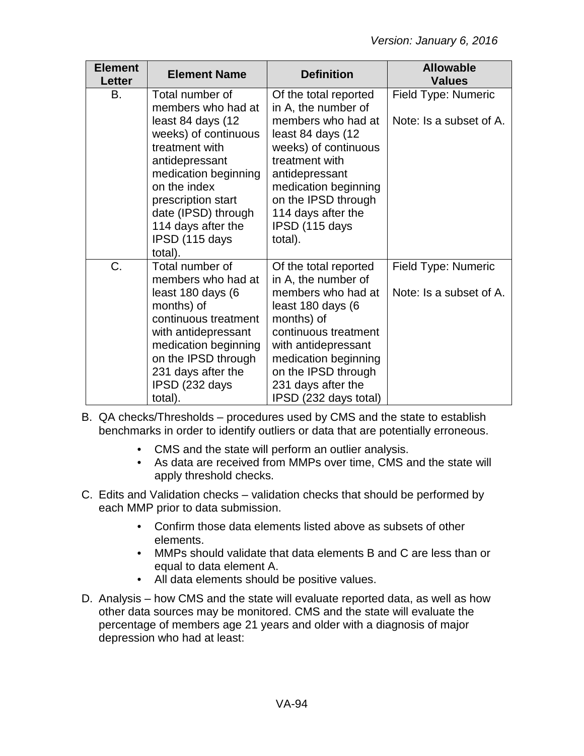| Element Letter | Element Name | Definition | Allowable Values |
|---|---|---|---|
| B. | Total number of members who had at least 84 days (12 weeks) of continuous treatment with antidepressant medication beginning on the index prescription start date (IPSD) through 114 days after the IPSD (115 days total). | Of the total reported in A, the number of members who had at least 84 days (12 weeks) of continuous treatment with antidepressant medication beginning on the IPSD through 114 days after the IPSD (115 days total). | Field Type: Numeric<br><br>Note: Is a subset of A. |
| C. | Total number of members who had at least 180 days (6 months) of continuous treatment with antidepressant medication beginning on the IPSD through 231 days after the IPSD (232 days total). | Of the total reported in A, the number of members who had at least 180 days (6 months) of continuous treatment with antidepressant medication beginning on the IPSD through 231 days after the IPSD (232 days total) | Field Type: Numeric<br><br>Note: Is a subset of A. |

B. QA checks/Thresholds – procedures used by CMS and the state to establish benchmarks in order to identify outliers or data that are potentially erroneous.

- CMS and the state will perform an outlier analysis.
- As data are received from MMPs over time, CMS and the state will apply threshold checks.

C. Edits and Validation checks – validation checks that should be performed by each MMP prior to data submission.

- Confirm those data elements listed above as subsets of other elements.
- MMPs should validate that data elements B and C are less than or equal to data element A.
- All data elements should be positive values.

D. Analysis – how CMS and the state will evaluate reported data, as well as how other data sources may be monitored. CMS and the state will evaluate the percentage of members age 21 years and older with a diagnosis of major depression who had at least: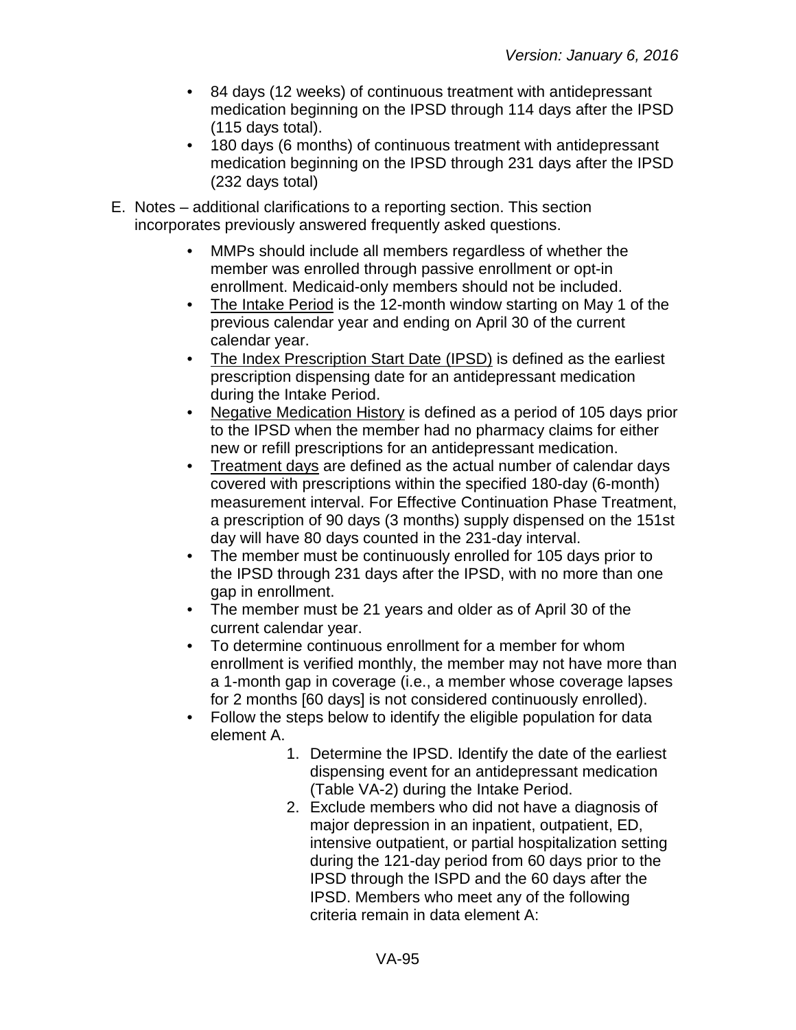- 84 days (12 weeks) of continuous treatment with antidepressant medication beginning on the IPSD through 114 days after the IPSD (115 days total).
- 180 days (6 months) of continuous treatment with antidepressant medication beginning on the IPSD through 231 days after the IPSD (232 days total)

E. Notes – additional clarifications to a reporting section. This section incorporates previously answered frequently asked questions.

- MMPs should include all members regardless of whether the member was enrolled through passive enrollment or opt-in enrollment. Medicaid-only members should not be included.
- The Intake Period is the 12-month window starting on May 1 of the previous calendar year and ending on April 30 of the current calendar year.
- The Index Prescription Start Date (IPSD) is defined as the earliest prescription dispensing date for an antidepressant medication during the Intake Period.
- Negative Medication History is defined as a period of 105 days prior to the IPSD when the member had no pharmacy claims for either new or refill prescriptions for an antidepressant medication.
- Treatment days are defined as the actual number of calendar days covered with prescriptions within the specified 180-day (6-month) measurement interval. For Effective Continuation Phase Treatment, a prescription of 90 days (3 months) supply dispensed on the 151st day will have 80 days counted in the 231-day interval.
- The member must be continuously enrolled for 105 days prior to the IPSD through 231 days after the IPSD, with no more than one gap in enrollment.
- The member must be 21 years and older as of April 30 of the current calendar year.
- To determine continuous enrollment for a member for whom enrollment is verified monthly, the member may not have more than a 1-month gap in coverage (i.e., a member whose coverage lapses for 2 months [60 days] is not considered continuously enrolled).
- Follow the steps below to identify the eligible population for data element A.
  1. Determine the IPSD. Identify the date of the earliest dispensing event for an antidepressant medication (Table VA-2) during the Intake Period.
  2. Exclude members who did not have a diagnosis of major depression in an inpatient, outpatient, ED, intensive outpatient, or partial hospitalization setting during the 121-day period from 60 days prior to the IPSD through the ISPD and the 60 days after the IPSD. Members who meet any of the following criteria remain in data element A: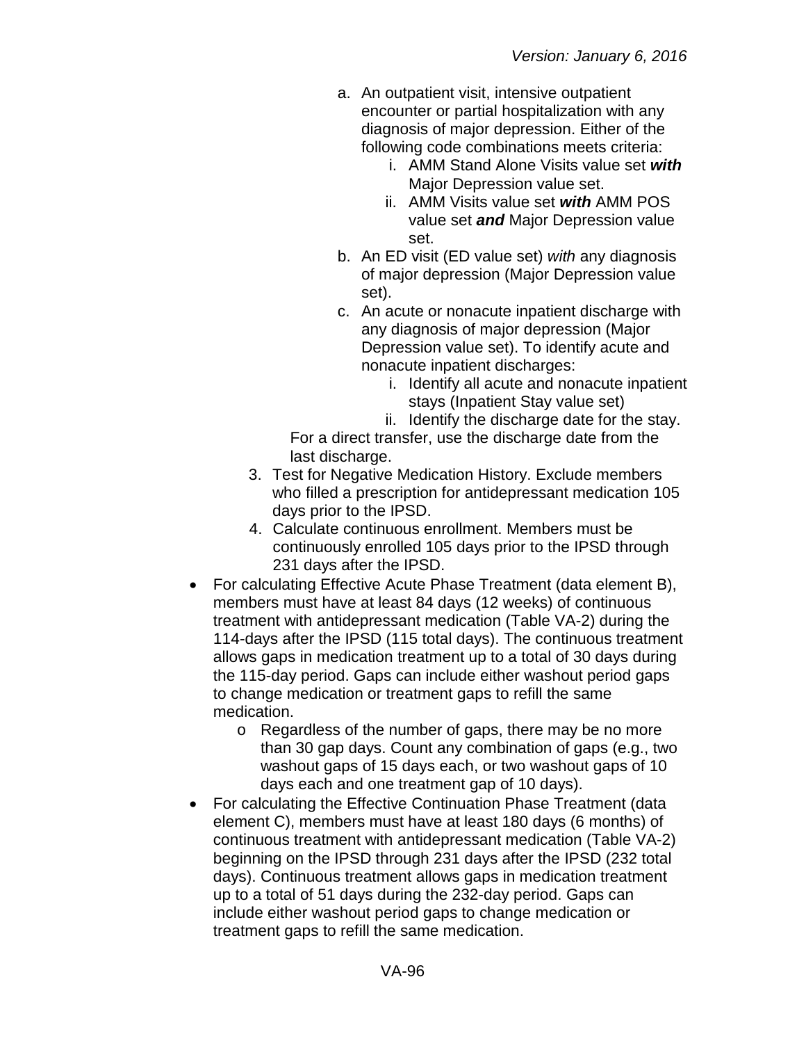a. An outpatient visit, intensive outpatient encounter or partial hospitalization with any diagnosis of major depression. Either of the following code combinations meets criteria:
      i. AMM Stand Alone Visits value set ***with*** Major Depression value set.
      ii. AMM Visits value set ***with*** AMM POS value set ***and*** Major Depression value set.
   b. An ED visit (ED value set) *with* any diagnosis of major depression (Major Depression value set).
   c. An acute or nonacute inpatient discharge with any diagnosis of major depression (Major Depression value set). To identify acute and nonacute inpatient discharges:
      i. Identify all acute and nonacute inpatient stays (Inpatient Stay value set)
      ii. Identify the discharge date for the stay.

   For a direct transfer, use the discharge date from the last discharge.

3. Test for Negative Medication History. Exclude members who filled a prescription for antidepressant medication 105 days prior to the IPSD.
4. Calculate continuous enrollment. Members must be continuously enrolled 105 days prior to the IPSD through 231 days after the IPSD.

- For calculating Effective Acute Phase Treatment (data element B), members must have at least 84 days (12 weeks) of continuous treatment with antidepressant medication (Table VA-2) during the 114-days after the IPSD (115 total days). The continuous treatment allows gaps in medication treatment up to a total of 30 days during the 115-day period. Gaps can include either washout period gaps to change medication or treatment gaps to refill the same medication.
  - Regardless of the number of gaps, there may be no more than 30 gap days. Count any combination of gaps (e.g., two washout gaps of 15 days each, or two washout gaps of 10 days each and one treatment gap of 10 days).
- For calculating the Effective Continuation Phase Treatment (data element C), members must have at least 180 days (6 months) of continuous treatment with antidepressant medication (Table VA-2) beginning on the IPSD through 231 days after the IPSD (232 total days). Continuous treatment allows gaps in medication treatment up to a total of 51 days during the 232-day period. Gaps can include either washout period gaps to change medication or treatment gaps to refill the same medication.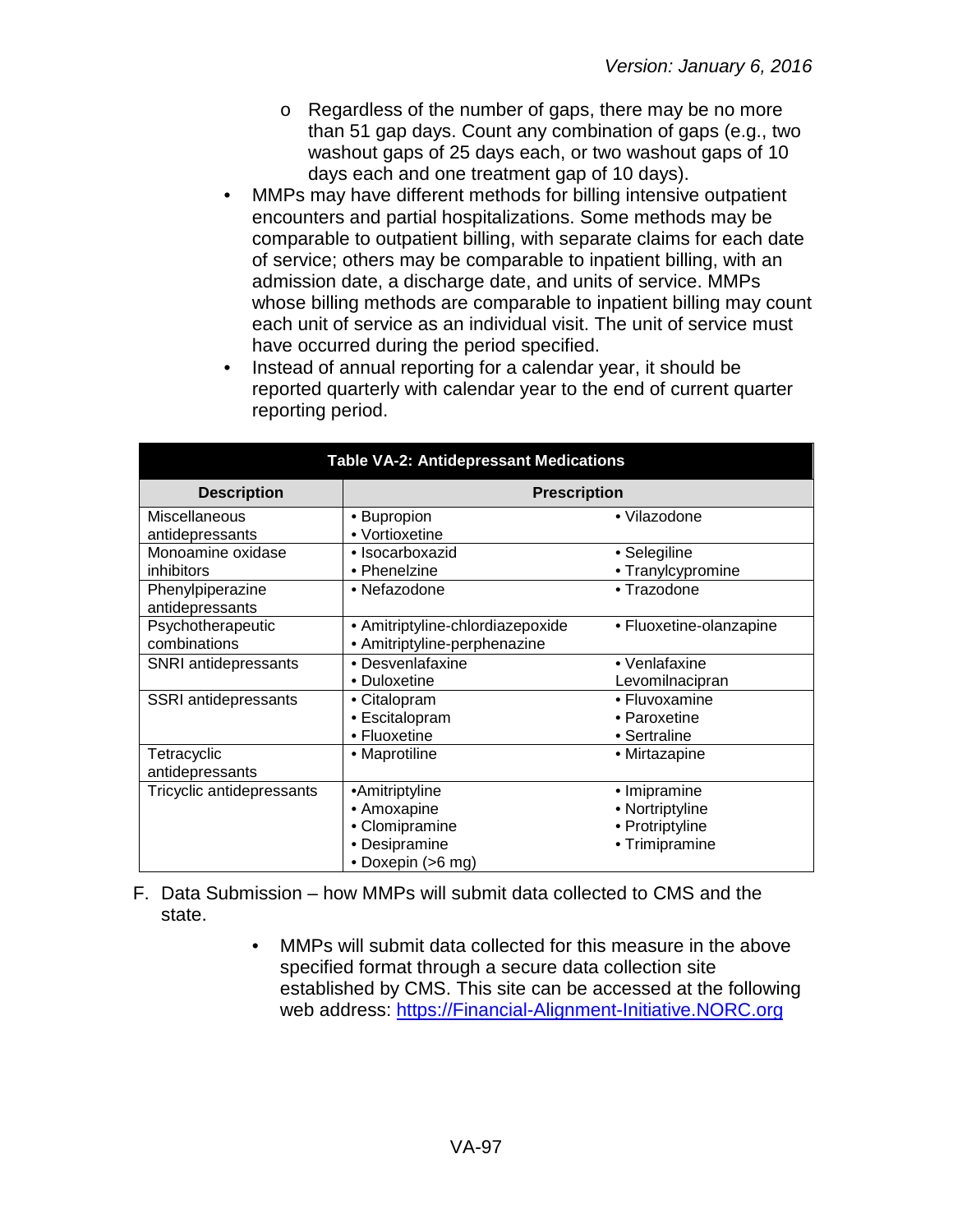- Regardless of the number of gaps, there may be no more than 51 gap days. Count any combination of gaps (e.g., two washout gaps of 25 days each, or two washout gaps of 10 days each and one treatment gap of 10 days).

- MMPs may have different methods for billing intensive outpatient encounters and partial hospitalizations. Some methods may be comparable to outpatient billing, with separate claims for each date of service; others may be comparable to inpatient billing, with an admission date, a discharge date, and units of service. MMPs whose billing methods are comparable to inpatient billing may count each unit of service as an individual visit. The unit of service must have occurred during the period specified.
- Instead of annual reporting for a calendar year, it should be reported quarterly with calendar year to the end of current quarter reporting period.

**Table VA-2: Antidepressant Medications**

| Description | Prescription | |
|---|---|---|
| Miscellaneous antidepressants | • Bupropion<br>• Vortioxetine | • Vilazodone |
| Monoamine oxidase inhibitors | • Isocarboxazid<br>• Phenelzine | • Selegiline<br>• Tranylcypromine |
| Phenylpiperazine antidepressants | • Nefazodone | • Trazodone |
| Psychotherapeutic combinations | • Amitriptyline-chlordiazepoxide<br>• Amitriptyline-perphenazine | • Fluoxetine-olanzapine |
| SNRI antidepressants | • Desvenlafaxine<br>• Duloxetine | • Venlafaxine<br>Levomilnacipran |
| SSRI antidepressants | • Citalopram<br>• Escitalopram<br>• Fluoxetine | • Fluvoxamine<br>• Paroxetine<br>• Sertraline |
| Tetracyclic antidepressants | • Maprotiline | • Mirtazapine |
| Tricyclic antidepressants | •Amitriptyline<br>• Amoxapine<br>• Clomipramine<br>• Desipramine<br>• Doxepin (>6 mg) | • Imipramine<br>• Nortriptyline<br>• Protriptyline<br>• Trimipramine |

F. Data Submission – how MMPs will submit data collected to CMS and the state.

- MMPs will submit data collected for this measure in the above specified format through a secure data collection site established by CMS. This site can be accessed at the following web address: https://Financial-Alignment-Initiative.NORC.org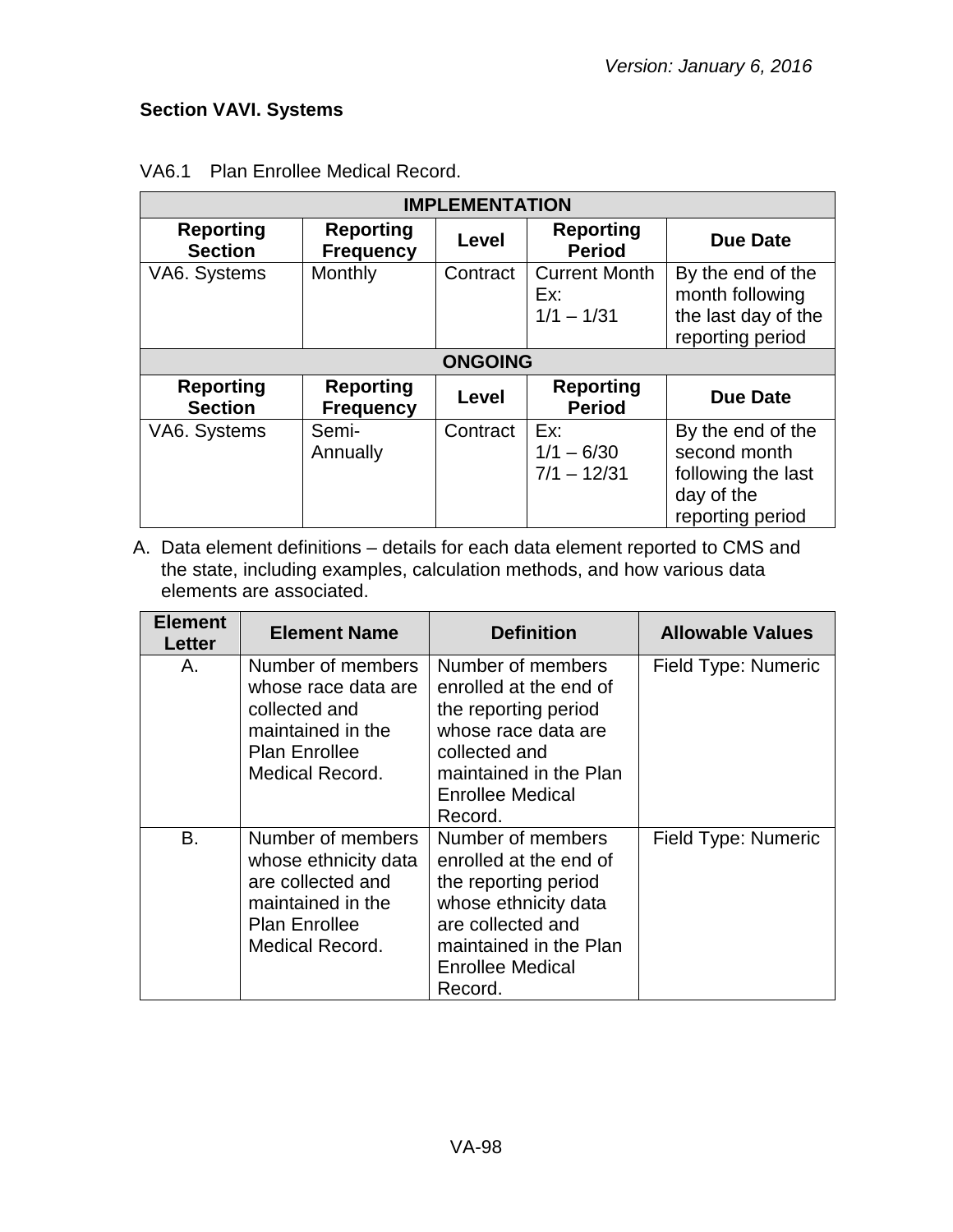Version: January 6, 2016

## Section VAVI. Systems

VA6.1 Plan Enrollee Medical Record.

| IMPLEMENTATION | | | | |
|---|---|---|---|---|
| **Reporting Section** | **Reporting Frequency** | **Level** | **Reporting Period** | **Due Date** |
| VA6. Systems | Monthly | Contract | Current Month Ex: 1/1 – 1/31 | By the end of the month following the last day of the reporting period |
| **ONGOING** | | | | |
| **Reporting Section** | **Reporting Frequency** | **Level** | **Reporting Period** | **Due Date** |
| VA6. Systems | Semi-Annually | Contract | Ex: 1/1 – 6/30 7/1 – 12/31 | By the end of the second month following the last day of the reporting period |

A. Data element definitions – details for each data element reported to CMS and the state, including examples, calculation methods, and how various data elements are associated.

| Element Letter | Element Name | Definition | Allowable Values |
|---|---|---|---|
| A. | Number of members whose race data are collected and maintained in the Plan Enrollee Medical Record. | Number of members enrolled at the end of the reporting period whose race data are collected and maintained in the Plan Enrollee Medical Record. | Field Type: Numeric |
| B. | Number of members whose ethnicity data are collected and maintained in the Plan Enrollee Medical Record. | Number of members enrolled at the end of the reporting period whose ethnicity data are collected and maintained in the Plan Enrollee Medical Record. | Field Type: Numeric |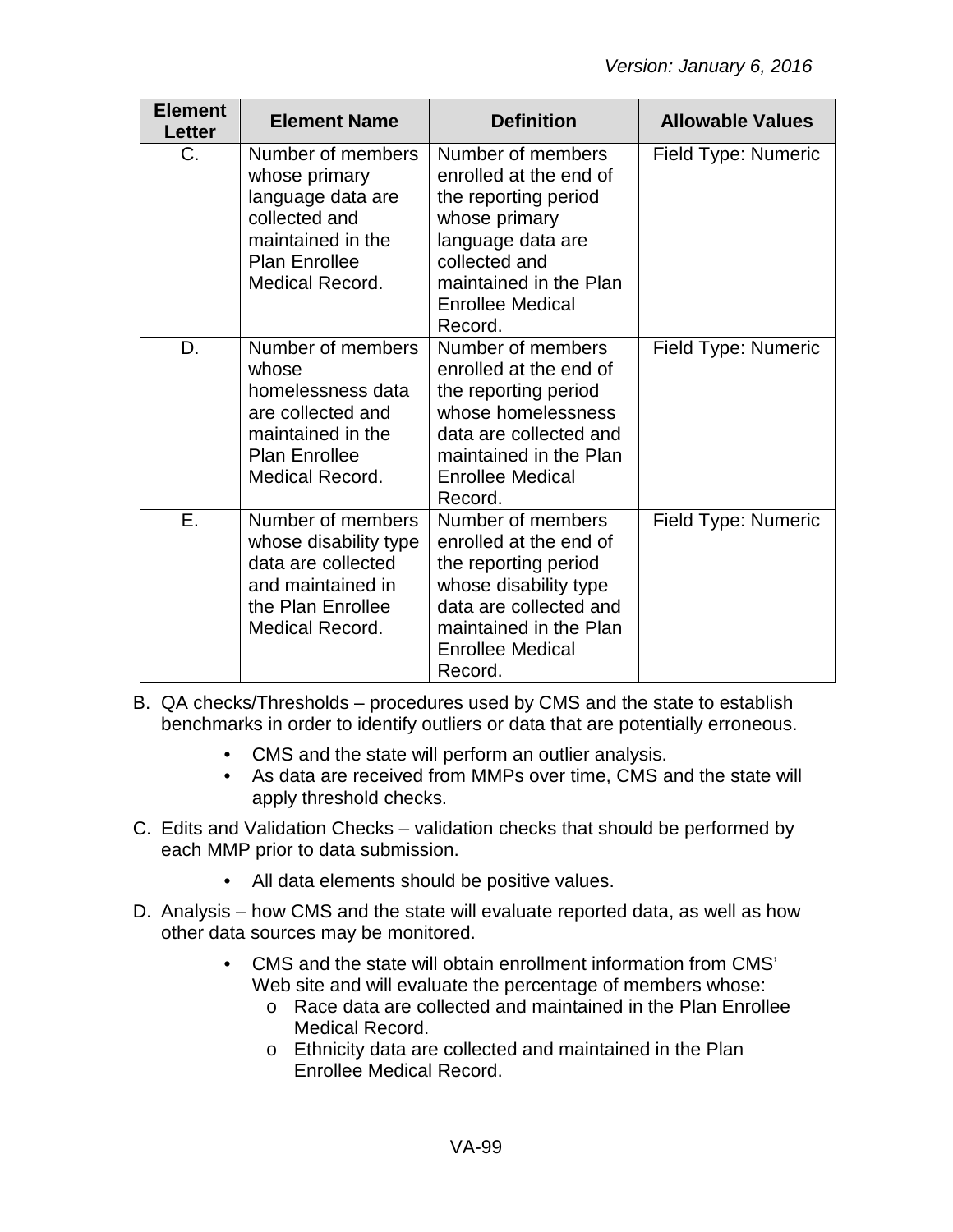| Element Letter | Element Name | Definition | Allowable Values |
|---|---|---|---|
| C. | Number of members whose primary language data are collected and maintained in the Plan Enrollee Medical Record. | Number of members enrolled at the end of the reporting period whose primary language data are collected and maintained in the Plan Enrollee Medical Record. | Field Type: Numeric |
| D. | Number of members whose homelessness data are collected and maintained in the Plan Enrollee Medical Record. | Number of members enrolled at the end of the reporting period whose homelessness data are collected and maintained in the Plan Enrollee Medical Record. | Field Type: Numeric |
| E. | Number of members whose disability type data are collected and maintained in the Plan Enrollee Medical Record. | Number of members enrolled at the end of the reporting period whose disability type data are collected and maintained in the Plan Enrollee Medical Record. | Field Type: Numeric |

B. QA checks/Thresholds – procedures used by CMS and the state to establish benchmarks in order to identify outliers or data that are potentially erroneous.

- CMS and the state will perform an outlier analysis.
- As data are received from MMPs over time, CMS and the state will apply threshold checks.

C. Edits and Validation Checks – validation checks that should be performed by each MMP prior to data submission.

- All data elements should be positive values.

D. Analysis – how CMS and the state will evaluate reported data, as well as how other data sources may be monitored.

- CMS and the state will obtain enrollment information from CMS' Web site and will evaluate the percentage of members whose:
  - Race data are collected and maintained in the Plan Enrollee Medical Record.
  - Ethnicity data are collected and maintained in the Plan Enrollee Medical Record.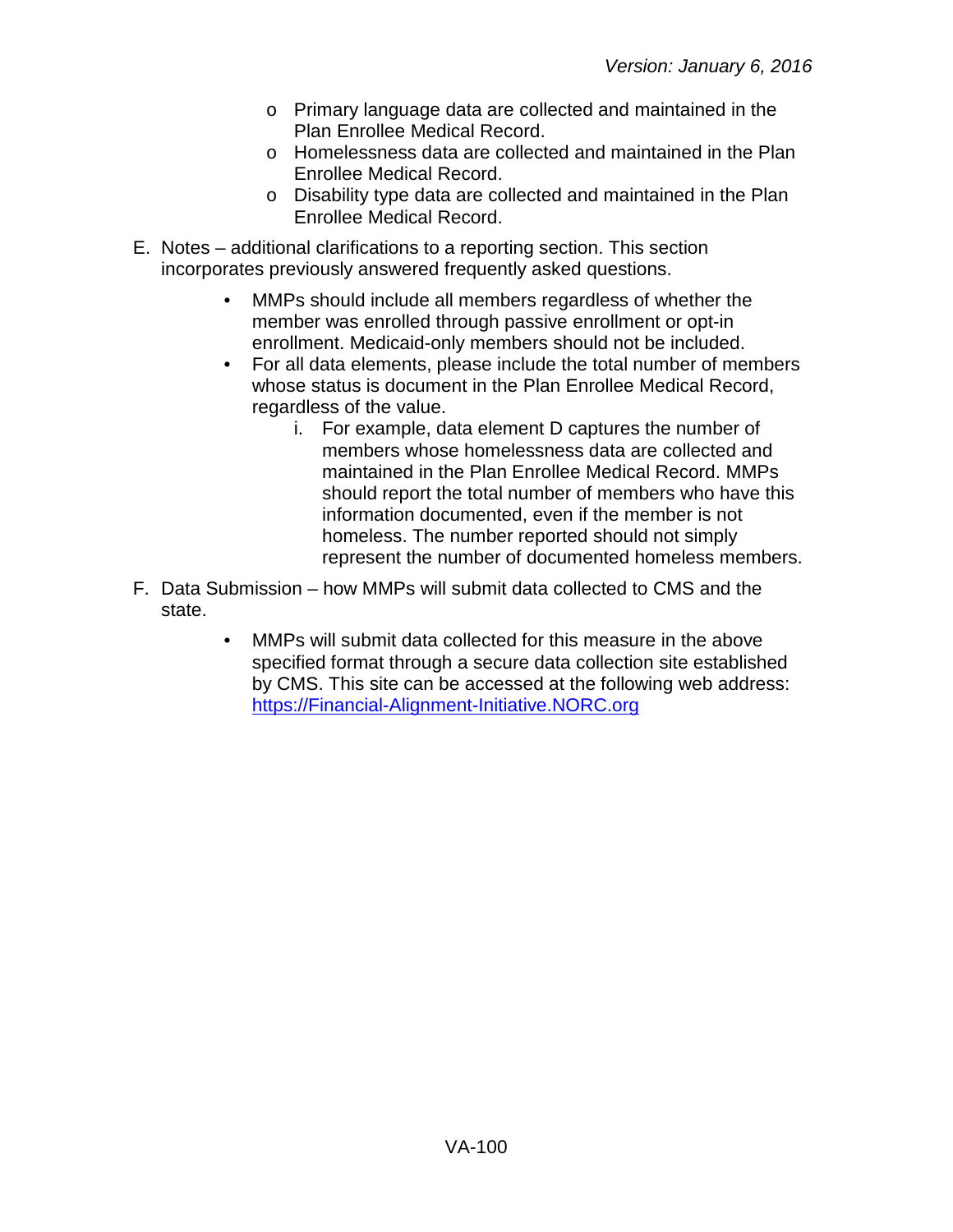- Primary language data are collected and maintained in the Plan Enrollee Medical Record.
- Homelessness data are collected and maintained in the Plan Enrollee Medical Record.
- Disability type data are collected and maintained in the Plan Enrollee Medical Record.

E. Notes – additional clarifications to a reporting section. This section incorporates previously answered frequently asked questions.

- MMPs should include all members regardless of whether the member was enrolled through passive enrollment or opt-in enrollment. Medicaid-only members should not be included.
- For all data elements, please include the total number of members whose status is document in the Plan Enrollee Medical Record, regardless of the value.
    i. For example, data element D captures the number of members whose homelessness data are collected and maintained in the Plan Enrollee Medical Record. MMPs should report the total number of members who have this information documented, even if the member is not homeless. The number reported should not simply represent the number of documented homeless members.

F. Data Submission – how MMPs will submit data collected to CMS and the state.

- MMPs will submit data collected for this measure in the above specified format through a secure data collection site established by CMS. This site can be accessed at the following web address: https://Financial-Alignment-Initiative.NORC.org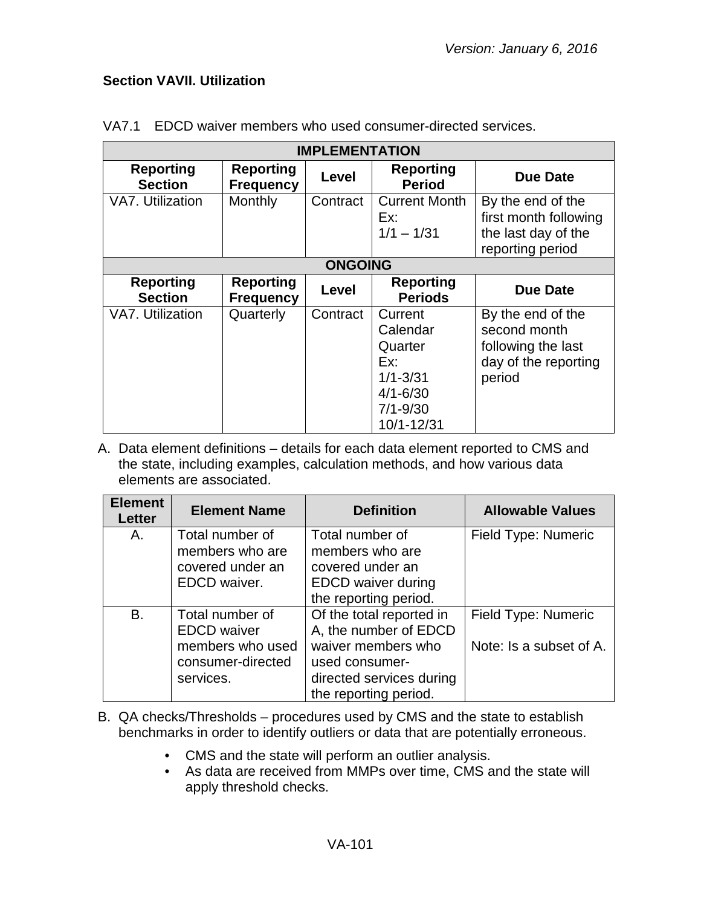### Section VAVII. Utilization

VA7.1 EDCD waiver members who used consumer-directed services.

| IMPLEMENTATION | | | | |
|---|---|---|---|---|
| **Reporting Section** | **Reporting Frequency** | **Level** | **Reporting Period** | **Due Date** |
| VA7. Utilization | Monthly | Contract | Current Month<br>Ex:<br>1/1 – 1/31 | By the end of the first month following the last day of the reporting period |
| **ONGOING** | | | | |
| **Reporting Section** | **Reporting Frequency** | **Level** | **Reporting Periods** | **Due Date** |
| VA7. Utilization | Quarterly | Contract | Current Calendar Quarter<br>Ex:<br>1/1-3/31<br>4/1-6/30<br>7/1-9/30<br>10/1-12/31 | By the end of the second month following the last day of the reporting period |

A. Data element definitions – details for each data element reported to CMS and the state, including examples, calculation methods, and how various data elements are associated.

| Element Letter | Element Name | Definition | Allowable Values |
|---|---|---|---|
| A. | Total number of members who are covered under an EDCD waiver. | Total number of members who are covered under an EDCD waiver during the reporting period. | Field Type: Numeric |
| B. | Total number of EDCD waiver members who used consumer-directed services. | Of the total reported in A, the number of EDCD waiver members who used consumer-directed services during the reporting period. | Field Type: Numeric<br><br>Note: Is a subset of A. |

B. QA checks/Thresholds – procedures used by CMS and the state to establish benchmarks in order to identify outliers or data that are potentially erroneous.

- CMS and the state will perform an outlier analysis.
- As data are received from MMPs over time, CMS and the state will apply threshold checks.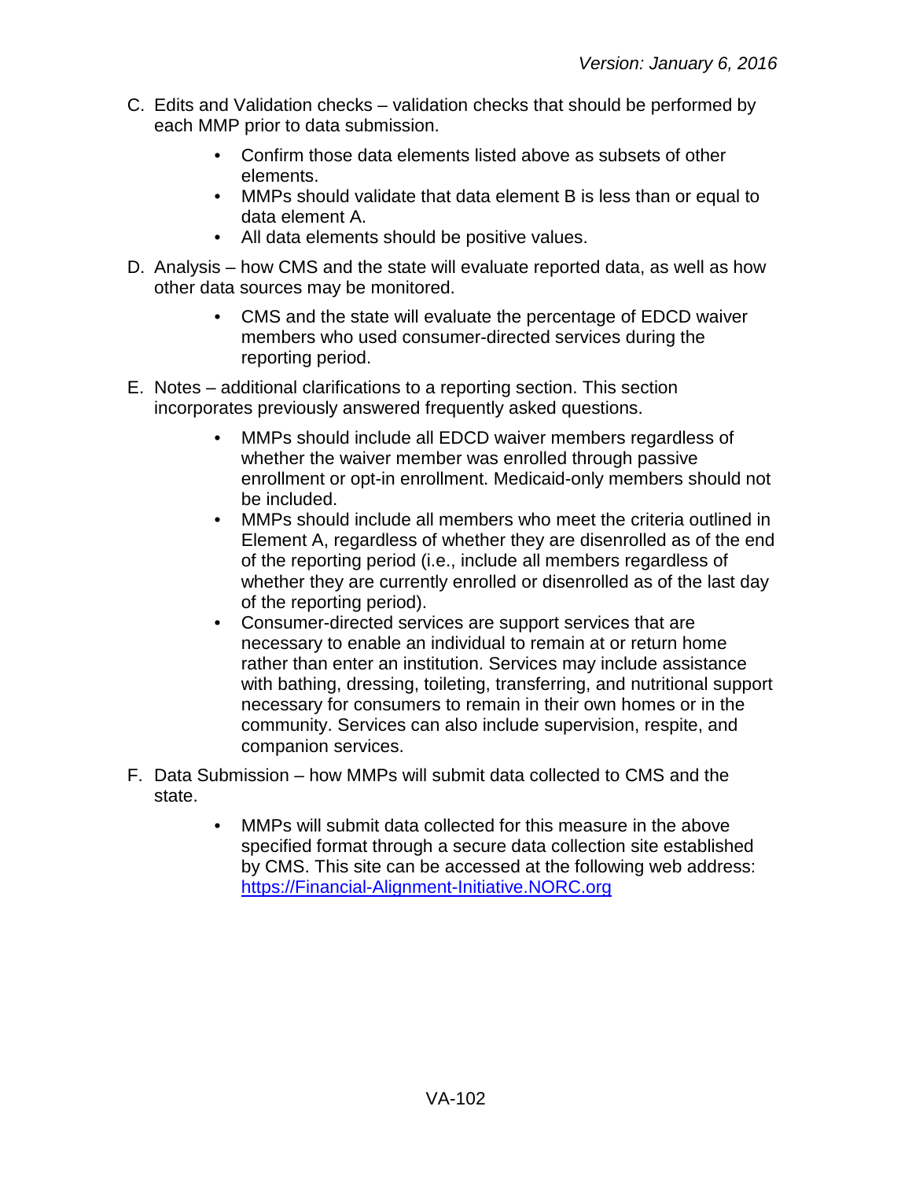C. Edits and Validation checks – validation checks that should be performed by each MMP prior to data submission.

- Confirm those data elements listed above as subsets of other elements.
- MMPs should validate that data element B is less than or equal to data element A.
- All data elements should be positive values.

D. Analysis – how CMS and the state will evaluate reported data, as well as how other data sources may be monitored.

- CMS and the state will evaluate the percentage of EDCD waiver members who used consumer-directed services during the reporting period.

E. Notes – additional clarifications to a reporting section. This section incorporates previously answered frequently asked questions.

- MMPs should include all EDCD waiver members regardless of whether the waiver member was enrolled through passive enrollment or opt-in enrollment. Medicaid-only members should not be included.
- MMPs should include all members who meet the criteria outlined in Element A, regardless of whether they are disenrolled as of the end of the reporting period (i.e., include all members regardless of whether they are currently enrolled or disenrolled as of the last day of the reporting period).
- Consumer-directed services are support services that are necessary to enable an individual to remain at or return home rather than enter an institution. Services may include assistance with bathing, dressing, toileting, transferring, and nutritional support necessary for consumers to remain in their own homes or in the community. Services can also include supervision, respite, and companion services.

F. Data Submission – how MMPs will submit data collected to CMS and the state.

- MMPs will submit data collected for this measure in the above specified format through a secure data collection site established by CMS. This site can be accessed at the following web address: [https://Financial-Alignment-Initiative.NORC.org](https://Financial-Alignment-Initiative.NORC.org)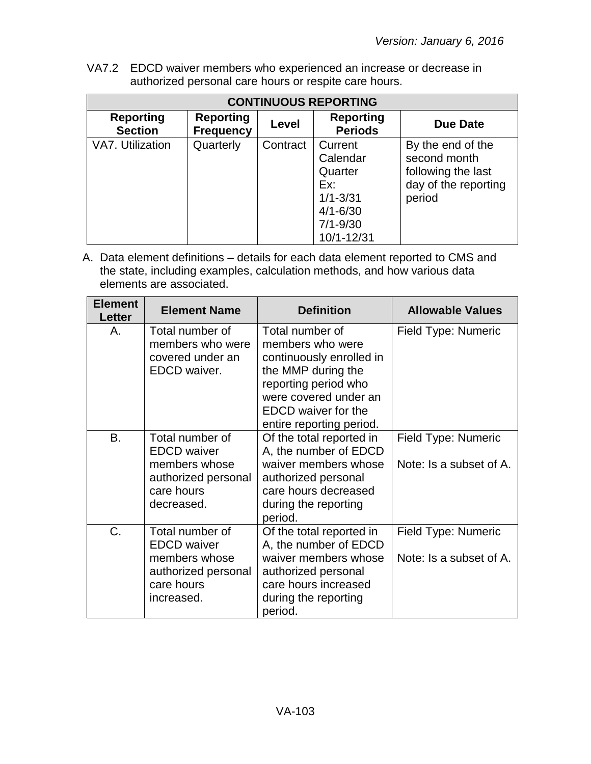VA7.2 EDCD waiver members who experienced an increase or decrease in authorized personal care hours or respite care hours.

| CONTINUOUS REPORTING | | | | |
|---|---|---|---|---|
| **Reporting Section** | **Reporting Frequency** | **Level** | **Reporting Periods** | **Due Date** |
| VA7. Utilization | Quarterly | Contract | Current Calendar Quarter Ex: 1/1-3/31 4/1-6/30 7/1-9/30 10/1-12/31 | By the end of the second month following the last day of the reporting period |

A. Data element definitions – details for each data element reported to CMS and the state, including examples, calculation methods, and how various data elements are associated.

| Element Letter | Element Name | Definition | Allowable Values |
|---|---|---|---|
| A. | Total number of members who were covered under an EDCD waiver. | Total number of members who were continuously enrolled in the MMP during the reporting period who were covered under an EDCD waiver for the entire reporting period. | Field Type: Numeric |
| B. | Total number of EDCD waiver members whose authorized personal care hours decreased. | Of the total reported in A, the number of EDCD waiver members whose authorized personal care hours decreased during the reporting period. | Field Type: Numeric<br><br>Note: Is a subset of A. |
| C. | Total number of EDCD waiver members whose authorized personal care hours increased. | Of the total reported in A, the number of EDCD waiver members whose authorized personal care hours increased during the reporting period. | Field Type: Numeric<br><br>Note: Is a subset of A. |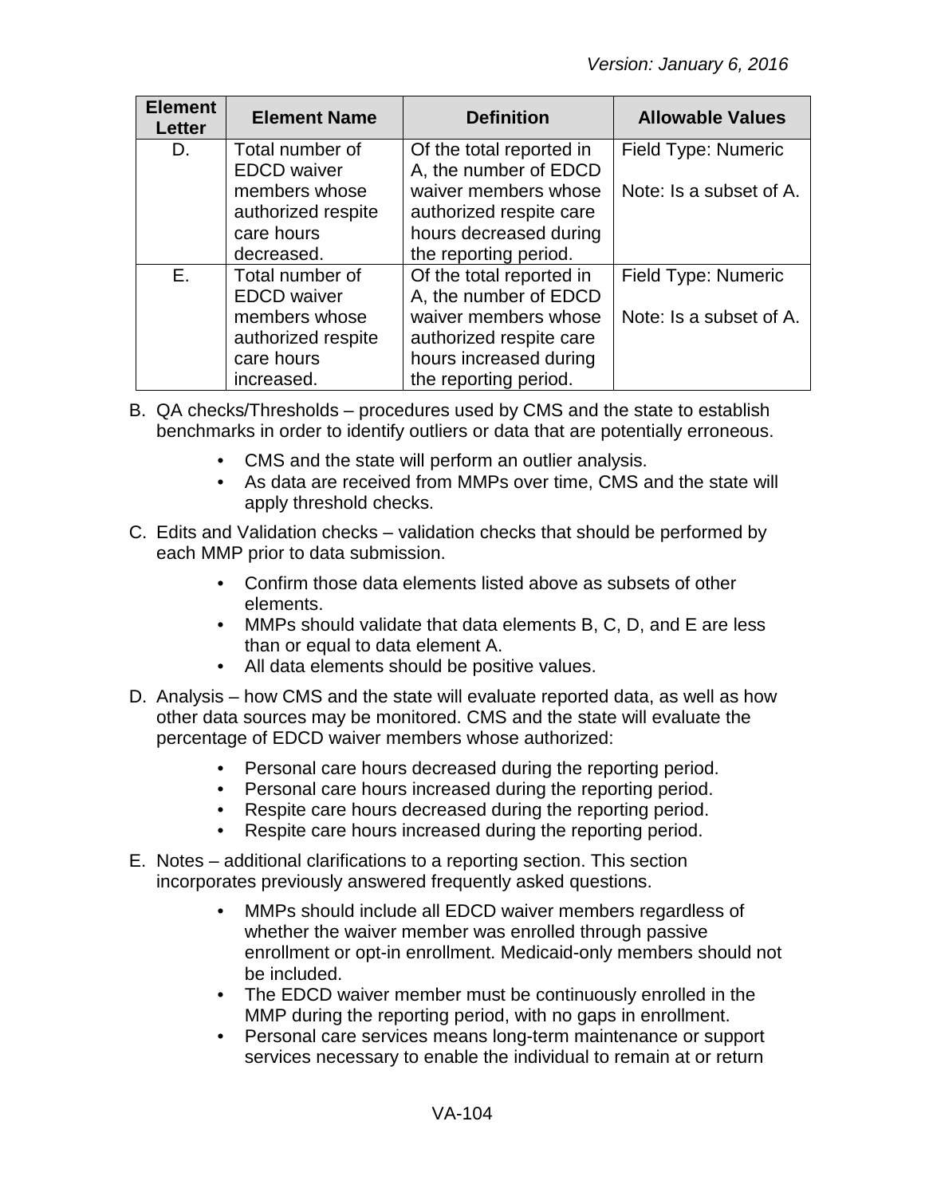| Element Letter | Element Name | Definition | Allowable Values |
|---|---|---|---|
| D. | Total number of EDCD waiver members whose authorized respite care hours decreased. | Of the total reported in A, the number of EDCD waiver members whose authorized respite care hours decreased during the reporting period. | Field Type: Numeric<br><br>Note: Is a subset of A. |
| E. | Total number of EDCD waiver members whose authorized respite care hours increased. | Of the total reported in A, the number of EDCD waiver members whose authorized respite care hours increased during the reporting period. | Field Type: Numeric<br><br>Note: Is a subset of A. |

B. QA checks/Thresholds – procedures used by CMS and the state to establish benchmarks in order to identify outliers or data that are potentially erroneous.

- CMS and the state will perform an outlier analysis.
- As data are received from MMPs over time, CMS and the state will apply threshold checks.

C. Edits and Validation checks – validation checks that should be performed by each MMP prior to data submission.

- Confirm those data elements listed above as subsets of other elements.
- MMPs should validate that data elements B, C, D, and E are less than or equal to data element A.
- All data elements should be positive values.

D. Analysis – how CMS and the state will evaluate reported data, as well as how other data sources may be monitored. CMS and the state will evaluate the percentage of EDCD waiver members whose authorized:

- Personal care hours decreased during the reporting period.
- Personal care hours increased during the reporting period.
- Respite care hours decreased during the reporting period.
- Respite care hours increased during the reporting period.

E. Notes – additional clarifications to a reporting section. This section incorporates previously answered frequently asked questions.

- MMPs should include all EDCD waiver members regardless of whether the waiver member was enrolled through passive enrollment or opt-in enrollment. Medicaid-only members should not be included.
- The EDCD waiver member must be continuously enrolled in the MMP during the reporting period, with no gaps in enrollment.
- Personal care services means long-term maintenance or support services necessary to enable the individual to remain at or return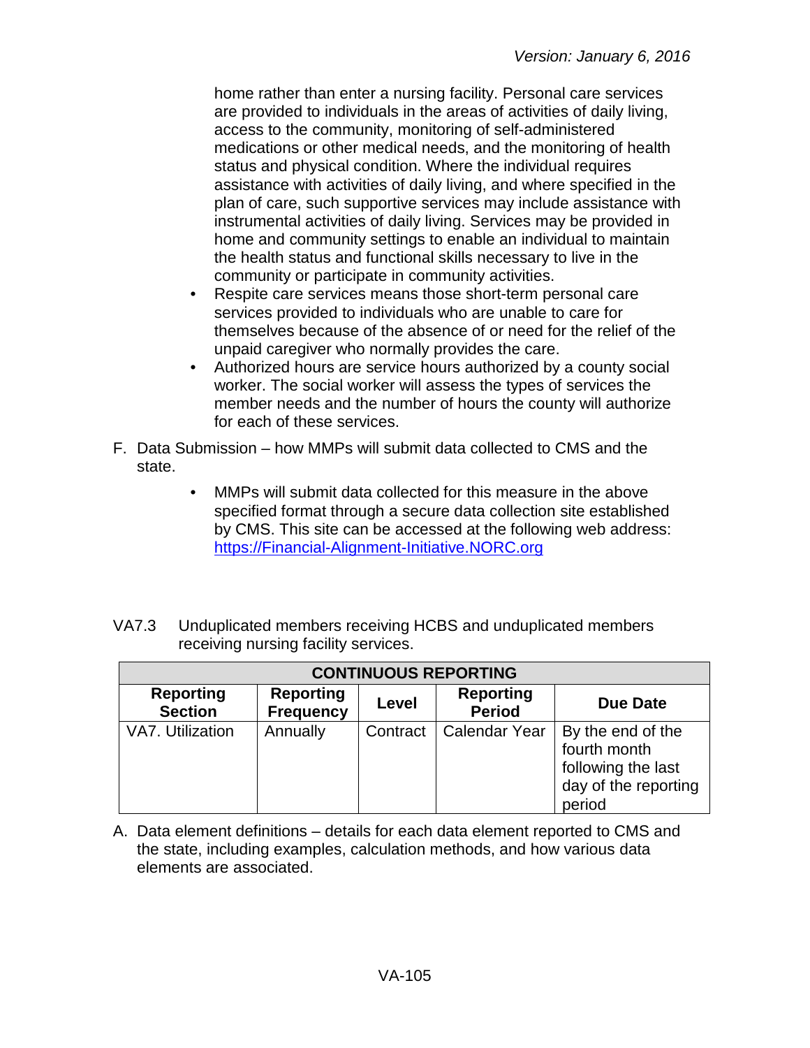home rather than enter a nursing facility. Personal care services are provided to individuals in the areas of activities of daily living, access to the community, monitoring of self-administered medications or other medical needs, and the monitoring of health status and physical condition. Where the individual requires assistance with activities of daily living, and where specified in the plan of care, such supportive services may include assistance with instrumental activities of daily living. Services may be provided in home and community settings to enable an individual to maintain the health status and functional skills necessary to live in the community or participate in community activities.

- Respite care services means those short-term personal care services provided to individuals who are unable to care for themselves because of the absence of or need for the relief of the unpaid caregiver who normally provides the care.
- Authorized hours are service hours authorized by a county social worker. The social worker will assess the types of services the member needs and the number of hours the county will authorize for each of these services.

F. Data Submission – how MMPs will submit data collected to CMS and the state.

- MMPs will submit data collected for this measure in the above specified format through a secure data collection site established by CMS. This site can be accessed at the following web address: https://Financial-Alignment-Initiative.NORC.org

VA7.3 Unduplicated members receiving HCBS and unduplicated members receiving nursing facility services.

| CONTINUOUS REPORTING | | | | |
|---|---|---|---|---|
| **Reporting Section** | **Reporting Frequency** | **Level** | **Reporting Period** | **Due Date** |
| VA7. Utilization | Annually | Contract | Calendar Year | By the end of the fourth month following the last day of the reporting period |

A. Data element definitions – details for each data element reported to CMS and the state, including examples, calculation methods, and how various data elements are associated.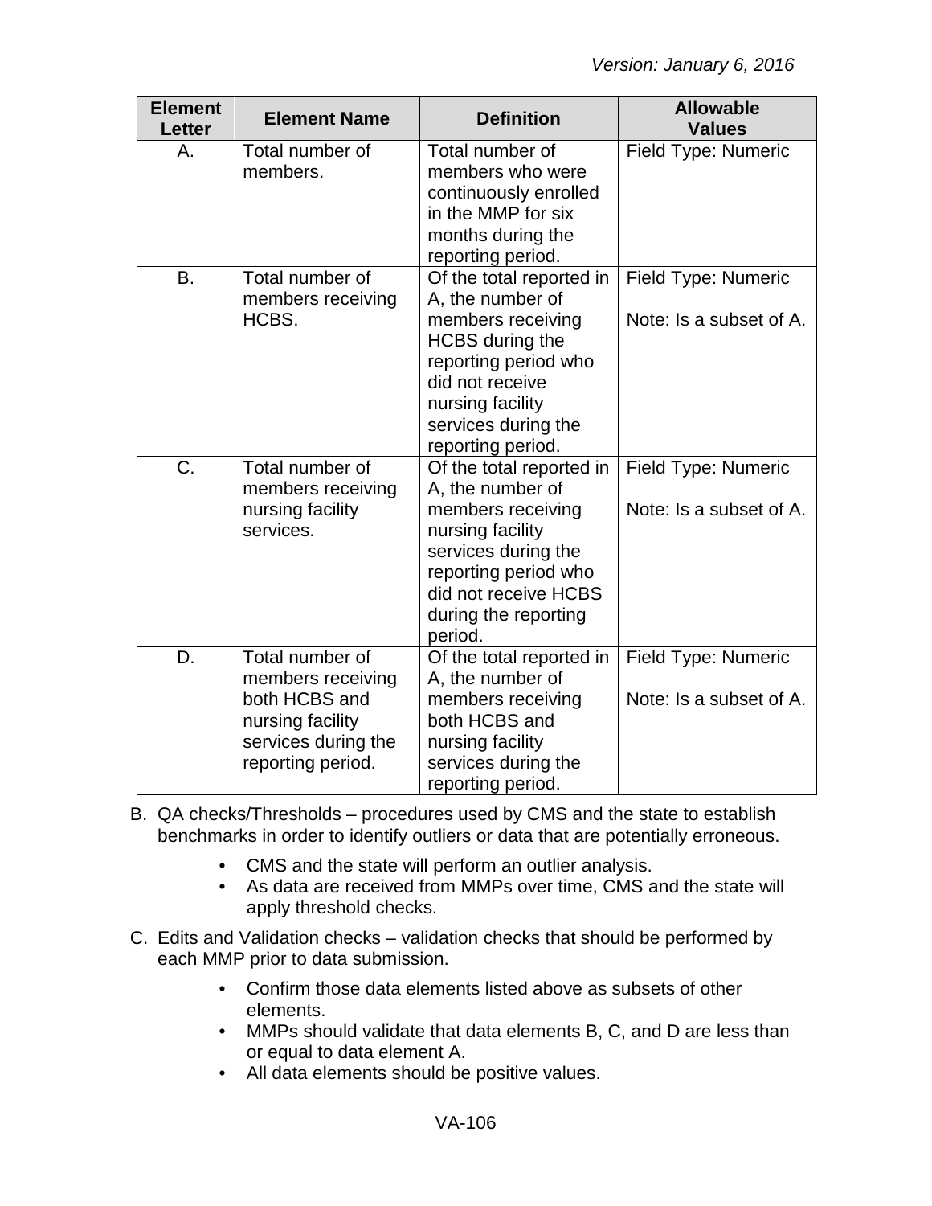| Element Letter | Element Name | Definition | Allowable Values |
|---|---|---|---|
| A. | Total number of members. | Total number of members who were continuously enrolled in the MMP for six months during the reporting period. | Field Type: Numeric |
| B. | Total number of members receiving HCBS. | Of the total reported in A, the number of members receiving HCBS during the reporting period who did not receive nursing facility services during the reporting period. | Field Type: Numeric<br><br>Note: Is a subset of A. |
| C. | Total number of members receiving nursing facility services. | Of the total reported in A, the number of members receiving nursing facility services during the reporting period who did not receive HCBS during the reporting period. | Field Type: Numeric<br><br>Note: Is a subset of A. |
| D. | Total number of members receiving both HCBS and nursing facility services during the reporting period. | Of the total reported in A, the number of members receiving both HCBS and nursing facility services during the reporting period. | Field Type: Numeric<br><br>Note: Is a subset of A. |

B. QA checks/Thresholds – procedures used by CMS and the state to establish benchmarks in order to identify outliers or data that are potentially erroneous.

- CMS and the state will perform an outlier analysis.
- As data are received from MMPs over time, CMS and the state will apply threshold checks.

C. Edits and Validation checks – validation checks that should be performed by each MMP prior to data submission.

- Confirm those data elements listed above as subsets of other elements.
- MMPs should validate that data elements B, C, and D are less than or equal to data element A.
- All data elements should be positive values.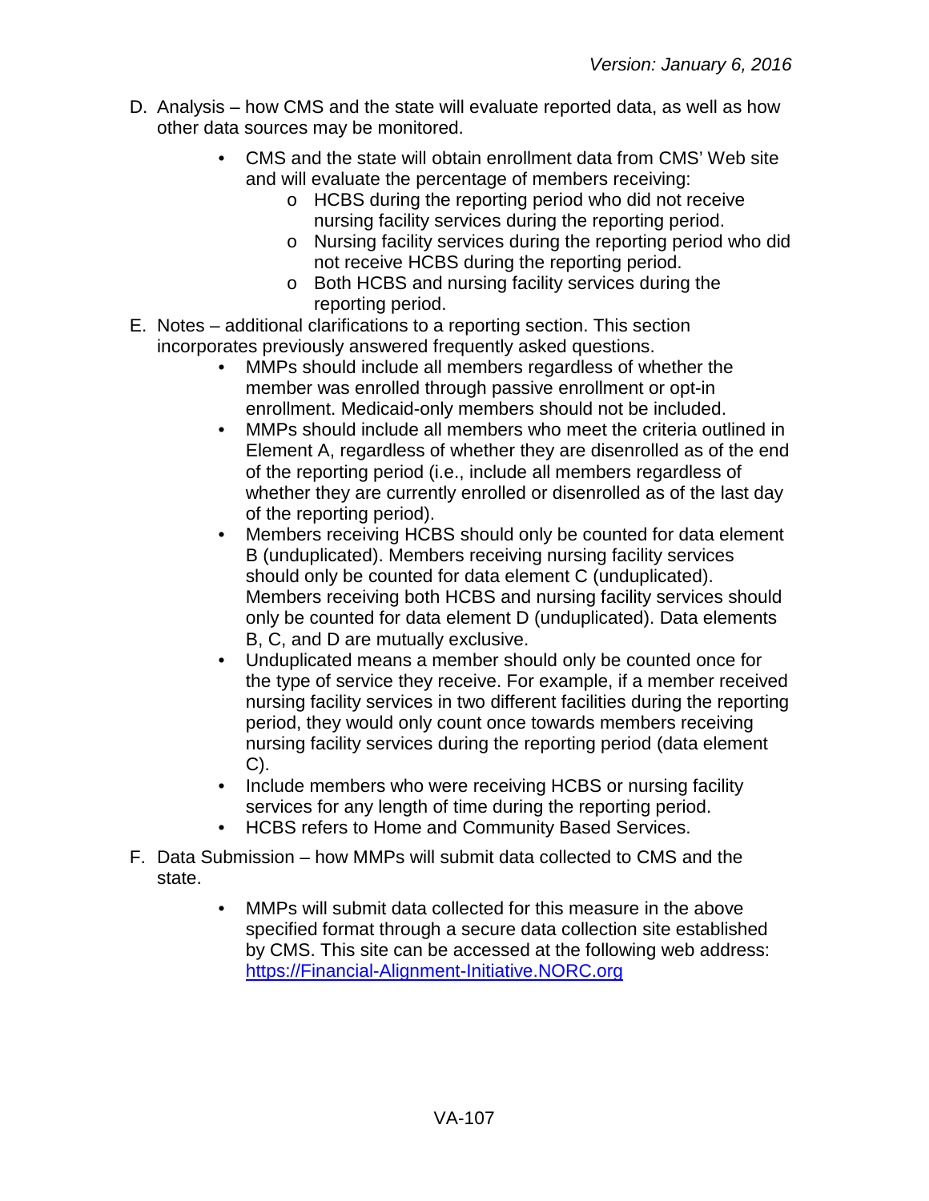D. Analysis – how CMS and the state will evaluate reported data, as well as how other data sources may be monitored.

- CMS and the state will obtain enrollment data from CMS' Web site and will evaluate the percentage of members receiving:
    - HCBS during the reporting period who did not receive nursing facility services during the reporting period.
    - Nursing facility services during the reporting period who did not receive HCBS during the reporting period.
    - Both HCBS and nursing facility services during the reporting period.

E. Notes – additional clarifications to a reporting section. This section incorporates previously answered frequently asked questions.

- MMPs should include all members regardless of whether the member was enrolled through passive enrollment or opt-in enrollment. Medicaid-only members should not be included.
- MMPs should include all members who meet the criteria outlined in Element A, regardless of whether they are disenrolled as of the end of the reporting period (i.e., include all members regardless of whether they are currently enrolled or disenrolled as of the last day of the reporting period).
- Members receiving HCBS should only be counted for data element B (unduplicated). Members receiving nursing facility services should only be counted for data element C (unduplicated). Members receiving both HCBS and nursing facility services should only be counted for data element D (unduplicated). Data elements B, C, and D are mutually exclusive.
- Unduplicated means a member should only be counted once for the type of service they receive. For example, if a member received nursing facility services in two different facilities during the reporting period, they would only count once towards members receiving nursing facility services during the reporting period (data element C).
- Include members who were receiving HCBS or nursing facility services for any length of time during the reporting period.
- HCBS refers to Home and Community Based Services.

F. Data Submission – how MMPs will submit data collected to CMS and the state.

- MMPs will submit data collected for this measure in the above specified format through a secure data collection site established by CMS. This site can be accessed at the following web address: [https://Financial-Alignment-Initiative.NORC.org](https://Financial-Alignment-Initiative.NORC.org)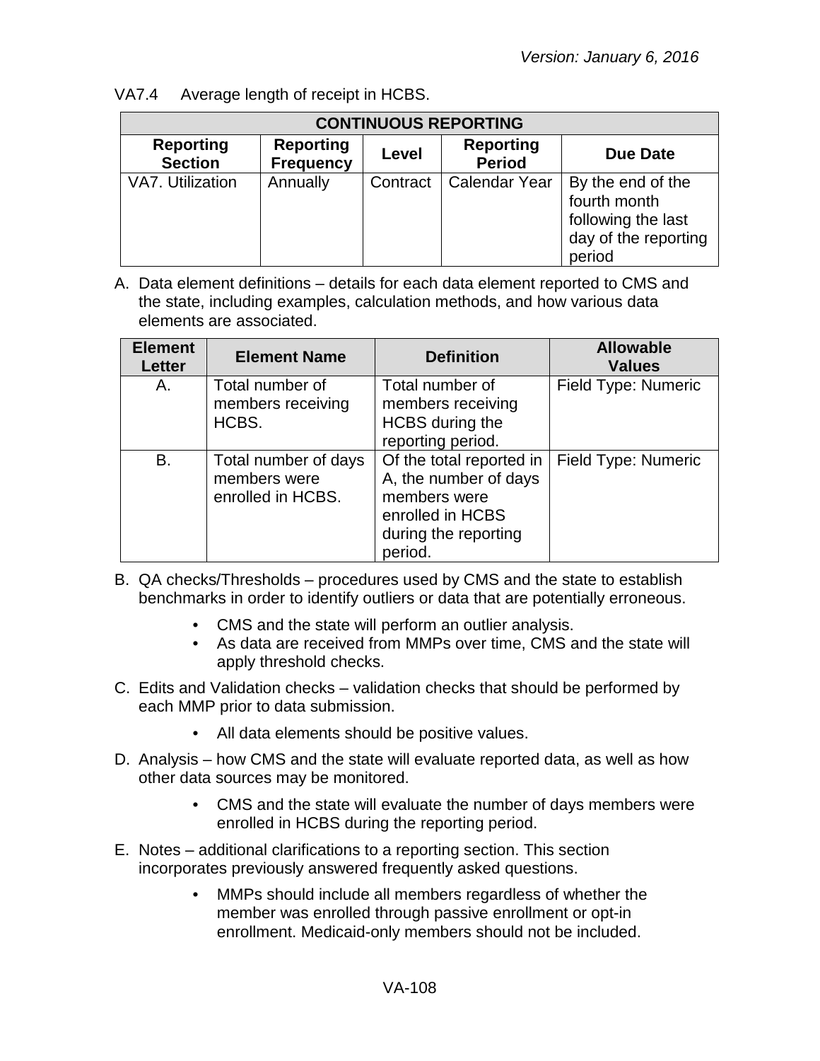VA7.4 Average length of receipt in HCBS.

| CONTINUOUS REPORTING | | | | |
|---|---|---|---|---|
| **Reporting Section** | **Reporting Frequency** | **Level** | **Reporting Period** | **Due Date** |
| VA7. Utilization | Annually | Contract | Calendar Year | By the end of the fourth month following the last day of the reporting period |

A. Data element definitions – details for each data element reported to CMS and the state, including examples, calculation methods, and how various data elements are associated.

| Element Letter | Element Name | Definition | Allowable Values |
|---|---|---|---|
| A. | Total number of members receiving HCBS. | Total number of members receiving HCBS during the reporting period. | Field Type: Numeric |
| B. | Total number of days members were enrolled in HCBS. | Of the total reported in A, the number of days members were enrolled in HCBS during the reporting period. | Field Type: Numeric |

B. QA checks/Thresholds – procedures used by CMS and the state to establish benchmarks in order to identify outliers or data that are potentially erroneous.

- CMS and the state will perform an outlier analysis.
- As data are received from MMPs over time, CMS and the state will apply threshold checks.

C. Edits and Validation checks – validation checks that should be performed by each MMP prior to data submission.

- All data elements should be positive values.

D. Analysis – how CMS and the state will evaluate reported data, as well as how other data sources may be monitored.

- CMS and the state will evaluate the number of days members were enrolled in HCBS during the reporting period.

E. Notes – additional clarifications to a reporting section. This section incorporates previously answered frequently asked questions.

- MMPs should include all members regardless of whether the member was enrolled through passive enrollment or opt-in enrollment. Medicaid-only members should not be included.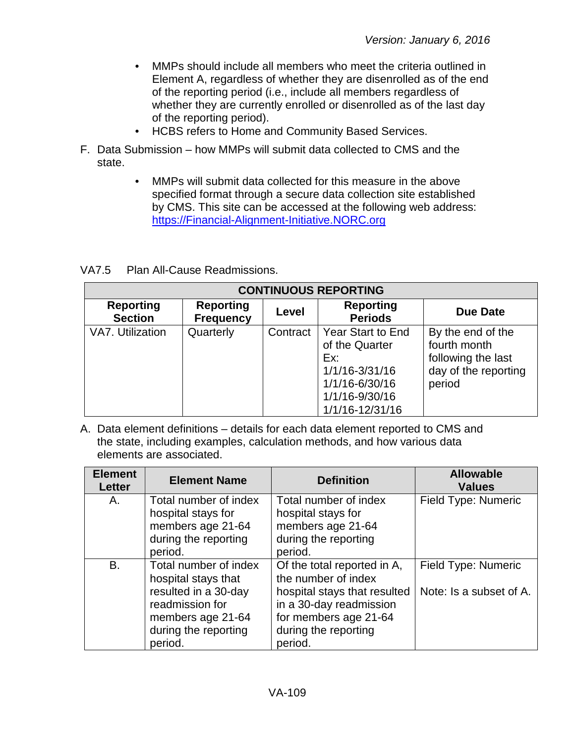- MMPs should include all members who meet the criteria outlined in Element A, regardless of whether they are disenrolled as of the end of the reporting period (i.e., include all members regardless of whether they are currently enrolled or disenrolled as of the last day of the reporting period).
- HCBS refers to Home and Community Based Services.

F. Data Submission – how MMPs will submit data collected to CMS and the state.

- MMPs will submit data collected for this measure in the above specified format through a secure data collection site established by CMS. This site can be accessed at the following web address: https://Financial-Alignment-Initiative.NORC.org

VA7.5 Plan All-Cause Readmissions.

| CONTINUOUS REPORTING | | | | |
|---|---|---|---|---|
| **Reporting Section** | **Reporting Frequency** | **Level** | **Reporting Periods** | **Due Date** |
| VA7. Utilization | Quarterly | Contract | Year Start to End of the Quarter<br>Ex:<br>1/1/16-3/31/16<br>1/1/16-6/30/16<br>1/1/16-9/30/16<br>1/1/16-12/31/16 | By the end of the fourth month following the last day of the reporting period |

A. Data element definitions – details for each data element reported to CMS and the state, including examples, calculation methods, and how various data elements are associated.

| Element Letter | Element Name | Definition | Allowable Values |
|---|---|---|---|
| A. | Total number of index hospital stays for members age 21-64 during the reporting period. | Total number of index hospital stays for members age 21-64 during the reporting period. | Field Type: Numeric |
| B. | Total number of index hospital stays that resulted in a 30-day readmission for members age 21-64 during the reporting period. | Of the total reported in A, the number of index hospital stays that resulted in a 30-day readmission for members age 21-64 during the reporting period. | Field Type: Numeric<br><br>Note: Is a subset of A. |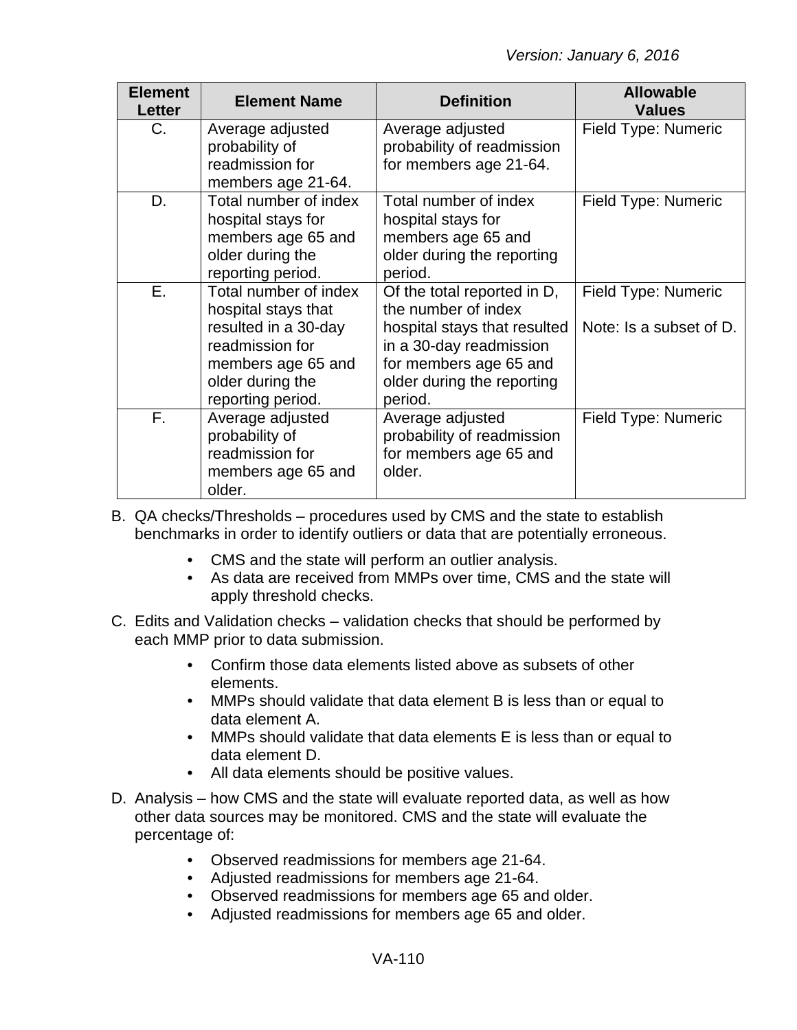| Element Letter | Element Name | Definition | Allowable Values |
|---|---|---|---|
| C. | Average adjusted probability of readmission for members age 21-64. | Average adjusted probability of readmission for members age 21-64. | Field Type: Numeric |
| D. | Total number of index hospital stays for members age 65 and older during the reporting period. | Total number of index hospital stays for members age 65 and older during the reporting period. | Field Type: Numeric |
| E. | Total number of index hospital stays that resulted in a 30-day readmission for members age 65 and older during the reporting period. | Of the total reported in D, the number of index hospital stays that resulted in a 30-day readmission for members age 65 and older during the reporting period. | Field Type: Numeric<br><br>Note: Is a subset of D. |
| F. | Average adjusted probability of readmission for members age 65 and older. | Average adjusted probability of readmission for members age 65 and older. | Field Type: Numeric |

B. QA checks/Thresholds – procedures used by CMS and the state to establish benchmarks in order to identify outliers or data that are potentially erroneous.

- CMS and the state will perform an outlier analysis.
- As data are received from MMPs over time, CMS and the state will apply threshold checks.

C. Edits and Validation checks – validation checks that should be performed by each MMP prior to data submission.

- Confirm those data elements listed above as subsets of other elements.
- MMPs should validate that data element B is less than or equal to data element A.
- MMPs should validate that data elements E is less than or equal to data element D.
- All data elements should be positive values.

D. Analysis – how CMS and the state will evaluate reported data, as well as how other data sources may be monitored. CMS and the state will evaluate the percentage of:

- Observed readmissions for members age 21-64.
- Adjusted readmissions for members age 21-64.
- Observed readmissions for members age 65 and older.
- Adjusted readmissions for members age 65 and older.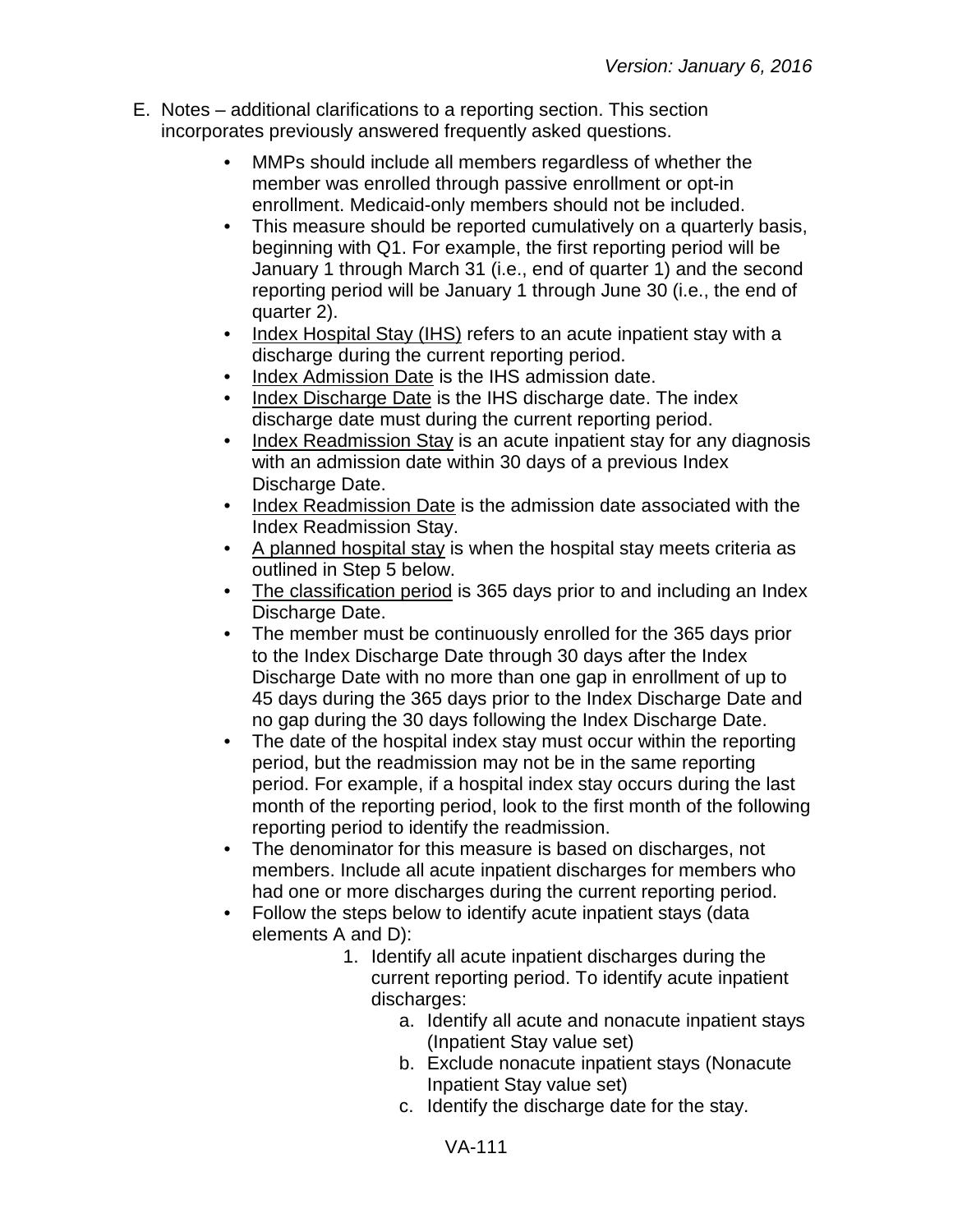E. Notes – additional clarifications to a reporting section. This section incorporates previously answered frequently asked questions.

- MMPs should include all members regardless of whether the member was enrolled through passive enrollment or opt-in enrollment. Medicaid-only members should not be included.
- This measure should be reported cumulatively on a quarterly basis, beginning with Q1. For example, the first reporting period will be January 1 through March 31 (i.e., end of quarter 1) and the second reporting period will be January 1 through June 30 (i.e., the end of quarter 2).
- <u>Index Hospital Stay (IHS)</u> refers to an acute inpatient stay with a discharge during the current reporting period.
- <u>Index Admission Date</u> is the IHS admission date.
- <u>Index Discharge Date</u> is the IHS discharge date. The index discharge date must during the current reporting period.
- <u>Index Readmission Stay</u> is an acute inpatient stay for any diagnosis with an admission date within 30 days of a previous Index Discharge Date.
- <u>Index Readmission Date</u> is the admission date associated with the Index Readmission Stay.
- <u>A planned hospital stay</u> is when the hospital stay meets criteria as outlined in Step 5 below.
- <u>The classification period</u> is 365 days prior to and including an Index Discharge Date.
- The member must be continuously enrolled for the 365 days prior to the Index Discharge Date through 30 days after the Index Discharge Date with no more than one gap in enrollment of up to 45 days during the 365 days prior to the Index Discharge Date and no gap during the 30 days following the Index Discharge Date.
- The date of the hospital index stay must occur within the reporting period, but the readmission may not be in the same reporting period. For example, if a hospital index stay occurs during the last month of the reporting period, look to the first month of the following reporting period to identify the readmission.
- The denominator for this measure is based on discharges, not members. Include all acute inpatient discharges for members who had one or more discharges during the current reporting period.
- Follow the steps below to identify acute inpatient stays (data elements A and D):
  1. Identify all acute inpatient discharges during the current reporting period. To identify acute inpatient discharges:
     a. Identify all acute and nonacute inpatient stays (Inpatient Stay value set)
     b. Exclude nonacute inpatient stays (Nonacute Inpatient Stay value set)
     c. Identify the discharge date for the stay.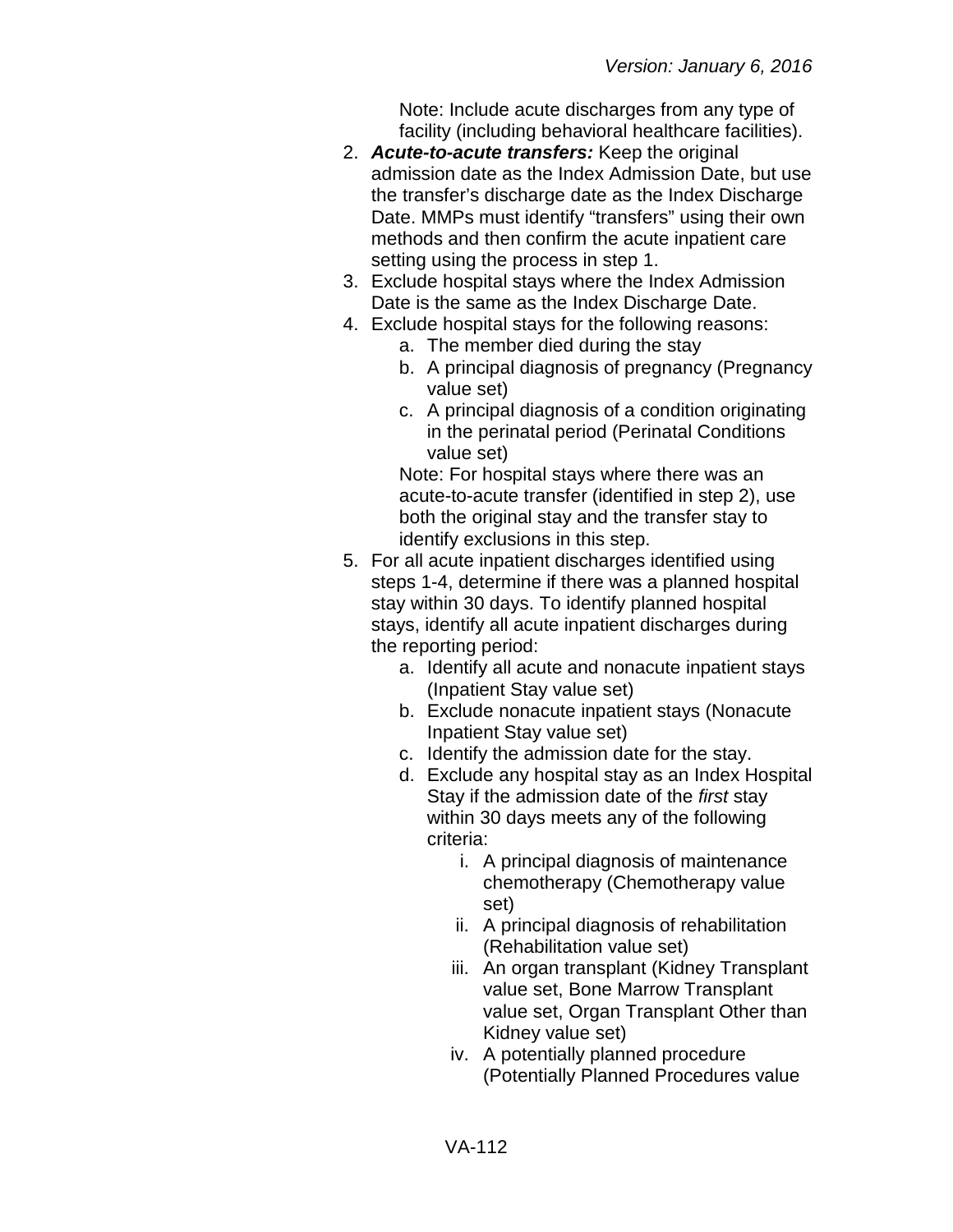Note: Include acute discharges from any type of facility (including behavioral healthcare facilities).

2. ***Acute-to-acute transfers:*** Keep the original admission date as the Index Admission Date, but use the transfer's discharge date as the Index Discharge Date. MMPs must identify "transfers" using their own methods and then confirm the acute inpatient care setting using the process in step 1.
3. Exclude hospital stays where the Index Admission Date is the same as the Index Discharge Date.
4. Exclude hospital stays for the following reasons:
   a. The member died during the stay
   b. A principal diagnosis of pregnancy (Pregnancy value set)
   c. A principal diagnosis of a condition originating in the perinatal period (Perinatal Conditions value set)

   Note: For hospital stays where there was an acute-to-acute transfer (identified in step 2), use both the original stay and the transfer stay to identify exclusions in this step.
5. For all acute inpatient discharges identified using steps 1-4, determine if there was a planned hospital stay within 30 days. To identify planned hospital stays, identify all acute inpatient discharges during the reporting period:
   a. Identify all acute and nonacute inpatient stays (Inpatient Stay value set)
   b. Exclude nonacute inpatient stays (Nonacute Inpatient Stay value set)
   c. Identify the admission date for the stay.
   d. Exclude any hospital stay as an Index Hospital Stay if the admission date of the *first* stay within 30 days meets any of the following criteria:
      i. A principal diagnosis of maintenance chemotherapy (Chemotherapy value set)
      ii. A principal diagnosis of rehabilitation (Rehabilitation value set)
      iii. An organ transplant (Kidney Transplant value set, Bone Marrow Transplant value set, Organ Transplant Other than Kidney value set)
      iv. A potentially planned procedure (Potentially Planned Procedures value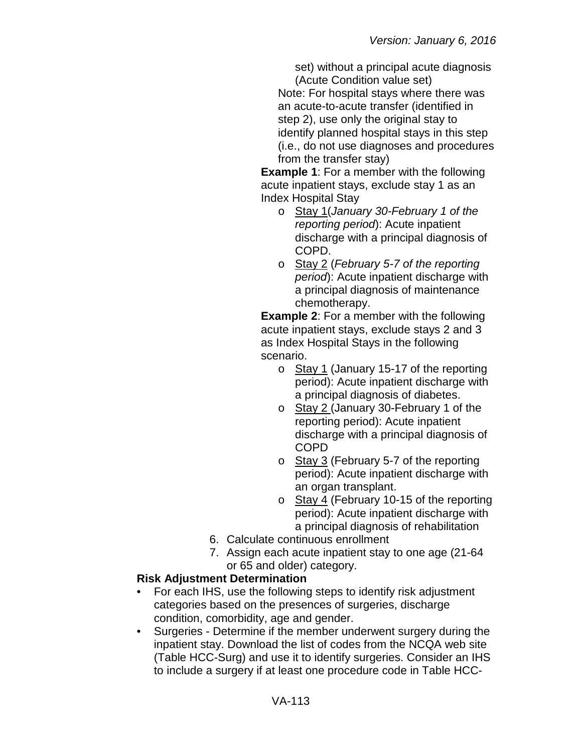set) without a principal acute diagnosis (Acute Condition value set)

Note: For hospital stays where there was an acute-to-acute transfer (identified in step 2), use only the original stay to identify planned hospital stays in this step (i.e., do not use diagnoses and procedures from the transfer stay)

**Example 1**: For a member with the following acute inpatient stays, exclude stay 1 as an Index Hospital Stay

- Stay 1(*January 30-February 1 of the reporting period*): Acute inpatient discharge with a principal diagnosis of COPD.
- Stay 2 (*February 5-7 of the reporting period*): Acute inpatient discharge with a principal diagnosis of maintenance chemotherapy.

**Example 2**: For a member with the following acute inpatient stays, exclude stays 2 and 3 as Index Hospital Stays in the following scenario.

- Stay 1 (January 15-17 of the reporting period): Acute inpatient discharge with a principal diagnosis of diabetes.
- Stay 2 (January 30-February 1 of the reporting period): Acute inpatient discharge with a principal diagnosis of COPD
- Stay 3 (February 5-7 of the reporting period): Acute inpatient discharge with an organ transplant.
- Stay 4 (February 10-15 of the reporting period): Acute inpatient discharge with a principal diagnosis of rehabilitation

6. Calculate continuous enrollment
7. Assign each acute inpatient stay to one age (21-64 or 65 and older) category.

**Risk Adjustment Determination**

- For each IHS, use the following steps to identify risk adjustment categories based on the presences of surgeries, discharge condition, comorbidity, age and gender.
- Surgeries - Determine if the member underwent surgery during the inpatient stay. Download the list of codes from the NCQA web site (Table HCC-Surg) and use it to identify surgeries. Consider an IHS to include a surgery if at least one procedure code in Table HCC-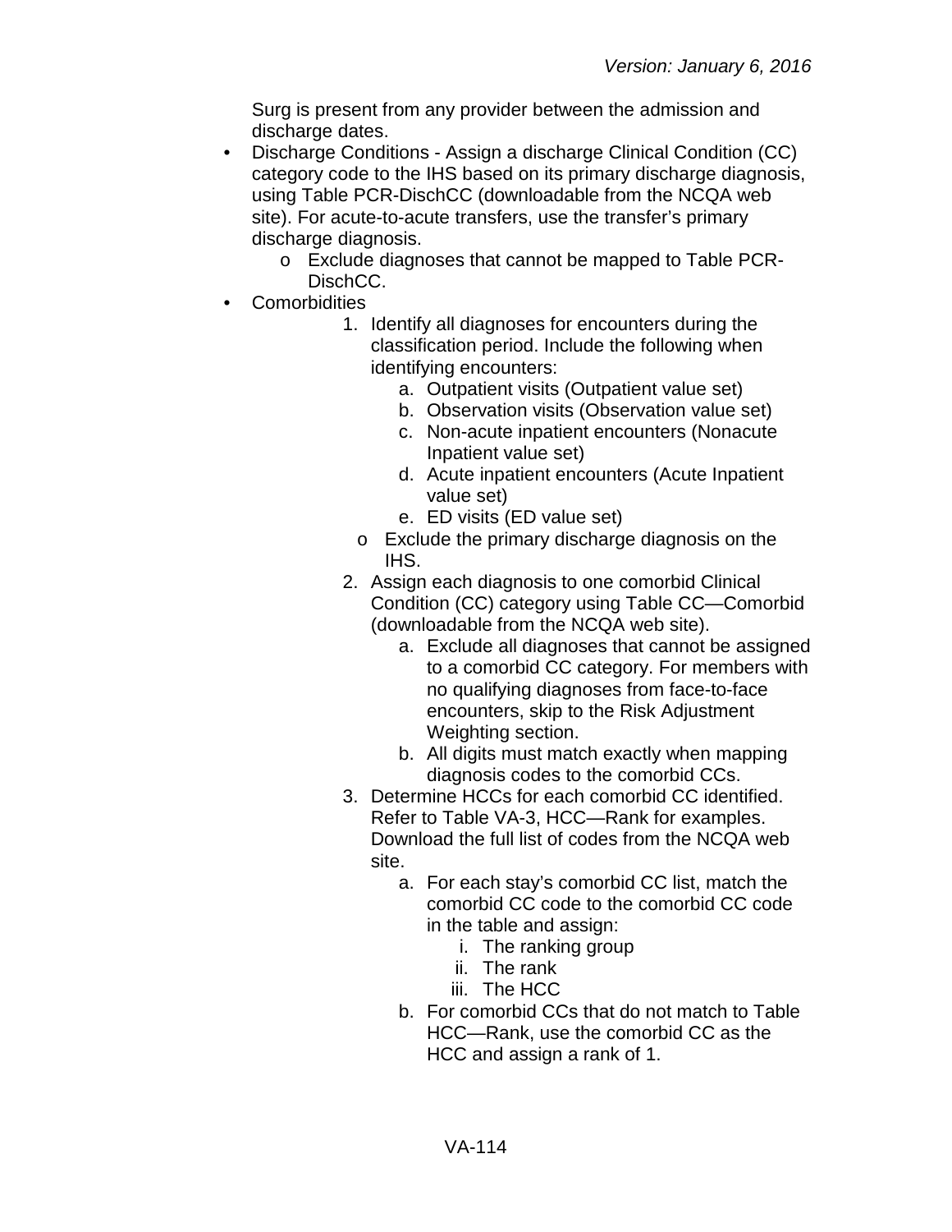Surg is present from any provider between the admission and discharge dates.

- Discharge Conditions - Assign a discharge Clinical Condition (CC) category code to the IHS based on its primary discharge diagnosis, using Table PCR-DischCC (downloadable from the NCQA web site). For acute-to-acute transfers, use the transfer's primary discharge diagnosis.
  - Exclude diagnoses that cannot be mapped to Table PCR-DischCC.
- Comorbidities
  1. Identify all diagnoses for encounters during the classification period. Include the following when identifying encounters:
     a. Outpatient visits (Outpatient value set)
     b. Observation visits (Observation value set)
     c. Non-acute inpatient encounters (Nonacute Inpatient value set)
     d. Acute inpatient encounters (Acute Inpatient value set)
     e. ED visits (ED value set)
     - Exclude the primary discharge diagnosis on the IHS.
  2. Assign each diagnosis to one comorbid Clinical Condition (CC) category using Table CC—Comorbid (downloadable from the NCQA web site).
     a. Exclude all diagnoses that cannot be assigned to a comorbid CC category. For members with no qualifying diagnoses from face-to-face encounters, skip to the Risk Adjustment Weighting section.
     b. All digits must match exactly when mapping diagnosis codes to the comorbid CCs.
  3. Determine HCCs for each comorbid CC identified. Refer to Table VA-3, HCC—Rank for examples. Download the full list of codes from the NCQA web site.
     a. For each stay's comorbid CC list, match the comorbid CC code to the comorbid CC code in the table and assign:
        i. The ranking group
        ii. The rank
        iii. The HCC
     b. For comorbid CCs that do not match to Table HCC—Rank, use the comorbid CC as the HCC and assign a rank of 1.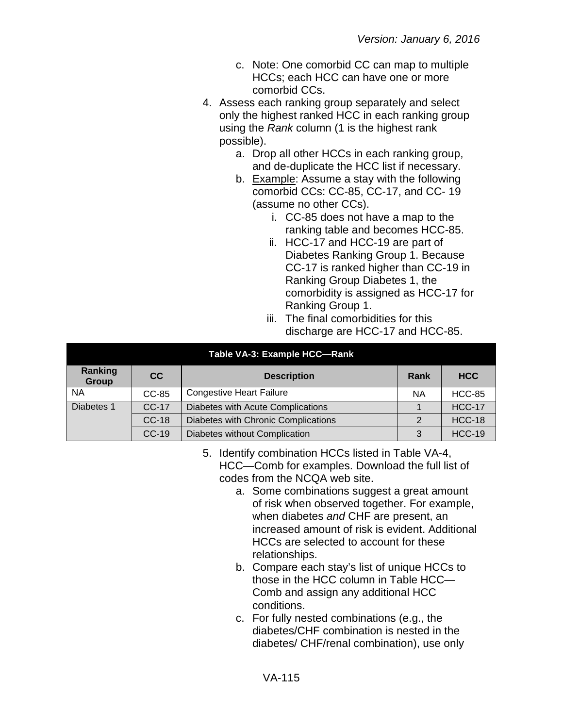c. Note: One comorbid CC can map to multiple HCCs; each HCC can have one or more comorbid CCs.

4. Assess each ranking group separately and select only the highest ranked HCC in each ranking group using the *Rank* column (1 is the highest rank possible).
   a. Drop all other HCCs in each ranking group, and de-duplicate the HCC list if necessary.
   b. Example: Assume a stay with the following comorbid CCs: CC-85, CC-17, and CC- 19 (assume no other CCs).
      i. CC-85 does not have a map to the ranking table and becomes HCC-85.
      ii. HCC-17 and HCC-19 are part of Diabetes Ranking Group 1. Because CC-17 is ranked higher than CC-19 in Ranking Group Diabetes 1, the comorbidity is assigned as HCC-17 for Ranking Group 1.
      iii. The final comorbidities for this discharge are HCC-17 and HCC-85.

**Table VA-3: Example HCC—Rank**

| Ranking Group | CC | Description | Rank | HCC |
|---|---|---|---|---|
| NA | CC-85 | Congestive Heart Failure | NA | HCC-85 |
| Diabetes 1 | CC-17 | Diabetes with Acute Complications | 1 | HCC-17 |
| | CC-18 | Diabetes with Chronic Complications | 2 | HCC-18 |
| | CC-19 | Diabetes without Complication | 3 | HCC-19 |

5. Identify combination HCCs listed in Table VA-4, HCC—Comb for examples. Download the full list of codes from the NCQA web site.
   a. Some combinations suggest a great amount of risk when observed together. For example, when diabetes *and* CHF are present, an increased amount of risk is evident. Additional HCCs are selected to account for these relationships.
   b. Compare each stay's list of unique HCCs to those in the HCC column in Table HCC—Comb and assign any additional HCC conditions.
   c. For fully nested combinations (e.g., the diabetes/CHF combination is nested in the diabetes/ CHF/renal combination), use only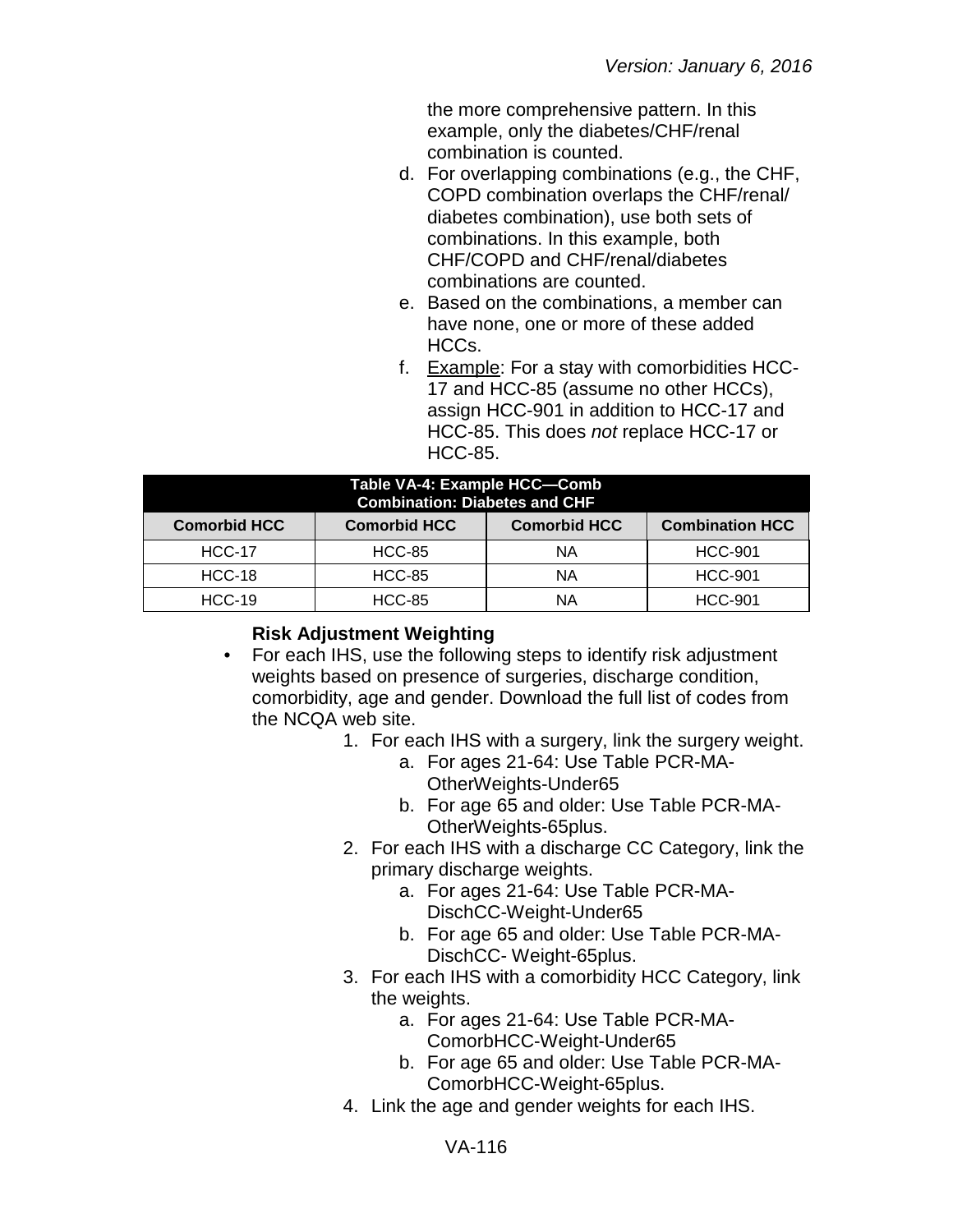the more comprehensive pattern. In this example, only the diabetes/CHF/renal combination is counted.

d. For overlapping combinations (e.g., the CHF, COPD combination overlaps the CHF/renal/ diabetes combination), use both sets of combinations. In this example, both CHF/COPD and CHF/renal/diabetes combinations are counted.

e. Based on the combinations, a member can have none, one or more of these added HCCs.

f. Example: For a stay with comorbidities HCC-17 and HCC-85 (assume no other HCCs), assign HCC-901 in addition to HCC-17 and HCC-85. This does *not* replace HCC-17 or HCC-85.

**Table VA-4: Example HCC—Comb Combination: Diabetes and CHF**

| Comorbid HCC | Comorbid HCC | Comorbid HCC | Combination HCC |
|---|---|---|---|
| HCC-17 | HCC-85 | NA | HCC-901 |
| HCC-18 | HCC-85 | NA | HCC-901 |
| HCC-19 | HCC-85 | NA | HCC-901 |

**Risk Adjustment Weighting**

- For each IHS, use the following steps to identify risk adjustment weights based on presence of surgeries, discharge condition, comorbidity, age and gender. Download the full list of codes from the NCQA web site.
  1. For each IHS with a surgery, link the surgery weight.
     a. For ages 21-64: Use Table PCR-MA-OtherWeights-Under65
     b. For age 65 and older: Use Table PCR-MA-OtherWeights-65plus.
  2. For each IHS with a discharge CC Category, link the primary discharge weights.
     a. For ages 21-64: Use Table PCR-MA-DischCC-Weight-Under65
     b. For age 65 and older: Use Table PCR-MA-DischCC- Weight-65plus.
  3. For each IHS with a comorbidity HCC Category, link the weights.
     a. For ages 21-64: Use Table PCR-MA-ComorbHCC-Weight-Under65
     b. For age 65 and older: Use Table PCR-MA-ComorbHCC-Weight-65plus.
  4. Link the age and gender weights for each IHS.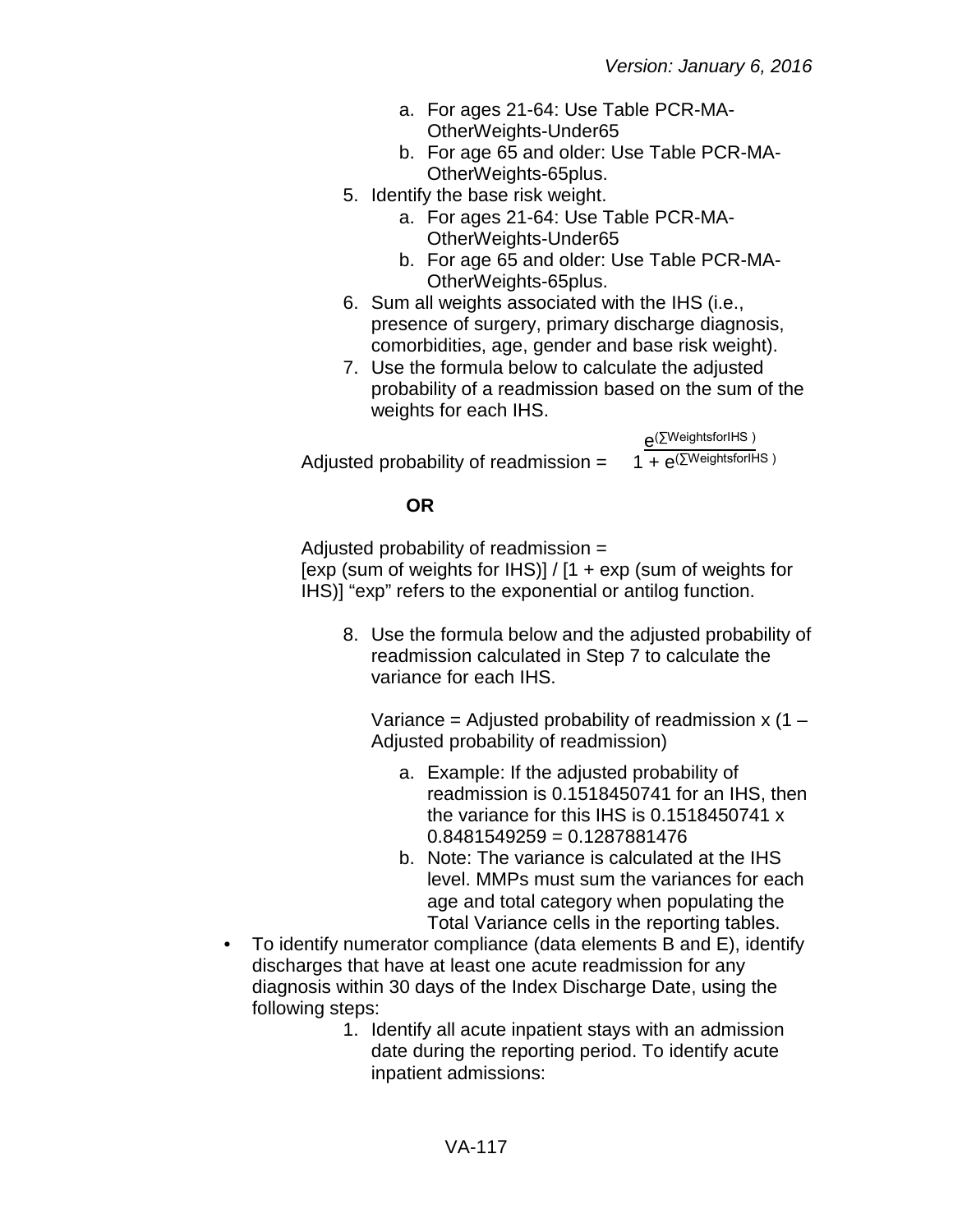a. For ages 21-64: Use Table PCR-MA-OtherWeights-Under65
   b. For age 65 and older: Use Table PCR-MA-OtherWeights-65plus.
5. Identify the base risk weight.
   a. For ages 21-64: Use Table PCR-MA-OtherWeights-Under65
   b. For age 65 and older: Use Table PCR-MA-OtherWeights-65plus.
6. Sum all weights associated with the IHS (i.e., presence of surgery, primary discharge diagnosis, comorbidities, age, gender and base risk weight).
7. Use the formula below to calculate the adjusted probability of a readmission based on the sum of the weights for each IHS.

$$\text{Adjusted probability of readmission} = \frac{e^{(\Sigma \text{WeightsforIHS})}}{1 + e^{(\Sigma \text{WeightsforIHS})}}$$

**OR**

Adjusted probability of readmission = [exp (sum of weights for IHS)] / [1 + exp (sum of weights for IHS)] "exp" refers to the exponential or antilog function.

8. Use the formula below and the adjusted probability of readmission calculated in Step 7 to calculate the variance for each IHS.

   Variance = Adjusted probability of readmission x (1 – Adjusted probability of readmission)

   a. Example: If the adjusted probability of readmission is 0.1518450741 for an IHS, then the variance for this IHS is 0.1518450741 x 0.8481549259 = 0.1287881476
   b. Note: The variance is calculated at the IHS level. MMPs must sum the variances for each age and total category when populating the Total Variance cells in the reporting tables.

- To identify numerator compliance (data elements B and E), identify discharges that have at least one acute readmission for any diagnosis within 30 days of the Index Discharge Date, using the following steps:
  1. Identify all acute inpatient stays with an admission date during the reporting period. To identify acute inpatient admissions: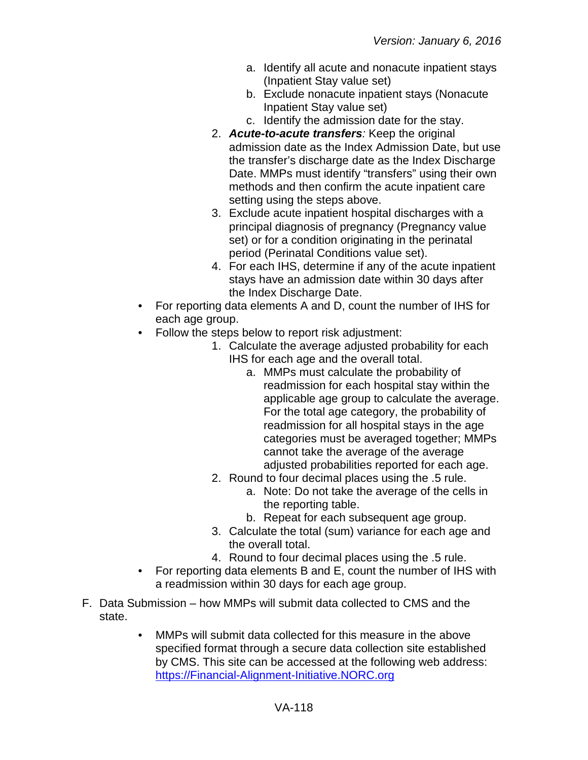- a. Identify all acute and nonacute inpatient stays (Inpatient Stay value set)
   - b. Exclude nonacute inpatient stays (Nonacute Inpatient Stay value set)
   - c. Identify the admission date for the stay.
2. ***Acute-to-acute transfers****:* Keep the original admission date as the Index Admission Date, but use the transfer's discharge date as the Index Discharge Date. MMPs must identify "transfers" using their own methods and then confirm the acute inpatient care setting using the steps above.
3. Exclude acute inpatient hospital discharges with a principal diagnosis of pregnancy (Pregnancy value set) or for a condition originating in the perinatal period (Perinatal Conditions value set).
4. For each IHS, determine if any of the acute inpatient stays have an admission date within 30 days after the Index Discharge Date.

- For reporting data elements A and D, count the number of IHS for each age group.
- Follow the steps below to report risk adjustment:
  1. Calculate the average adjusted probability for each IHS for each age and the overall total.
     - a. MMPs must calculate the probability of readmission for each hospital stay within the applicable age group to calculate the average. For the total age category, the probability of readmission for all hospital stays in the age categories must be averaged together; MMPs cannot take the average of the average adjusted probabilities reported for each age.
  2. Round to four decimal places using the .5 rule.
     - a. Note: Do not take the average of the cells in the reporting table.
     - b. Repeat for each subsequent age group.
  3. Calculate the total (sum) variance for each age and the overall total.
  4. Round to four decimal places using the .5 rule.
- For reporting data elements B and E, count the number of IHS with a readmission within 30 days for each age group.

F. Data Submission – how MMPs will submit data collected to CMS and the state.

- MMPs will submit data collected for this measure in the above specified format through a secure data collection site established by CMS. This site can be accessed at the following web address: [https://Financial-Alignment-Initiative.NORC.org](https://Financial-Alignment-Initiative.NORC.org)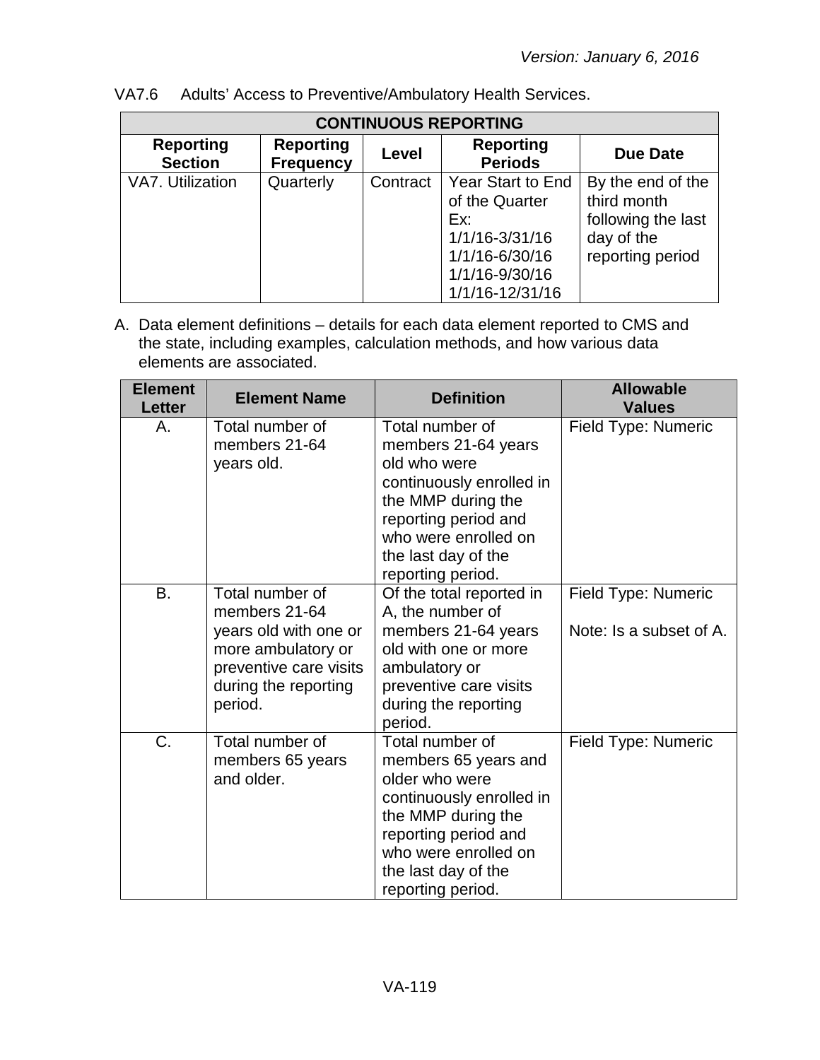VA7.6 Adults' Access to Preventive/Ambulatory Health Services.

| CONTINUOUS REPORTING | | | | |
|---|---|---|---|---|
| **Reporting Section** | **Reporting Frequency** | **Level** | **Reporting Periods** | **Due Date** |
| VA7. Utilization | Quarterly | Contract | Year Start to End of the Quarter<br>Ex:<br>1/1/16-3/31/16<br>1/1/16-6/30/16<br>1/1/16-9/30/16<br>1/1/16-12/31/16 | By the end of the third month following the last day of the reporting period |

A. Data element definitions – details for each data element reported to CMS and the state, including examples, calculation methods, and how various data elements are associated.

| Element Letter | Element Name | Definition | Allowable Values |
|---|---|---|---|
| A. | Total number of members 21-64 years old. | Total number of members 21-64 years old who were continuously enrolled in the MMP during the reporting period and who were enrolled on the last day of the reporting period. | Field Type: Numeric |
| B. | Total number of members 21-64 years old with one or more ambulatory or preventive care visits during the reporting period. | Of the total reported in A, the number of members 21-64 years old with one or more ambulatory or preventive care visits during the reporting period. | Field Type: Numeric<br><br>Note: Is a subset of A. |
| C. | Total number of members 65 years and older. | Total number of members 65 years and older who were continuously enrolled in the MMP during the reporting period and who were enrolled on the last day of the reporting period. | Field Type: Numeric |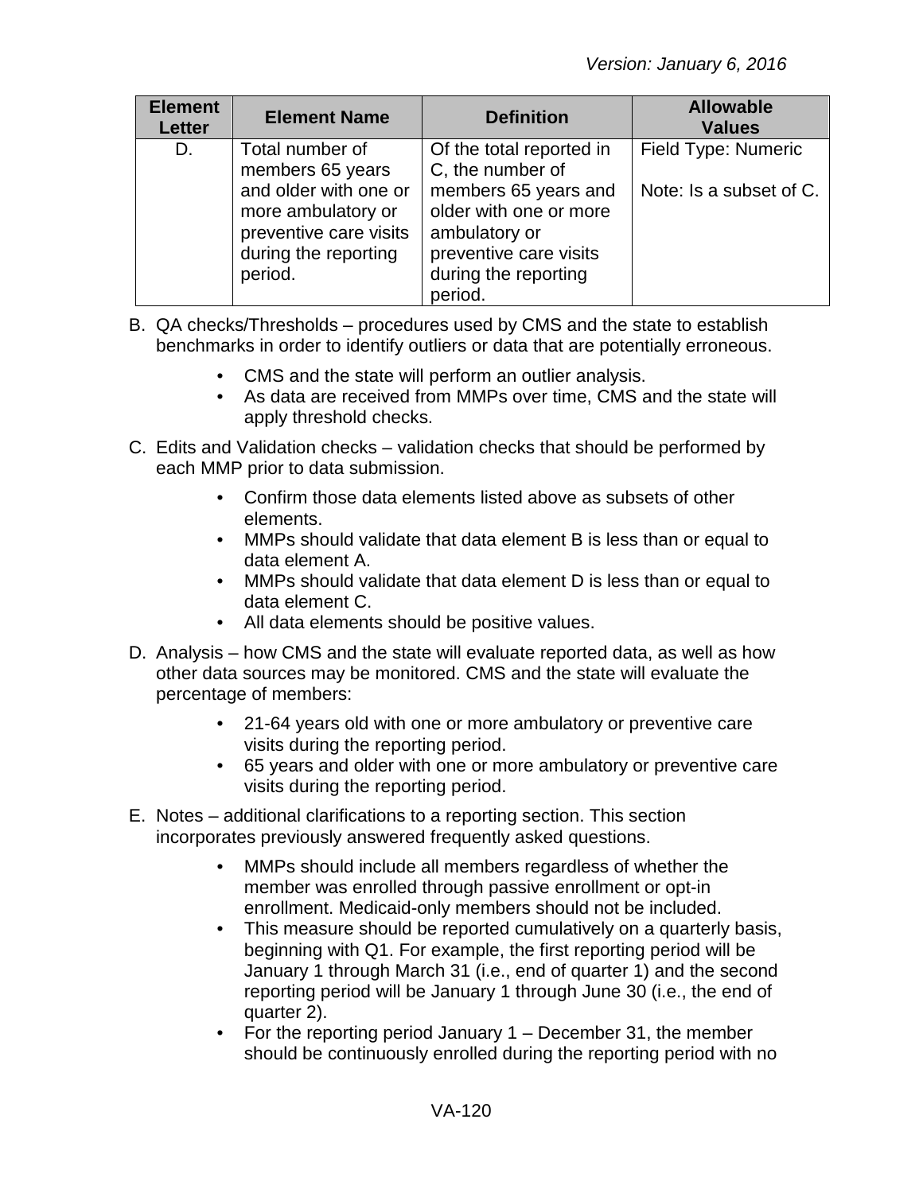| Element Letter | Element Name | Definition | Allowable Values |
|---|---|---|---|
| D. | Total number of members 65 years and older with one or more ambulatory or preventive care visits during the reporting period. | Of the total reported in C, the number of members 65 years and older with one or more ambulatory or preventive care visits during the reporting period. | Field Type: Numeric<br><br>Note: Is a subset of C. |

B. QA checks/Thresholds – procedures used by CMS and the state to establish benchmarks in order to identify outliers or data that are potentially erroneous.

- CMS and the state will perform an outlier analysis.
- As data are received from MMPs over time, CMS and the state will apply threshold checks.

C. Edits and Validation checks – validation checks that should be performed by each MMP prior to data submission.

- Confirm those data elements listed above as subsets of other elements.
- MMPs should validate that data element B is less than or equal to data element A.
- MMPs should validate that data element D is less than or equal to data element C.
- All data elements should be positive values.

D. Analysis – how CMS and the state will evaluate reported data, as well as how other data sources may be monitored. CMS and the state will evaluate the percentage of members:

- 21-64 years old with one or more ambulatory or preventive care visits during the reporting period.
- 65 years and older with one or more ambulatory or preventive care visits during the reporting period.

E. Notes – additional clarifications to a reporting section. This section incorporates previously answered frequently asked questions.

- MMPs should include all members regardless of whether the member was enrolled through passive enrollment or opt-in enrollment. Medicaid-only members should not be included.
- This measure should be reported cumulatively on a quarterly basis, beginning with Q1. For example, the first reporting period will be January 1 through March 31 (i.e., end of quarter 1) and the second reporting period will be January 1 through June 30 (i.e., the end of quarter 2).
- For the reporting period January 1 – December 31, the member should be continuously enrolled during the reporting period with no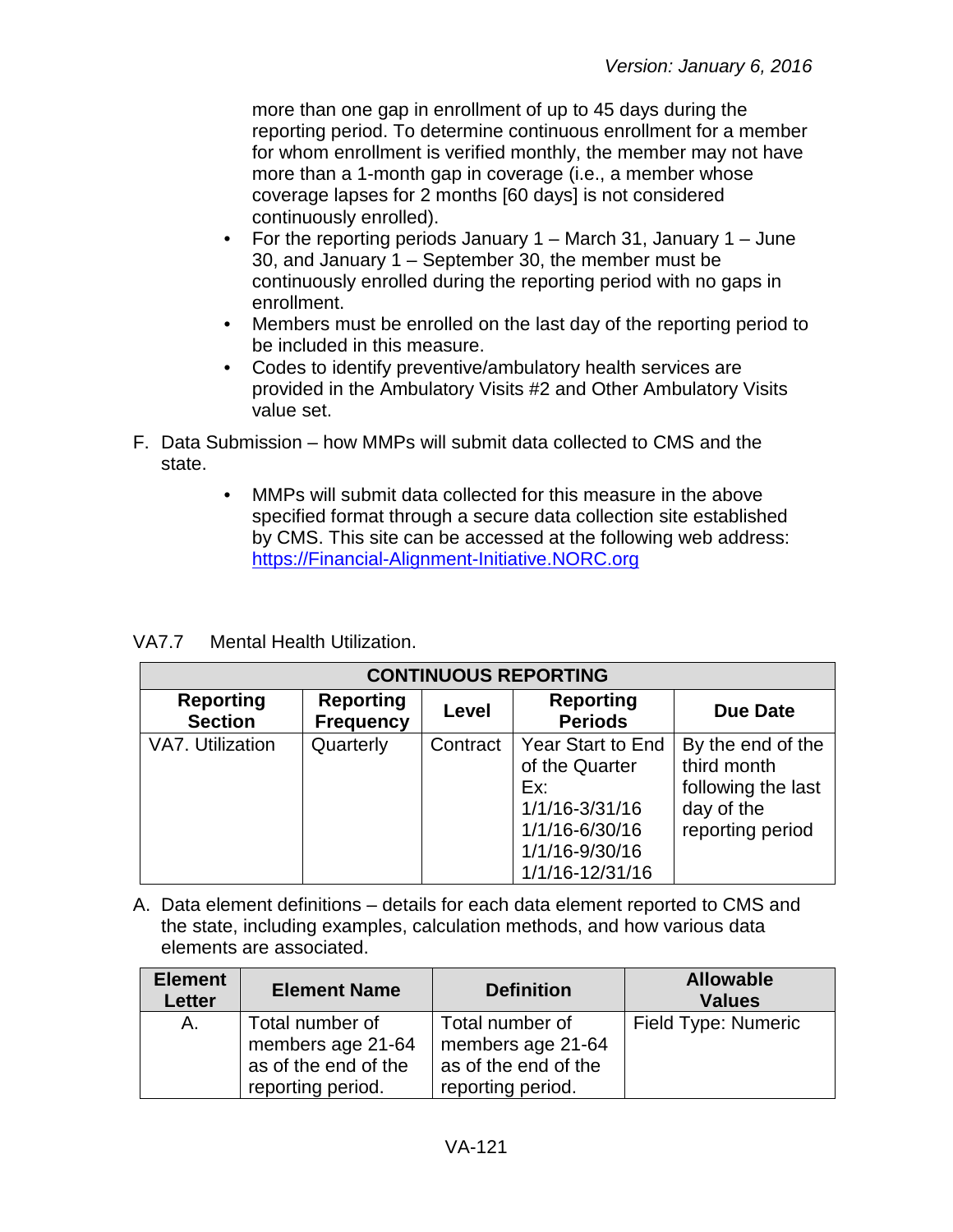more than one gap in enrollment of up to 45 days during the reporting period. To determine continuous enrollment for a member for whom enrollment is verified monthly, the member may not have more than a 1-month gap in coverage (i.e., a member whose coverage lapses for 2 months [60 days] is not considered continuously enrolled).

- For the reporting periods January 1 – March 31, January 1 – June 30, and January 1 – September 30, the member must be continuously enrolled during the reporting period with no gaps in enrollment.
- Members must be enrolled on the last day of the reporting period to be included in this measure.
- Codes to identify preventive/ambulatory health services are provided in the Ambulatory Visits #2 and Other Ambulatory Visits value set.

F. Data Submission – how MMPs will submit data collected to CMS and the state.

- MMPs will submit data collected for this measure in the above specified format through a secure data collection site established by CMS. This site can be accessed at the following web address: https://Financial-Alignment-Initiative.NORC.org

VA7.7 Mental Health Utilization.

| CONTINUOUS REPORTING | | | | |
|---|---|---|---|---|
| **Reporting Section** | **Reporting Frequency** | **Level** | **Reporting Periods** | **Due Date** |
| VA7. Utilization | Quarterly | Contract | Year Start to End of the Quarter<br>Ex:<br>1/1/16-3/31/16<br>1/1/16-6/30/16<br>1/1/16-9/30/16<br>1/1/16-12/31/16 | By the end of the third month following the last day of the reporting period |

A. Data element definitions – details for each data element reported to CMS and the state, including examples, calculation methods, and how various data elements are associated.

| Element Letter | Element Name | Definition | Allowable Values |
|---|---|---|---|
| A. | Total number of members age 21-64 as of the end of the reporting period. | Total number of members age 21-64 as of the end of the reporting period. | Field Type: Numeric |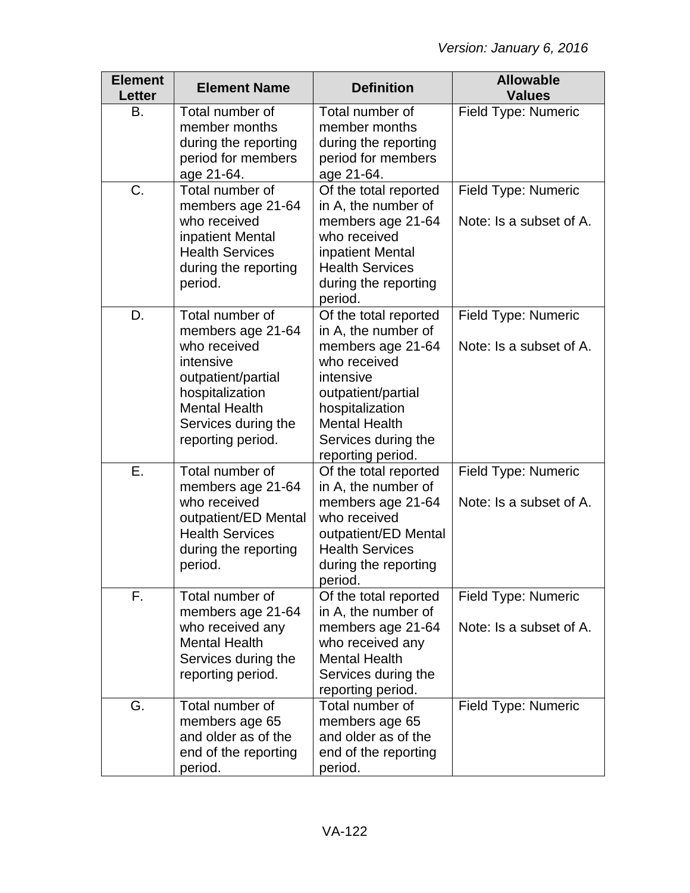*Version: January 6, 2016*

| Element Letter | Element Name | Definition | Allowable Values |
|---|---|---|---|
| B. | Total number of member months during the reporting period for members age 21-64. | Total number of member months during the reporting period for members age 21-64. | Field Type: Numeric |
| C. | Total number of members age 21-64 who received inpatient Mental Health Services during the reporting period. | Of the total reported in A, the number of members age 21-64 who received inpatient Mental Health Services during the reporting period. | Field Type: Numeric<br><br>Note: Is a subset of A. |
| D. | Total number of members age 21-64 who received intensive outpatient/partial hospitalization Mental Health Services during the reporting period. | Of the total reported in A, the number of members age 21-64 who received intensive outpatient/partial hospitalization Mental Health Services during the reporting period. | Field Type: Numeric<br><br>Note: Is a subset of A. |
| E. | Total number of members age 21-64 who received outpatient/ED Mental Health Services during the reporting period. | Of the total reported in A, the number of members age 21-64 who received outpatient/ED Mental Health Services during the reporting period. | Field Type: Numeric<br><br>Note: Is a subset of A. |
| F. | Total number of members age 21-64 who received any Mental Health Services during the reporting period. | Of the total reported in A, the number of members age 21-64 who received any Mental Health Services during the reporting period. | Field Type: Numeric<br><br>Note: Is a subset of A. |
| G. | Total number of members age 65 and older as of the end of the reporting period. | Total number of members age 65 and older as of the end of the reporting period. | Field Type: Numeric |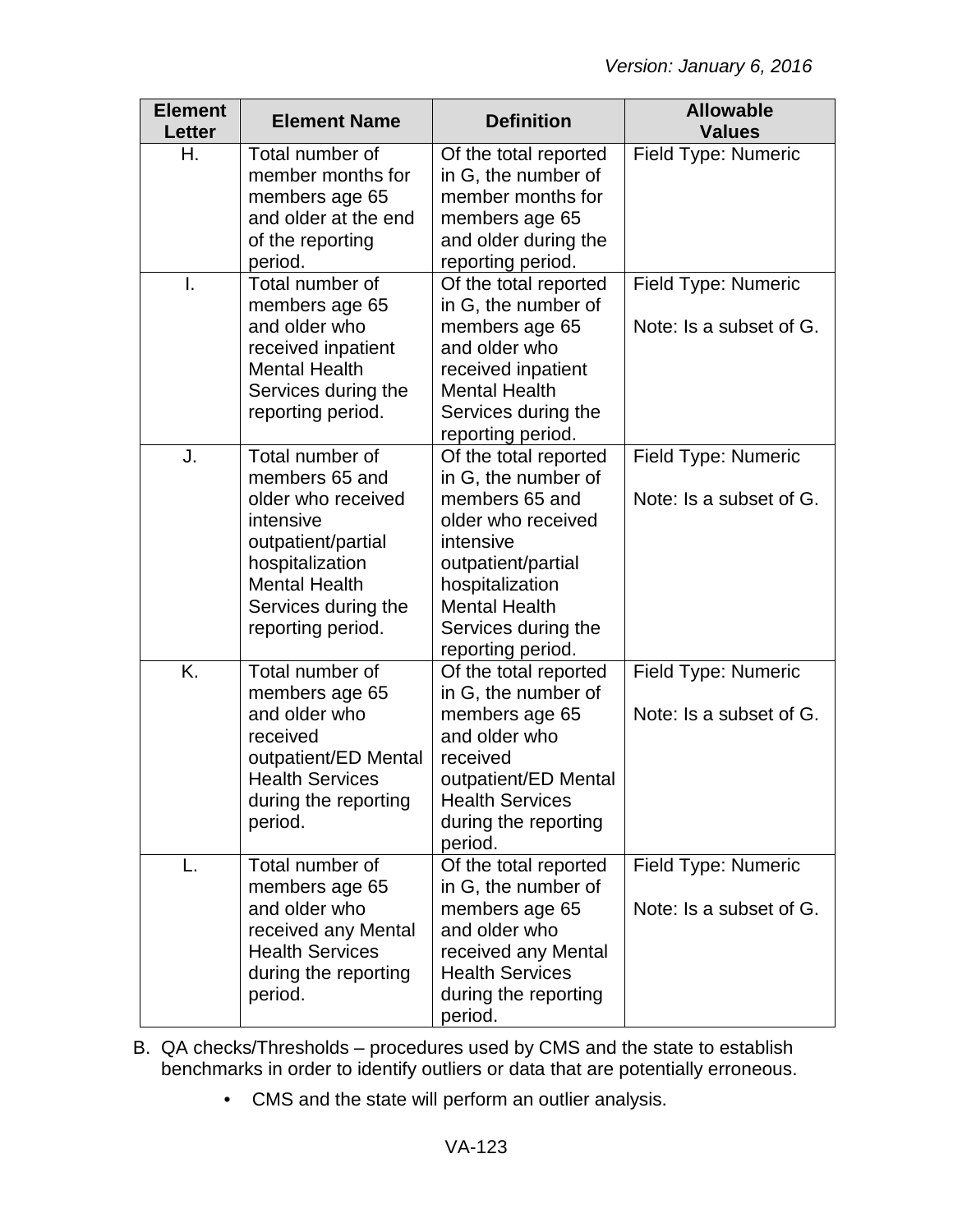| Element Letter | Element Name | Definition | Allowable Values |
|---|---|---|---|
| H. | Total number of member months for members age 65 and older at the end of the reporting period. | Of the total reported in G, the number of member months for members age 65 and older during the reporting period. | Field Type: Numeric |
| I. | Total number of members age 65 and older who received inpatient Mental Health Services during the reporting period. | Of the total reported in G, the number of members age 65 and older who received inpatient Mental Health Services during the reporting period. | Field Type: Numeric<br><br>Note: Is a subset of G. |
| J. | Total number of members 65 and older who received intensive outpatient/partial hospitalization Mental Health Services during the reporting period. | Of the total reported in G, the number of members 65 and older who received intensive outpatient/partial hospitalization Mental Health Services during the reporting period. | Field Type: Numeric<br><br>Note: Is a subset of G. |
| K. | Total number of members age 65 and older who received outpatient/ED Mental Health Services during the reporting period. | Of the total reported in G, the number of members age 65 and older who received outpatient/ED Mental Health Services during the reporting period. | Field Type: Numeric<br><br>Note: Is a subset of G. |
| L. | Total number of members age 65 and older who received any Mental Health Services during the reporting period. | Of the total reported in G, the number of members age 65 and older who received any Mental Health Services during the reporting period. | Field Type: Numeric<br><br>Note: Is a subset of G. |

B. QA checks/Thresholds – procedures used by CMS and the state to establish benchmarks in order to identify outliers or data that are potentially erroneous.

- CMS and the state will perform an outlier analysis.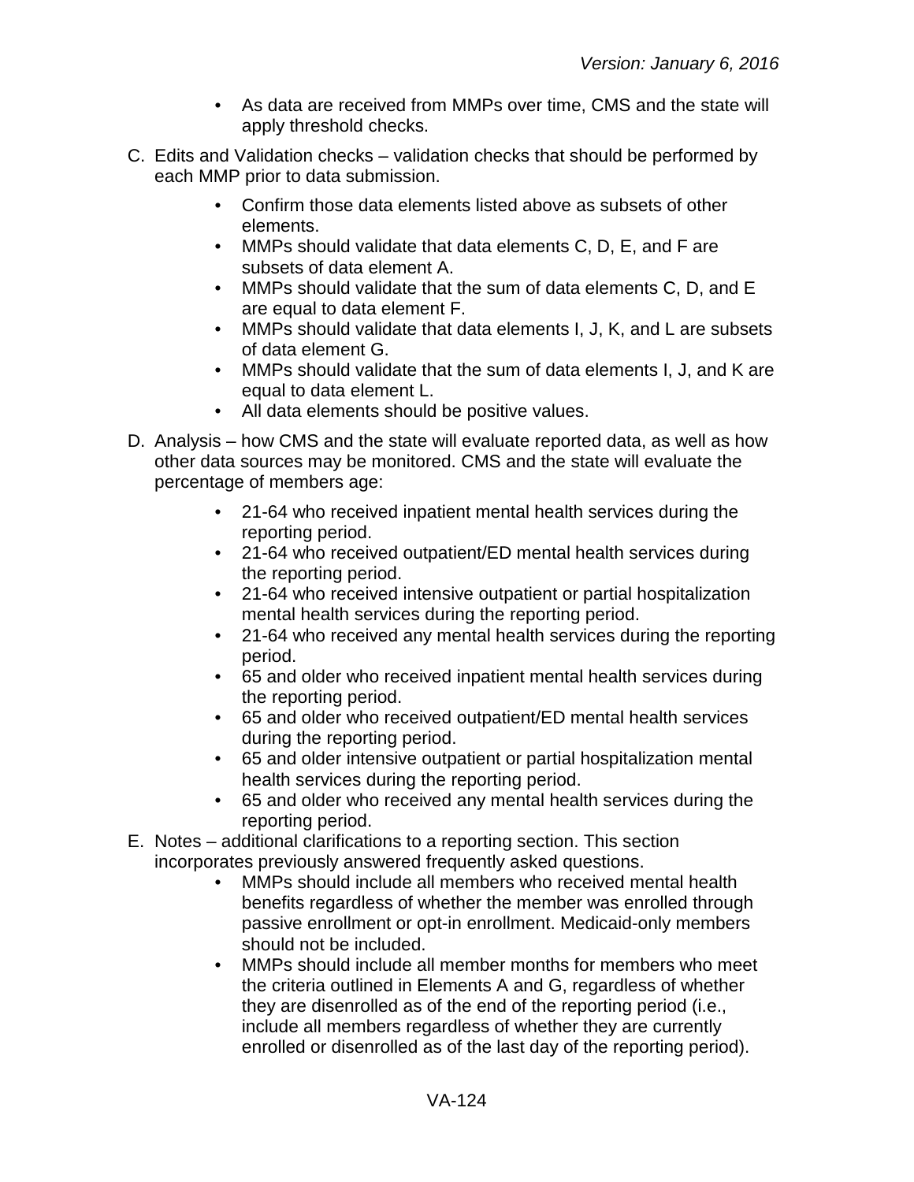- As data are received from MMPs over time, CMS and the state will apply threshold checks.

C. Edits and Validation checks – validation checks that should be performed by each MMP prior to data submission.

- Confirm those data elements listed above as subsets of other elements.
- MMPs should validate that data elements C, D, E, and F are subsets of data element A.
- MMPs should validate that the sum of data elements C, D, and E are equal to data element F.
- MMPs should validate that data elements I, J, K, and L are subsets of data element G.
- MMPs should validate that the sum of data elements I, J, and K are equal to data element L.
- All data elements should be positive values.

D. Analysis – how CMS and the state will evaluate reported data, as well as how other data sources may be monitored. CMS and the state will evaluate the percentage of members age:

- 21-64 who received inpatient mental health services during the reporting period.
- 21-64 who received outpatient/ED mental health services during the reporting period.
- 21-64 who received intensive outpatient or partial hospitalization mental health services during the reporting period.
- 21-64 who received any mental health services during the reporting period.
- 65 and older who received inpatient mental health services during the reporting period.
- 65 and older who received outpatient/ED mental health services during the reporting period.
- 65 and older intensive outpatient or partial hospitalization mental health services during the reporting period.
- 65 and older who received any mental health services during the reporting period.

E. Notes – additional clarifications to a reporting section. This section incorporates previously answered frequently asked questions.

- MMPs should include all members who received mental health benefits regardless of whether the member was enrolled through passive enrollment or opt-in enrollment. Medicaid-only members should not be included.
- MMPs should include all member months for members who meet the criteria outlined in Elements A and G, regardless of whether they are disenrolled as of the end of the reporting period (i.e., include all members regardless of whether they are currently enrolled or disenrolled as of the last day of the reporting period).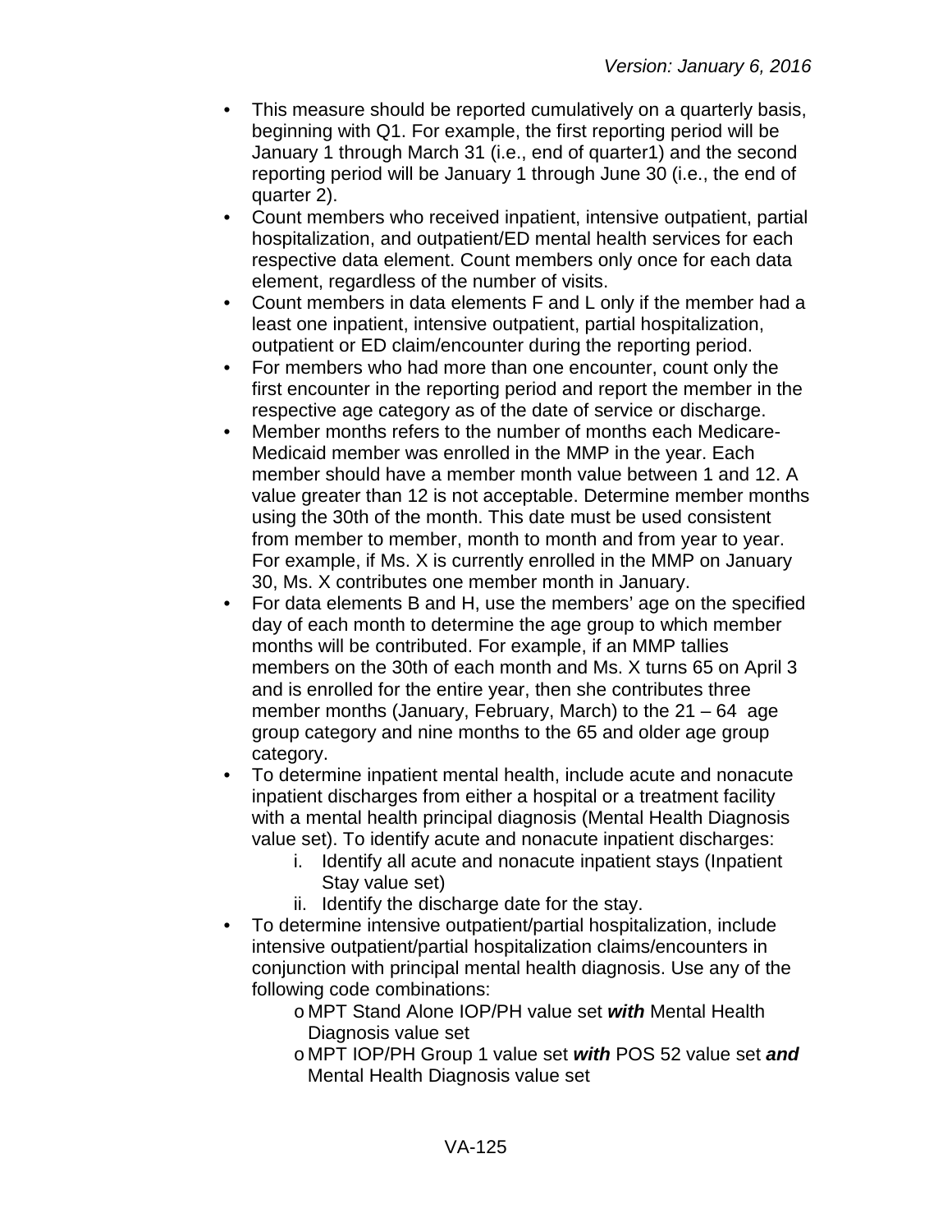- This measure should be reported cumulatively on a quarterly basis, beginning with Q1. For example, the first reporting period will be January 1 through March 31 (i.e., end of quarter1) and the second reporting period will be January 1 through June 30 (i.e., the end of quarter 2).
- Count members who received inpatient, intensive outpatient, partial hospitalization, and outpatient/ED mental health services for each respective data element. Count members only once for each data element, regardless of the number of visits.
- Count members in data elements F and L only if the member had a least one inpatient, intensive outpatient, partial hospitalization, outpatient or ED claim/encounter during the reporting period.
- For members who had more than one encounter, count only the first encounter in the reporting period and report the member in the respective age category as of the date of service or discharge.
- Member months refers to the number of months each Medicare-Medicaid member was enrolled in the MMP in the year. Each member should have a member month value between 1 and 12. A value greater than 12 is not acceptable. Determine member months using the 30th of the month. This date must be used consistent from member to member, month to month and from year to year. For example, if Ms. X is currently enrolled in the MMP on January 30, Ms. X contributes one member month in January.
- For data elements B and H, use the members' age on the specified day of each month to determine the age group to which member months will be contributed. For example, if an MMP tallies members on the 30th of each month and Ms. X turns 65 on April 3 and is enrolled for the entire year, then she contributes three member months (January, February, March) to the 21 – 64 age group category and nine months to the 65 and older age group category.
- To determine inpatient mental health, include acute and nonacute inpatient discharges from either a hospital or a treatment facility with a mental health principal diagnosis (Mental Health Diagnosis value set). To identify acute and nonacute inpatient discharges:
    1. Identify all acute and nonacute inpatient stays (Inpatient Stay value set)
    2. Identify the discharge date for the stay.
- To determine intensive outpatient/partial hospitalization, include intensive outpatient/partial hospitalization claims/encounters in conjunction with principal mental health diagnosis. Use any of the following code combinations:
    - MPT Stand Alone IOP/PH value set ***with*** Mental Health Diagnosis value set
    - MPT IOP/PH Group 1 value set ***with*** POS 52 value set ***and*** Mental Health Diagnosis value set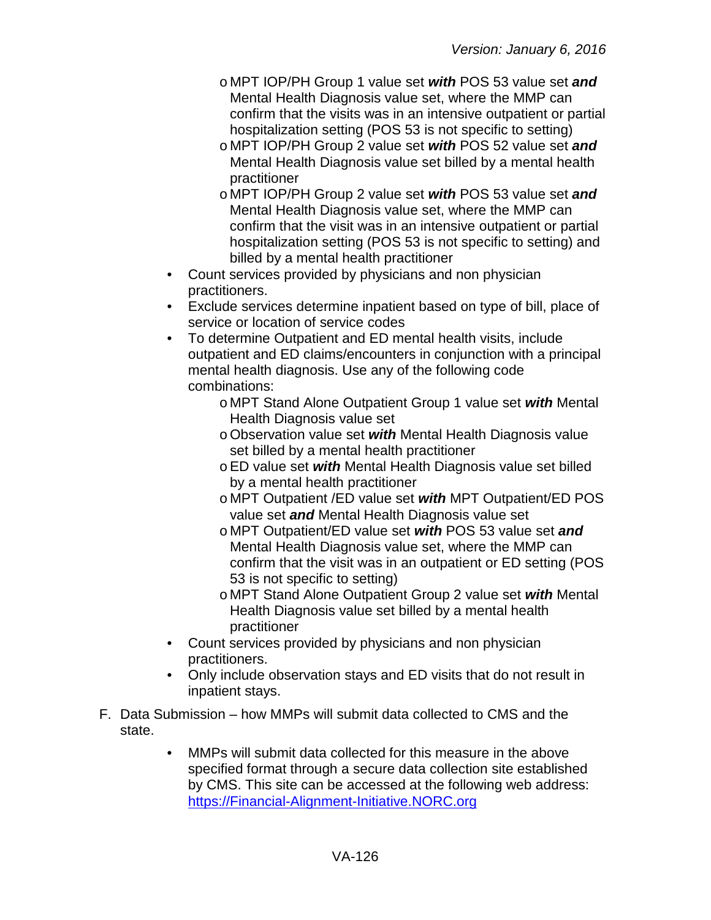- MPT IOP/PH Group 1 value set ***with*** POS 53 value set ***and*** Mental Health Diagnosis value set, where the MMP can confirm that the visits was in an intensive outpatient or partial hospitalization setting (POS 53 is not specific to setting)
  - MPT IOP/PH Group 2 value set ***with*** POS 52 value set ***and*** Mental Health Diagnosis value set billed by a mental health practitioner
  - MPT IOP/PH Group 2 value set ***with*** POS 53 value set ***and*** Mental Health Diagnosis value set, where the MMP can confirm that the visit was in an intensive outpatient or partial hospitalization setting (POS 53 is not specific to setting) and billed by a mental health practitioner
- Count services provided by physicians and non physician practitioners.
- Exclude services determine inpatient based on type of bill, place of service or location of service codes
- To determine Outpatient and ED mental health visits, include outpatient and ED claims/encounters in conjunction with a principal mental health diagnosis. Use any of the following code combinations:
  - MPT Stand Alone Outpatient Group 1 value set ***with*** Mental Health Diagnosis value set
  - Observation value set ***with*** Mental Health Diagnosis value set billed by a mental health practitioner
  - ED value set ***with*** Mental Health Diagnosis value set billed by a mental health practitioner
  - MPT Outpatient /ED value set ***with*** MPT Outpatient/ED POS value set ***and*** Mental Health Diagnosis value set
  - MPT Outpatient/ED value set ***with*** POS 53 value set ***and*** Mental Health Diagnosis value set, where the MMP can confirm that the visit was in an outpatient or ED setting (POS 53 is not specific to setting)
  - MPT Stand Alone Outpatient Group 2 value set ***with*** Mental Health Diagnosis value set billed by a mental health practitioner
- Count services provided by physicians and non physician practitioners.
- Only include observation stays and ED visits that do not result in inpatient stays.

F. Data Submission – how MMPs will submit data collected to CMS and the state.

- MMPs will submit data collected for this measure in the above specified format through a secure data collection site established by CMS. This site can be accessed at the following web address: https://Financial-Alignment-Initiative.NORC.org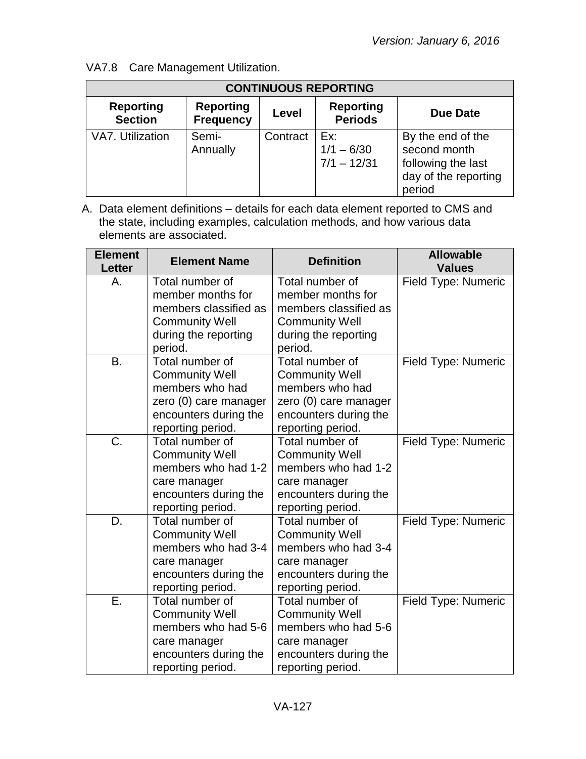VA7.8 Care Management Utilization.

| CONTINUOUS REPORTING | | | | |
|---|---|---|---|---|
| **Reporting Section** | **Reporting Frequency** | **Level** | **Reporting Periods** | **Due Date** |
| VA7. Utilization | Semi-Annually | Contract | Ex: 1/1 – 6/30 7/1 – 12/31 | By the end of the second month following the last day of the reporting period |

A. Data element definitions – details for each data element reported to CMS and the state, including examples, calculation methods, and how various data elements are associated.

| Element Letter | Element Name | Definition | Allowable Values |
|---|---|---|---|
| A. | Total number of member months for members classified as Community Well during the reporting period. | Total number of member months for members classified as Community Well during the reporting period. | Field Type: Numeric |
| B. | Total number of Community Well members who had zero (0) care manager encounters during the reporting period. | Total number of Community Well members who had zero (0) care manager encounters during the reporting period. | Field Type: Numeric |
| C. | Total number of Community Well members who had 1-2 care manager encounters during the reporting period. | Total number of Community Well members who had 1-2 care manager encounters during the reporting period. | Field Type: Numeric |
| D. | Total number of Community Well members who had 3-4 care manager encounters during the reporting period. | Total number of Community Well members who had 3-4 care manager encounters during the reporting period. | Field Type: Numeric |
| E. | Total number of Community Well members who had 5-6 care manager encounters during the reporting period. | Total number of Community Well members who had 5-6 care manager encounters during the reporting period. | Field Type: Numeric |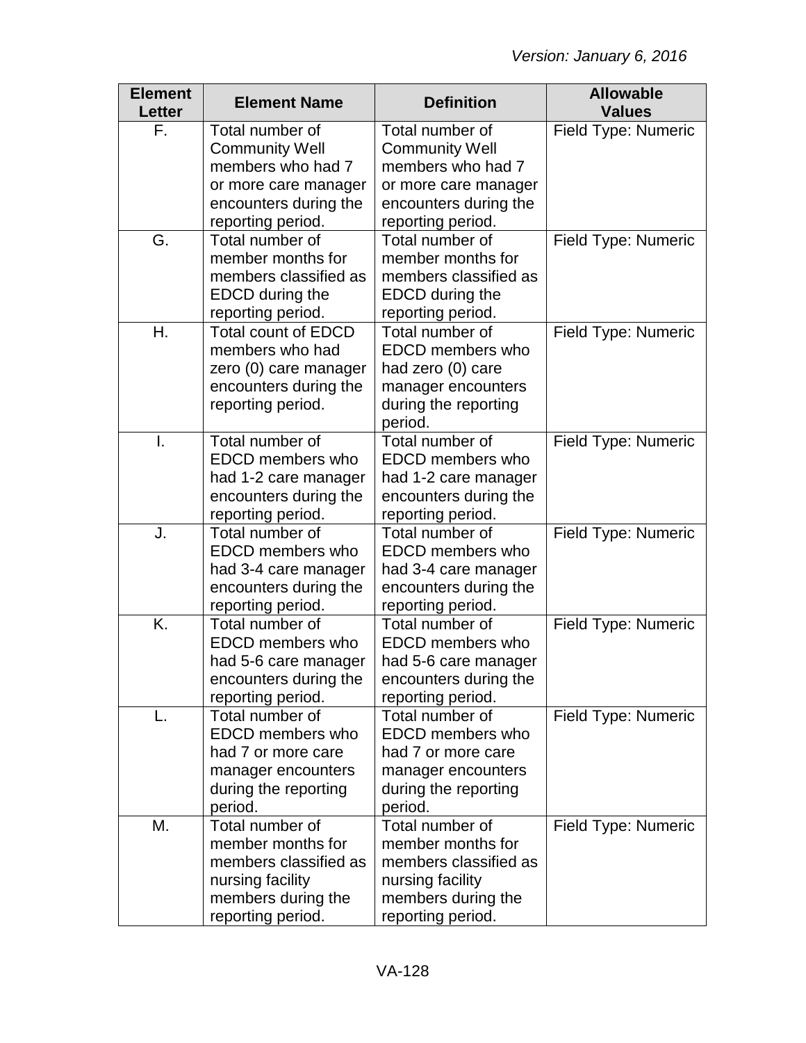| Element Letter | Element Name | Definition | Allowable Values |
|---|---|---|---|
| F. | Total number of Community Well members who had 7 or more care manager encounters during the reporting period. | Total number of Community Well members who had 7 or more care manager encounters during the reporting period. | Field Type: Numeric |
| G. | Total number of member months for members classified as EDCD during the reporting period. | Total number of member months for members classified as EDCD during the reporting period. | Field Type: Numeric |
| H. | Total count of EDCD members who had zero (0) care manager encounters during the reporting period. | Total number of EDCD members who had zero (0) care manager encounters during the reporting period. | Field Type: Numeric |
| I. | Total number of EDCD members who had 1-2 care manager encounters during the reporting period. | Total number of EDCD members who had 1-2 care manager encounters during the reporting period. | Field Type: Numeric |
| J. | Total number of EDCD members who had 3-4 care manager encounters during the reporting period. | Total number of EDCD members who had 3-4 care manager encounters during the reporting period. | Field Type: Numeric |
| K. | Total number of EDCD members who had 5-6 care manager encounters during the reporting period. | Total number of EDCD members who had 5-6 care manager encounters during the reporting period. | Field Type: Numeric |
| L. | Total number of EDCD members who had 7 or more care manager encounters during the reporting period. | Total number of EDCD members who had 7 or more care manager encounters during the reporting period. | Field Type: Numeric |
| M. | Total number of member months for members classified as nursing facility members during the reporting period. | Total number of member months for members classified as nursing facility members during the reporting period. | Field Type: Numeric |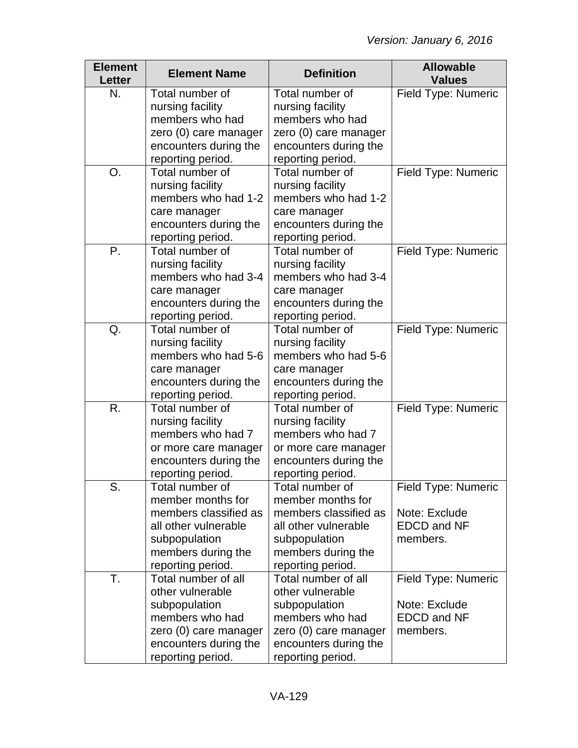| Element Letter | Element Name | Definition | Allowable Values |
|---|---|---|---|
| N. | Total number of nursing facility members who had zero (0) care manager encounters during the reporting period. | Total number of nursing facility members who had zero (0) care manager encounters during the reporting period. | Field Type: Numeric |
| O. | Total number of nursing facility members who had 1-2 care manager encounters during the reporting period. | Total number of nursing facility members who had 1-2 care manager encounters during the reporting period. | Field Type: Numeric |
| P. | Total number of nursing facility members who had 3-4 care manager encounters during the reporting period. | Total number of nursing facility members who had 3-4 care manager encounters during the reporting period. | Field Type: Numeric |
| Q. | Total number of nursing facility members who had 5-6 care manager encounters during the reporting period. | Total number of nursing facility members who had 5-6 care manager encounters during the reporting period. | Field Type: Numeric |
| R. | Total number of nursing facility members who had 7 or more care manager encounters during the reporting period. | Total number of nursing facility members who had 7 or more care manager encounters during the reporting period. | Field Type: Numeric |
| S. | Total number of member months for members classified as all other vulnerable subpopulation members during the reporting period. | Total number of member months for members classified as all other vulnerable subpopulation members during the reporting period. | Field Type: Numeric<br><br>Note: Exclude EDCD and NF members. |
| T. | Total number of all other vulnerable subpopulation members who had zero (0) care manager encounters during the reporting period. | Total number of all other vulnerable subpopulation members who had zero (0) care manager encounters during the reporting period. | Field Type: Numeric<br><br>Note: Exclude EDCD and NF members. |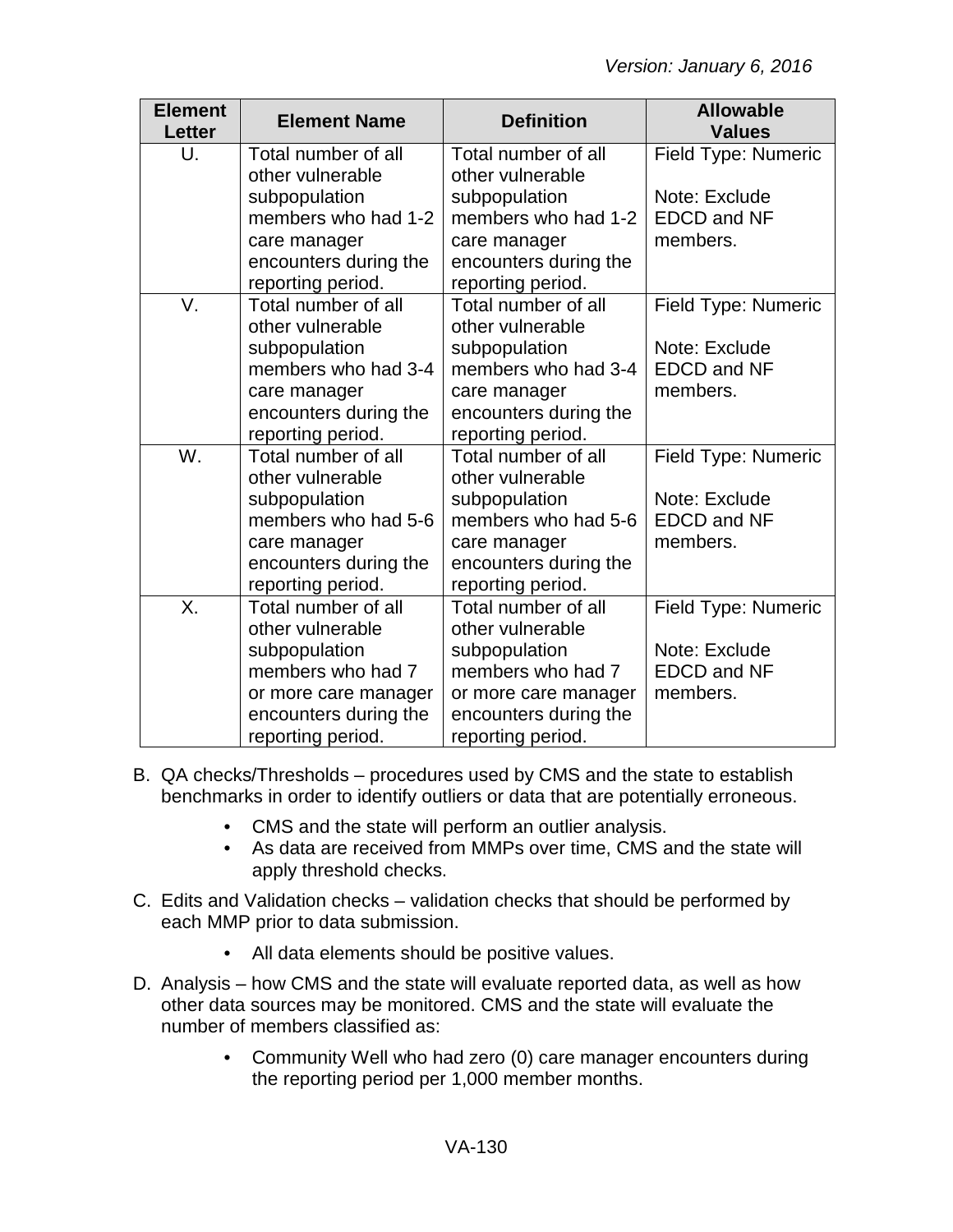| Element Letter | Element Name | Definition | Allowable Values |
|---|---|---|---|
| U. | Total number of all other vulnerable subpopulation members who had 1-2 care manager encounters during the reporting period. | Total number of all other vulnerable subpopulation members who had 1-2 care manager encounters during the reporting period. | Field Type: Numeric<br><br>Note: Exclude EDCD and NF members. |
| V. | Total number of all other vulnerable subpopulation members who had 3-4 care manager encounters during the reporting period. | Total number of all other vulnerable subpopulation members who had 3-4 care manager encounters during the reporting period. | Field Type: Numeric<br><br>Note: Exclude EDCD and NF members. |
| W. | Total number of all other vulnerable subpopulation members who had 5-6 care manager encounters during the reporting period. | Total number of all other vulnerable subpopulation members who had 5-6 care manager encounters during the reporting period. | Field Type: Numeric<br><br>Note: Exclude EDCD and NF members. |
| X. | Total number of all other vulnerable subpopulation members who had 7 or more care manager encounters during the reporting period. | Total number of all other vulnerable subpopulation members who had 7 or more care manager encounters during the reporting period. | Field Type: Numeric<br><br>Note: Exclude EDCD and NF members. |

B. QA checks/Thresholds – procedures used by CMS and the state to establish benchmarks in order to identify outliers or data that are potentially erroneous.

- CMS and the state will perform an outlier analysis.
- As data are received from MMPs over time, CMS and the state will apply threshold checks.

C. Edits and Validation checks – validation checks that should be performed by each MMP prior to data submission.

- All data elements should be positive values.

D. Analysis – how CMS and the state will evaluate reported data, as well as how other data sources may be monitored. CMS and the state will evaluate the number of members classified as:

- Community Well who had zero (0) care manager encounters during the reporting period per 1,000 member months.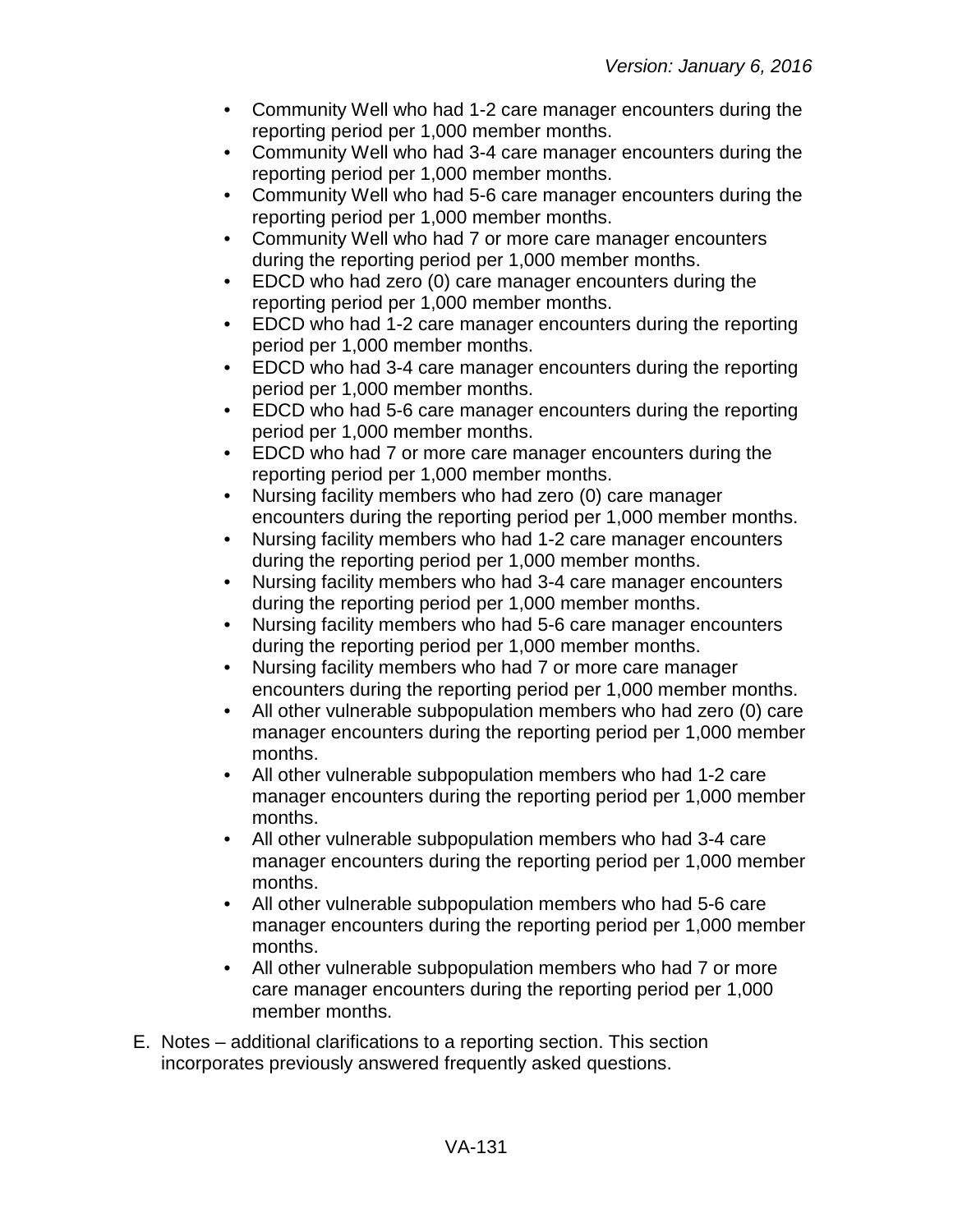- Community Well who had 1-2 care manager encounters during the reporting period per 1,000 member months.
- Community Well who had 3-4 care manager encounters during the reporting period per 1,000 member months.
- Community Well who had 5-6 care manager encounters during the reporting period per 1,000 member months.
- Community Well who had 7 or more care manager encounters during the reporting period per 1,000 member months.
- EDCD who had zero (0) care manager encounters during the reporting period per 1,000 member months.
- EDCD who had 1-2 care manager encounters during the reporting period per 1,000 member months.
- EDCD who had 3-4 care manager encounters during the reporting period per 1,000 member months.
- EDCD who had 5-6 care manager encounters during the reporting period per 1,000 member months.
- EDCD who had 7 or more care manager encounters during the reporting period per 1,000 member months.
- Nursing facility members who had zero (0) care manager encounters during the reporting period per 1,000 member months.
- Nursing facility members who had 1-2 care manager encounters during the reporting period per 1,000 member months.
- Nursing facility members who had 3-4 care manager encounters during the reporting period per 1,000 member months.
- Nursing facility members who had 5-6 care manager encounters during the reporting period per 1,000 member months.
- Nursing facility members who had 7 or more care manager encounters during the reporting period per 1,000 member months.
- All other vulnerable subpopulation members who had zero (0) care manager encounters during the reporting period per 1,000 member months.
- All other vulnerable subpopulation members who had 1-2 care manager encounters during the reporting period per 1,000 member months.
- All other vulnerable subpopulation members who had 3-4 care manager encounters during the reporting period per 1,000 member months.
- All other vulnerable subpopulation members who had 5-6 care manager encounters during the reporting period per 1,000 member months.
- All other vulnerable subpopulation members who had 7 or more care manager encounters during the reporting period per 1,000 member months.

E. Notes – additional clarifications to a reporting section. This section incorporates previously answered frequently asked questions.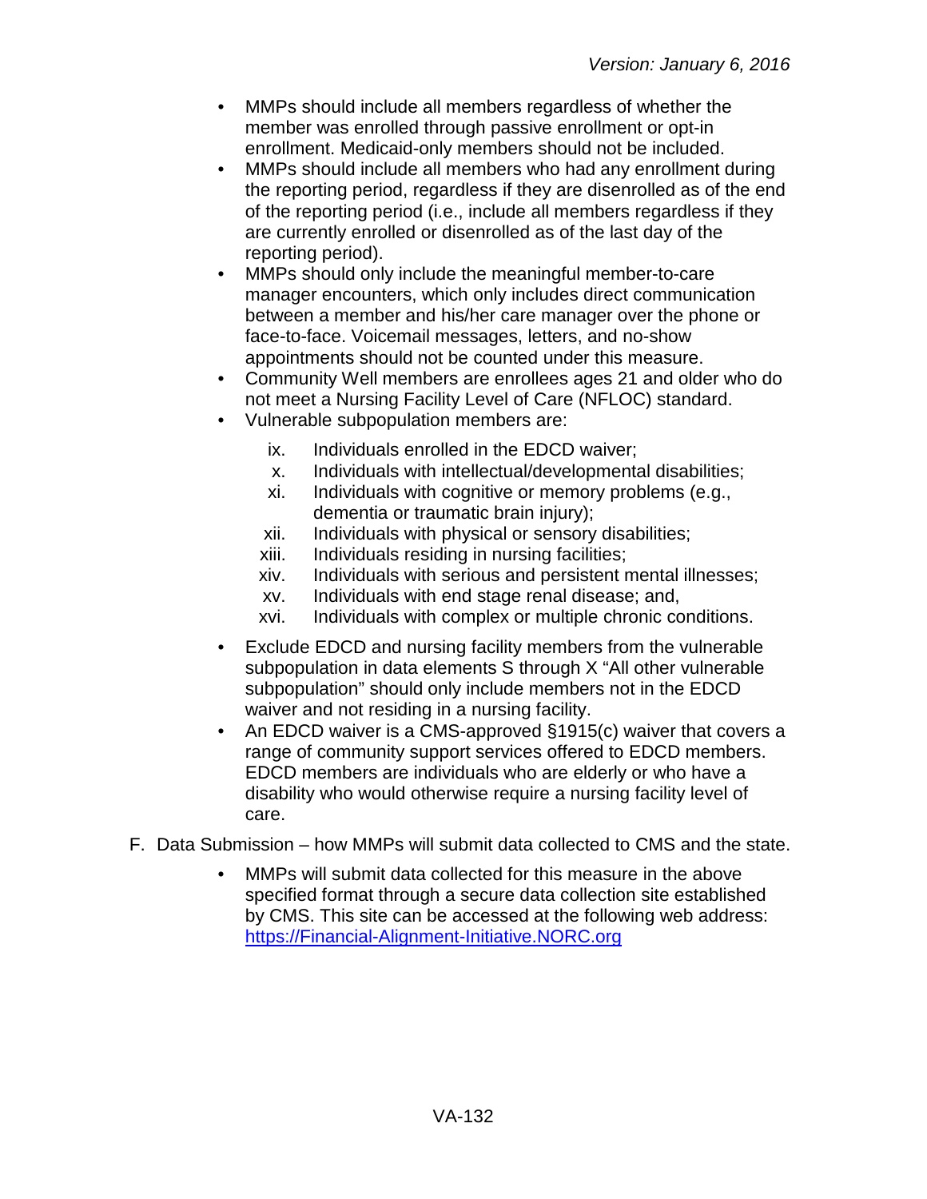- MMPs should include all members regardless of whether the member was enrolled through passive enrollment or opt-in enrollment. Medicaid-only members should not be included.
- MMPs should include all members who had any enrollment during the reporting period, regardless if they are disenrolled as of the end of the reporting period (i.e., include all members regardless if they are currently enrolled or disenrolled as of the last day of the reporting period).
- MMPs should only include the meaningful member-to-care manager encounters, which only includes direct communication between a member and his/her care manager over the phone or face-to-face. Voicemail messages, letters, and no-show appointments should not be counted under this measure.
- Community Well members are enrollees ages 21 and older who do not meet a Nursing Facility Level of Care (NFLOC) standard.
- Vulnerable subpopulation members are:
    - ix. Individuals enrolled in the EDCD waiver;
    - x. Individuals with intellectual/developmental disabilities;
    - xi. Individuals with cognitive or memory problems (e.g., dementia or traumatic brain injury);
    - xii. Individuals with physical or sensory disabilities;
    - xiii. Individuals residing in nursing facilities;
    - xiv. Individuals with serious and persistent mental illnesses;
    - xv. Individuals with end stage renal disease; and,
    - xvi. Individuals with complex or multiple chronic conditions.
- Exclude EDCD and nursing facility members from the vulnerable subpopulation in data elements S through X "All other vulnerable subpopulation" should only include members not in the EDCD waiver and not residing in a nursing facility.
- An EDCD waiver is a CMS-approved §1915(c) waiver that covers a range of community support services offered to EDCD members. EDCD members are individuals who are elderly or who have a disability who would otherwise require a nursing facility level of care.

F. Data Submission – how MMPs will submit data collected to CMS and the state.

- MMPs will submit data collected for this measure in the above specified format through a secure data collection site established by CMS. This site can be accessed at the following web address: https://Financial-Alignment-Initiative.NORC.org